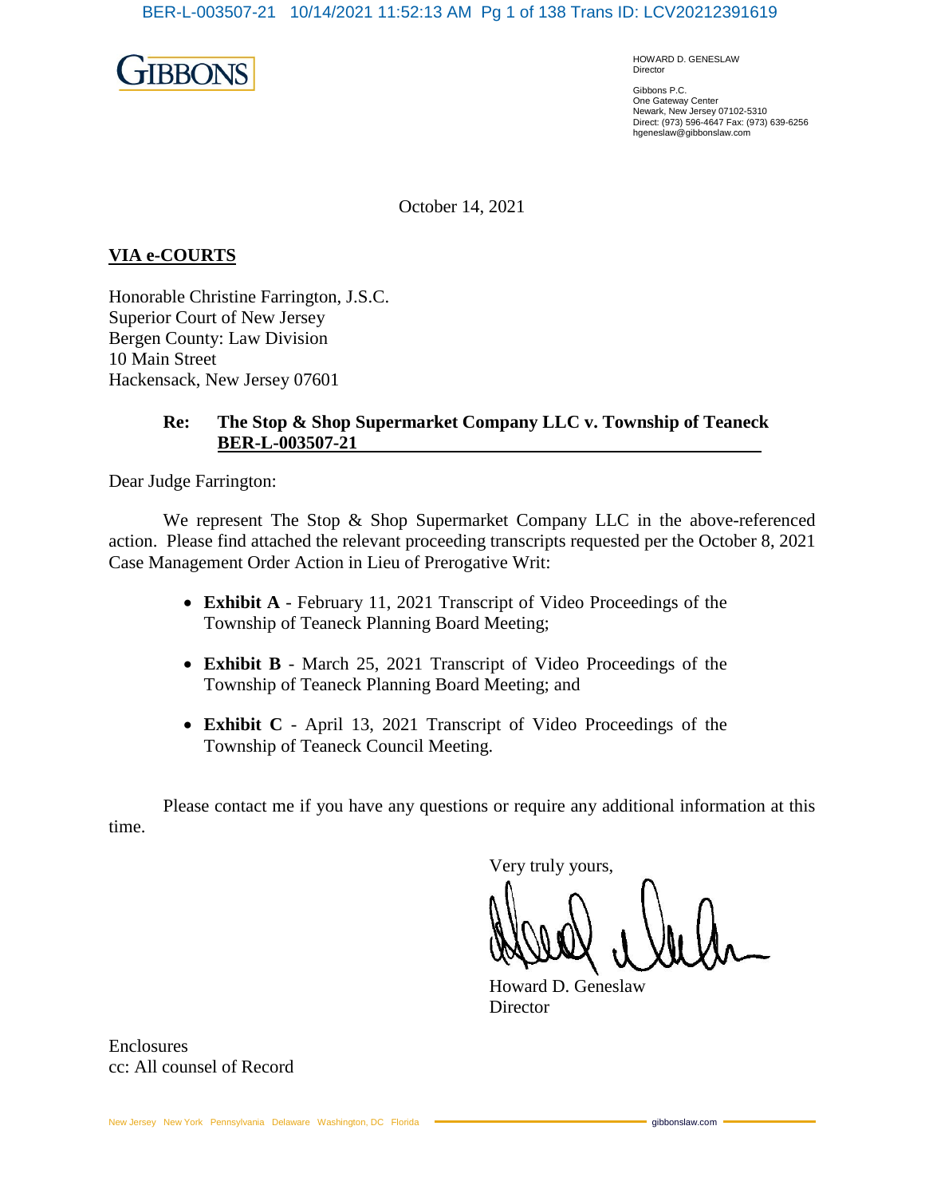GIBBONS

HOWARD D. GENESLAW
Director

Gibbons P.C.
One Gateway Center
Newark, New Jersey 07102-5310
Direct: (973) 596-4647 Fax: (973) 639-6256
hgeneslaw@gibbonslaw.com

October 14, 2021

**VIA e-COURTS**

Honorable Christine Farrington, J.S.C.
Superior Court of New Jersey
Bergen County: Law Division
10 Main Street
Hackensack, New Jersey 07601

**Re: The Stop & Shop Supermarket Company LLC v. Township of Teaneck**
**BER-L-003507-21**

Dear Judge Farrington:

We represent The Stop & Shop Supermarket Company LLC in the above-referenced action. Please find attached the relevant proceeding transcripts requested per the October 8, 2021 Case Management Order Action in Lieu of Prerogative Writ:

- **Exhibit A** - February 11, 2021 Transcript of Video Proceedings of the Township of Teaneck Planning Board Meeting;
- **Exhibit B** - March 25, 2021 Transcript of Video Proceedings of the Township of Teaneck Planning Board Meeting; and
- **Exhibit C** - April 13, 2021 Transcript of Video Proceedings of the Township of Teaneck Council Meeting.

Please contact me if you have any questions or require any additional information at this time.

Very truly yours,

Howard D. Geneslaw
Director

Enclosures
cc: All counsel of Record

New Jersey New York Pennsylvania Delaware Washington, DC Florida gibbonslaw.com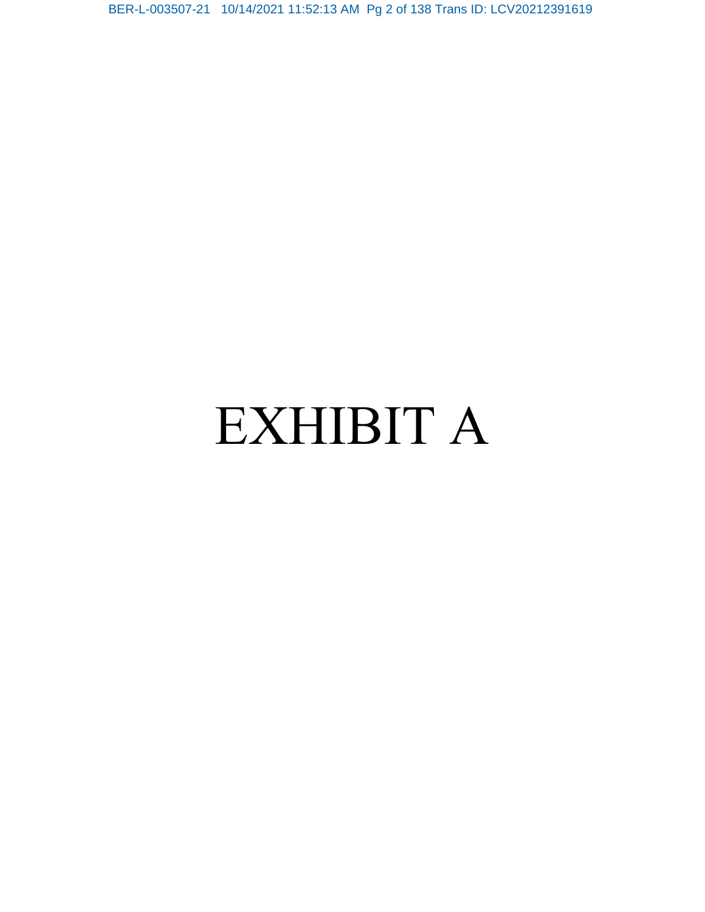# EXHIBIT A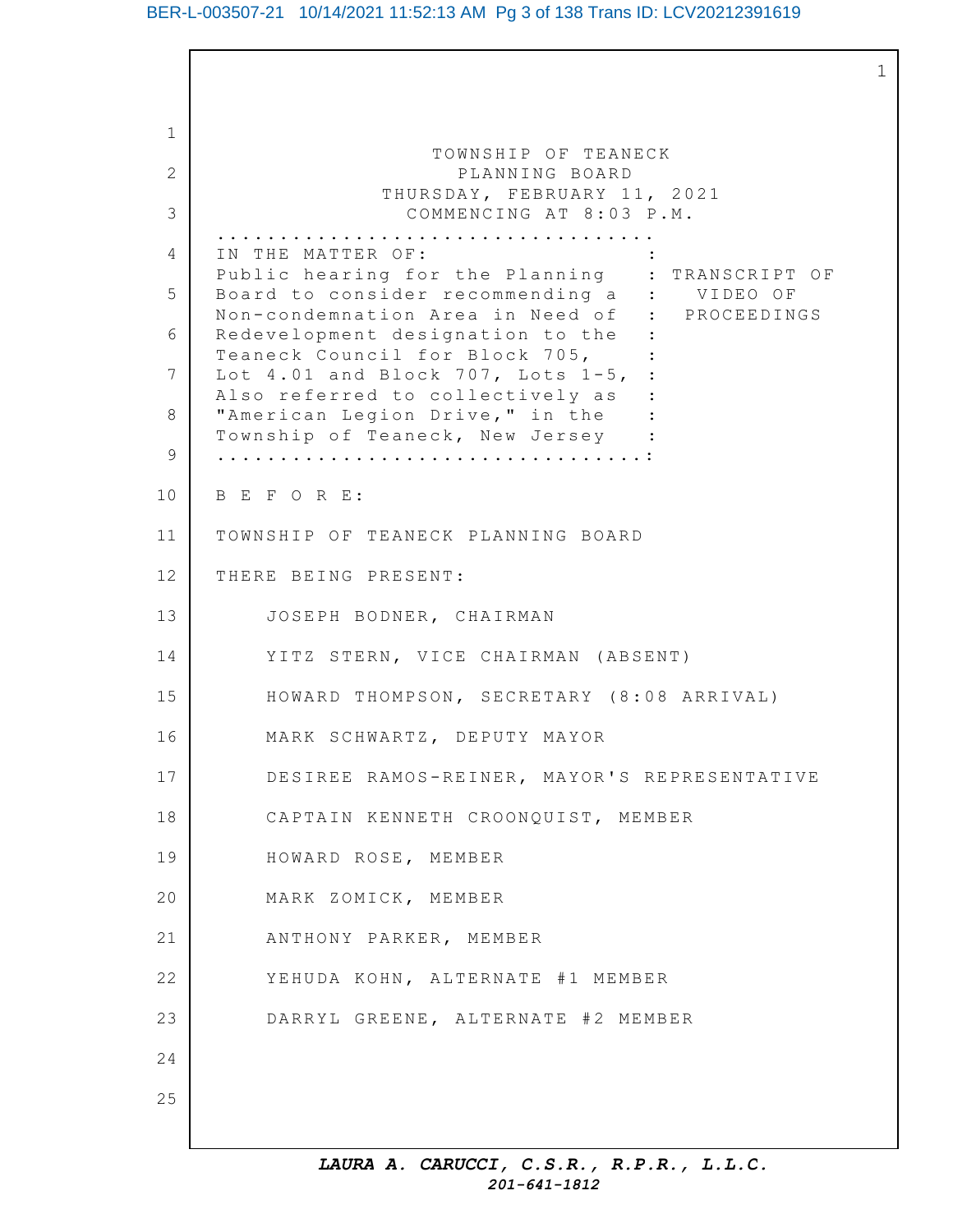TOWNSHIP OF TEANECK
PLANNING BOARD
THURSDAY, FEBRUARY 11, 2021
COMMENCING AT 8:03 P.M.

| IN THE MATTER OF: | |
|---|---|
| Public hearing for the Planning Board to consider recommending a Non-condemnation Area in Need of Redevelopment designation to the Teaneck Council for Block 705, Lot 4.01 and Block 707, Lots 1-5, Also referred to collectively as "American Legion Drive," in the Township of Teaneck, New Jersey | TRANSCRIPT OF VIDEO OF PROCEEDINGS |

B E F O R E:

TOWNSHIP OF TEANECK PLANNING BOARD

THERE BEING PRESENT:

JOSEPH BODNER, CHAIRMAN

YITZ STERN, VICE CHAIRMAN (ABSENT)

HOWARD THOMPSON, SECRETARY (8:08 ARRIVAL)

MARK SCHWARTZ, DEPUTY MAYOR

DESIREE RAMOS-REINER, MAYOR'S REPRESENTATIVE

CAPTAIN KENNETH CROONQUIST, MEMBER

HOWARD ROSE, MEMBER

MARK ZOMICK, MEMBER

ANTHONY PARKER, MEMBER

YEHUDA KOHN, ALTERNATE #1 MEMBER

DARRYL GREENE, ALTERNATE #2 MEMBER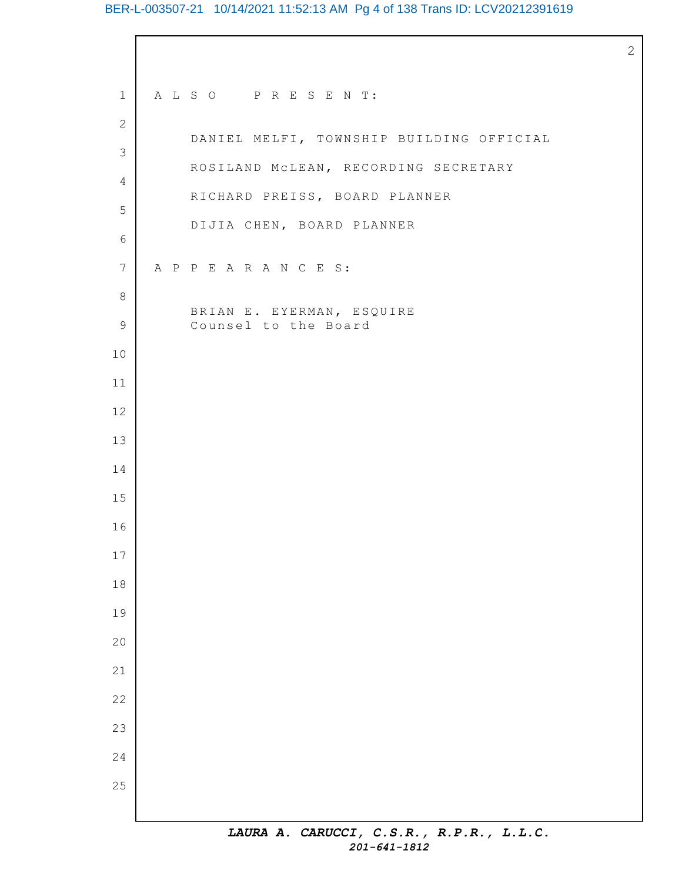A L S O   P R E S E N T:

DANIEL MELFI, TOWNSHIP BUILDING OFFICIAL

ROSILAND McLEAN, RECORDING SECRETARY

RICHARD PREISS, BOARD PLANNER

DIJIA CHEN, BOARD PLANNER

A P P E A R A N C E S:

BRIAN E. EYERMAN, ESQUIRE
Counsel to the Board

***LAURA A. CARUCCI, C.S.R., R.P.R., L.L.C.***
***201-641-1812***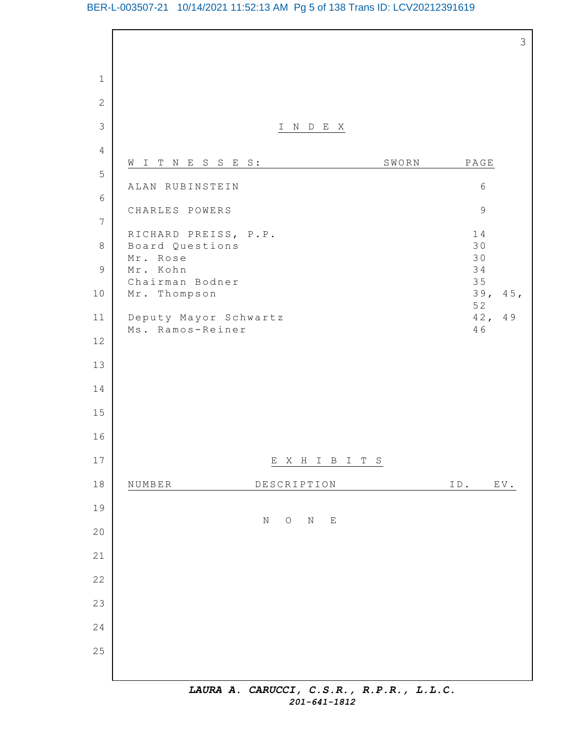# I N D E X

| W I T N E S S E S: | SWORN | PAGE |
|---|---|---|
| ALAN RUBINSTEIN | | 6 |
| CHARLES POWERS | | 9 |
| RICHARD PREISS, P.P. | | 14 |
| Board Questions | | 30 |
| Mr. Rose | | 30 |
| Mr. Kohn | | 34 |
| Chairman Bodner | | 35 |
| Mr. Thompson | | 39, 45, 52 |
| Deputy Mayor Schwartz | | 42, 49 |
| Ms. Ramos-Reiner | | 46 |

# E X H I B I T S

| NUMBER | DESCRIPTION | ID. | EV. |
|---|---|---|---|

N O N E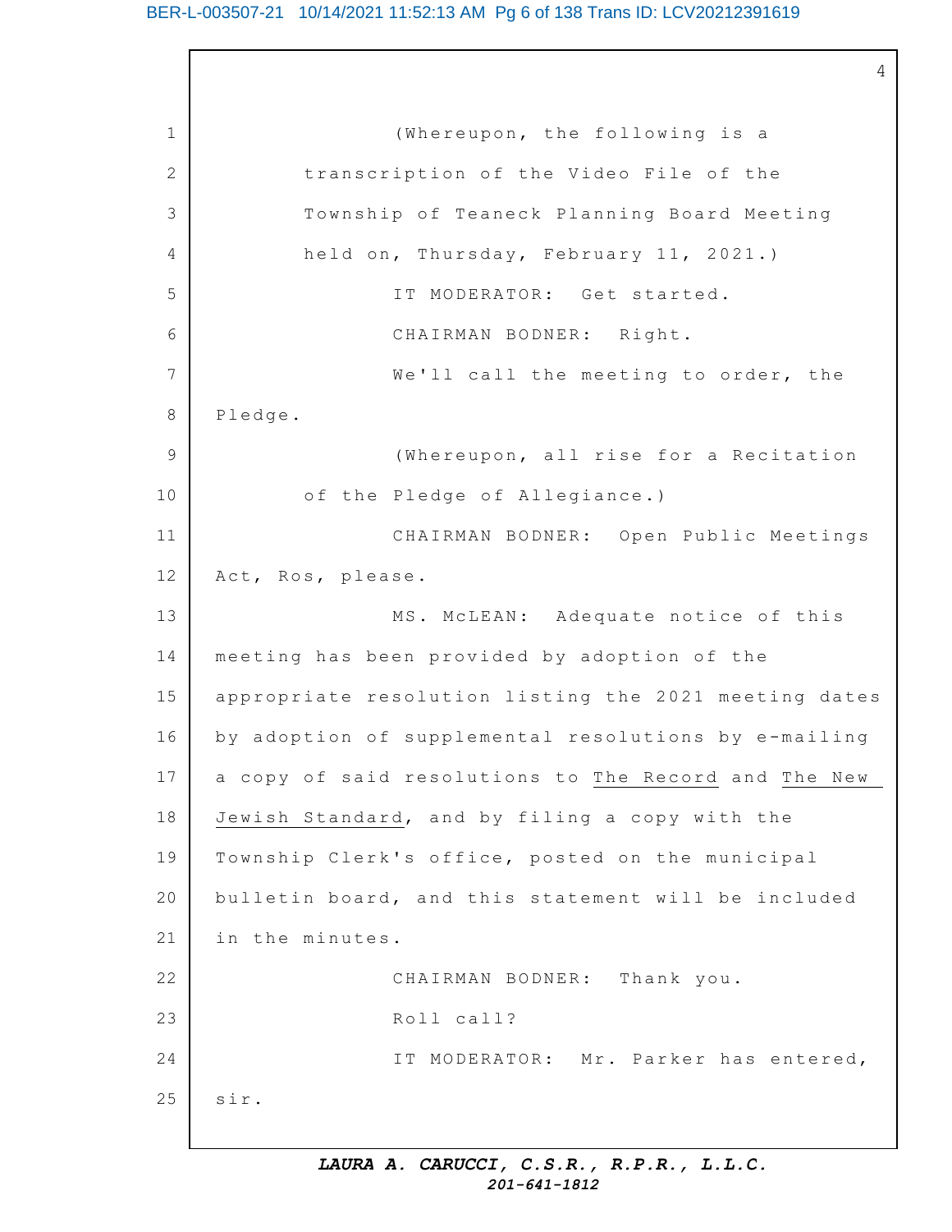(Whereupon, the following is a transcription of the Video File of the Township of Teaneck Planning Board Meeting held on, Thursday, February 11, 2021.)

IT MODERATOR: Get started.

CHAIRMAN BODNER: Right.

We'll call the meeting to order, the Pledge.

(Whereupon, all rise for a Recitation of the Pledge of Allegiance.)

CHAIRMAN BODNER: Open Public Meetings Act, Ros, please.

MS. McLEAN: Adequate notice of this meeting has been provided by adoption of the appropriate resolution listing the 2021 meeting dates by adoption of supplemental resolutions by e-mailing a copy of said resolutions to The Record and The New Jewish Standard, and by filing a copy with the Township Clerk's office, posted on the municipal bulletin board, and this statement will be included in the minutes.

CHAIRMAN BODNER: Thank you.

Roll call?

IT MODERATOR: Mr. Parker has entered, sir.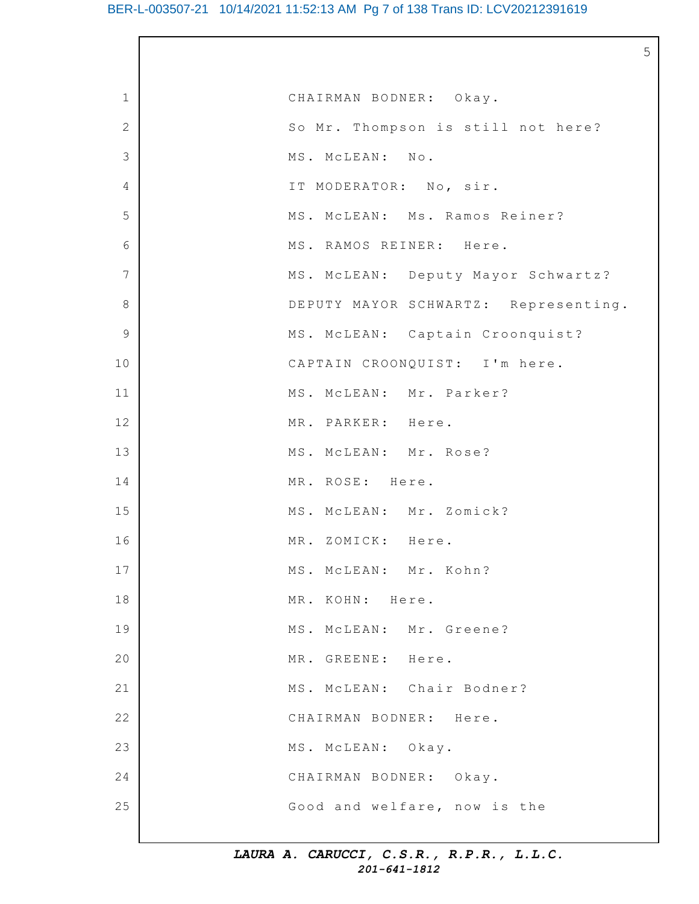1 CHAIRMAN BODNER: Okay.

2 So Mr. Thompson is still not here?

3 MS. McLEAN: No.

4 IT MODERATOR: No, sir.

5 MS. McLEAN: Ms. Ramos Reiner?

6 MS. RAMOS REINER: Here.

7 MS. McLEAN: Deputy Mayor Schwartz?

8 DEPUTY MAYOR SCHWARTZ: Representing.

9 MS. McLEAN: Captain Croonquist?

10 CAPTAIN CROONQUIST: I'm here.

11 MS. McLEAN: Mr. Parker?

12 MR. PARKER: Here.

13 MS. McLEAN: Mr. Rose?

14 MR. ROSE: Here.

15 MS. McLEAN: Mr. Zomick?

16 MR. ZOMICK: Here.

17 MS. McLEAN: Mr. Kohn?

18 MR. KOHN: Here.

19 MS. McLEAN: Mr. Greene?

20 MR. GREENE: Here.

21 MS. McLEAN: Chair Bodner?

22 CHAIRMAN BODNER: Here.

23 MS. McLEAN: Okay.

24 CHAIRMAN BODNER: Okay.

25 Good and welfare, now is the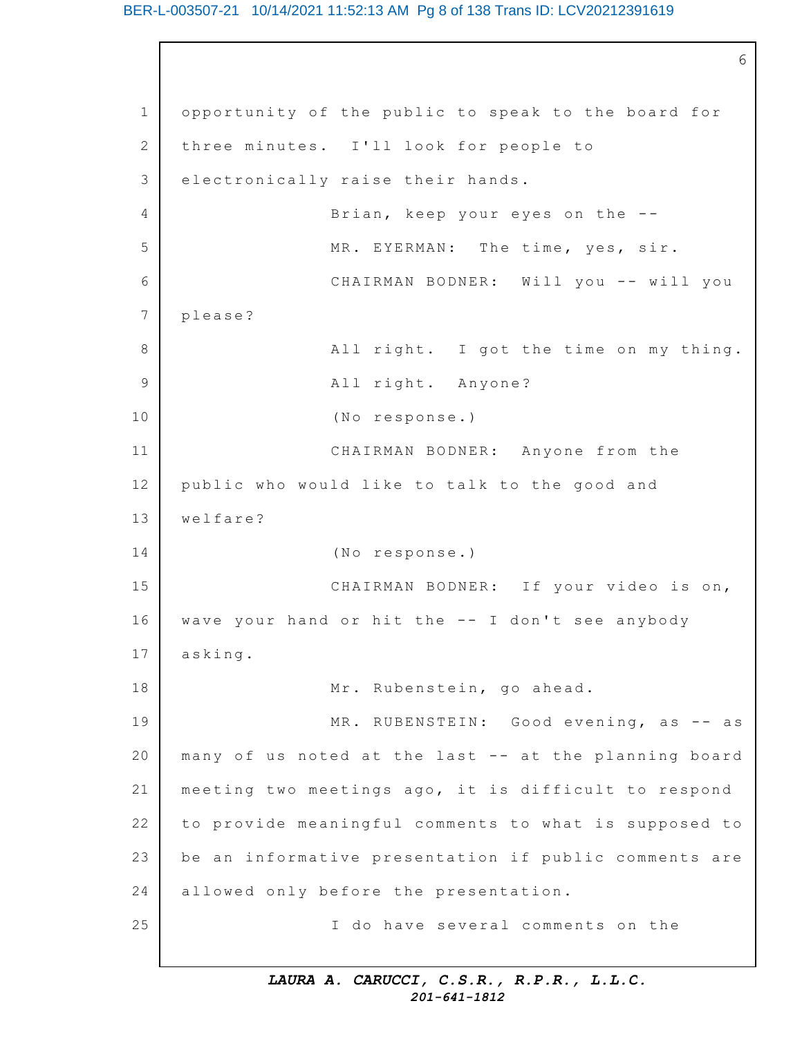opportunity of the public to speak to the board for three minutes. I'll look for people to electronically raise their hands.

Brian, keep your eyes on the --

MR. EYERMAN: The time, yes, sir.

CHAIRMAN BODNER: Will you -- will you please?

All right. I got the time on my thing.

All right. Anyone?

(No response.)

CHAIRMAN BODNER: Anyone from the public who would like to talk to the good and welfare?

(No response.)

CHAIRMAN BODNER: If your video is on, wave your hand or hit the -- I don't see anybody asking.

Mr. Rubenstein, go ahead.

MR. RUBENSTEIN: Good evening, as -- as many of us noted at the last -- at the planning board meeting two meetings ago, it is difficult to respond to provide meaningful comments to what is supposed to be an informative presentation if public comments are allowed only before the presentation.

I do have several comments on the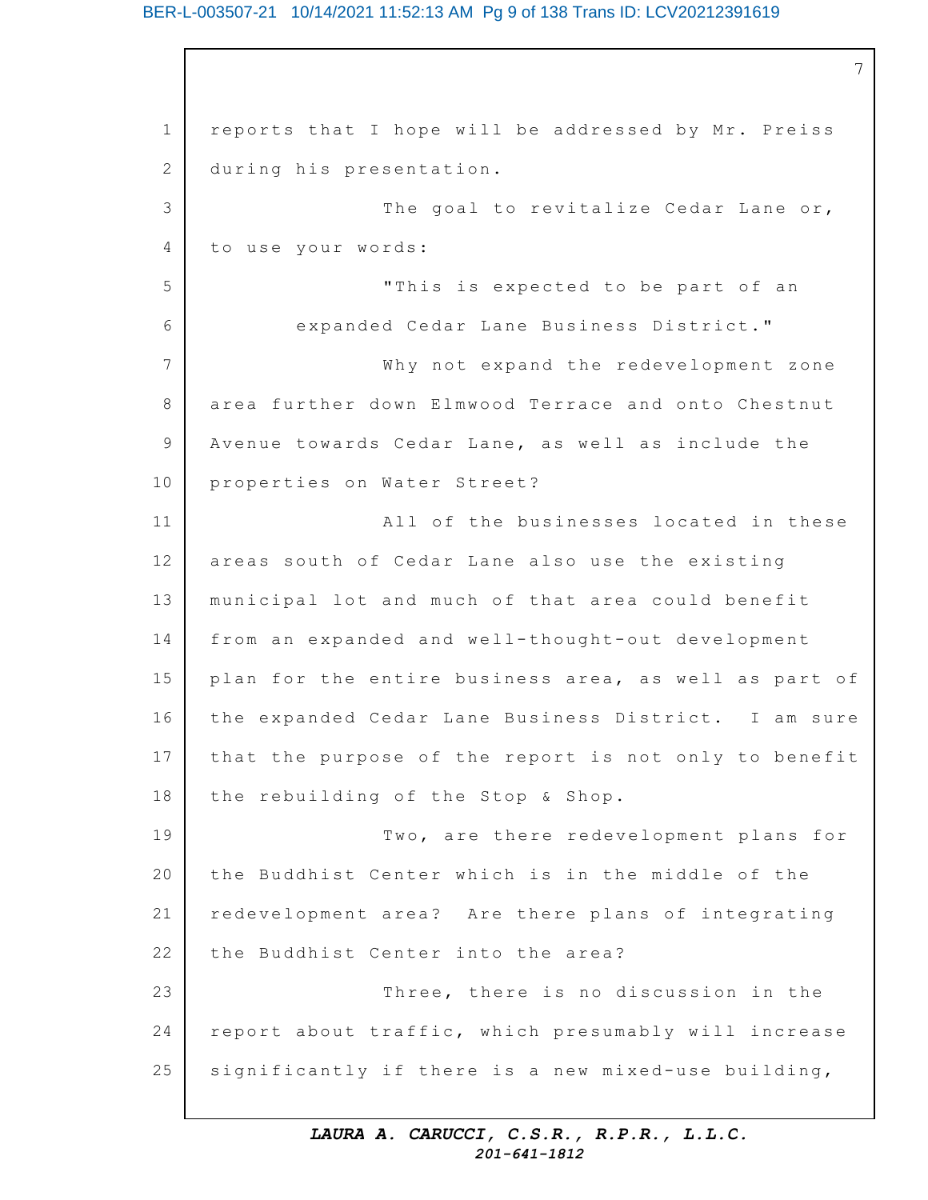reports that I hope will be addressed by Mr. Preiss during his presentation.

The goal to revitalize Cedar Lane or, to use your words:

"This is expected to be part of an expanded Cedar Lane Business District."

Why not expand the redevelopment zone area further down Elmwood Terrace and onto Chestnut Avenue towards Cedar Lane, as well as include the properties on Water Street?

All of the businesses located in these areas south of Cedar Lane also use the existing municipal lot and much of that area could benefit from an expanded and well-thought-out development plan for the entire business area, as well as part of the expanded Cedar Lane Business District. I am sure that the purpose of the report is not only to benefit the rebuilding of the Stop & Shop.

Two, are there redevelopment plans for the Buddhist Center which is in the middle of the redevelopment area? Are there plans of integrating the Buddhist Center into the area?

Three, there is no discussion in the report about traffic, which presumably will increase significantly if there is a new mixed-use building,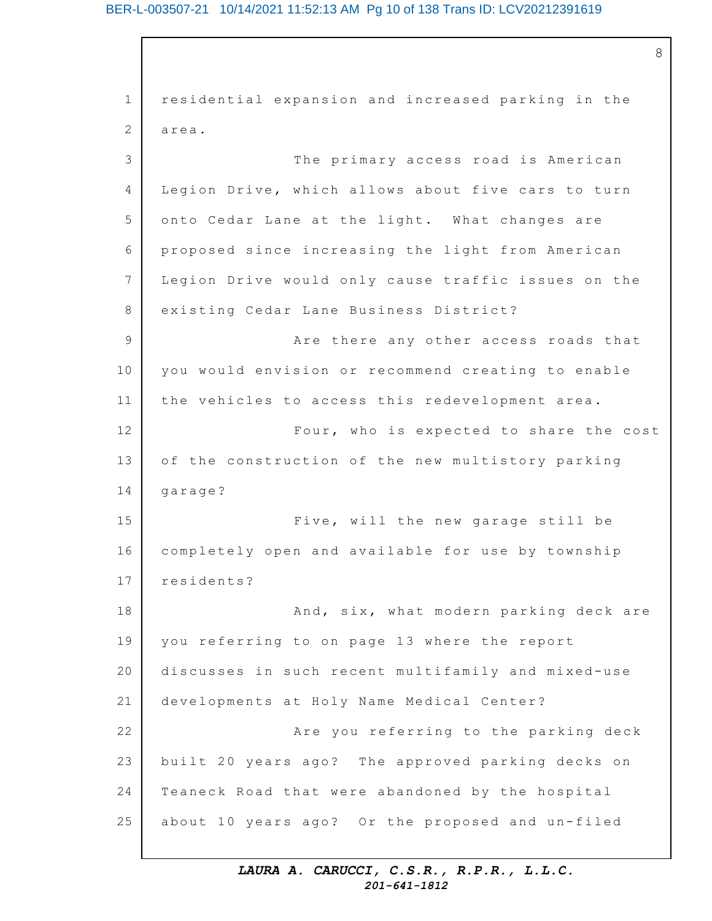residential expansion and increased parking in the area.

The primary access road is American Legion Drive, which allows about five cars to turn onto Cedar Lane at the light. What changes are proposed since increasing the light from American Legion Drive would only cause traffic issues on the existing Cedar Lane Business District?

Are there any other access roads that you would envision or recommend creating to enable the vehicles to access this redevelopment area.

Four, who is expected to share the cost of the construction of the new multistory parking garage?

Five, will the new garage still be completely open and available for use by township residents?

And, six, what modern parking deck are you referring to on page 13 where the report discusses in such recent multifamily and mixed-use developments at Holy Name Medical Center?

Are you referring to the parking deck built 20 years ago? The approved parking decks on Teaneck Road that were abandoned by the hospital about 10 years ago? Or the proposed and un-filed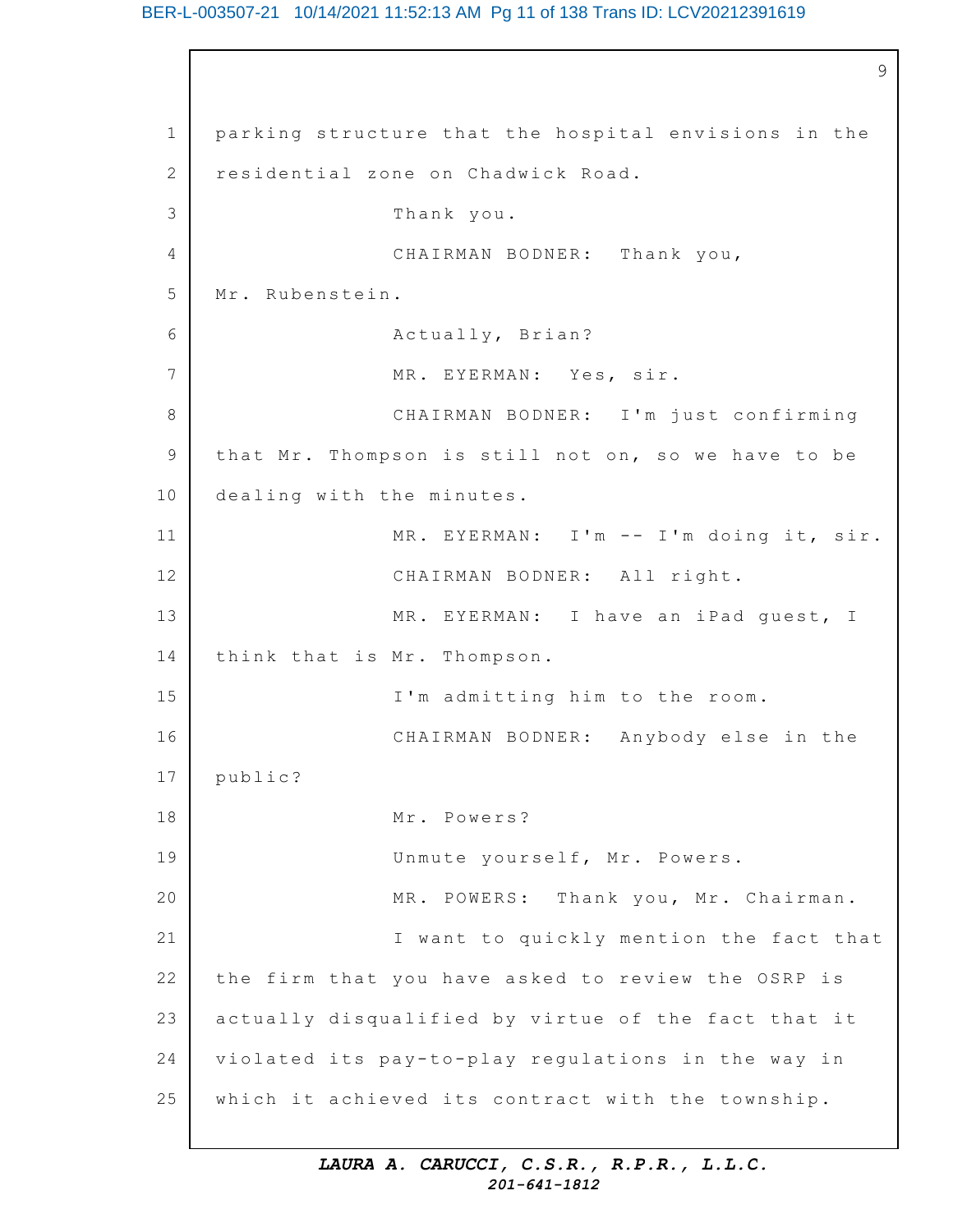parking structure that the hospital envisions in the residential zone on Chadwick Road.

Thank you.

CHAIRMAN BODNER: Thank you, Mr. Rubenstein.

Actually, Brian?

MR. EYERMAN: Yes, sir.

CHAIRMAN BODNER: I'm just confirming that Mr. Thompson is still not on, so we have to be dealing with the minutes.

MR. EYERMAN: I'm -- I'm doing it, sir.

CHAIRMAN BODNER: All right.

MR. EYERMAN: I have an iPad guest, I think that is Mr. Thompson.

I'm admitting him to the room.

CHAIRMAN BODNER: Anybody else in the public?

Mr. Powers?

Unmute yourself, Mr. Powers.

MR. POWERS: Thank you, Mr. Chairman.

I want to quickly mention the fact that the firm that you have asked to review the OSRP is actually disqualified by virtue of the fact that it violated its pay-to-play regulations in the way in which it achieved its contract with the township.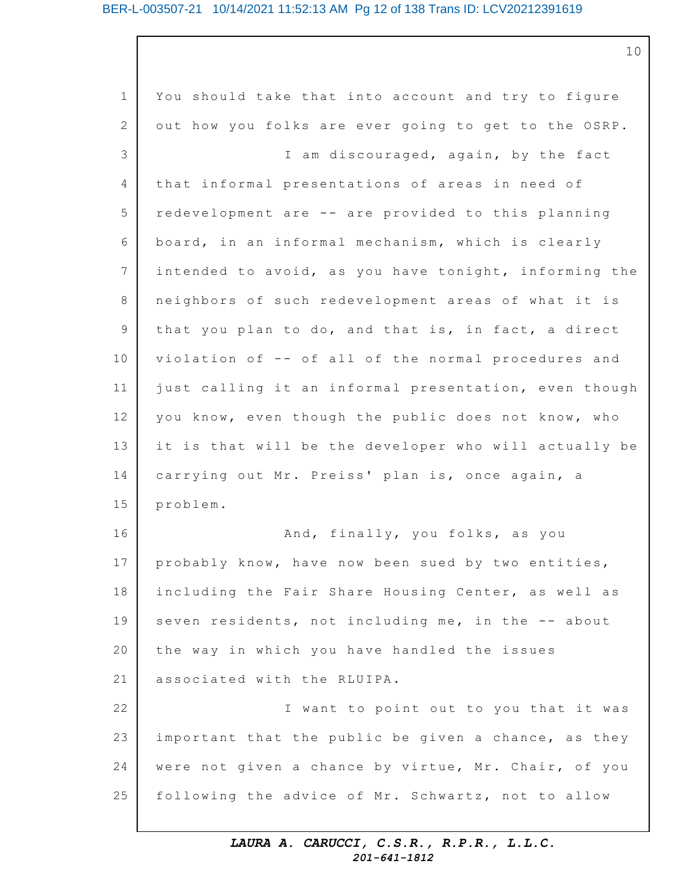You should take that into account and try to figure out how you folks are ever going to get to the OSRP.

I am discouraged, again, by the fact that informal presentations of areas in need of redevelopment are -- are provided to this planning board, in an informal mechanism, which is clearly intended to avoid, as you have tonight, informing the neighbors of such redevelopment areas of what it is that you plan to do, and that is, in fact, a direct violation of -- of all of the normal procedures and just calling it an informal presentation, even though you know, even though the public does not know, who it is that will be the developer who will actually be carrying out Mr. Preiss' plan is, once again, a problem.

And, finally, you folks, as you probably know, have now been sued by two entities, including the Fair Share Housing Center, as well as seven residents, not including me, in the -- about the way in which you have handled the issues associated with the RLUIPA.

I want to point out to you that it was important that the public be given a chance, as they were not given a chance by virtue, Mr. Chair, of you following the advice of Mr. Schwartz, not to allow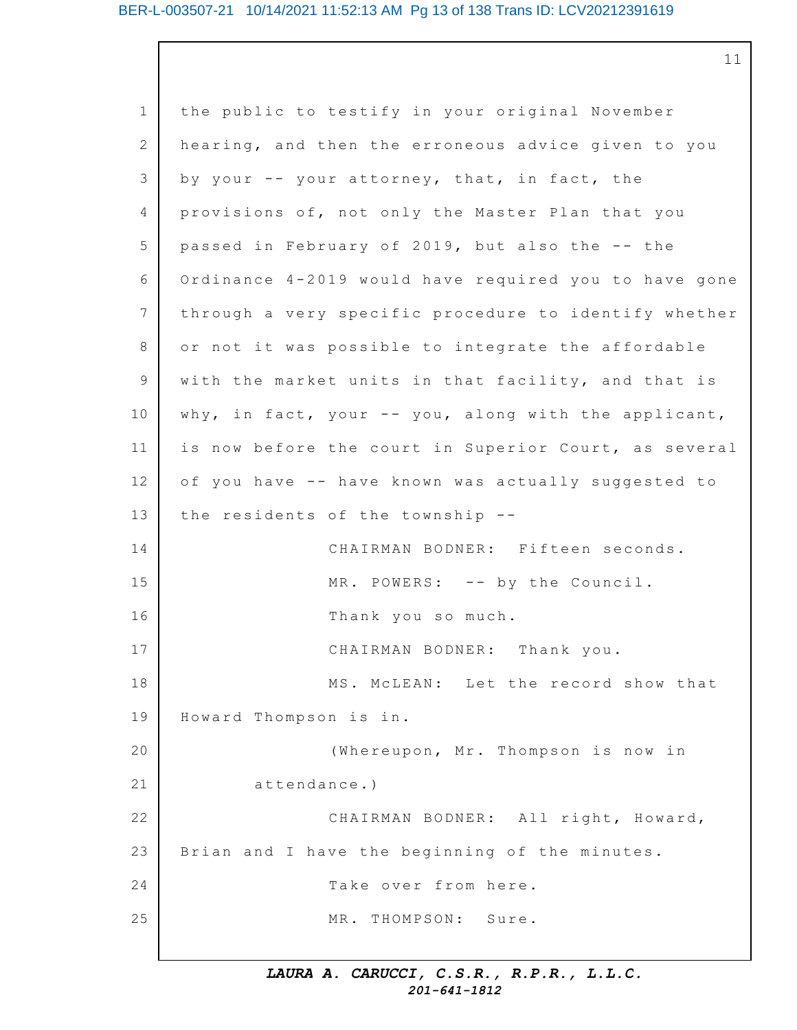the public to testify in your original November hearing, and then the erroneous advice given to you by your -- your attorney, that, in fact, the provisions of, not only the Master Plan that you passed in February of 2019, but also the -- the Ordinance 4-2019 would have required you to have gone through a very specific procedure to identify whether or not it was possible to integrate the affordable with the market units in that facility, and that is why, in fact, your -- you, along with the applicant, is now before the court in Superior Court, as several of you have -- have known was actually suggested to the residents of the township --

CHAIRMAN BODNER: Fifteen seconds.

MR. POWERS: -- by the Council.

Thank you so much.

CHAIRMAN BODNER: Thank you.

MS. McLEAN: Let the record show that Howard Thompson is in.

(Whereupon, Mr. Thompson is now in attendance.)

CHAIRMAN BODNER: All right, Howard, Brian and I have the beginning of the minutes.

Take over from here.

MR. THOMPSON: Sure.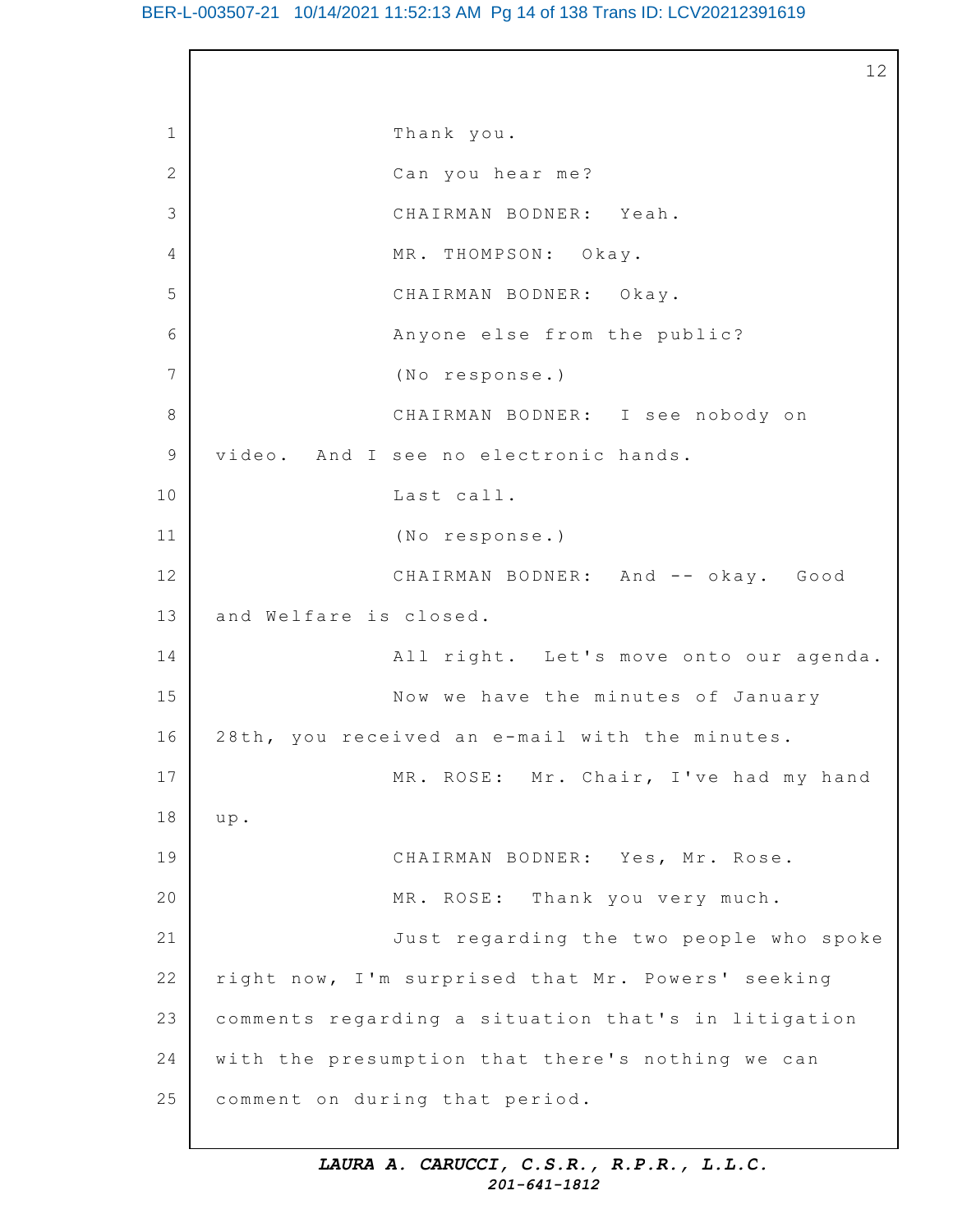Thank you.

Can you hear me?

CHAIRMAN BODNER: Yeah.

MR. THOMPSON: Okay.

CHAIRMAN BODNER: Okay.

Anyone else from the public?

(No response.)

CHAIRMAN BODNER: I see nobody on video. And I see no electronic hands.

Last call.

(No response.)

CHAIRMAN BODNER: And -- okay. Good and Welfare is closed.

All right. Let's move onto our agenda.

Now we have the minutes of January 28th, you received an e-mail with the minutes.

MR. ROSE: Mr. Chair, I've had my hand up.

CHAIRMAN BODNER: Yes, Mr. Rose.

MR. ROSE: Thank you very much.

Just regarding the two people who spoke right now, I'm surprised that Mr. Powers' seeking comments regarding a situation that's in litigation with the presumption that there's nothing we can comment on during that period.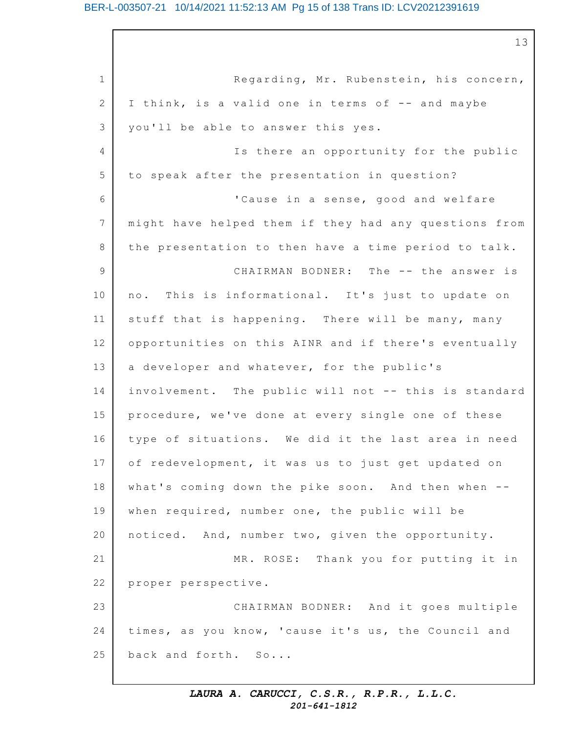Regarding, Mr. Rubenstein, his concern, I think, is a valid one in terms of -- and maybe you'll be able to answer this yes.

Is there an opportunity for the public to speak after the presentation in question?

'Cause in a sense, good and welfare might have helped them if they had any questions from the presentation to then have a time period to talk.

CHAIRMAN BODNER: The -- the answer is no. This is informational. It's just to update on stuff that is happening. There will be many, many opportunities on this AINR and if there's eventually a developer and whatever, for the public's involvement. The public will not -- this is standard procedure, we've done at every single one of these type of situations. We did it the last area in need of redevelopment, it was us to just get updated on what's coming down the pike soon. And then when -- when required, number one, the public will be noticed. And, number two, given the opportunity.

MR. ROSE: Thank you for putting it in proper perspective.

CHAIRMAN BODNER: And it goes multiple times, as you know, 'cause it's us, the Council and back and forth. So...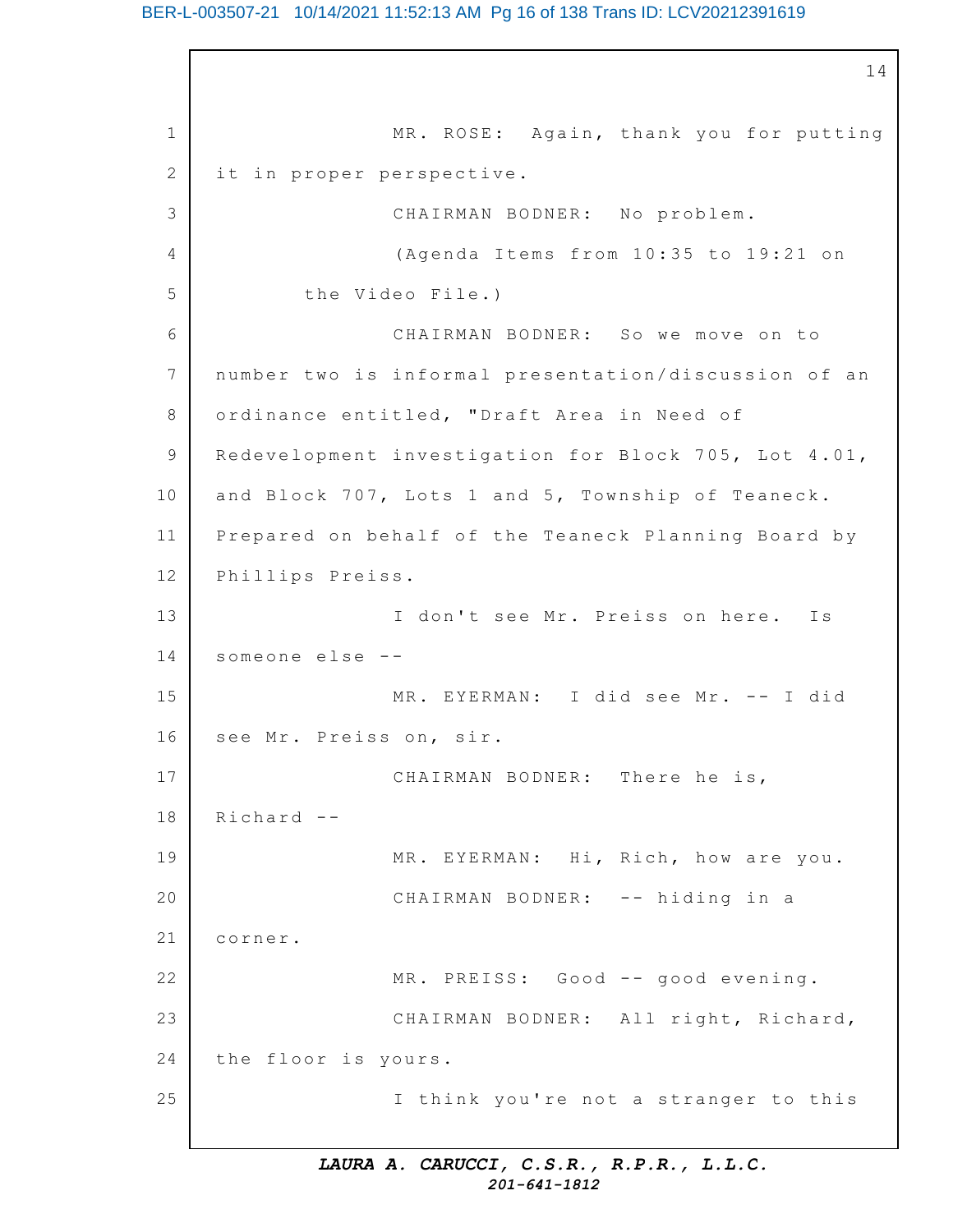MR. ROSE: Again, thank you for putting it in proper perspective.

CHAIRMAN BODNER: No problem.

(Agenda Items from 10:35 to 19:21 on the Video File.)

CHAIRMAN BODNER: So we move on to number two is informal presentation/discussion of an ordinance entitled, "Draft Area in Need of Redevelopment investigation for Block 705, Lot 4.01, and Block 707, Lots 1 and 5, Township of Teaneck. Prepared on behalf of the Teaneck Planning Board by Phillips Preiss.

I don't see Mr. Preiss on here. Is someone else --

MR. EYERMAN: I did see Mr. -- I did see Mr. Preiss on, sir.

CHAIRMAN BODNER: There he is, Richard --

MR. EYERMAN: Hi, Rich, how are you.

CHAIRMAN BODNER: -- hiding in a corner.

MR. PREISS: Good -- good evening.

CHAIRMAN BODNER: All right, Richard, the floor is yours.

I think you're not a stranger to this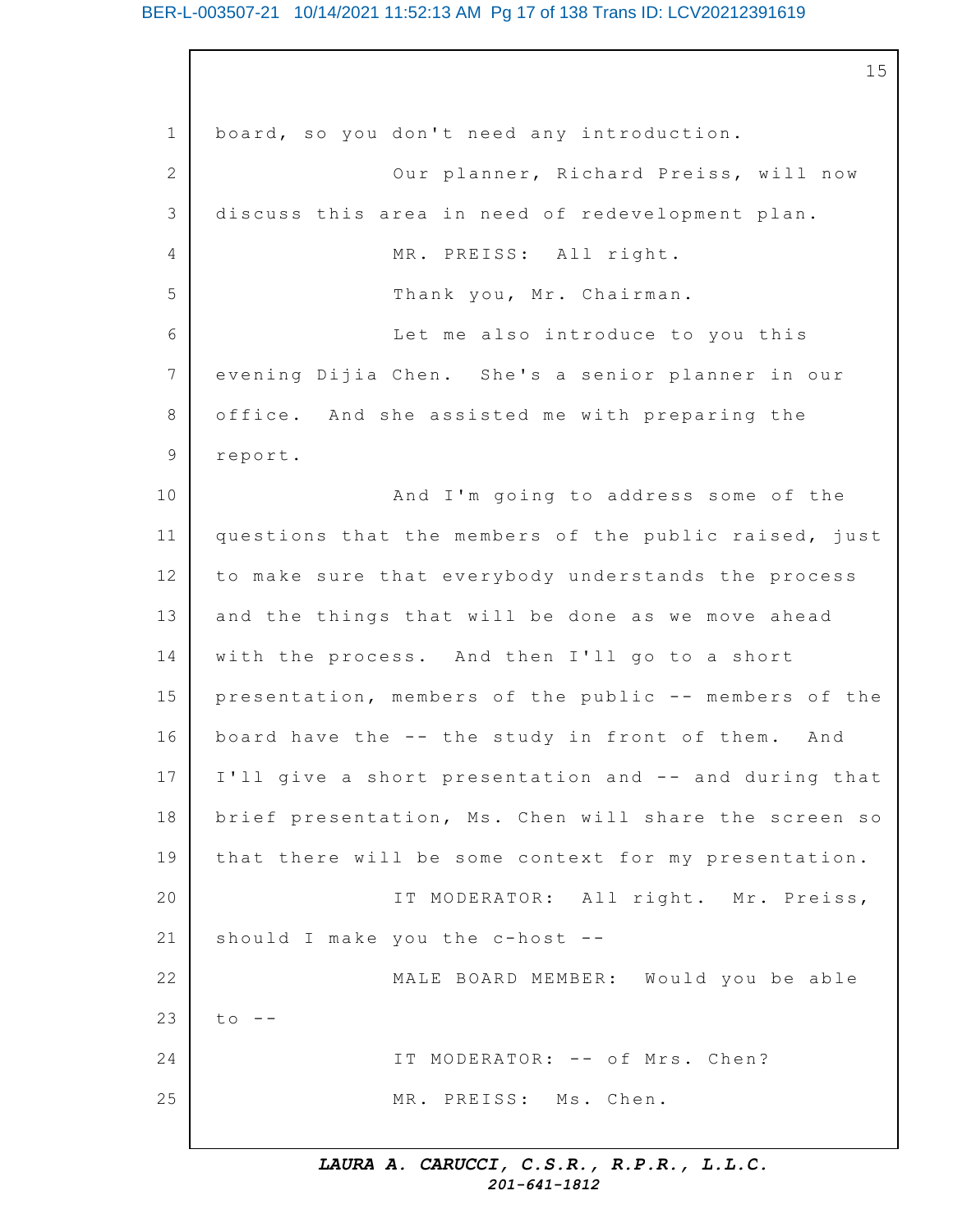board, so you don't need any introduction.

Our planner, Richard Preiss, will now discuss this area in need of redevelopment plan.

MR. PREISS: All right.

Thank you, Mr. Chairman.

Let me also introduce to you this evening Dijia Chen. She's a senior planner in our office. And she assisted me with preparing the report.

And I'm going to address some of the questions that the members of the public raised, just to make sure that everybody understands the process and the things that will be done as we move ahead with the process. And then I'll go to a short presentation, members of the public -- members of the board have the -- the study in front of them. And I'll give a short presentation and -- and during that brief presentation, Ms. Chen will share the screen so that there will be some context for my presentation.

IT MODERATOR: All right. Mr. Preiss, should I make you the c-host --

MALE BOARD MEMBER: Would you be able to --

IT MODERATOR: -- of Mrs. Chen?

MR. PREISS: Ms. Chen.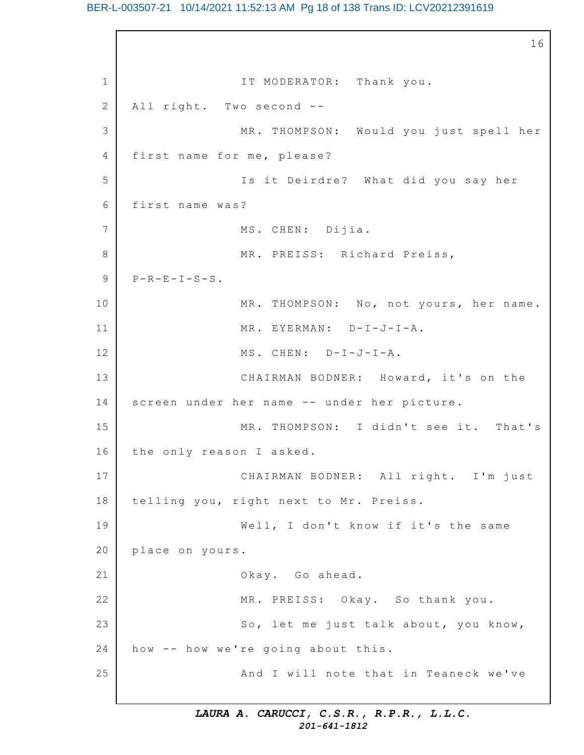IT MODERATOR: Thank you.

All right. Two second --

MR. THOMPSON: Would you just spell her first name for me, please?

Is it Deirdre? What did you say her first name was?

MS. CHEN: Dijia.

MR. PREISS: Richard Preiss, P-R-E-I-S-S.

MR. THOMPSON: No, not yours, her name.

MR. EYERMAN: D-I-J-I-A.

MS. CHEN: D-I-J-I-A.

CHAIRMAN BODNER: Howard, it's on the screen under her name -- under her picture.

MR. THOMPSON: I didn't see it. That's the only reason I asked.

CHAIRMAN BODNER: All right. I'm just telling you, right next to Mr. Preiss.

Well, I don't know if it's the same place on yours.

Okay. Go ahead.

MR. PREISS: Okay. So thank you.

So, let me just talk about, you know, how -- how we're going about this.

And I will note that in Teaneck we've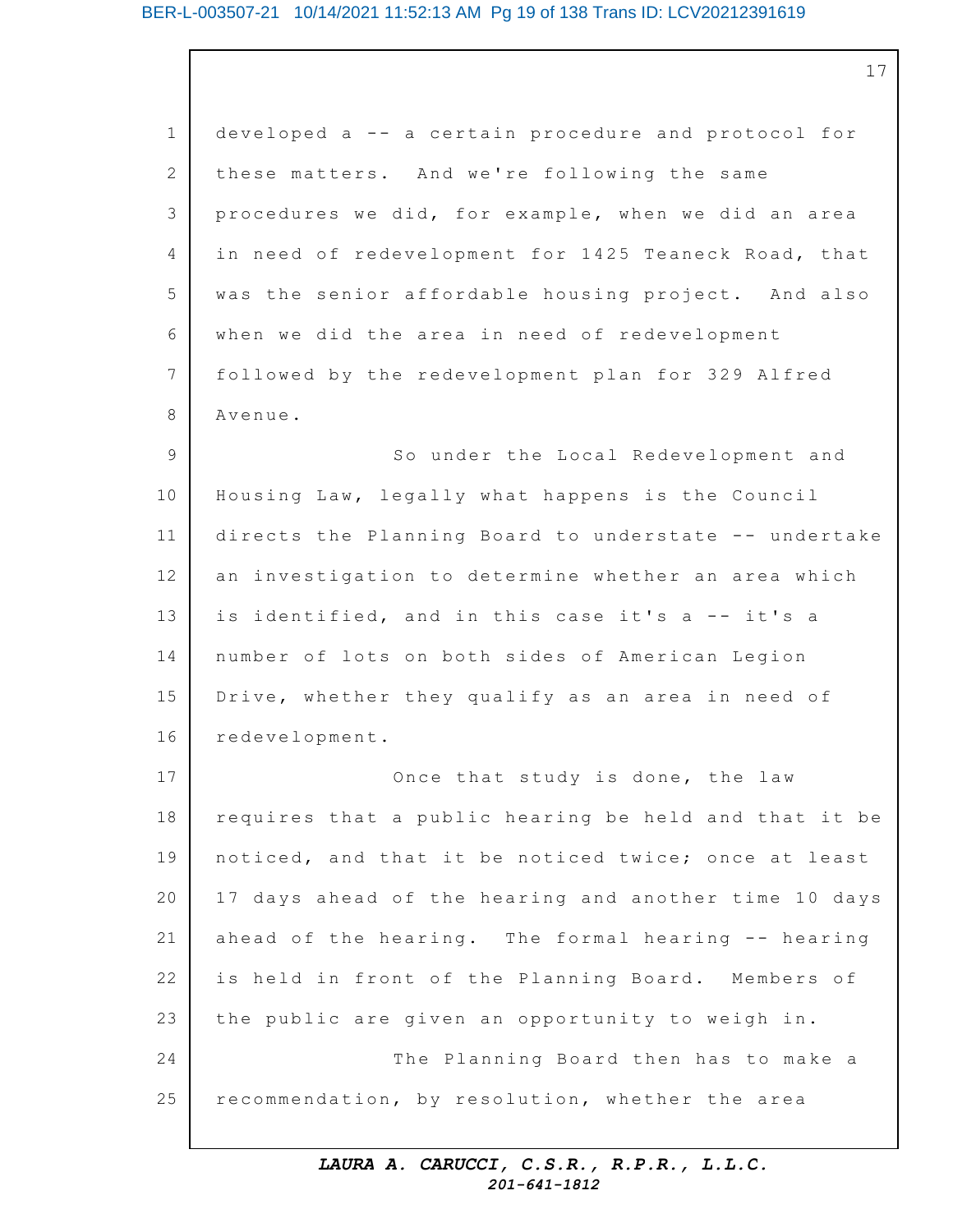developed a -- a certain procedure and protocol for these matters. And we're following the same procedures we did, for example, when we did an area in need of redevelopment for 1425 Teaneck Road, that was the senior affordable housing project. And also when we did the area in need of redevelopment followed by the redevelopment plan for 329 Alfred Avenue.

So under the Local Redevelopment and Housing Law, legally what happens is the Council directs the Planning Board to understate -- undertake an investigation to determine whether an area which is identified, and in this case it's a -- it's a number of lots on both sides of American Legion Drive, whether they qualify as an area in need of redevelopment.

Once that study is done, the law requires that a public hearing be held and that it be noticed, and that it be noticed twice; once at least 17 days ahead of the hearing and another time 10 days ahead of the hearing. The formal hearing -- hearing is held in front of the Planning Board. Members of the public are given an opportunity to weigh in.

The Planning Board then has to make a recommendation, by resolution, whether the area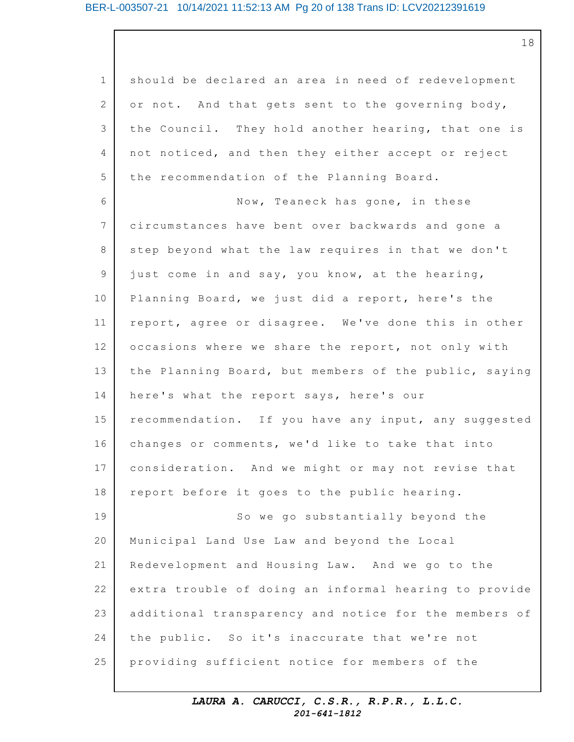should be declared an area in need of redevelopment or not. And that gets sent to the governing body, the Council. They hold another hearing, that one is not noticed, and then they either accept or reject the recommendation of the Planning Board.

Now, Teaneck has gone, in these circumstances have bent over backwards and gone a step beyond what the law requires in that we don't just come in and say, you know, at the hearing, Planning Board, we just did a report, here's the report, agree or disagree. We've done this in other occasions where we share the report, not only with the Planning Board, but members of the public, saying here's what the report says, here's our recommendation. If you have any input, any suggested changes or comments, we'd like to take that into consideration. And we might or may not revise that report before it goes to the public hearing.

So we go substantially beyond the Municipal Land Use Law and beyond the Local Redevelopment and Housing Law. And we go to the extra trouble of doing an informal hearing to provide additional transparency and notice for the members of the public. So it's inaccurate that we're not providing sufficient notice for members of the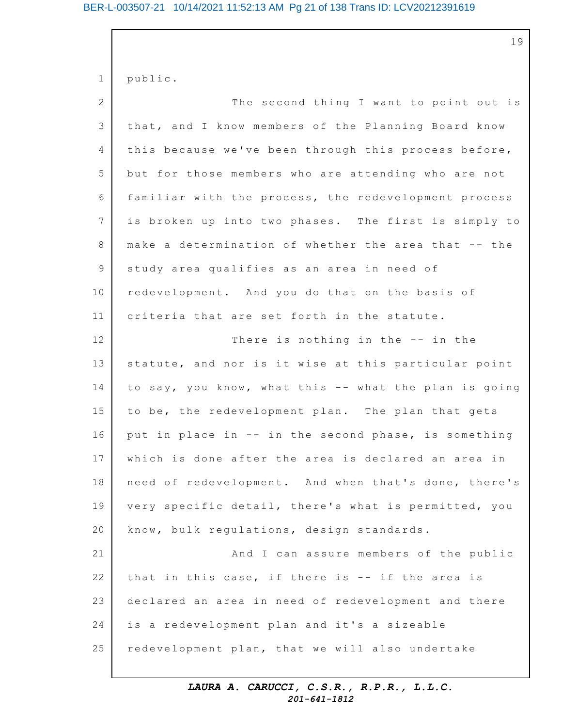public.

The second thing I want to point out is that, and I know members of the Planning Board know this because we've been through this process before, but for those members who are attending who are not familiar with the process, the redevelopment process is broken up into two phases. The first is simply to make a determination of whether the area that -- the study area qualifies as an area in need of redevelopment. And you do that on the basis of criteria that are set forth in the statute.

There is nothing in the -- in the statute, and nor is it wise at this particular point to say, you know, what this -- what the plan is going to be, the redevelopment plan. The plan that gets put in place in -- in the second phase, is something which is done after the area is declared an area in need of redevelopment. And when that's done, there's very specific detail, there's what is permitted, you know, bulk regulations, design standards.

And I can assure members of the public that in this case, if there is -- if the area is declared an area in need of redevelopment and there is a redevelopment plan and it's a sizeable redevelopment plan, that we will also undertake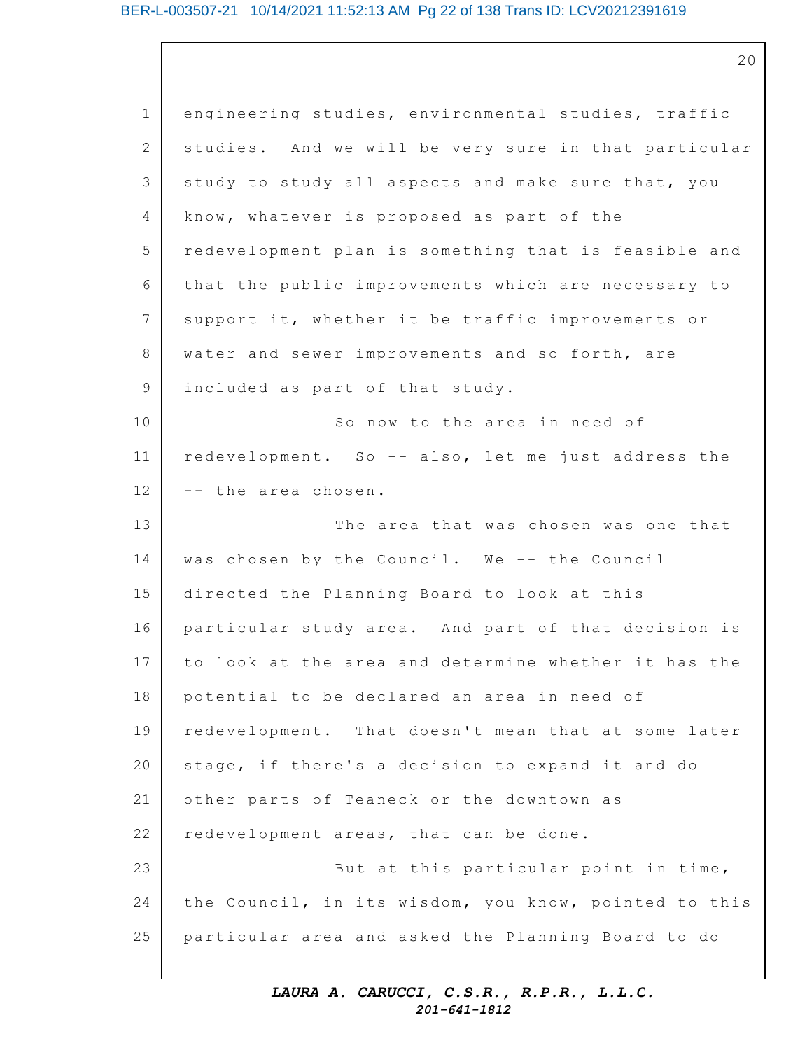engineering studies, environmental studies, traffic studies. And we will be very sure in that particular study to study all aspects and make sure that, you know, whatever is proposed as part of the redevelopment plan is something that is feasible and that the public improvements which are necessary to support it, whether it be traffic improvements or water and sewer improvements and so forth, are included as part of that study.

So now to the area in need of redevelopment. So -- also, let me just address the -- the area chosen.

The area that was chosen was one that was chosen by the Council. We -- the Council directed the Planning Board to look at this particular study area. And part of that decision is to look at the area and determine whether it has the potential to be declared an area in need of redevelopment. That doesn't mean that at some later stage, if there's a decision to expand it and do other parts of Teaneck or the downtown as redevelopment areas, that can be done.

But at this particular point in time, the Council, in its wisdom, you know, pointed to this particular area and asked the Planning Board to do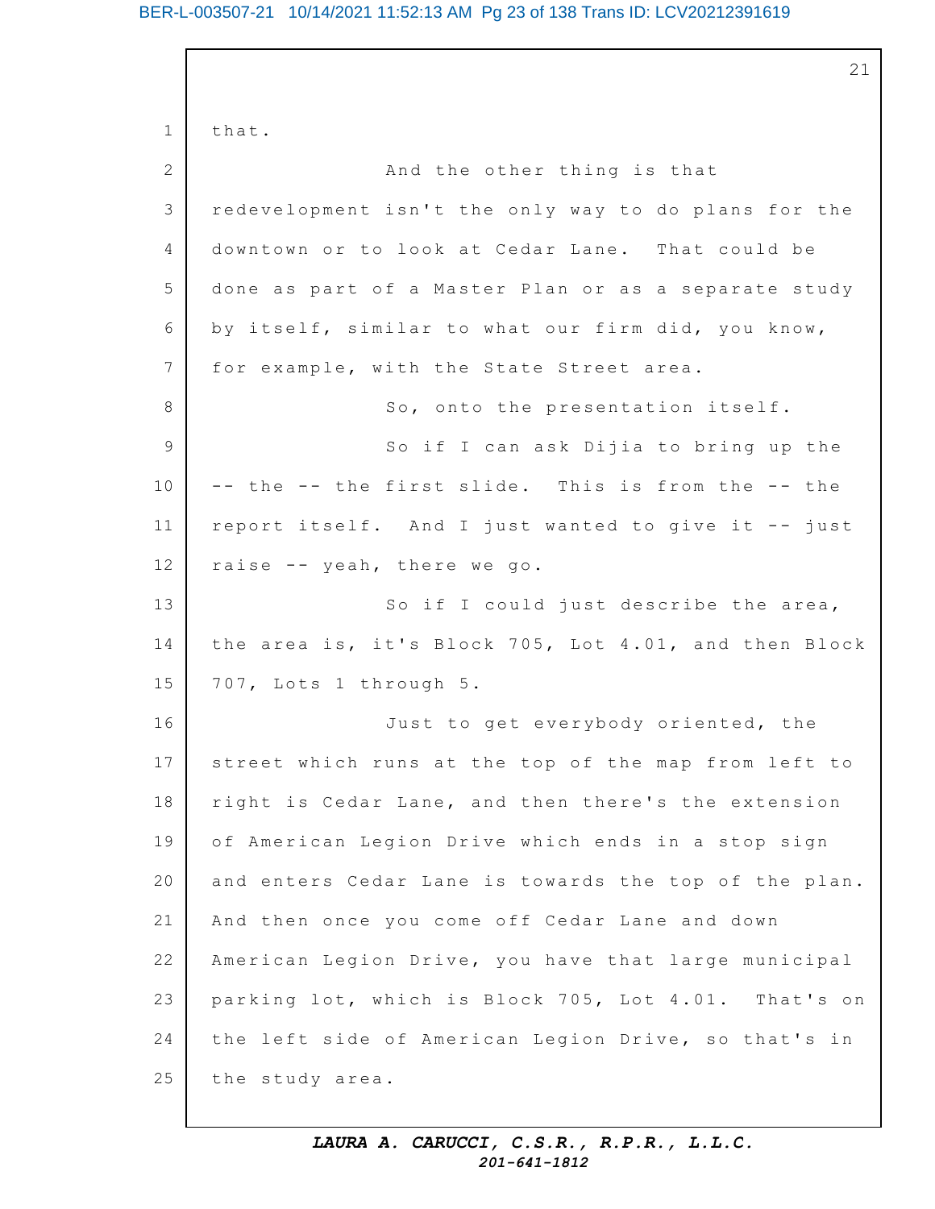that.

And the other thing is that redevelopment isn't the only way to do plans for the downtown or to look at Cedar Lane. That could be done as part of a Master Plan or as a separate study by itself, similar to what our firm did, you know, for example, with the State Street area.

So, onto the presentation itself.

So if I can ask Dijia to bring up the -- the -- the first slide. This is from the -- the report itself. And I just wanted to give it -- just raise -- yeah, there we go.

So if I could just describe the area, the area is, it's Block 705, Lot 4.01, and then Block 707, Lots 1 through 5.

Just to get everybody oriented, the street which runs at the top of the map from left to right is Cedar Lane, and then there's the extension of American Legion Drive which ends in a stop sign and enters Cedar Lane is towards the top of the plan. And then once you come off Cedar Lane and down American Legion Drive, you have that large municipal parking lot, which is Block 705, Lot 4.01. That's on the left side of American Legion Drive, so that's in the study area.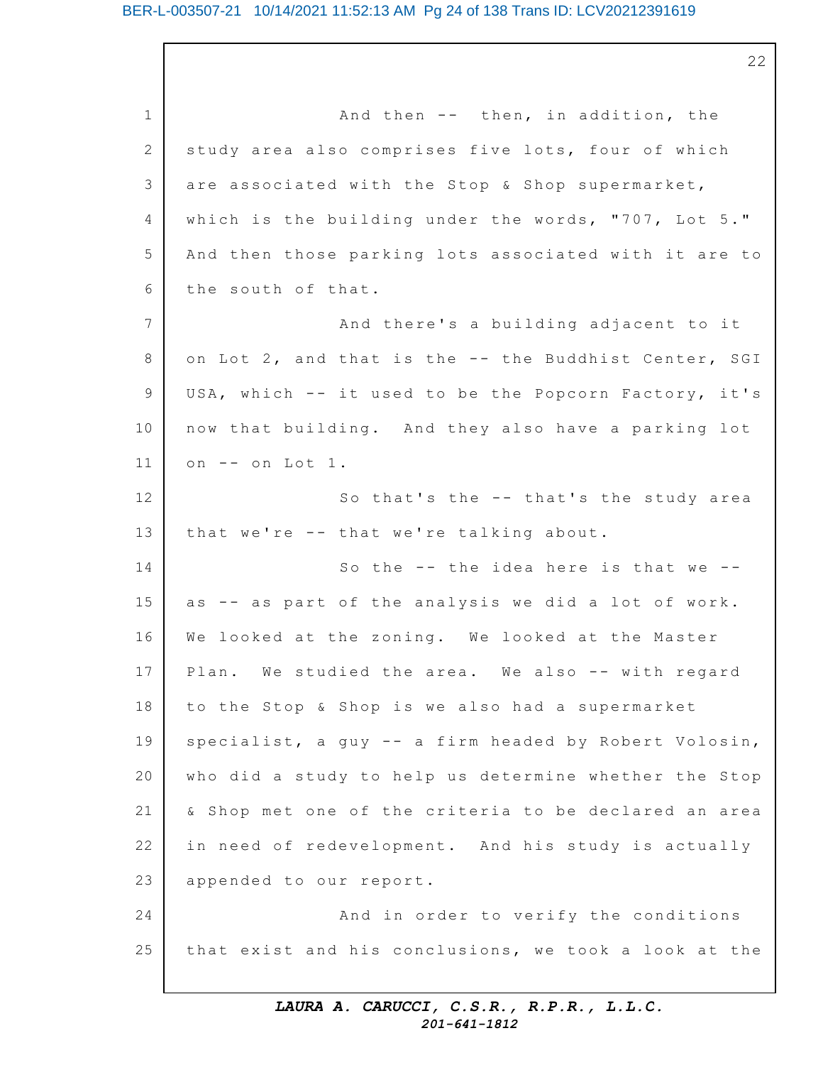And then -- then, in addition, the study area also comprises five lots, four of which are associated with the Stop & Shop supermarket, which is the building under the words, "707, Lot 5." And then those parking lots associated with it are to the south of that.

And there's a building adjacent to it on Lot 2, and that is the -- the Buddhist Center, SGI USA, which -- it used to be the Popcorn Factory, it's now that building. And they also have a parking lot on -- on Lot 1.

So that's the -- that's the study area that we're -- that we're talking about.

So the -- the idea here is that we -- as -- as part of the analysis we did a lot of work. We looked at the zoning. We looked at the Master Plan. We studied the area. We also -- with regard to the Stop & Shop is we also had a supermarket specialist, a guy -- a firm headed by Robert Volosin, who did a study to help us determine whether the Stop & Shop met one of the criteria to be declared an area in need of redevelopment. And his study is actually appended to our report.

And in order to verify the conditions that exist and his conclusions, we took a look at the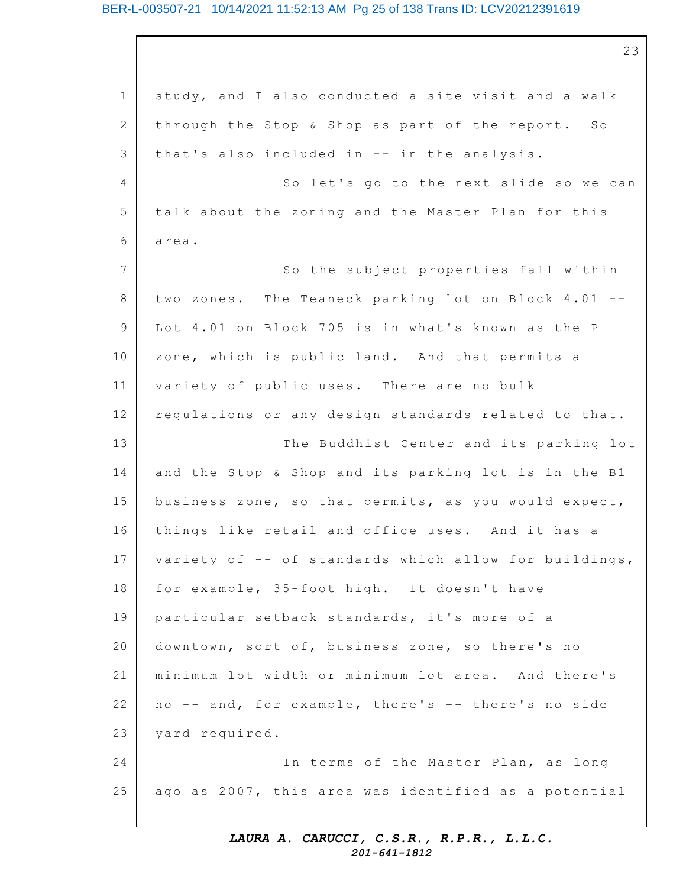study, and I also conducted a site visit and a walk through the Stop & Shop as part of the report. So that's also included in -- in the analysis.

So let's go to the next slide so we can talk about the zoning and the Master Plan for this area.

So the subject properties fall within two zones. The Teaneck parking lot on Block 4.01 -- Lot 4.01 on Block 705 is in what's known as the P zone, which is public land. And that permits a variety of public uses. There are no bulk regulations or any design standards related to that.

The Buddhist Center and its parking lot and the Stop & Shop and its parking lot is in the B1 business zone, so that permits, as you would expect, things like retail and office uses. And it has a variety of -- of standards which allow for buildings, for example, 35-foot high. It doesn't have particular setback standards, it's more of a downtown, sort of, business zone, so there's no minimum lot width or minimum lot area. And there's no -- and, for example, there's -- there's no side yard required.

In terms of the Master Plan, as long ago as 2007, this area was identified as a potential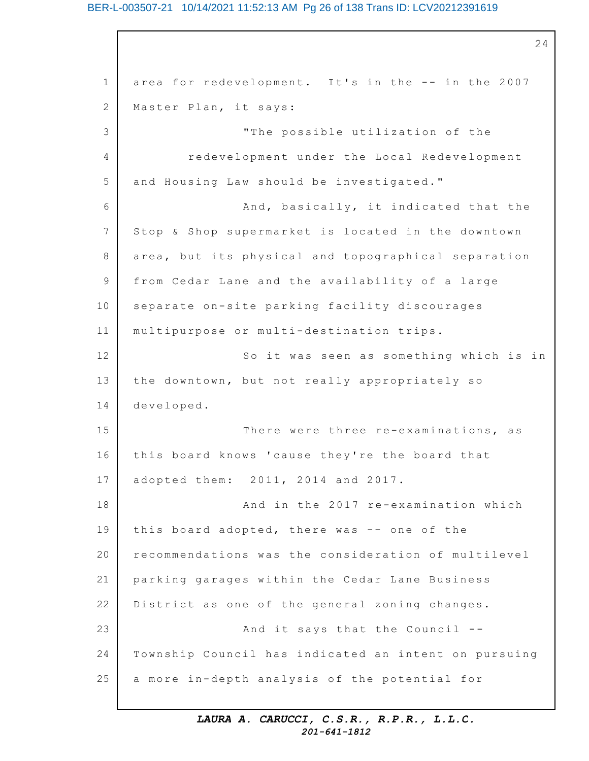area for redevelopment. It's in the -- in the 2007 Master Plan, it says:

"The possible utilization of the redevelopment under the Local Redevelopment and Housing Law should be investigated."

And, basically, it indicated that the Stop & Shop supermarket is located in the downtown area, but its physical and topographical separation from Cedar Lane and the availability of a large separate on-site parking facility discourages multipurpose or multi-destination trips.

So it was seen as something which is in the downtown, but not really appropriately so developed.

There were three re-examinations, as this board knows 'cause they're the board that adopted them: 2011, 2014 and 2017.

And in the 2017 re-examination which this board adopted, there was -- one of the recommendations was the consideration of multilevel parking garages within the Cedar Lane Business District as one of the general zoning changes.

And it says that the Council -- Township Council has indicated an intent on pursuing a more in-depth analysis of the potential for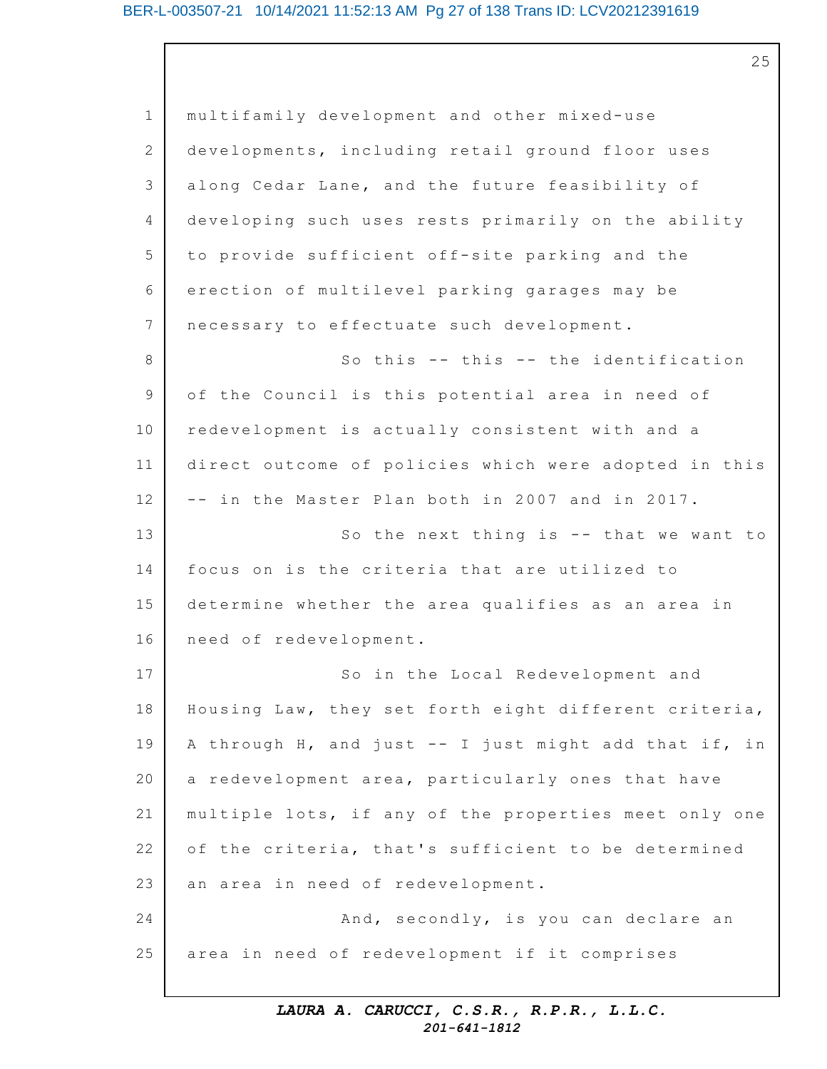multifamily development and other mixed-use developments, including retail ground floor uses along Cedar Lane, and the future feasibility of developing such uses rests primarily on the ability to provide sufficient off-site parking and the erection of multilevel parking garages may be necessary to effectuate such development.

So this -- this -- the identification of the Council is this potential area in need of redevelopment is actually consistent with and a direct outcome of policies which were adopted in this -- in the Master Plan both in 2007 and in 2017.

So the next thing is -- that we want to focus on is the criteria that are utilized to determine whether the area qualifies as an area in need of redevelopment.

So in the Local Redevelopment and Housing Law, they set forth eight different criteria, A through H, and just -- I just might add that if, in a redevelopment area, particularly ones that have multiple lots, if any of the properties meet only one of the criteria, that's sufficient to be determined an area in need of redevelopment.

And, secondly, is you can declare an area in need of redevelopment if it comprises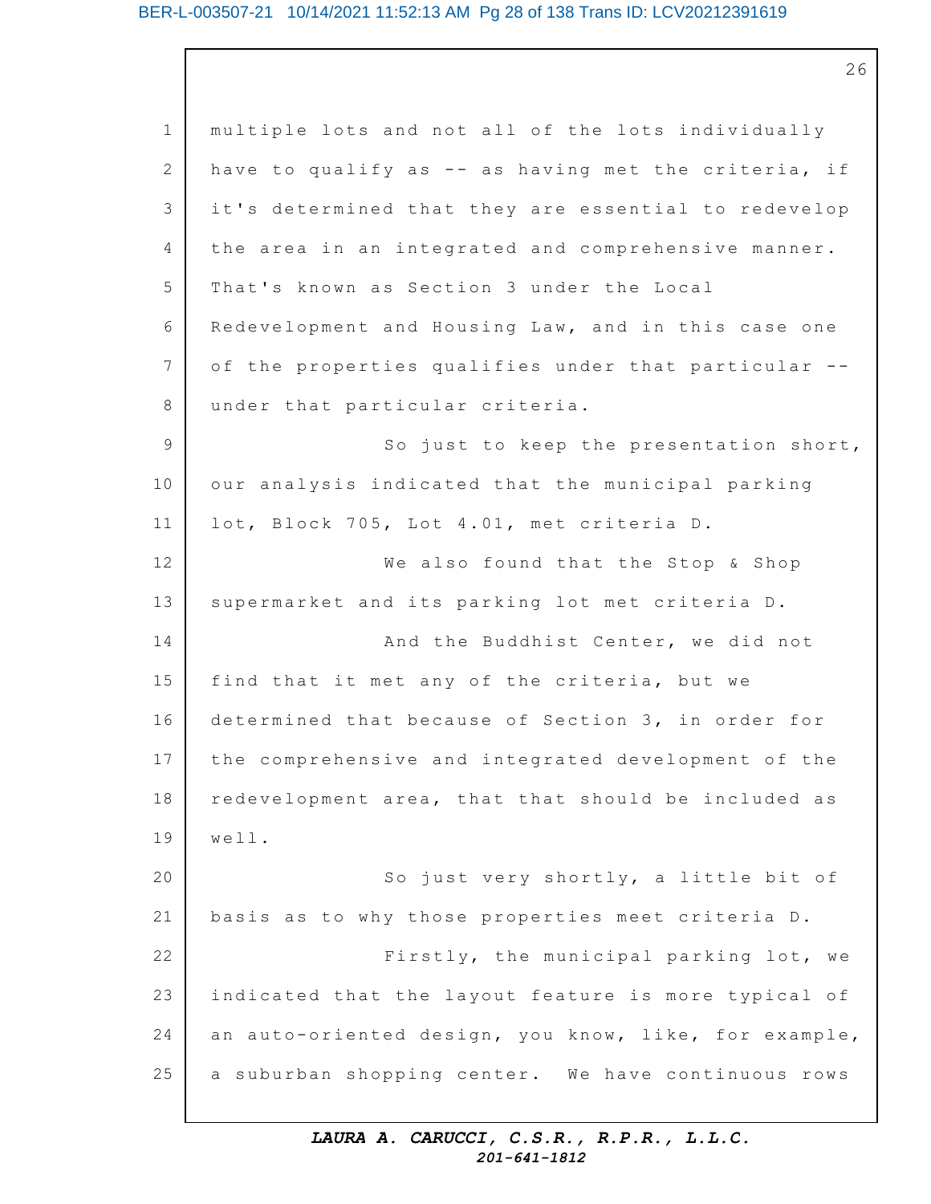multiple lots and not all of the lots individually have to qualify as -- as having met the criteria, if it's determined that they are essential to redevelop the area in an integrated and comprehensive manner. That's known as Section 3 under the Local Redevelopment and Housing Law, and in this case one of the properties qualifies under that particular -- under that particular criteria.

So just to keep the presentation short, our analysis indicated that the municipal parking lot, Block 705, Lot 4.01, met criteria D.

We also found that the Stop & Shop supermarket and its parking lot met criteria D.

And the Buddhist Center, we did not find that it met any of the criteria, but we determined that because of Section 3, in order for the comprehensive and integrated development of the redevelopment area, that that should be included as well.

So just very shortly, a little bit of basis as to why those properties meet criteria D.

Firstly, the municipal parking lot, we indicated that the layout feature is more typical of an auto-oriented design, you know, like, for example, a suburban shopping center. We have continuous rows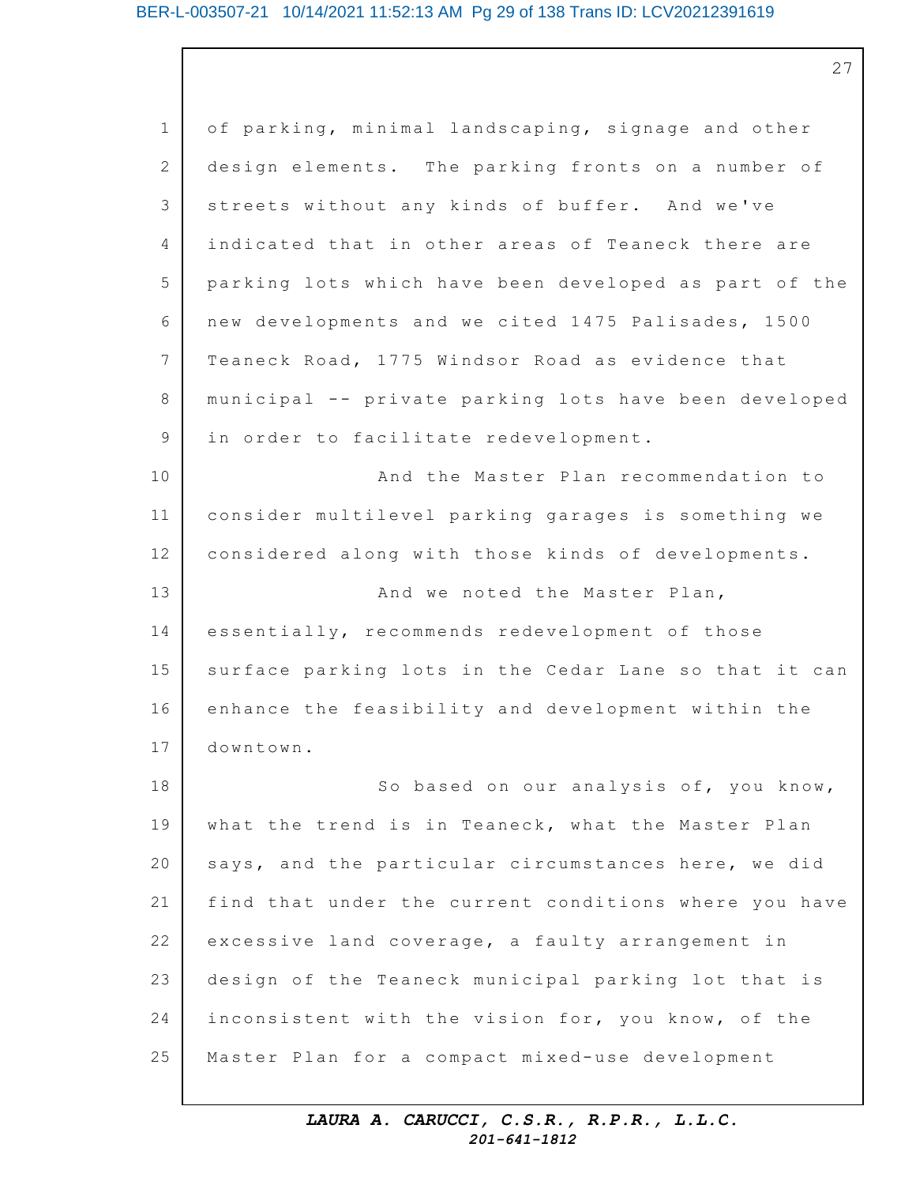of parking, minimal landscaping, signage and other design elements. The parking fronts on a number of streets without any kinds of buffer. And we've indicated that in other areas of Teaneck there are parking lots which have been developed as part of the new developments and we cited 1475 Palisades, 1500 Teaneck Road, 1775 Windsor Road as evidence that municipal -- private parking lots have been developed in order to facilitate redevelopment.

And the Master Plan recommendation to consider multilevel parking garages is something we considered along with those kinds of developments.

And we noted the Master Plan, essentially, recommends redevelopment of those surface parking lots in the Cedar Lane so that it can enhance the feasibility and development within the downtown.

So based on our analysis of, you know, what the trend is in Teaneck, what the Master Plan says, and the particular circumstances here, we did find that under the current conditions where you have excessive land coverage, a faulty arrangement in design of the Teaneck municipal parking lot that is inconsistent with the vision for, you know, of the Master Plan for a compact mixed-use development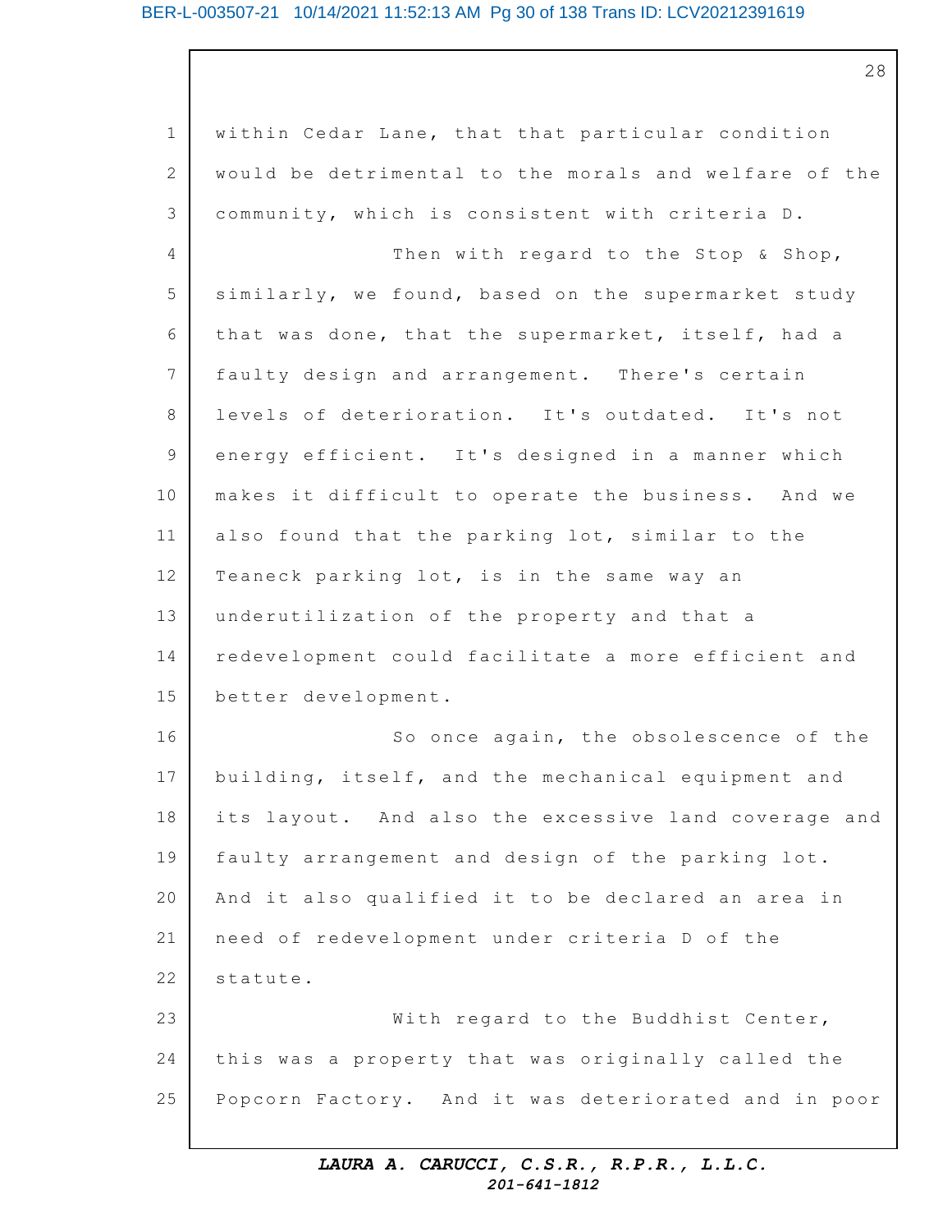within Cedar Lane, that that particular condition would be detrimental to the morals and welfare of the community, which is consistent with criteria D.

Then with regard to the Stop & Shop, similarly, we found, based on the supermarket study that was done, that the supermarket, itself, had a faulty design and arrangement. There's certain levels of deterioration. It's outdated. It's not energy efficient. It's designed in a manner which makes it difficult to operate the business. And we also found that the parking lot, similar to the Teaneck parking lot, is in the same way an underutilization of the property and that a redevelopment could facilitate a more efficient and better development.

So once again, the obsolescence of the building, itself, and the mechanical equipment and its layout. And also the excessive land coverage and faulty arrangement and design of the parking lot. And it also qualified it to be declared an area in need of redevelopment under criteria D of the statute.

With regard to the Buddhist Center, this was a property that was originally called the Popcorn Factory. And it was deteriorated and in poor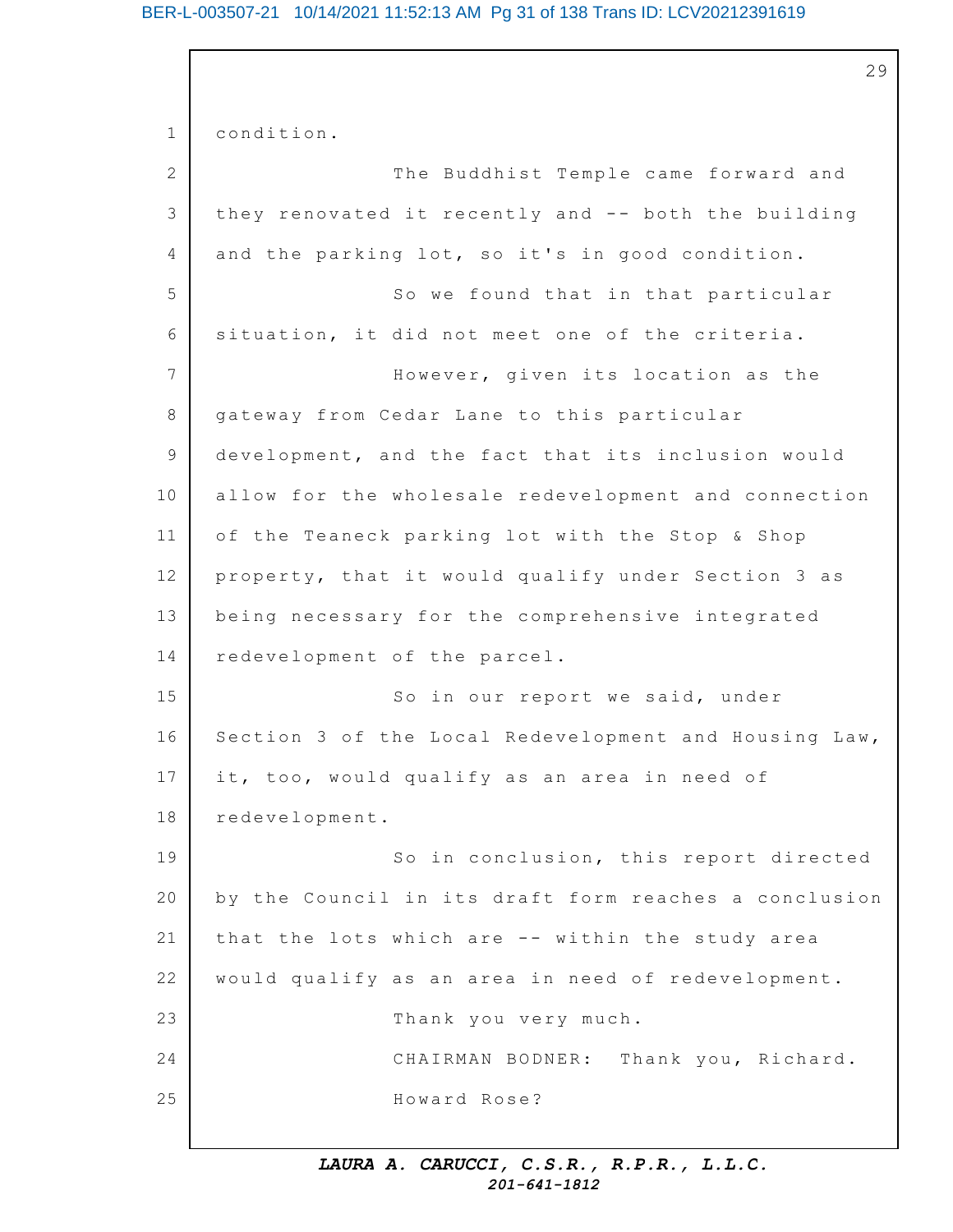condition.

The Buddhist Temple came forward and they renovated it recently and -- both the building and the parking lot, so it's in good condition.

So we found that in that particular situation, it did not meet one of the criteria.

However, given its location as the gateway from Cedar Lane to this particular development, and the fact that its inclusion would allow for the wholesale redevelopment and connection of the Teaneck parking lot with the Stop & Shop property, that it would qualify under Section 3 as being necessary for the comprehensive integrated redevelopment of the parcel.

So in our report we said, under Section 3 of the Local Redevelopment and Housing Law, it, too, would qualify as an area in need of redevelopment.

So in conclusion, this report directed by the Council in its draft form reaches a conclusion that the lots which are -- within the study area would qualify as an area in need of redevelopment.

Thank you very much.

CHAIRMAN BODNER: Thank you, Richard.

Howard Rose?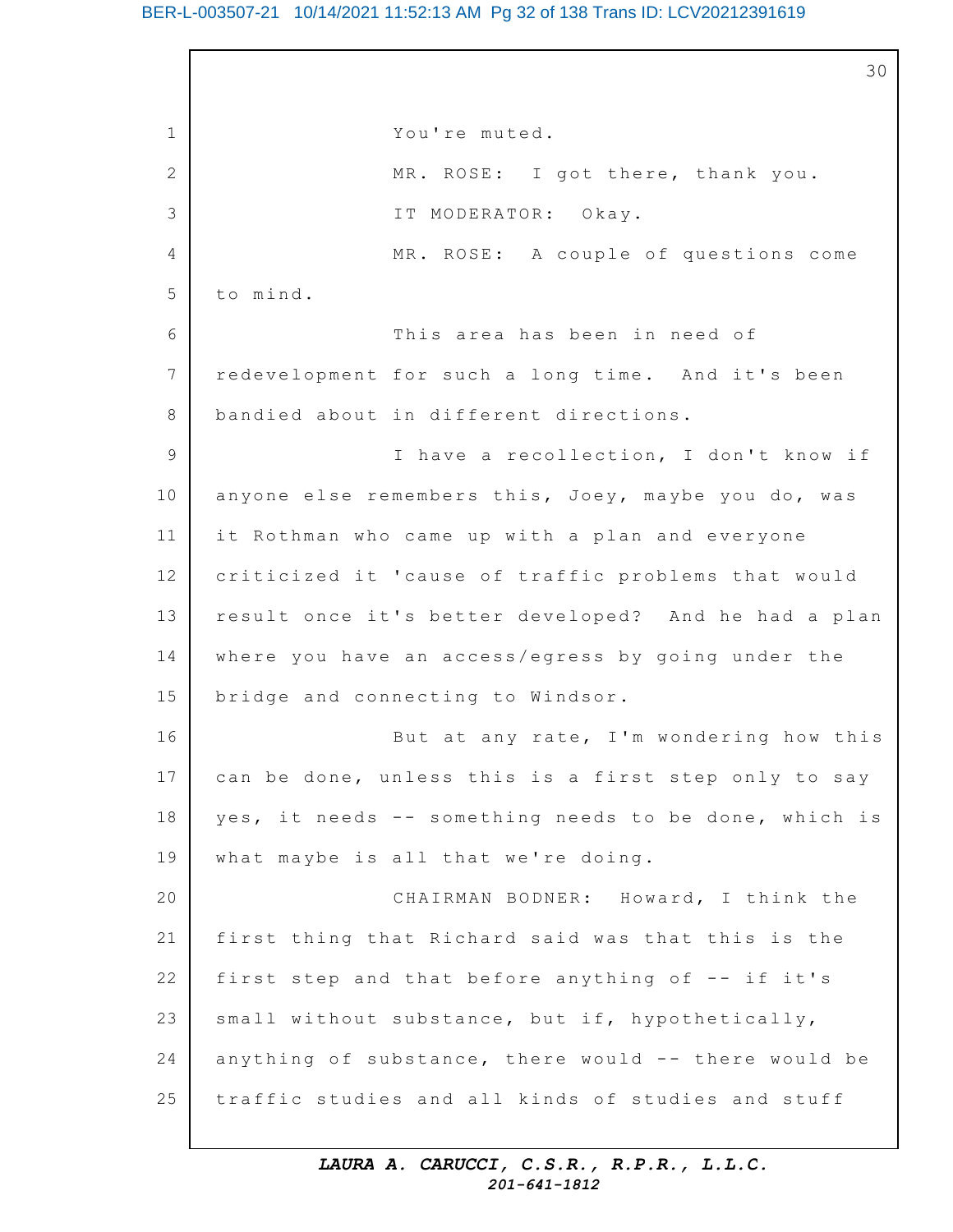You're muted.

MR. ROSE: I got there, thank you.

IT MODERATOR: Okay.

MR. ROSE: A couple of questions come to mind.

This area has been in need of redevelopment for such a long time. And it's been bandied about in different directions.

I have a recollection, I don't know if anyone else remembers this, Joey, maybe you do, was it Rothman who came up with a plan and everyone criticized it 'cause of traffic problems that would result once it's better developed? And he had a plan where you have an access/egress by going under the bridge and connecting to Windsor.

But at any rate, I'm wondering how this can be done, unless this is a first step only to say yes, it needs -- something needs to be done, which is what maybe is all that we're doing.

CHAIRMAN BODNER: Howard, I think the first thing that Richard said was that this is the first step and that before anything of -- if it's small without substance, but if, hypothetically, anything of substance, there would -- there would be traffic studies and all kinds of studies and stuff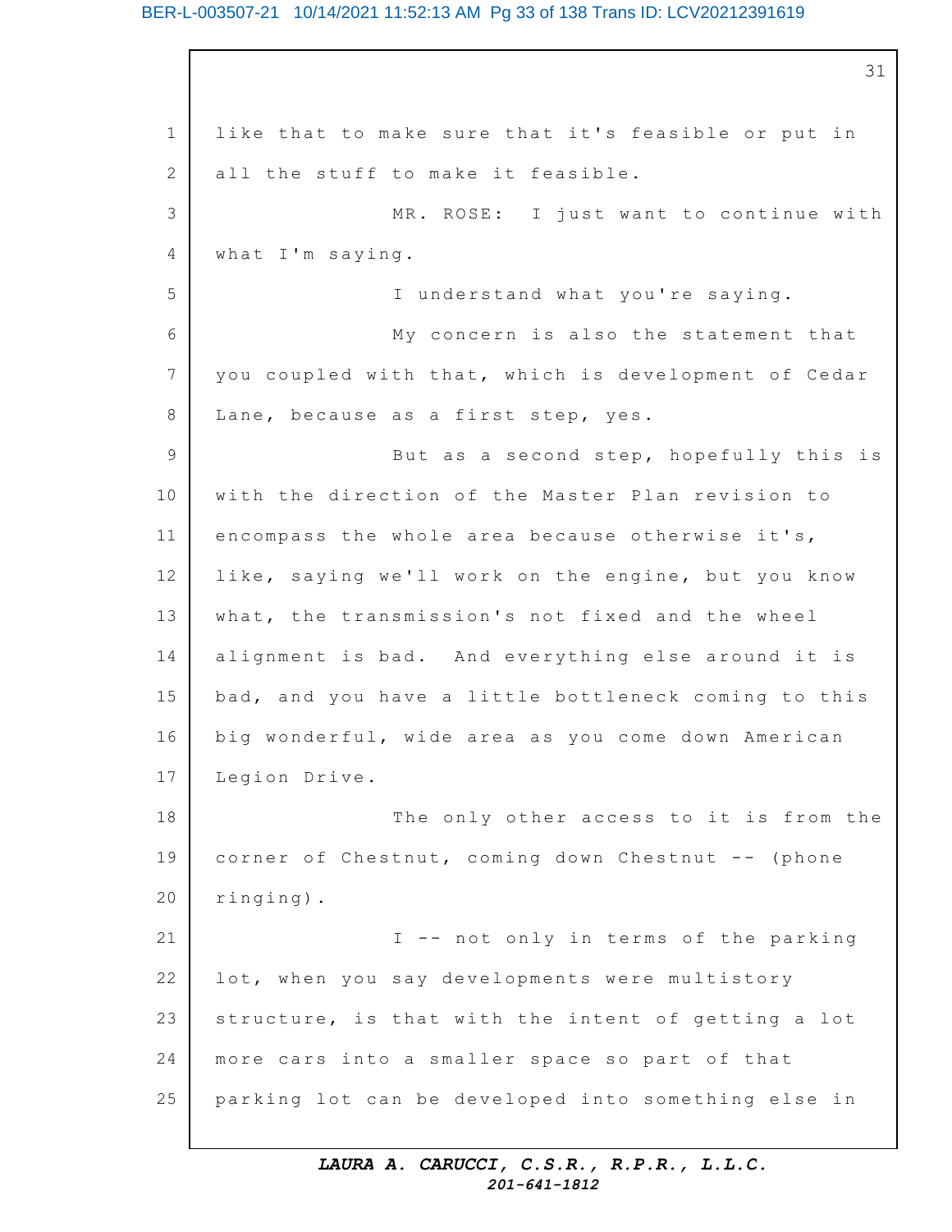like that to make sure that it's feasible or put in all the stuff to make it feasible.

MR. ROSE: I just want to continue with what I'm saying.

I understand what you're saying.

My concern is also the statement that you coupled with that, which is development of Cedar Lane, because as a first step, yes.

But as a second step, hopefully this is with the direction of the Master Plan revision to encompass the whole area because otherwise it's, like, saying we'll work on the engine, but you know what, the transmission's not fixed and the wheel alignment is bad. And everything else around it is bad, and you have a little bottleneck coming to this big wonderful, wide area as you come down American Legion Drive.

The only other access to it is from the corner of Chestnut, coming down Chestnut -- (phone ringing).

I -- not only in terms of the parking lot, when you say developments were multistory structure, is that with the intent of getting a lot more cars into a smaller space so part of that parking lot can be developed into something else in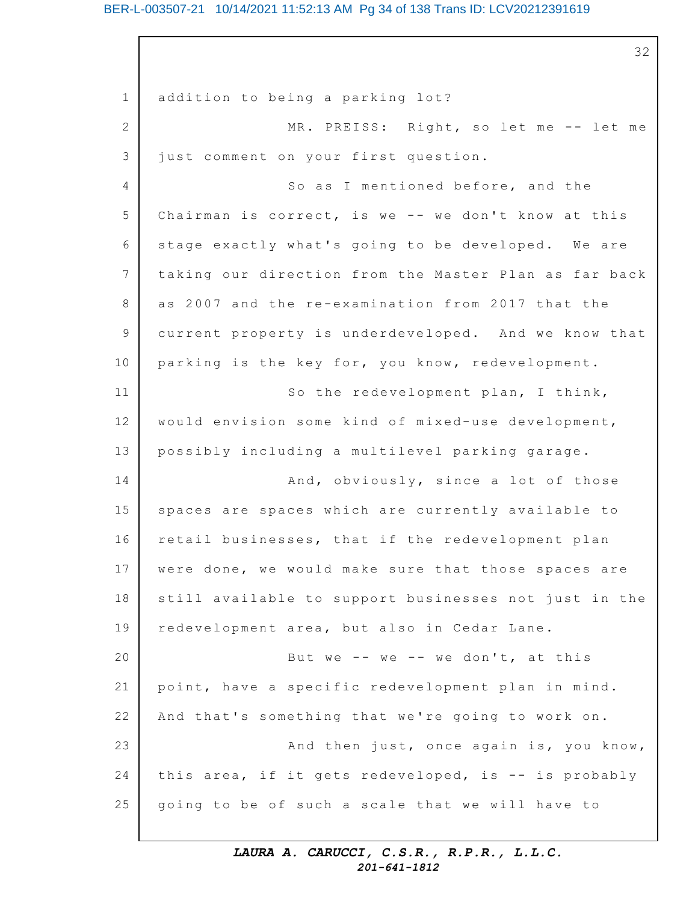1 addition to being a parking lot?

2 MR. PREISS: Right, so let me -- let me

3 just comment on your first question.

4 So as I mentioned before, and the

5 Chairman is correct, is we -- we don't know at this

6 stage exactly what's going to be developed. We are

7 taking our direction from the Master Plan as far back

8 as 2007 and the re-examination from 2017 that the

9 current property is underdeveloped. And we know that

10 parking is the key for, you know, redevelopment.

11 So the redevelopment plan, I think,

12 would envision some kind of mixed-use development,

13 possibly including a multilevel parking garage.

14 And, obviously, since a lot of those

15 spaces are spaces which are currently available to

16 retail businesses, that if the redevelopment plan

17 were done, we would make sure that those spaces are

18 still available to support businesses not just in the

19 redevelopment area, but also in Cedar Lane.

20 But we -- we -- we don't, at this

21 point, have a specific redevelopment plan in mind.

22 And that's something that we're going to work on.

23 And then just, once again is, you know,

24 this area, if it gets redeveloped, is -- is probably

25 going to be of such a scale that we will have to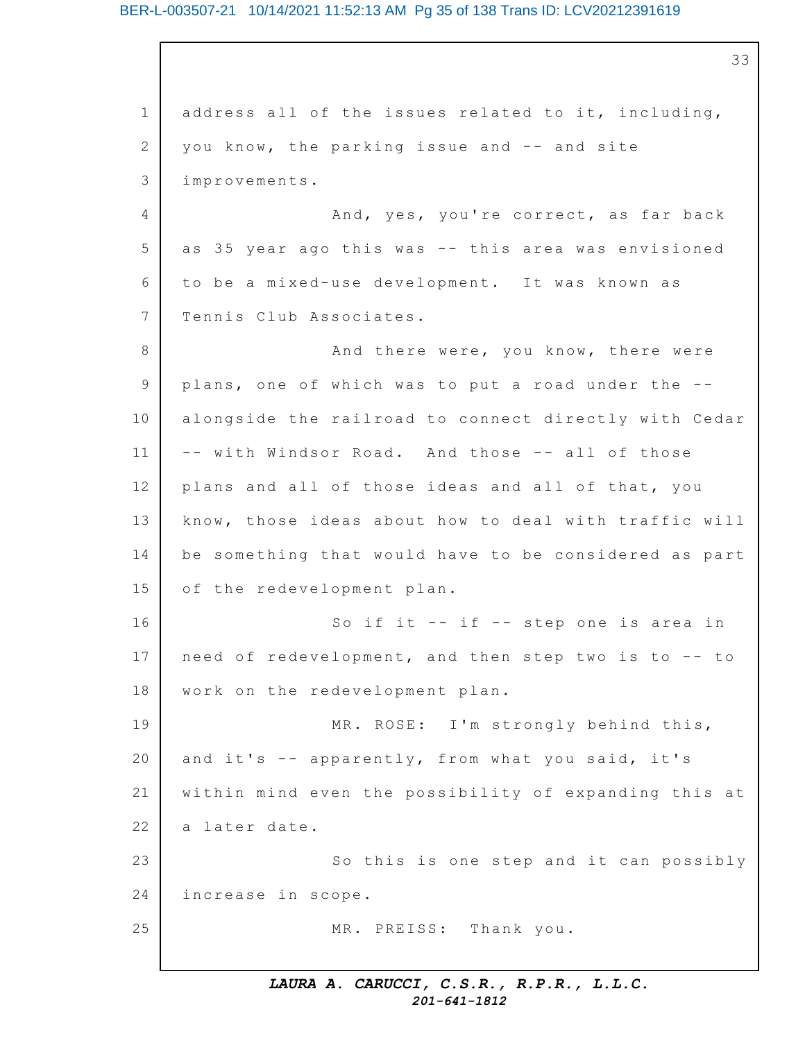address all of the issues related to it, including, you know, the parking issue and -- and site improvements.

And, yes, you're correct, as far back as 35 year ago this was -- this area was envisioned to be a mixed-use development. It was known as Tennis Club Associates.

And there were, you know, there were plans, one of which was to put a road under the -- alongside the railroad to connect directly with Cedar -- with Windsor Road. And those -- all of those plans and all of those ideas and all of that, you know, those ideas about how to deal with traffic will be something that would have to be considered as part of the redevelopment plan.

So if it -- if -- step one is area in need of redevelopment, and then step two is to -- to work on the redevelopment plan.

MR. ROSE: I'm strongly behind this, and it's -- apparently, from what you said, it's within mind even the possibility of expanding this at a later date.

So this is one step and it can possibly increase in scope.

MR. PREISS: Thank you.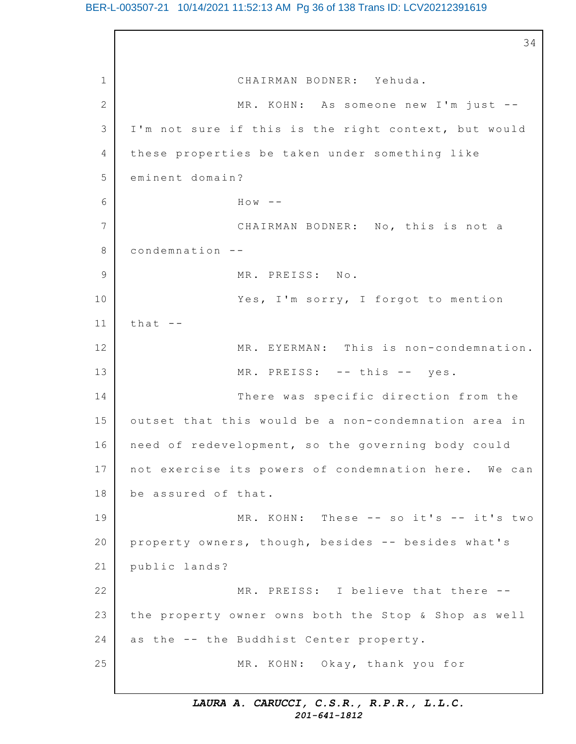CHAIRMAN BODNER: Yehuda.

MR. KOHN: As someone new I'm just -- I'm not sure if this is the right context, but would these properties be taken under something like eminent domain?

How --

CHAIRMAN BODNER: No, this is not a condemnation --

MR. PREISS: No.

Yes, I'm sorry, I forgot to mention that --

MR. EYERMAN: This is non-condemnation.

MR. PREISS: -- this -- yes.

There was specific direction from the outset that this would be a non-condemnation area in need of redevelopment, so the governing body could not exercise its powers of condemnation here. We can be assured of that.

MR. KOHN: These -- so it's -- it's two property owners, though, besides -- besides what's public lands?

MR. PREISS: I believe that there -- the property owner owns both the Stop & Shop as well as the -- the Buddhist Center property.

MR. KOHN: Okay, thank you for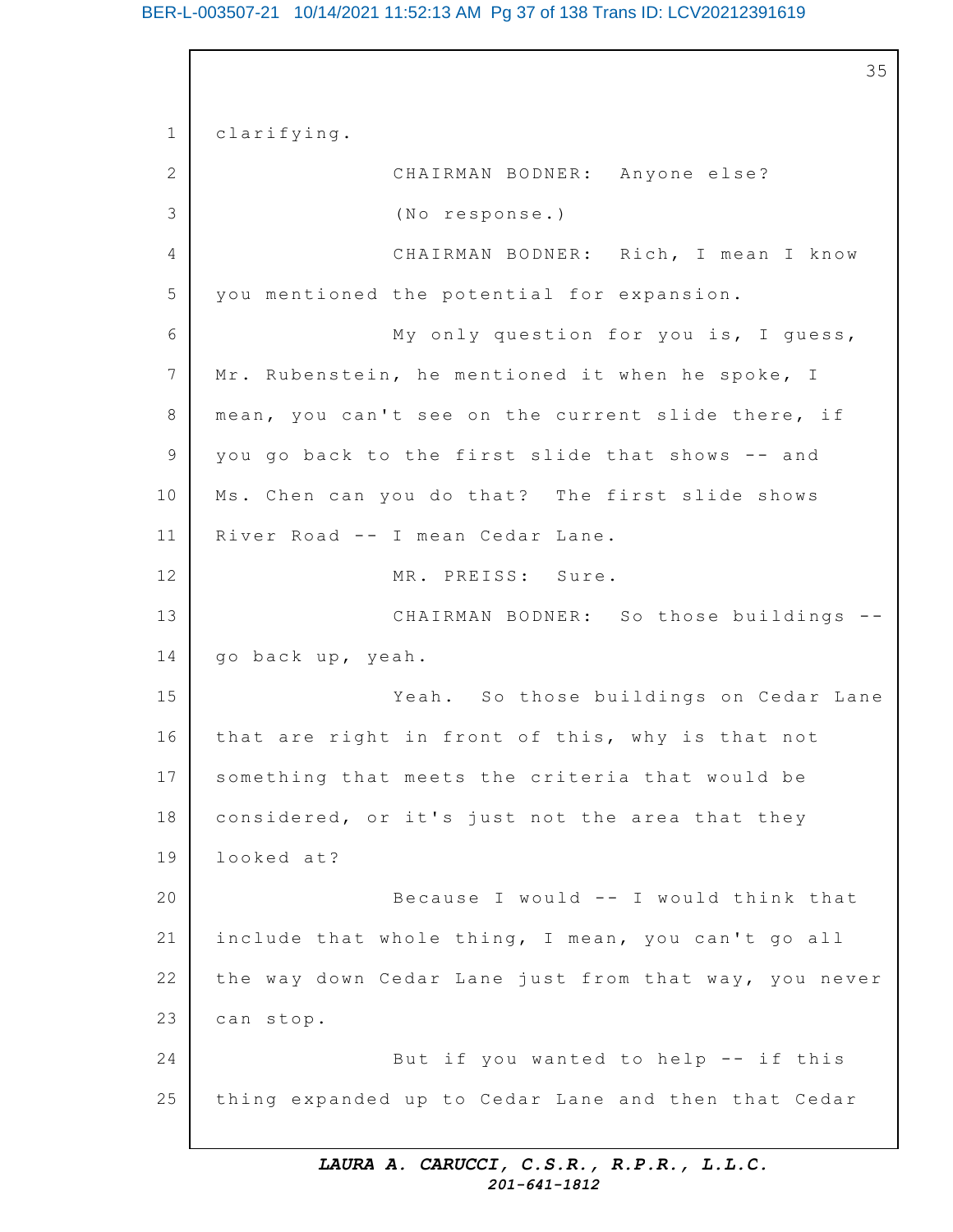clarifying.

CHAIRMAN BODNER: Anyone else?

(No response.)

CHAIRMAN BODNER: Rich, I mean I know you mentioned the potential for expansion.

My only question for you is, I guess, Mr. Rubenstein, he mentioned it when he spoke, I mean, you can't see on the current slide there, if you go back to the first slide that shows -- and Ms. Chen can you do that? The first slide shows River Road -- I mean Cedar Lane.

MR. PREISS: Sure.

CHAIRMAN BODNER: So those buildings -- go back up, yeah.

Yeah. So those buildings on Cedar Lane that are right in front of this, why is that not something that meets the criteria that would be considered, or it's just not the area that they looked at?

Because I would -- I would think that include that whole thing, I mean, you can't go all the way down Cedar Lane just from that way, you never can stop.

But if you wanted to help -- if this thing expanded up to Cedar Lane and then that Cedar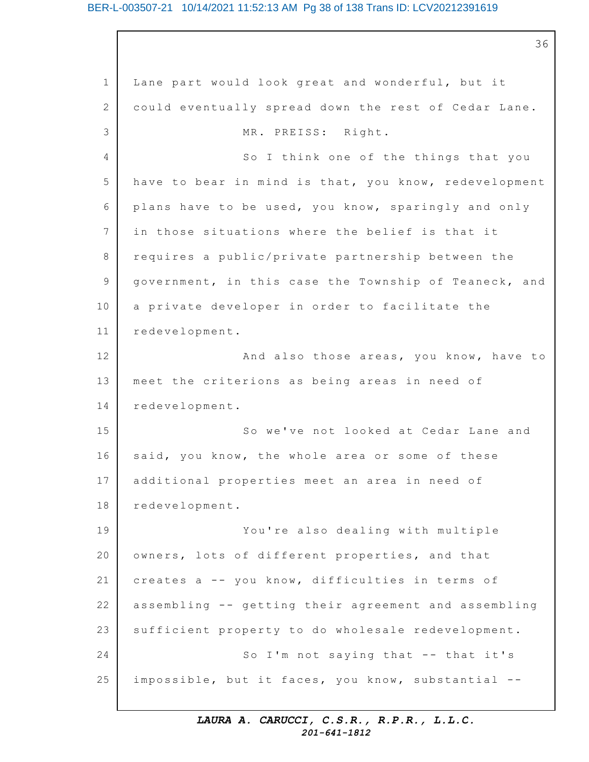Lane part would look great and wonderful, but it could eventually spread down the rest of Cedar Lane.

MR. PREISS: Right.

So I think one of the things that you have to bear in mind is that, you know, redevelopment plans have to be used, you know, sparingly and only in those situations where the belief is that it requires a public/private partnership between the government, in this case the Township of Teaneck, and a private developer in order to facilitate the redevelopment.

And also those areas, you know, have to meet the criterions as being areas in need of redevelopment.

So we've not looked at Cedar Lane and said, you know, the whole area or some of these additional properties meet an area in need of redevelopment.

You're also dealing with multiple owners, lots of different properties, and that creates a -- you know, difficulties in terms of assembling -- getting their agreement and assembling sufficient property to do wholesale redevelopment.

So I'm not saying that -- that it's impossible, but it faces, you know, substantial --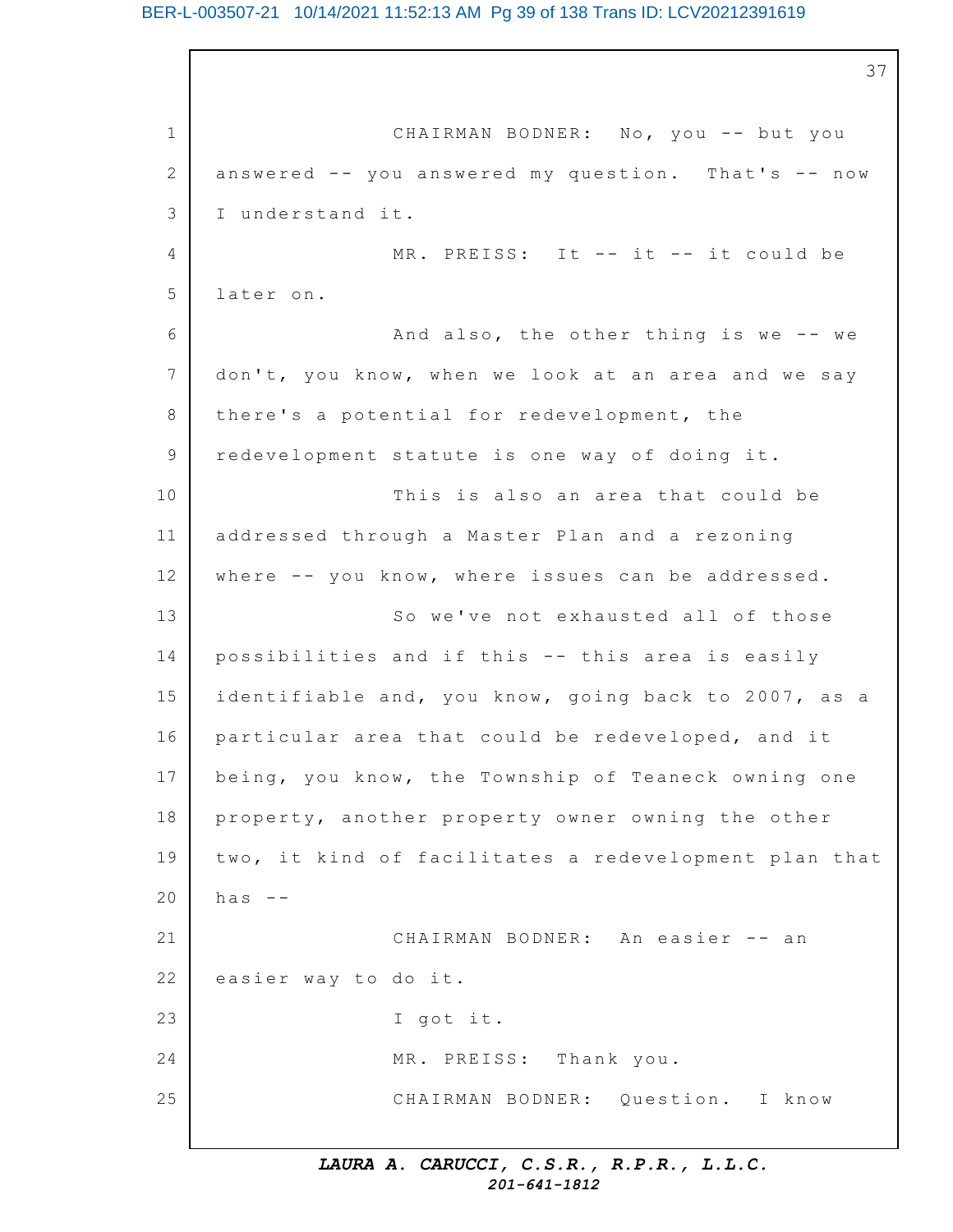CHAIRMAN BODNER: No, you -- but you answered -- you answered my question. That's -- now I understand it.

MR. PREISS: It -- it -- it could be later on.

And also, the other thing is we -- we don't, you know, when we look at an area and we say there's a potential for redevelopment, the redevelopment statute is one way of doing it.

This is also an area that could be addressed through a Master Plan and a rezoning where -- you know, where issues can be addressed.

So we've not exhausted all of those possibilities and if this -- this area is easily identifiable and, you know, going back to 2007, as a particular area that could be redeveloped, and it being, you know, the Township of Teaneck owning one property, another property owner owning the other two, it kind of facilitates a redevelopment plan that has --

CHAIRMAN BODNER: An easier -- an easier way to do it.

I got it.

MR. PREISS: Thank you.

CHAIRMAN BODNER: Question. I know

LAURA A. CARUCCI, C.S.R., R.P.R., L.L.C.
201-641-1812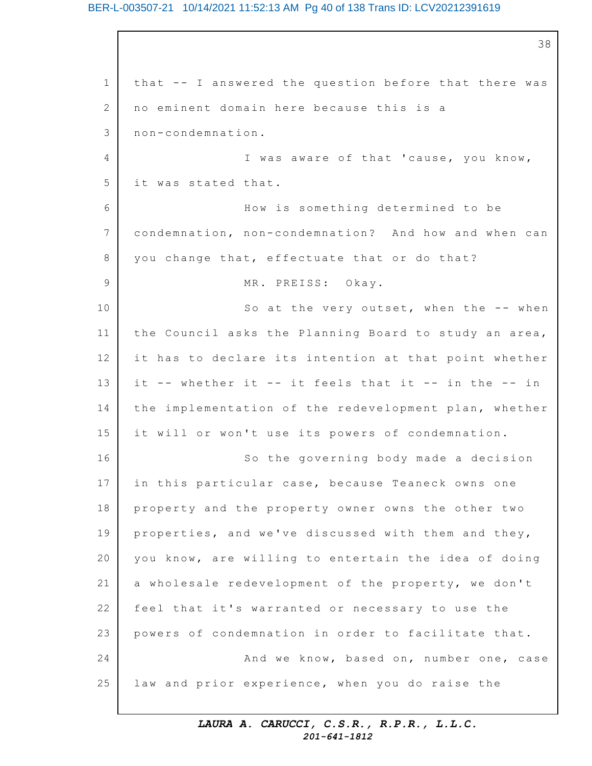that -- I answered the question before that there was no eminent domain here because this is a non-condemnation.

I was aware of that 'cause, you know, it was stated that.

How is something determined to be condemnation, non-condemnation? And how and when can you change that, effectuate that or do that?

MR. PREISS: Okay.

So at the very outset, when the -- when the Council asks the Planning Board to study an area, it has to declare its intention at that point whether it -- whether it -- it feels that it -- in the -- in the implementation of the redevelopment plan, whether it will or won't use its powers of condemnation.

So the governing body made a decision in this particular case, because Teaneck owns one property and the property owner owns the other two properties, and we've discussed with them and they, you know, are willing to entertain the idea of doing a wholesale redevelopment of the property, we don't feel that it's warranted or necessary to use the powers of condemnation in order to facilitate that.

And we know, based on, number one, case law and prior experience, when you do raise the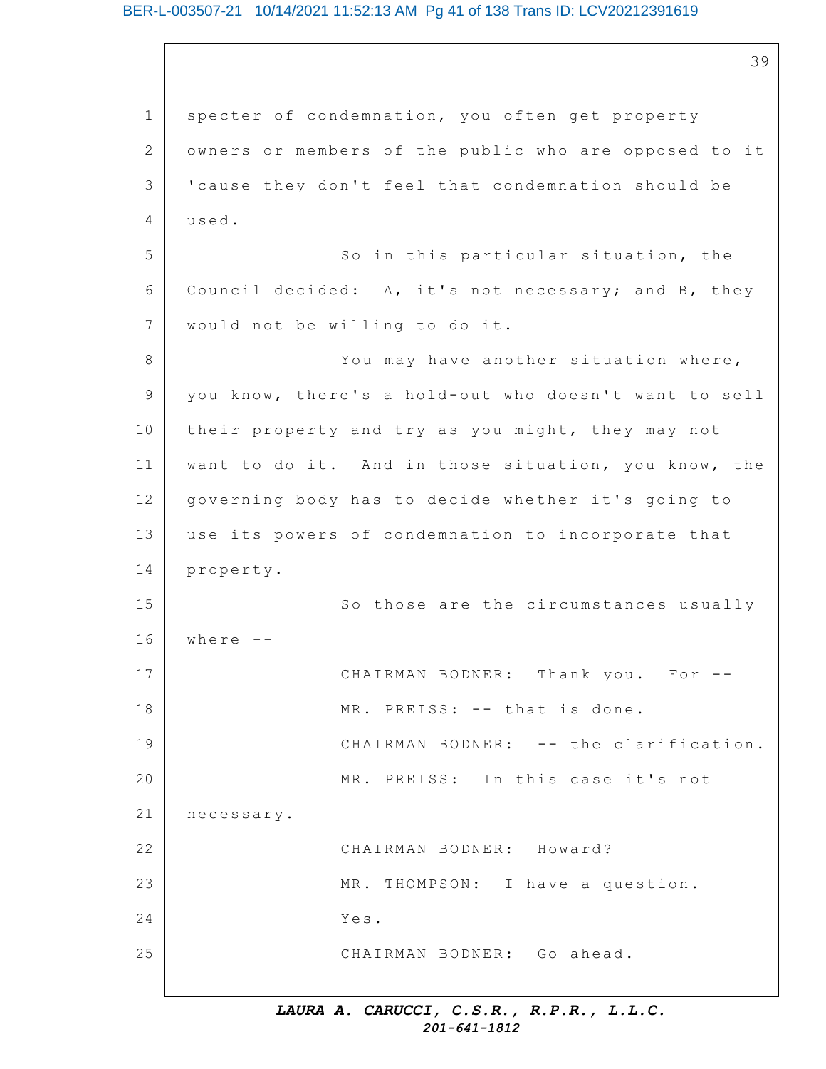specter of condemnation, you often get property owners or members of the public who are opposed to it 'cause they don't feel that condemnation should be used.

So in this particular situation, the Council decided: A, it's not necessary; and B, they would not be willing to do it.

You may have another situation where, you know, there's a hold-out who doesn't want to sell their property and try as you might, they may not want to do it. And in those situation, you know, the governing body has to decide whether it's going to use its powers of condemnation to incorporate that property.

So those are the circumstances usually where --

CHAIRMAN BODNER: Thank you. For --

MR. PREISS: -- that is done.

CHAIRMAN BODNER: -- the clarification.

MR. PREISS: In this case it's not necessary.

CHAIRMAN BODNER: Howard?

MR. THOMPSON: I have a question.

Yes.

CHAIRMAN BODNER: Go ahead.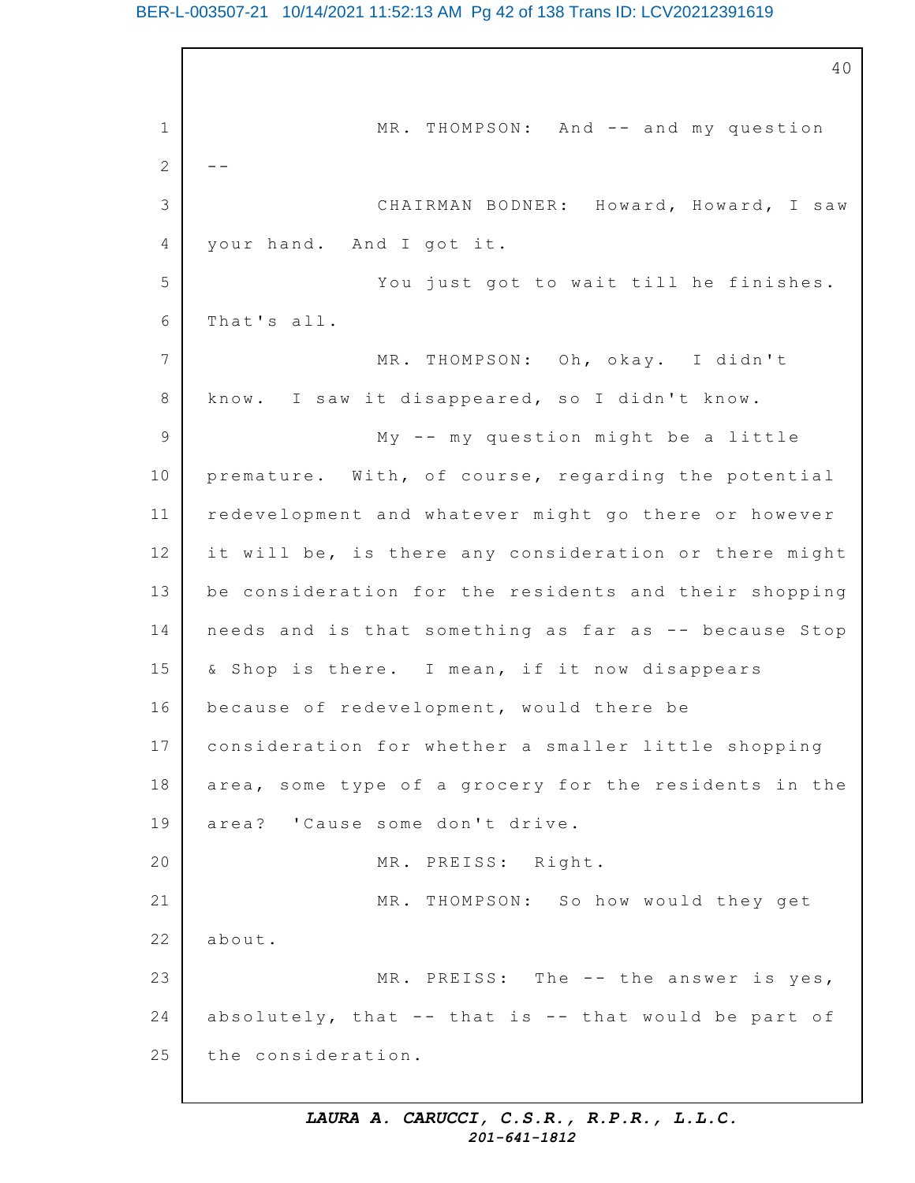MR. THOMPSON: And -- and my question --

CHAIRMAN BODNER: Howard, Howard, I saw your hand. And I got it.

You just got to wait till he finishes. That's all.

MR. THOMPSON: Oh, okay. I didn't know. I saw it disappeared, so I didn't know.

My -- my question might be a little premature. With, of course, regarding the potential redevelopment and whatever might go there or however it will be, is there any consideration or there might be consideration for the residents and their shopping needs and is that something as far as -- because Stop & Shop is there. I mean, if it now disappears because of redevelopment, would there be consideration for whether a smaller little shopping area, some type of a grocery for the residents in the area? 'Cause some don't drive.

MR. PREISS: Right.

MR. THOMPSON: So how would they get about.

MR. PREISS: The -- the answer is yes, absolutely, that -- that is -- that would be part of the consideration.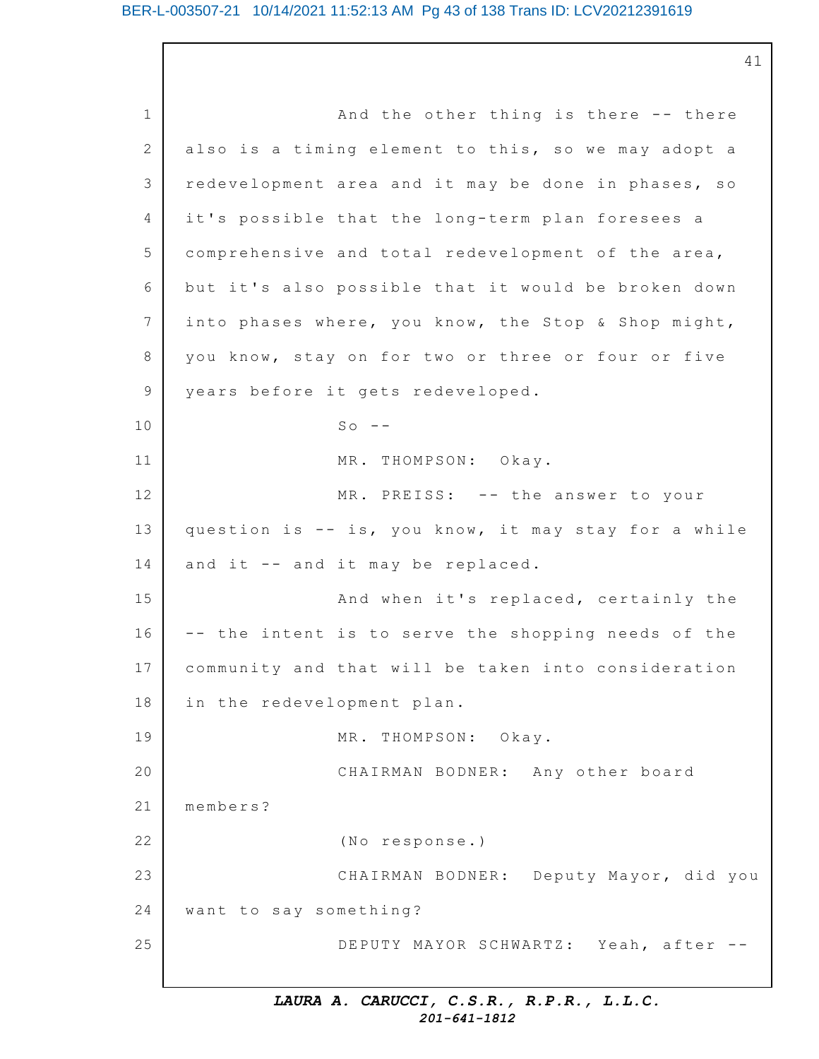And the other thing is there -- there also is a timing element to this, so we may adopt a redevelopment area and it may be done in phases, so it's possible that the long-term plan foresees a comprehensive and total redevelopment of the area, but it's also possible that it would be broken down into phases where, you know, the Stop & Shop might, you know, stay on for two or three or four or five years before it gets redeveloped.

So --

MR. THOMPSON: Okay.

MR. PREISS: -- the answer to your question is -- is, you know, it may stay for a while and it -- and it may be replaced.

And when it's replaced, certainly the -- the intent is to serve the shopping needs of the community and that will be taken into consideration in the redevelopment plan.

MR. THOMPSON: Okay.

CHAIRMAN BODNER: Any other board members?

(No response.)

CHAIRMAN BODNER: Deputy Mayor, did you want to say something?

DEPUTY MAYOR SCHWARTZ: Yeah, after --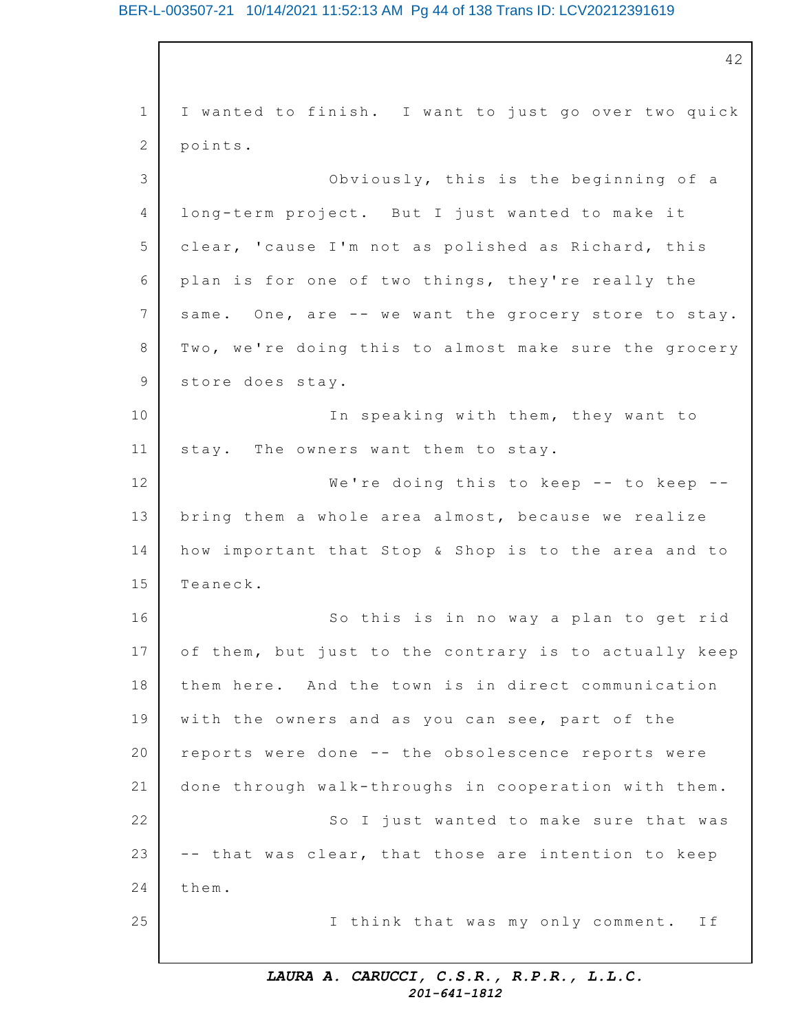I wanted to finish. I want to just go over two quick points.

Obviously, this is the beginning of a long-term project. But I just wanted to make it clear, 'cause I'm not as polished as Richard, this plan is for one of two things, they're really the same. One, are -- we want the grocery store to stay. Two, we're doing this to almost make sure the grocery store does stay.

In speaking with them, they want to stay. The owners want them to stay.

We're doing this to keep -- to keep -- bring them a whole area almost, because we realize how important that Stop & Shop is to the area and to Teaneck.

So this is in no way a plan to get rid of them, but just to the contrary is to actually keep them here. And the town is in direct communication with the owners and as you can see, part of the reports were done -- the obsolescence reports were done through walk-throughs in cooperation with them.

So I just wanted to make sure that was -- that was clear, that those are intention to keep them.

I think that was my only comment. If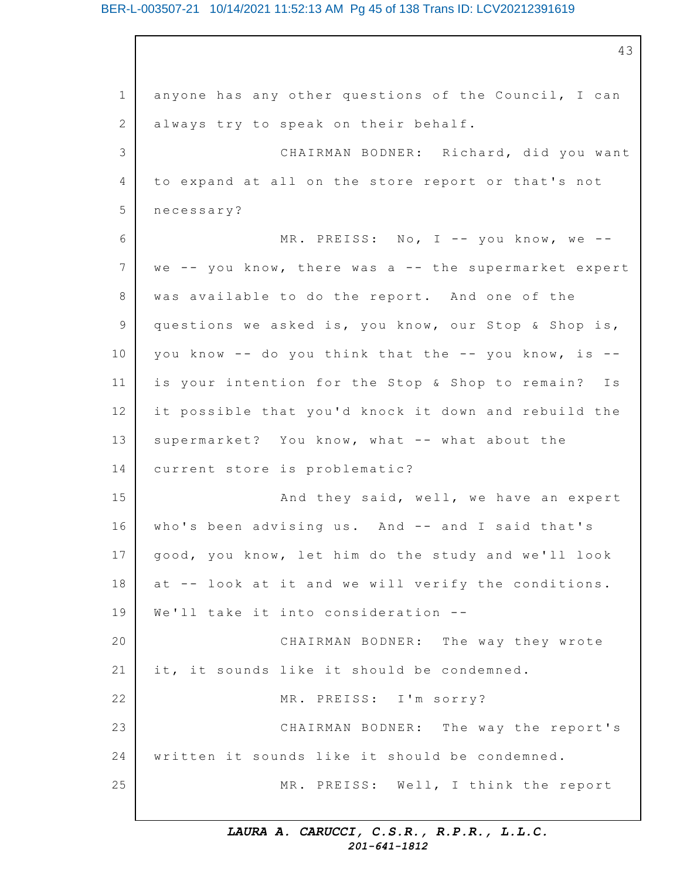anyone has any other questions of the Council, I can always try to speak on their behalf.

CHAIRMAN BODNER: Richard, did you want to expand at all on the store report or that's not necessary?

MR. PREISS: No, I -- you know, we -- we -- you know, there was a -- the supermarket expert was available to do the report. And one of the questions we asked is, you know, our Stop & Shop is, you know -- do you think that the -- you know, is -- is your intention for the Stop & Shop to remain? Is it possible that you'd knock it down and rebuild the supermarket? You know, what -- what about the current store is problematic?

And they said, well, we have an expert who's been advising us. And -- and I said that's good, you know, let him do the study and we'll look at -- look at it and we will verify the conditions. We'll take it into consideration --

CHAIRMAN BODNER: The way they wrote it, it sounds like it should be condemned.

MR. PREISS: I'm sorry?

CHAIRMAN BODNER: The way the report's written it sounds like it should be condemned.

MR. PREISS: Well, I think the report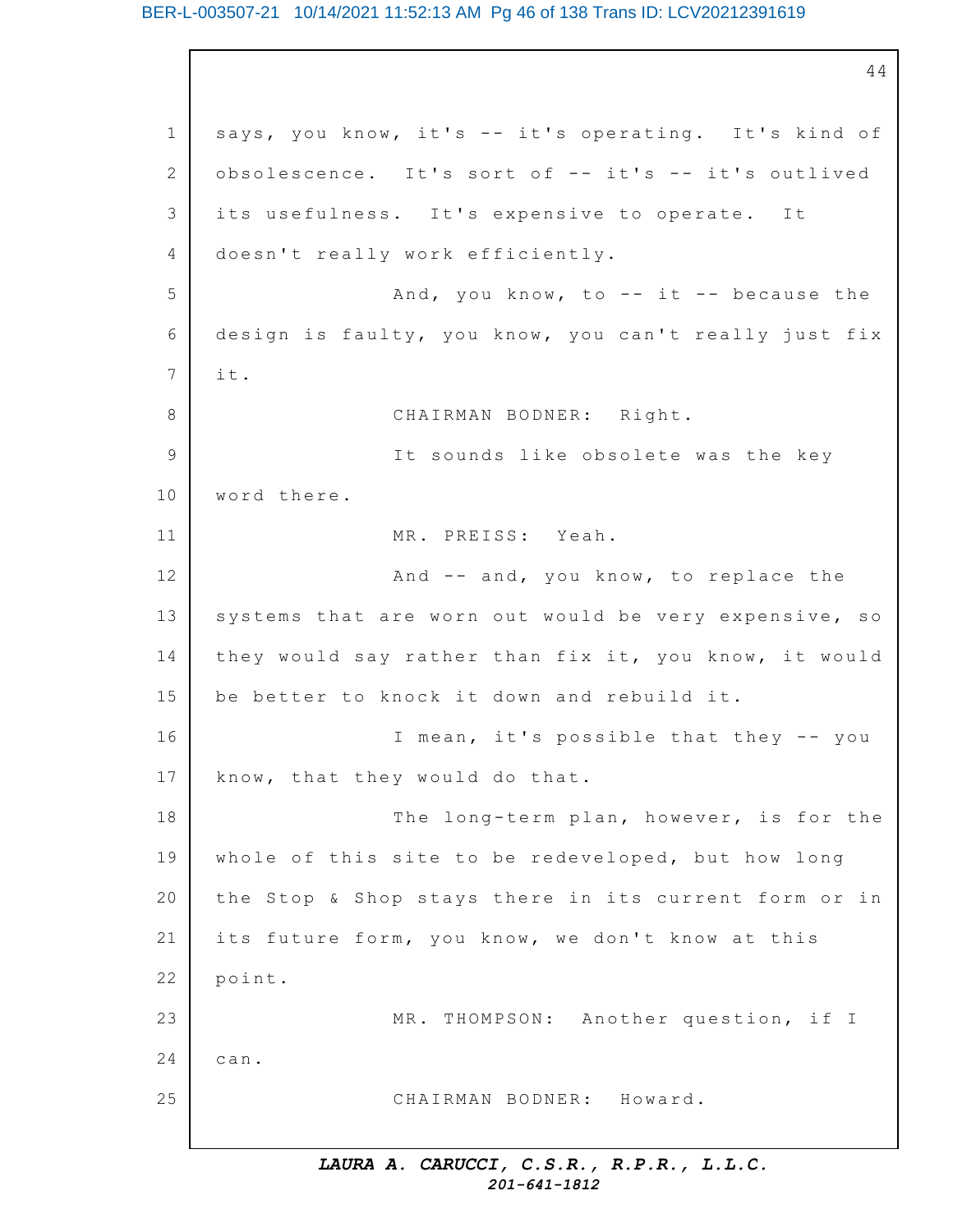says, you know, it's -- it's operating. It's kind of obsolescence. It's sort of -- it's -- it's outlived its usefulness. It's expensive to operate. It doesn't really work efficiently.

And, you know, to -- it -- because the design is faulty, you know, you can't really just fix it.

CHAIRMAN BODNER: Right.

It sounds like obsolete was the key word there.

MR. PREISS: Yeah.

And -- and, you know, to replace the systems that are worn out would be very expensive, so they would say rather than fix it, you know, it would be better to knock it down and rebuild it.

I mean, it's possible that they -- you know, that they would do that.

The long-term plan, however, is for the whole of this site to be redeveloped, but how long the Stop & Shop stays there in its current form or in its future form, you know, we don't know at this point.

MR. THOMPSON: Another question, if I can.

CHAIRMAN BODNER: Howard.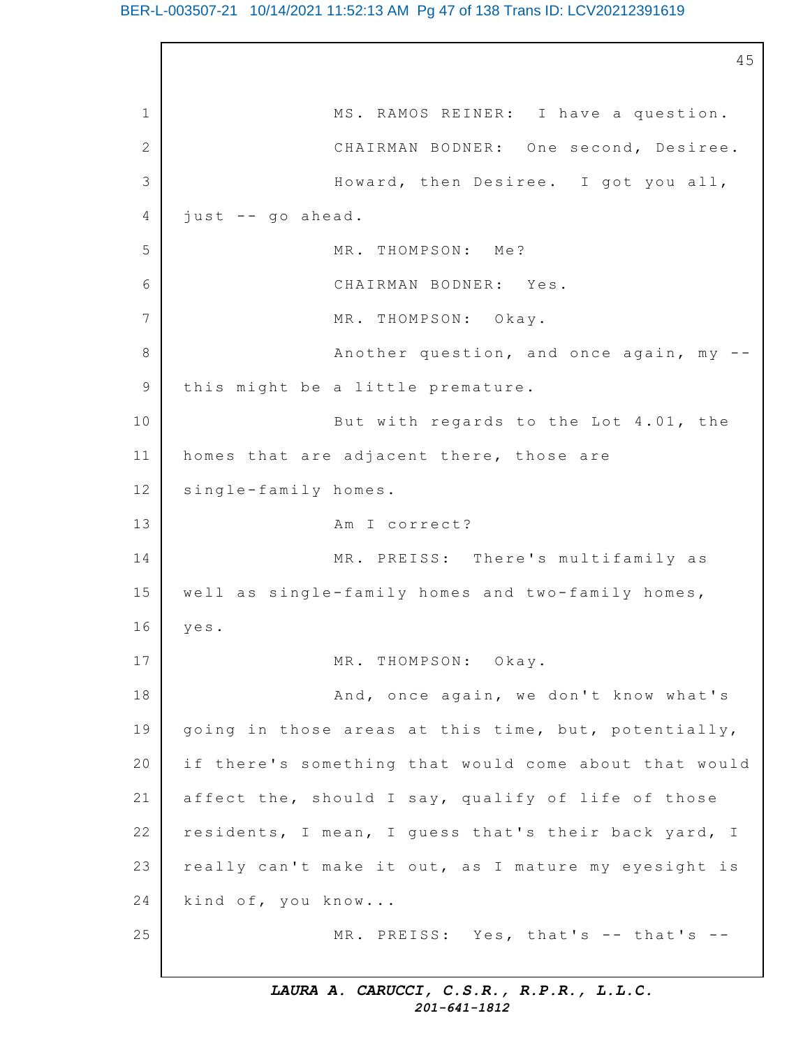MS. RAMOS REINER: I have a question.

CHAIRMAN BODNER: One second, Desiree.

Howard, then Desiree. I got you all, just -- go ahead.

MR. THOMPSON: Me?

CHAIRMAN BODNER: Yes.

MR. THOMPSON: Okay.

Another question, and once again, my -- this might be a little premature.

But with regards to the Lot 4.01, the homes that are adjacent there, those are single-family homes.

Am I correct?

MR. PREISS: There's multifamily as well as single-family homes and two-family homes, yes.

MR. THOMPSON: Okay.

And, once again, we don't know what's going in those areas at this time, but, potentially, if there's something that would come about that would affect the, should I say, qualify of life of those residents, I mean, I guess that's their back yard, I really can't make it out, as I mature my eyesight is kind of, you know...

MR. PREISS: Yes, that's -- that's --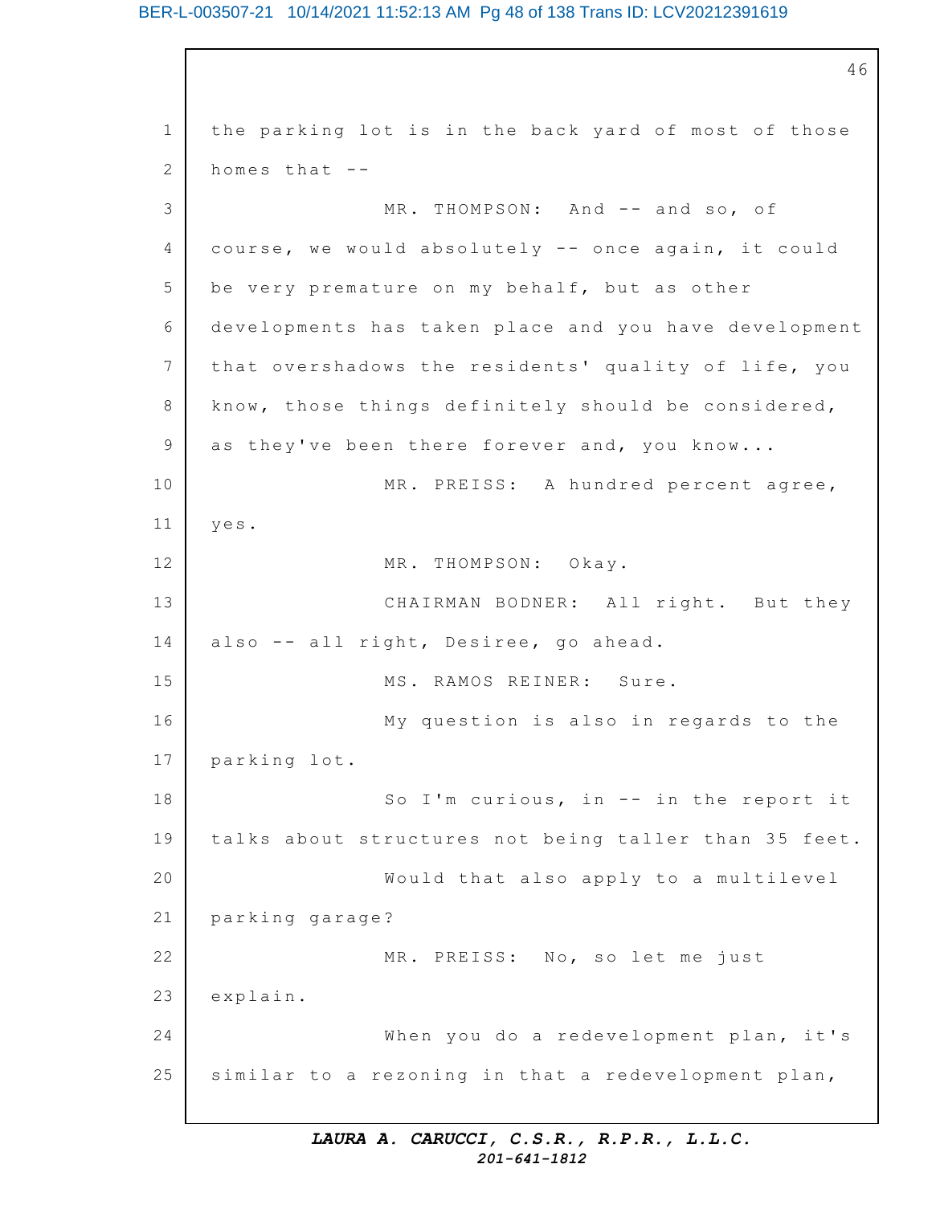the parking lot is in the back yard of most of those homes that --

MR. THOMPSON: And -- and so, of course, we would absolutely -- once again, it could be very premature on my behalf, but as other developments has taken place and you have development that overshadows the residents' quality of life, you know, those things definitely should be considered, as they've been there forever and, you know...

MR. PREISS: A hundred percent agree, yes.

MR. THOMPSON: Okay.

CHAIRMAN BODNER: All right. But they also -- all right, Desiree, go ahead.

MS. RAMOS REINER: Sure.

My question is also in regards to the parking lot.

So I'm curious, in -- in the report it talks about structures not being taller than 35 feet.

Would that also apply to a multilevel parking garage?

MR. PREISS: No, so let me just explain.

When you do a redevelopment plan, it's similar to a rezoning in that a redevelopment plan,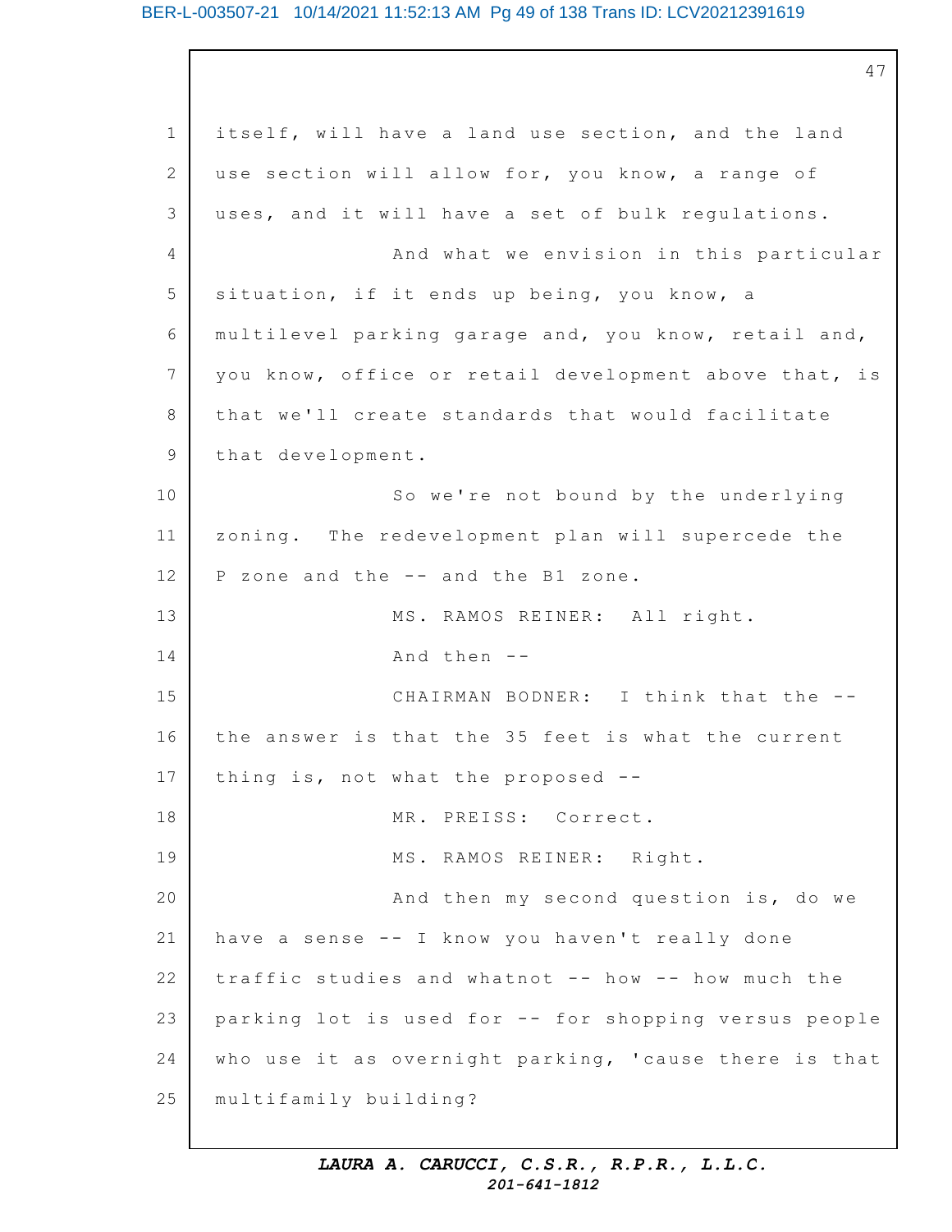itself, will have a land use section, and the land use section will allow for, you know, a range of uses, and it will have a set of bulk regulations.

And what we envision in this particular situation, if it ends up being, you know, a multilevel parking garage and, you know, retail and, you know, office or retail development above that, is that we'll create standards that would facilitate that development.

So we're not bound by the underlying zoning. The redevelopment plan will supercede the P zone and the -- and the B1 zone.

MS. RAMOS REINER: All right.

And then --

CHAIRMAN BODNER: I think that the -- the answer is that the 35 feet is what the current thing is, not what the proposed --

MR. PREISS: Correct.

MS. RAMOS REINER: Right.

And then my second question is, do we have a sense -- I know you haven't really done traffic studies and whatnot -- how -- how much the parking lot is used for -- for shopping versus people who use it as overnight parking, 'cause there is that multifamily building?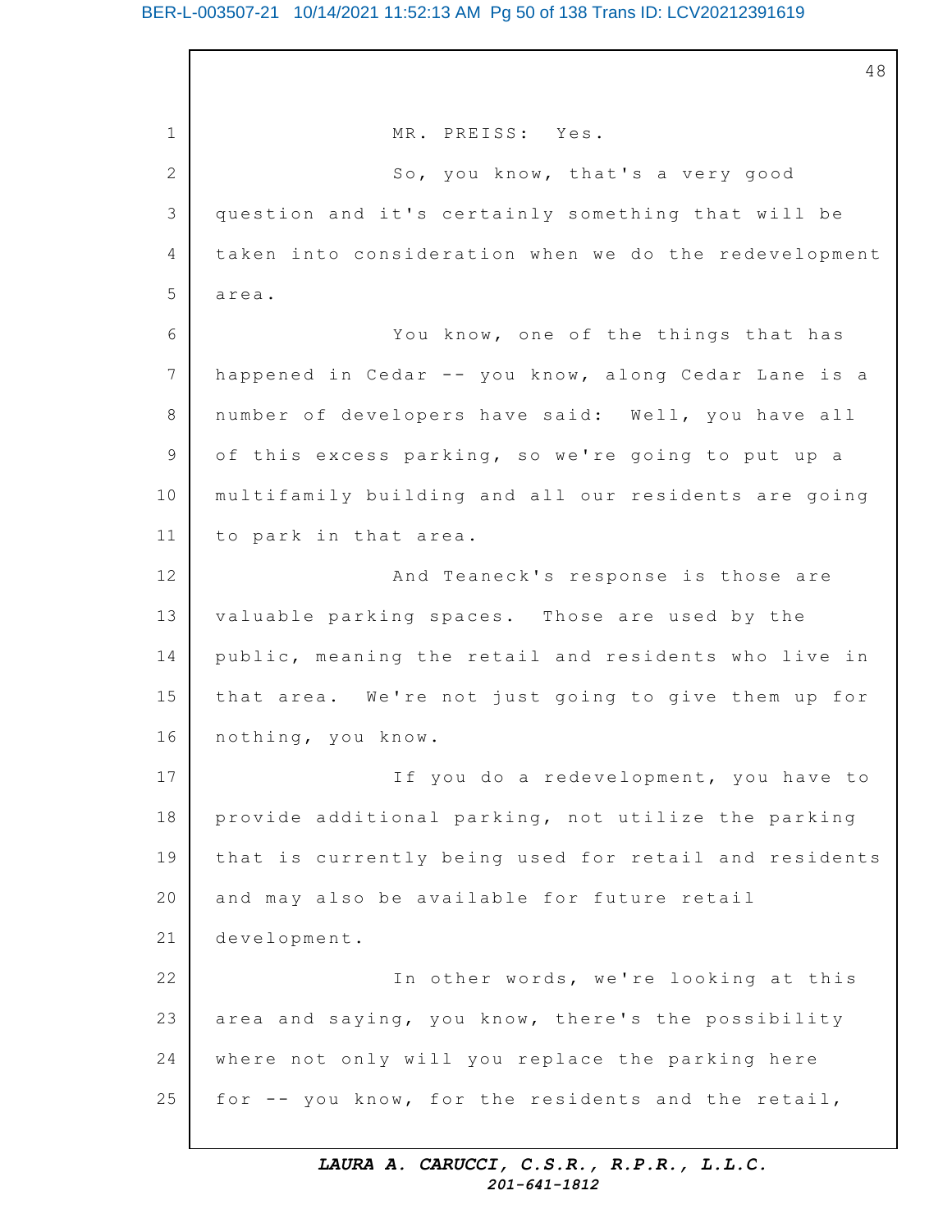MR. PREISS: Yes.

So, you know, that's a very good question and it's certainly something that will be taken into consideration when we do the redevelopment area.

You know, one of the things that has happened in Cedar -- you know, along Cedar Lane is a number of developers have said: Well, you have all of this excess parking, so we're going to put up a multifamily building and all our residents are going to park in that area.

And Teaneck's response is those are valuable parking spaces. Those are used by the public, meaning the retail and residents who live in that area. We're not just going to give them up for nothing, you know.

If you do a redevelopment, you have to provide additional parking, not utilize the parking that is currently being used for retail and residents and may also be available for future retail development.

In other words, we're looking at this area and saying, you know, there's the possibility where not only will you replace the parking here for -- you know, for the residents and the retail,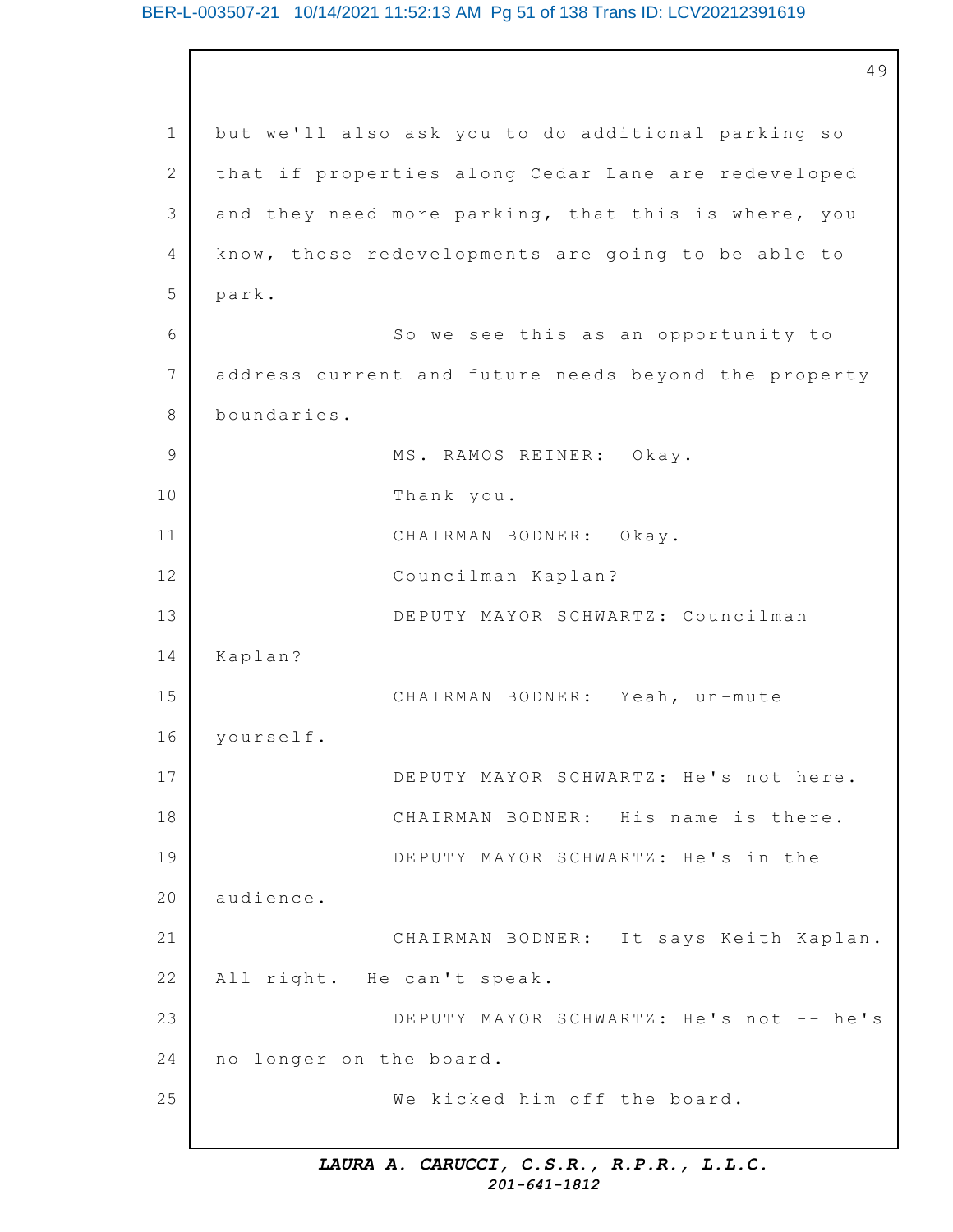but we'll also ask you to do additional parking so that if properties along Cedar Lane are redeveloped and they need more parking, that this is where, you know, those redevelopments are going to be able to park.

So we see this as an opportunity to address current and future needs beyond the property boundaries.

MS. RAMOS REINER: Okay.

Thank you.

CHAIRMAN BODNER: Okay.

Councilman Kaplan?

DEPUTY MAYOR SCHWARTZ: Councilman Kaplan?

CHAIRMAN BODNER: Yeah, un-mute yourself.

DEPUTY MAYOR SCHWARTZ: He's not here.

CHAIRMAN BODNER: His name is there.

DEPUTY MAYOR SCHWARTZ: He's in the audience.

CHAIRMAN BODNER: It says Keith Kaplan. All right. He can't speak.

DEPUTY MAYOR SCHWARTZ: He's not -- he's no longer on the board.

We kicked him off the board.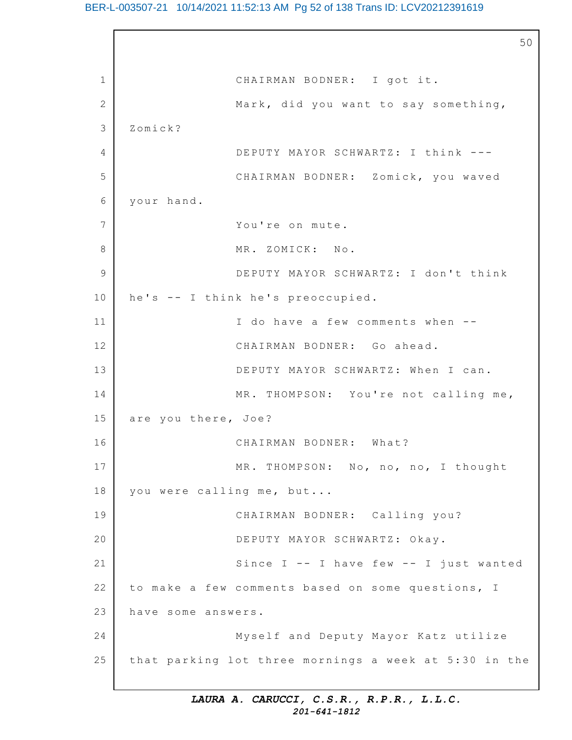CHAIRMAN BODNER: I got it.

Mark, did you want to say something, Zomick?

DEPUTY MAYOR SCHWARTZ: I think ---

CHAIRMAN BODNER: Zomick, you waved your hand.

You're on mute.

MR. ZOMICK: No.

DEPUTY MAYOR SCHWARTZ: I don't think he's -- I think he's preoccupied.

I do have a few comments when --

CHAIRMAN BODNER: Go ahead.

DEPUTY MAYOR SCHWARTZ: When I can.

MR. THOMPSON: You're not calling me, are you there, Joe?

CHAIRMAN BODNER: What?

MR. THOMPSON: No, no, no, I thought you were calling me, but...

CHAIRMAN BODNER: Calling you?

DEPUTY MAYOR SCHWARTZ: Okay.

Since I -- I have few -- I just wanted to make a few comments based on some questions, I have some answers.

Myself and Deputy Mayor Katz utilize that parking lot three mornings a week at 5:30 in the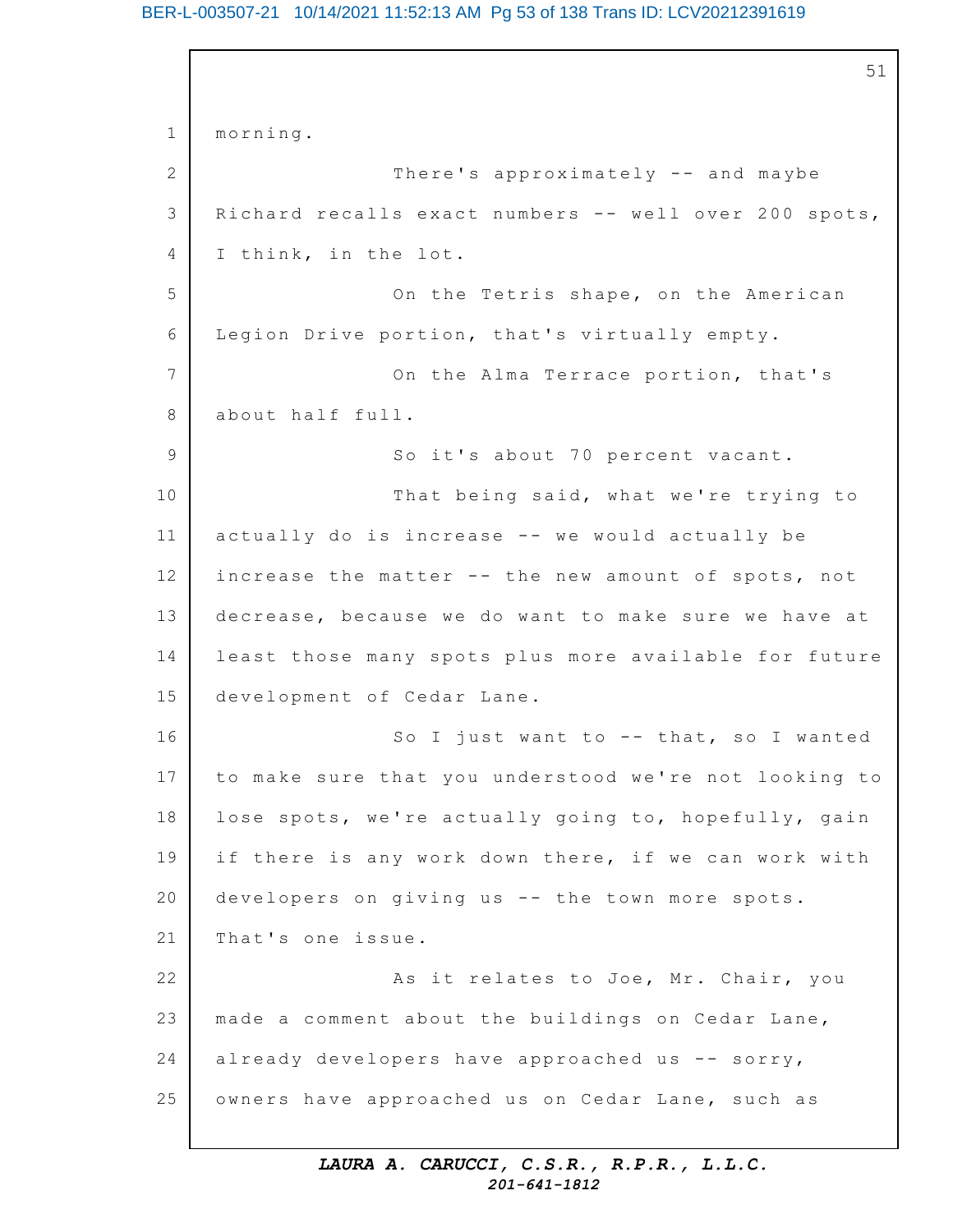morning.

There's approximately -- and maybe Richard recalls exact numbers -- well over 200 spots, I think, in the lot.

On the Tetris shape, on the American Legion Drive portion, that's virtually empty.

On the Alma Terrace portion, that's about half full.

So it's about 70 percent vacant.

That being said, what we're trying to actually do is increase -- we would actually be increase the matter -- the new amount of spots, not decrease, because we do want to make sure we have at least those many spots plus more available for future development of Cedar Lane.

So I just want to -- that, so I wanted to make sure that you understood we're not looking to lose spots, we're actually going to, hopefully, gain if there is any work down there, if we can work with developers on giving us -- the town more spots. That's one issue.

As it relates to Joe, Mr. Chair, you made a comment about the buildings on Cedar Lane, already developers have approached us -- sorry, owners have approached us on Cedar Lane, such as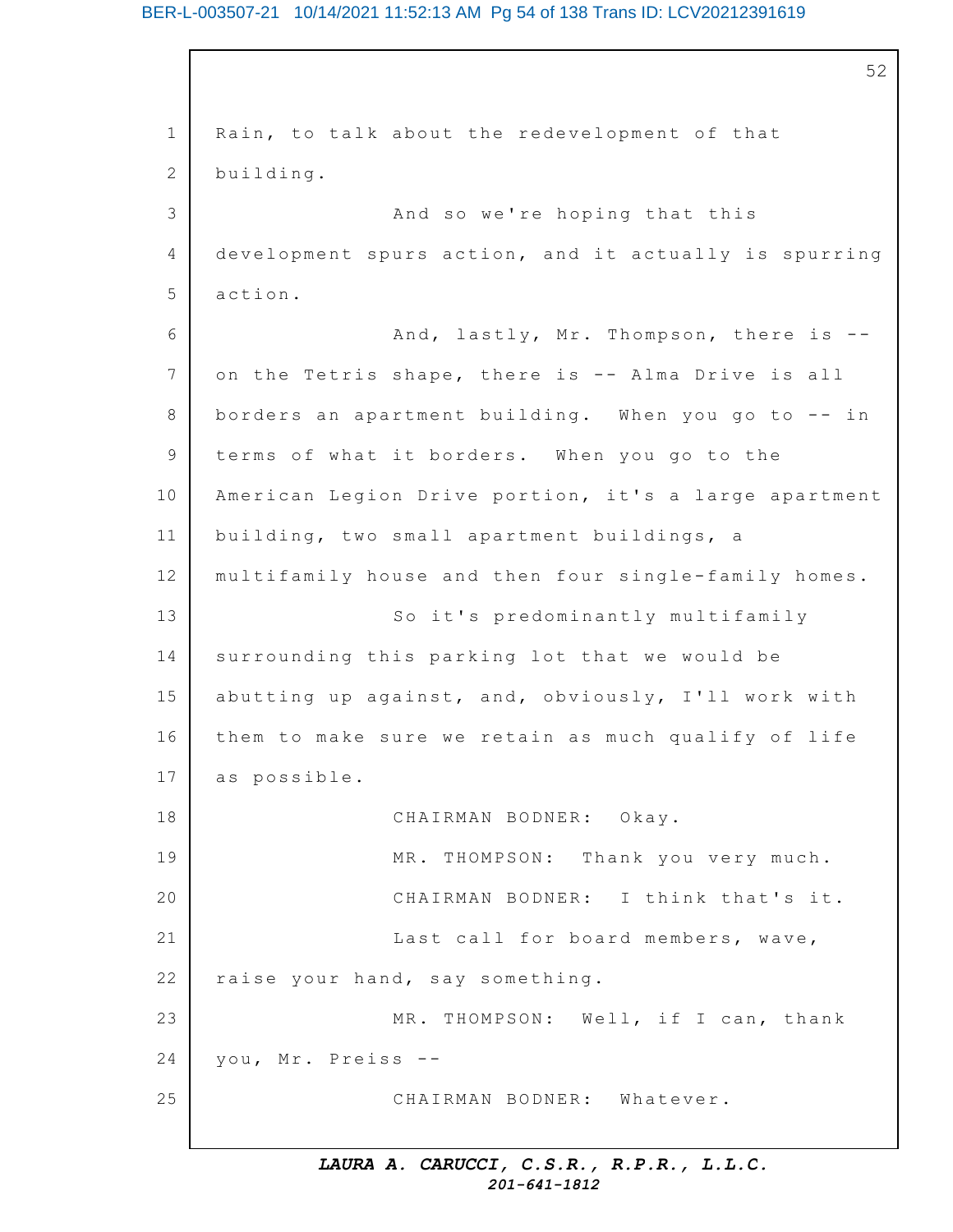Rain, to talk about the redevelopment of that building.

And so we're hoping that this development spurs action, and it actually is spurring action.

And, lastly, Mr. Thompson, there is -- on the Tetris shape, there is -- Alma Drive is all borders an apartment building. When you go to -- in terms of what it borders. When you go to the American Legion Drive portion, it's a large apartment building, two small apartment buildings, a multifamily house and then four single-family homes.

So it's predominantly multifamily surrounding this parking lot that we would be abutting up against, and, obviously, I'll work with them to make sure we retain as much qualify of life as possible.

CHAIRMAN BODNER: Okay.

MR. THOMPSON: Thank you very much.

CHAIRMAN BODNER: I think that's it.

Last call for board members, wave, raise your hand, say something.

MR. THOMPSON: Well, if I can, thank you, Mr. Preiss --

CHAIRMAN BODNER: Whatever.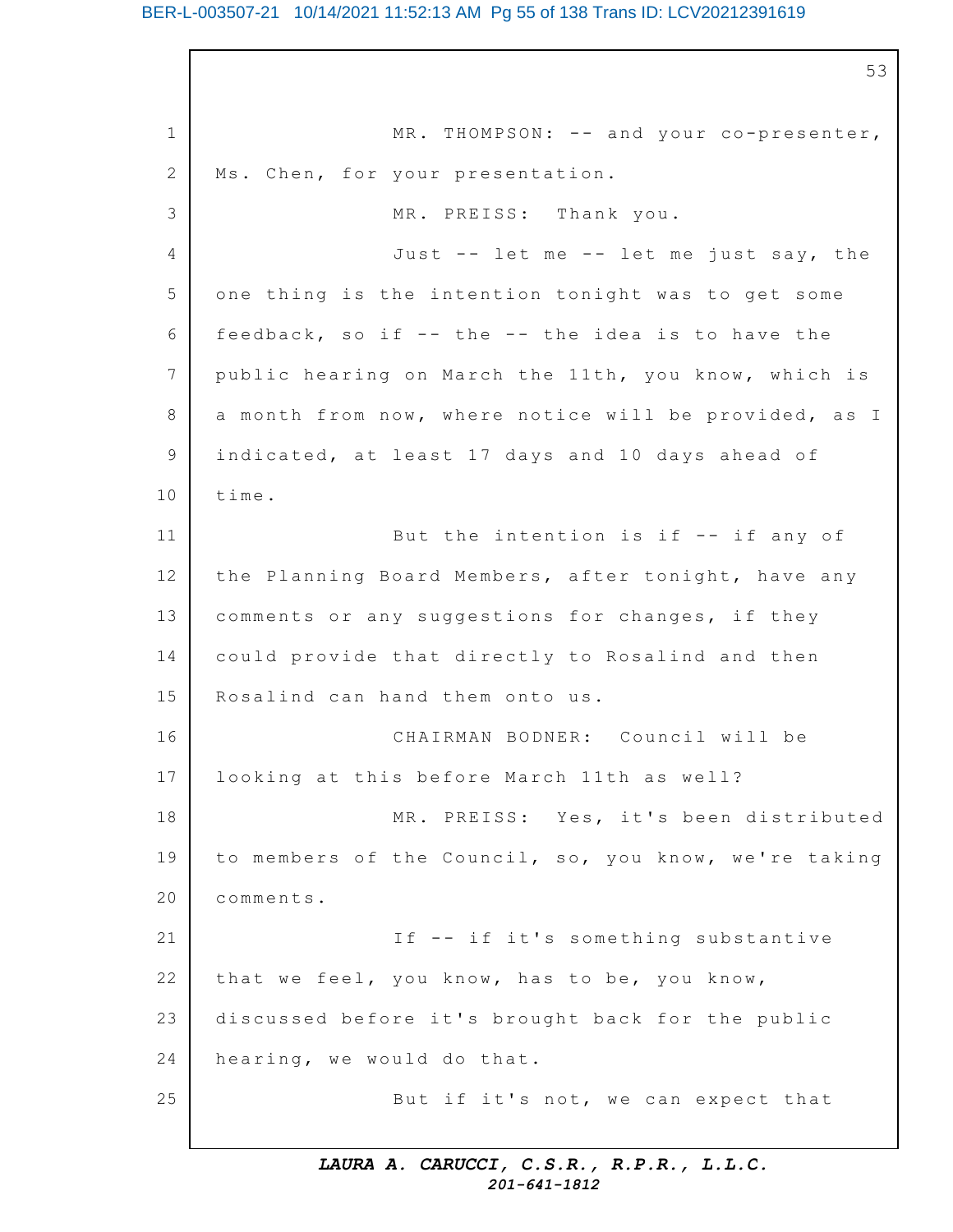MR. THOMPSON: -- and your co-presenter, Ms. Chen, for your presentation.

MR. PREISS: Thank you.

Just -- let me -- let me just say, the one thing is the intention tonight was to get some feedback, so if -- the -- the idea is to have the public hearing on March the 11th, you know, which is a month from now, where notice will be provided, as I indicated, at least 17 days and 10 days ahead of time.

But the intention is if -- if any of the Planning Board Members, after tonight, have any comments or any suggestions for changes, if they could provide that directly to Rosalind and then Rosalind can hand them onto us.

CHAIRMAN BODNER: Council will be looking at this before March 11th as well?

MR. PREISS: Yes, it's been distributed to members of the Council, so, you know, we're taking comments.

If -- if it's something substantive that we feel, you know, has to be, you know, discussed before it's brought back for the public hearing, we would do that.

But if it's not, we can expect that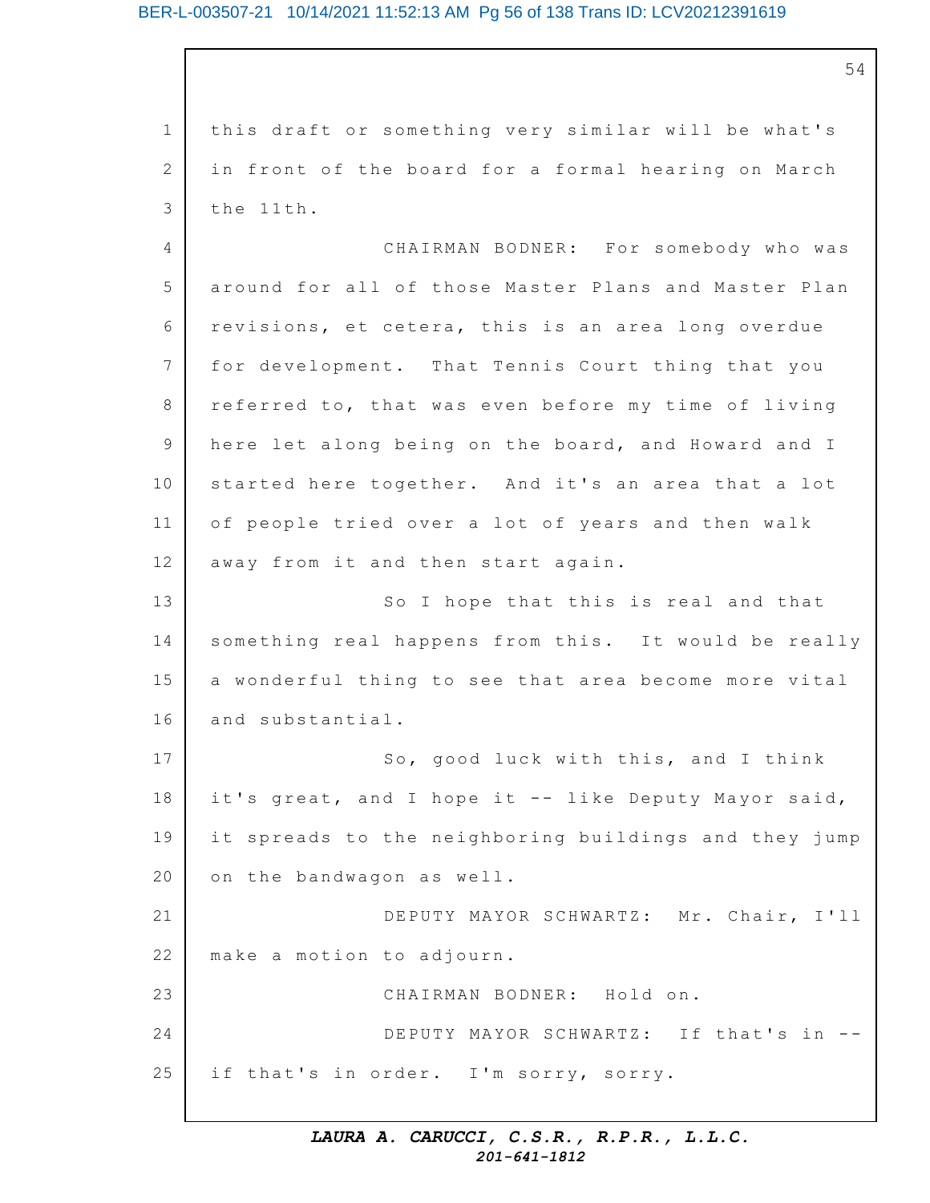this draft or something very similar will be what's in front of the board for a formal hearing on March the 11th.

CHAIRMAN BODNER: For somebody who was around for all of those Master Plans and Master Plan revisions, et cetera, this is an area long overdue for development. That Tennis Court thing that you referred to, that was even before my time of living here let along being on the board, and Howard and I started here together. And it's an area that a lot of people tried over a lot of years and then walk away from it and then start again.

So I hope that this is real and that something real happens from this. It would be really a wonderful thing to see that area become more vital and substantial.

So, good luck with this, and I think it's great, and I hope it -- like Deputy Mayor said, it spreads to the neighboring buildings and they jump on the bandwagon as well.

DEPUTY MAYOR SCHWARTZ: Mr. Chair, I'll make a motion to adjourn.

CHAIRMAN BODNER: Hold on.

DEPUTY MAYOR SCHWARTZ: If that's in -- if that's in order. I'm sorry, sorry.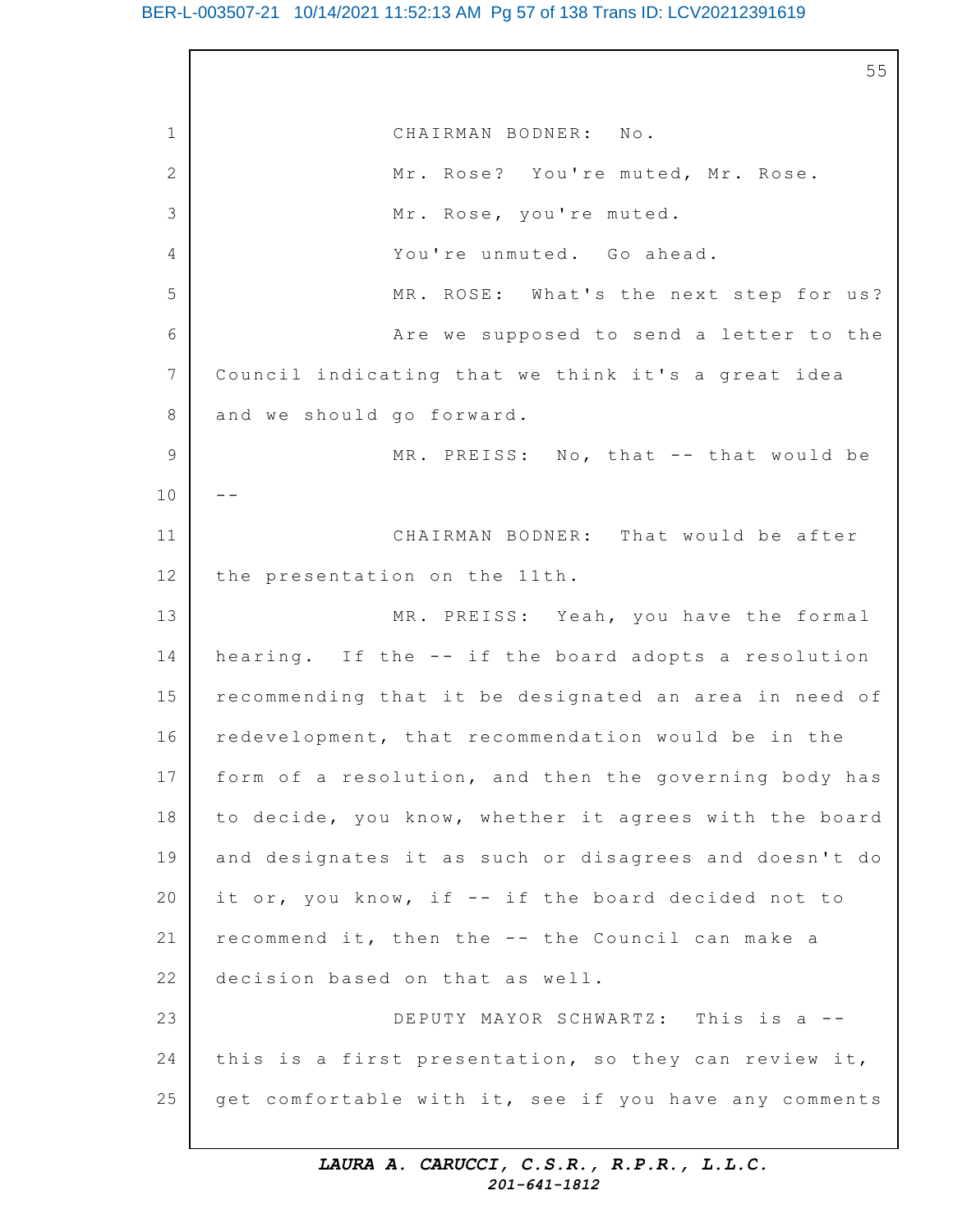CHAIRMAN BODNER: No.

Mr. Rose? You're muted, Mr. Rose.

Mr. Rose, you're muted.

You're unmuted. Go ahead.

MR. ROSE: What's the next step for us?

Are we supposed to send a letter to the Council indicating that we think it's a great idea and we should go forward.

MR. PREISS: No, that -- that would be --

CHAIRMAN BODNER: That would be after the presentation on the 11th.

MR. PREISS: Yeah, you have the formal hearing. If the -- if the board adopts a resolution recommending that it be designated an area in need of redevelopment, that recommendation would be in the form of a resolution, and then the governing body has to decide, you know, whether it agrees with the board and designates it as such or disagrees and doesn't do it or, you know, if -- if the board decided not to recommend it, then the -- the Council can make a decision based on that as well.

DEPUTY MAYOR SCHWARTZ: This is a -- this is a first presentation, so they can review it, get comfortable with it, see if you have any comments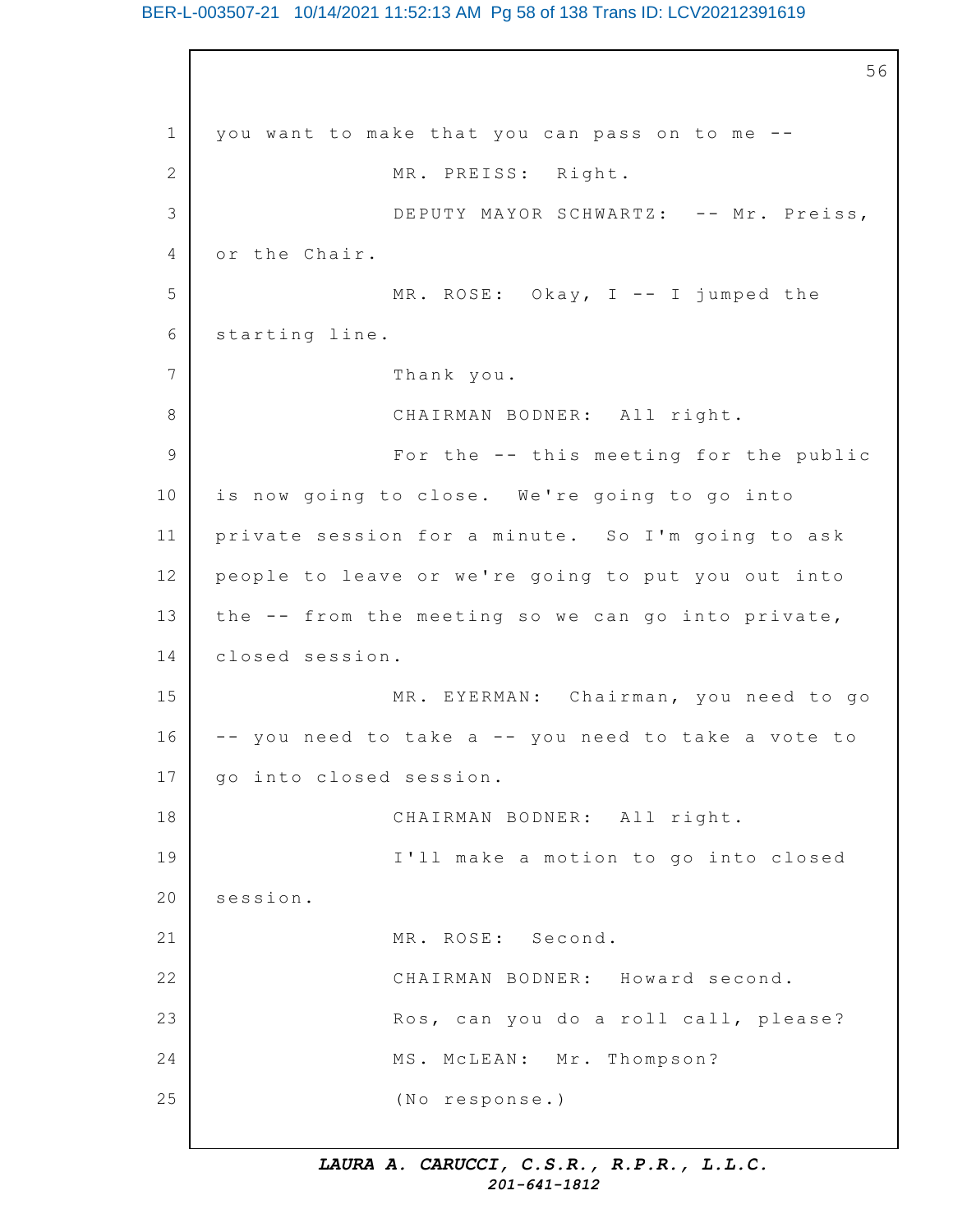you want to make that you can pass on to me --

MR. PREISS: Right.

DEPUTY MAYOR SCHWARTZ: -- Mr. Preiss, or the Chair.

MR. ROSE: Okay, I -- I jumped the starting line.

Thank you.

CHAIRMAN BODNER: All right.

For the -- this meeting for the public is now going to close. We're going to go into private session for a minute. So I'm going to ask people to leave or we're going to put you out into the -- from the meeting so we can go into private, closed session.

MR. EYERMAN: Chairman, you need to go -- you need to take a -- you need to take a vote to go into closed session.

CHAIRMAN BODNER: All right.

I'll make a motion to go into closed session.

MR. ROSE: Second.

CHAIRMAN BODNER: Howard second.

Ros, can you do a roll call, please?

MS. McLEAN: Mr. Thompson?

(No response.)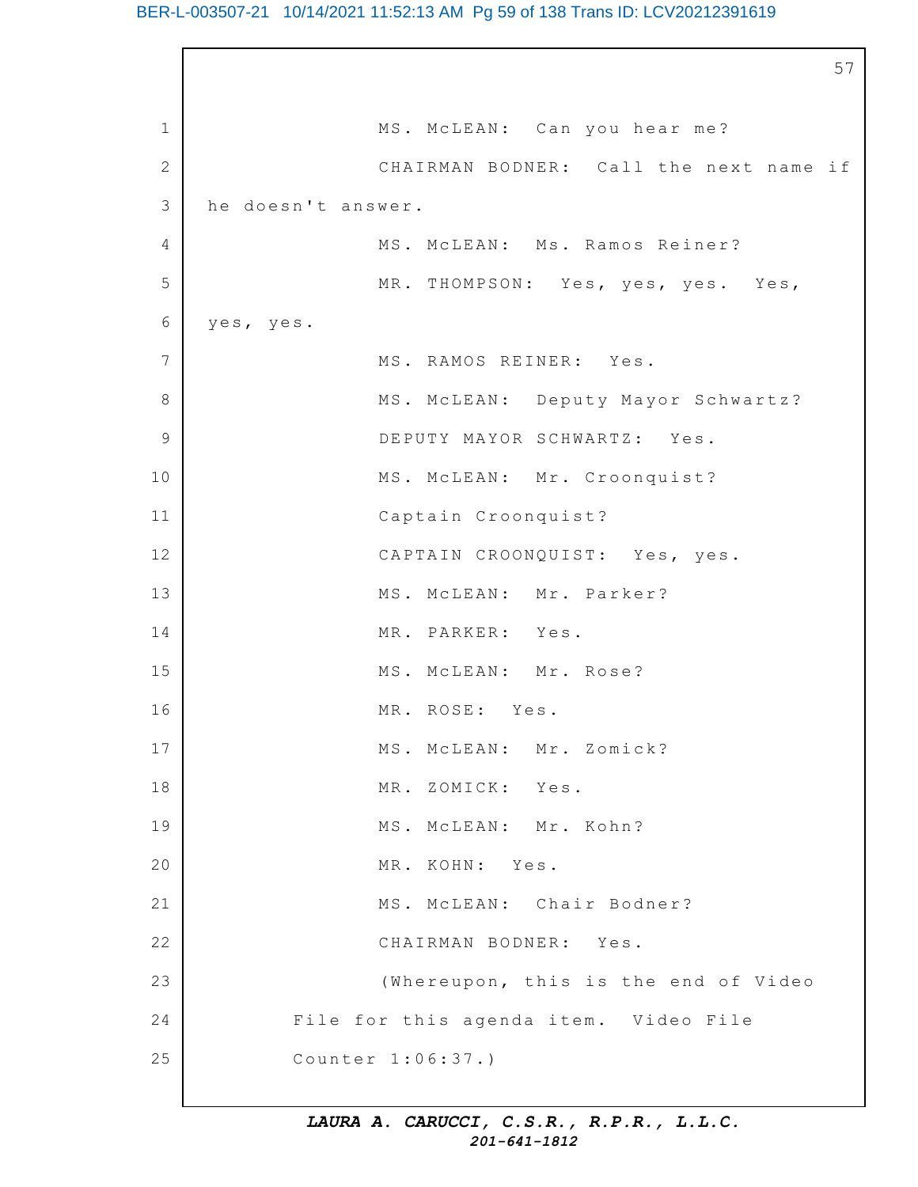1 MS. McLEAN: Can you hear me?

2 CHAIRMAN BODNER: Call the next name if

3 he doesn't answer.

4 MS. McLEAN: Ms. Ramos Reiner?

5 MR. THOMPSON: Yes, yes, yes. Yes,

6 yes, yes.

7 MS. RAMOS REINER: Yes.

8 MS. McLEAN: Deputy Mayor Schwartz?

9 DEPUTY MAYOR SCHWARTZ: Yes.

10 MS. McLEAN: Mr. Croonquist?

11 Captain Croonquist?

12 CAPTAIN CROONQUIST: Yes, yes.

13 MS. McLEAN: Mr. Parker?

14 MR. PARKER: Yes.

15 MS. McLEAN: Mr. Rose?

16 MR. ROSE: Yes.

17 MS. McLEAN: Mr. Zomick?

18 MR. ZOMICK: Yes.

19 MS. McLEAN: Mr. Kohn?

20 MR. KOHN: Yes.

21 MS. McLEAN: Chair Bodner?

22 CHAIRMAN BODNER: Yes.

23 (Whereupon, this is the end of Video

24 File for this agenda item. Video File

25 Counter 1:06:37.)

***LAURA A. CARUCCI, C.S.R., R.P.R., L.L.C.***
***201-641-1812***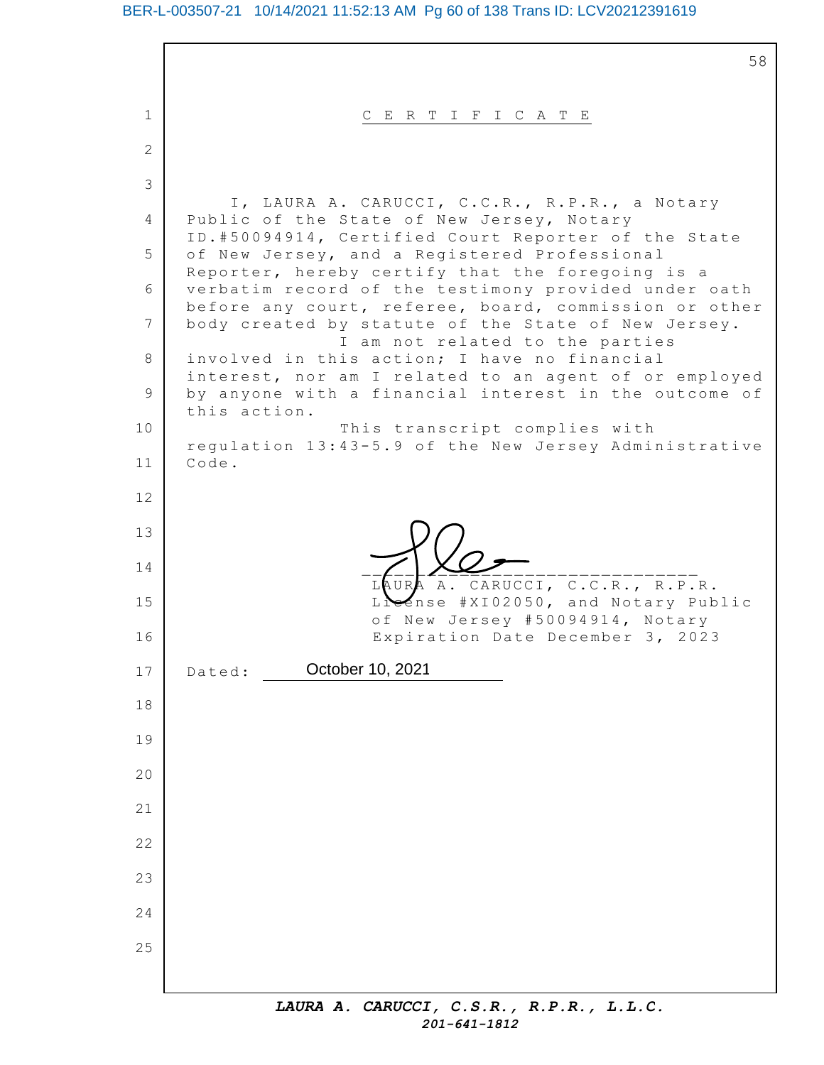# C E R T I F I C A T E

I, LAURA A. CARUCCI, C.C.R., R.P.R., a Notary Public of the State of New Jersey, Notary ID.#50094914, Certified Court Reporter of the State of New Jersey, and a Registered Professional Reporter, hereby certify that the foregoing is a verbatim record of the testimony provided under oath before any court, referee, board, commission or other body created by statute of the State of New Jersey.

I am not related to the parties involved in this action; I have no financial interest, nor am I related to an agent of or employed by anyone with a financial interest in the outcome of this action.

This transcript complies with regulation 13:43-5.9 of the New Jersey Administrative Code.

______________________________
LAURA A. CARUCCI, C.C.R., R.P.R.
License #XI02050, and Notary Public of New Jersey #50094914, Notary Expiration Date December 3, 2023

Dated: October 10, 2021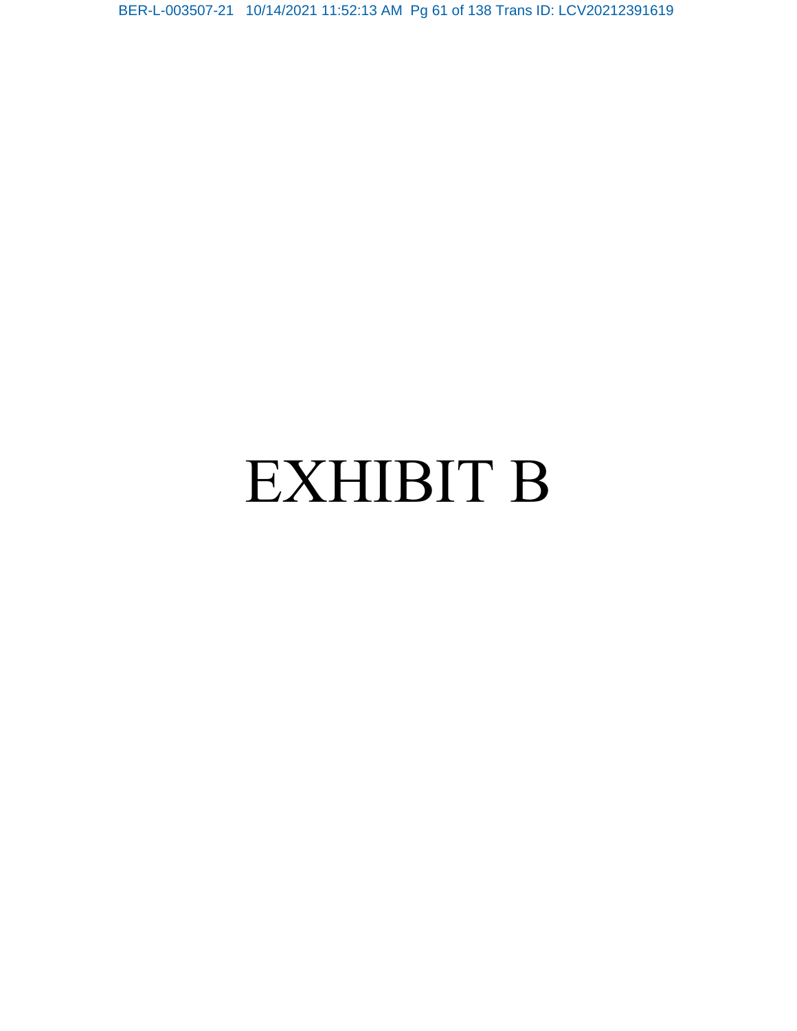# EXHIBIT B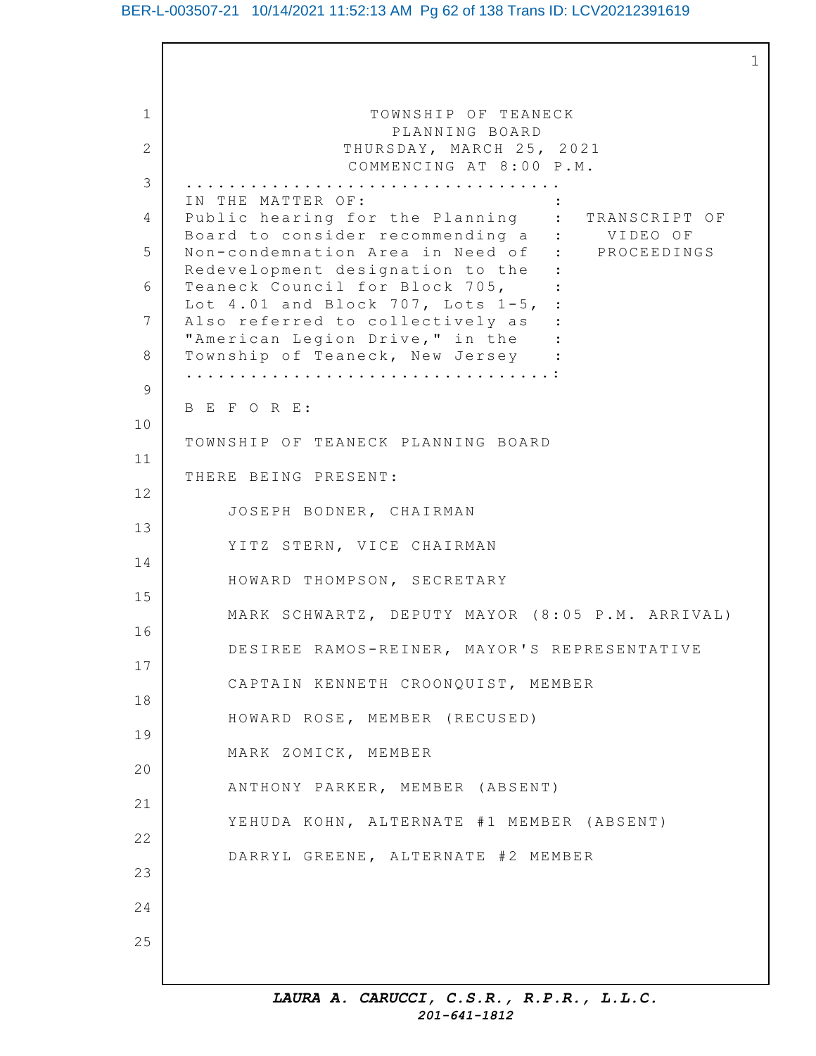TOWNSHIP OF TEANECK
PLANNING BOARD
THURSDAY, MARCH 25, 2021
COMMENCING AT 8:00 P.M.

IN THE MATTER OF:

Public hearing for the Planning Board to consider recommending a Non-condemnation Area in Need of Redevelopment designation to the Teaneck Council for Block 705, Lot 4.01 and Block 707, Lots 1-5, Also referred to collectively as "American Legion Drive," in the Township of Teaneck, New Jersey

TRANSCRIPT OF VIDEO OF PROCEEDINGS

B E F O R E:

TOWNSHIP OF TEANECK PLANNING BOARD

THERE BEING PRESENT:

JOSEPH BODNER, CHAIRMAN

YITZ STERN, VICE CHAIRMAN

HOWARD THOMPSON, SECRETARY

MARK SCHWARTZ, DEPUTY MAYOR (8:05 P.M. ARRIVAL)

DESIREE RAMOS-REINER, MAYOR'S REPRESENTATIVE

CAPTAIN KENNETH CROONQUIST, MEMBER

HOWARD ROSE, MEMBER (RECUSED)

MARK ZOMICK, MEMBER

ANTHONY PARKER, MEMBER (ABSENT)

YEHUDA KOHN, ALTERNATE #1 MEMBER (ABSENT)

DARRYL GREENE, ALTERNATE #2 MEMBER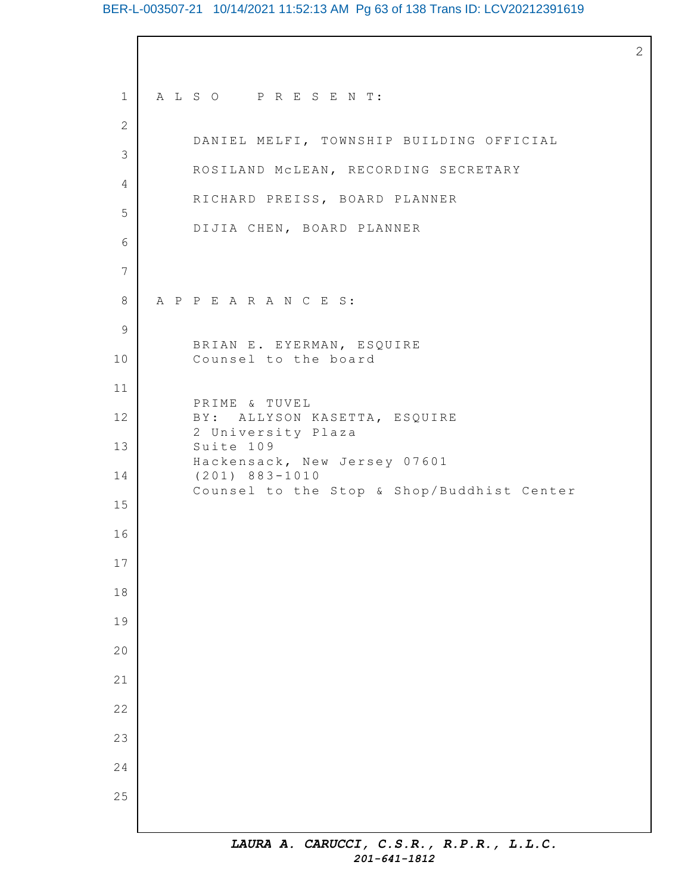A L S O P R E S E N T:

DANIEL MELFI, TOWNSHIP BUILDING OFFICIAL

ROSILAND McLEAN, RECORDING SECRETARY

RICHARD PREISS, BOARD PLANNER

DIJIA CHEN, BOARD PLANNER

A P P E A R A N C E S:

BRIAN E. EYERMAN, ESQUIRE
Counsel to the board

PRIME & TUVEL
BY: ALLYSON KASETTA, ESQUIRE
2 University Plaza
Suite 109
Hackensack, New Jersey 07601
(201) 883-1010
Counsel to the Stop & Shop/Buddhist Center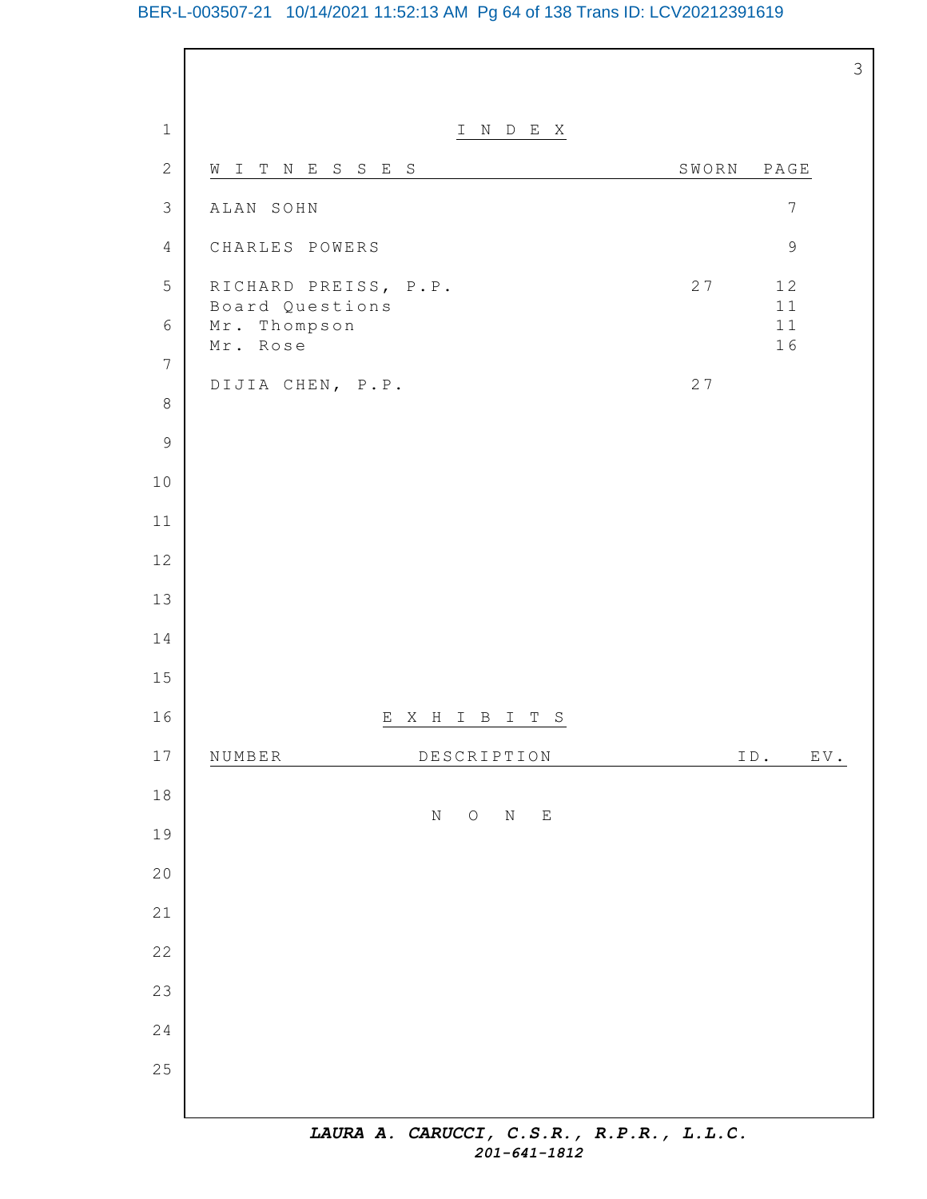# INDEX

| WITNESSES | SWORN | PAGE |
|---|---|---|
| ALAN SOHN | | 7 |
| CHARLES POWERS | | 9 |
| RICHARD PREISS, P.P. | 27 | 12 |
| Board Questions | | 11 |
| Mr. Thompson | | 11 |
| Mr. Rose | | 16 |
| DIJIA CHEN, P.P. | 27 | |

# EXHIBITS

| NUMBER | DESCRIPTION | ID. | EV. |
|---|---|---|---|
| | NONE | | |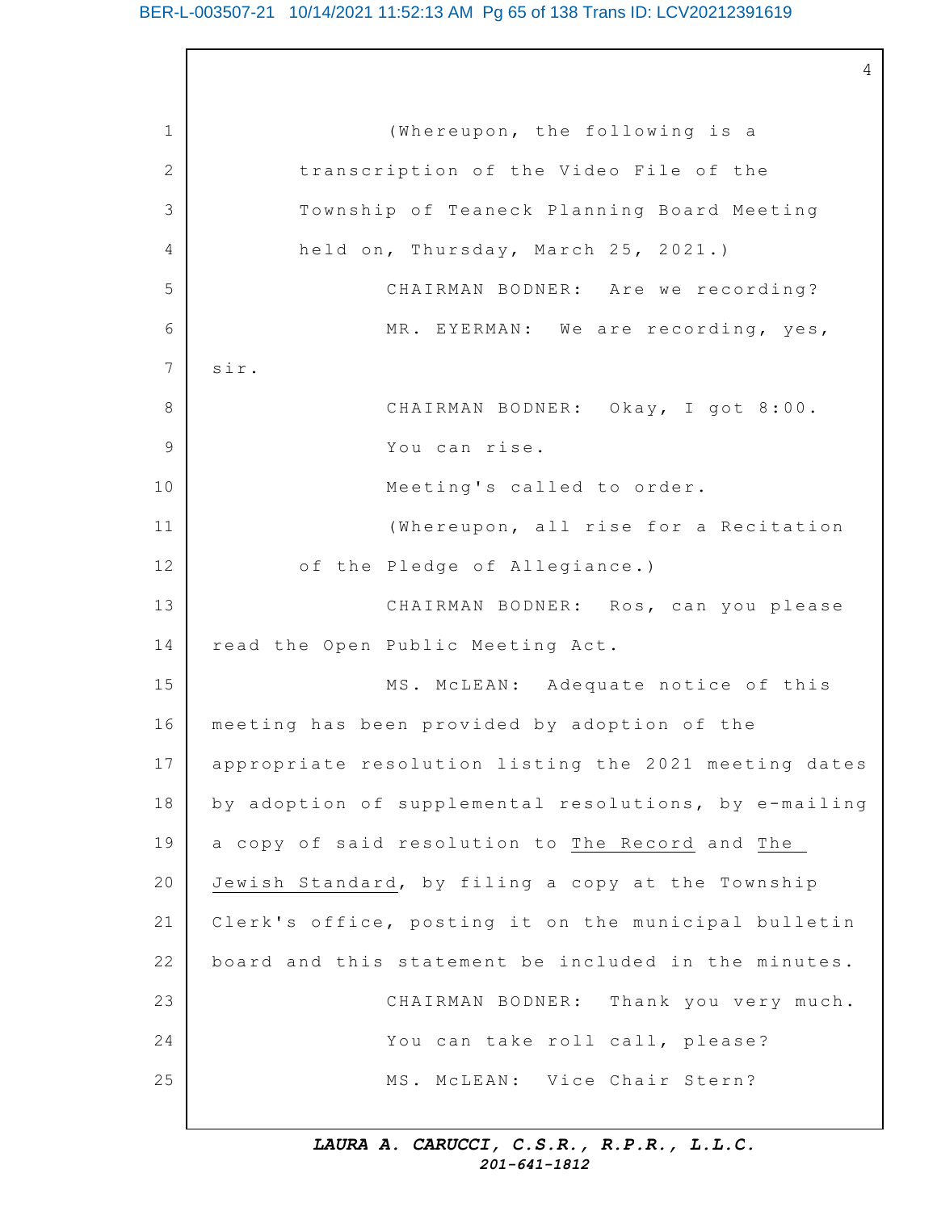(Whereupon, the following is a transcription of the Video File of the Township of Teaneck Planning Board Meeting held on, Thursday, March 25, 2021.)

CHAIRMAN BODNER: Are we recording?

MR. EYERMAN: We are recording, yes, sir.

CHAIRMAN BODNER: Okay, I got 8:00.

You can rise.

Meeting's called to order.

(Whereupon, all rise for a Recitation of the Pledge of Allegiance.)

CHAIRMAN BODNER: Ros, can you please read the Open Public Meeting Act.

MS. McLEAN: Adequate notice of this meeting has been provided by adoption of the appropriate resolution listing the 2021 meeting dates by adoption of supplemental resolutions, by e-mailing a copy of said resolution to The Record and The Jewish Standard, by filing a copy at the Township Clerk's office, posting it on the municipal bulletin board and this statement be included in the minutes.

CHAIRMAN BODNER: Thank you very much.

You can take roll call, please?

MS. McLEAN: Vice Chair Stern?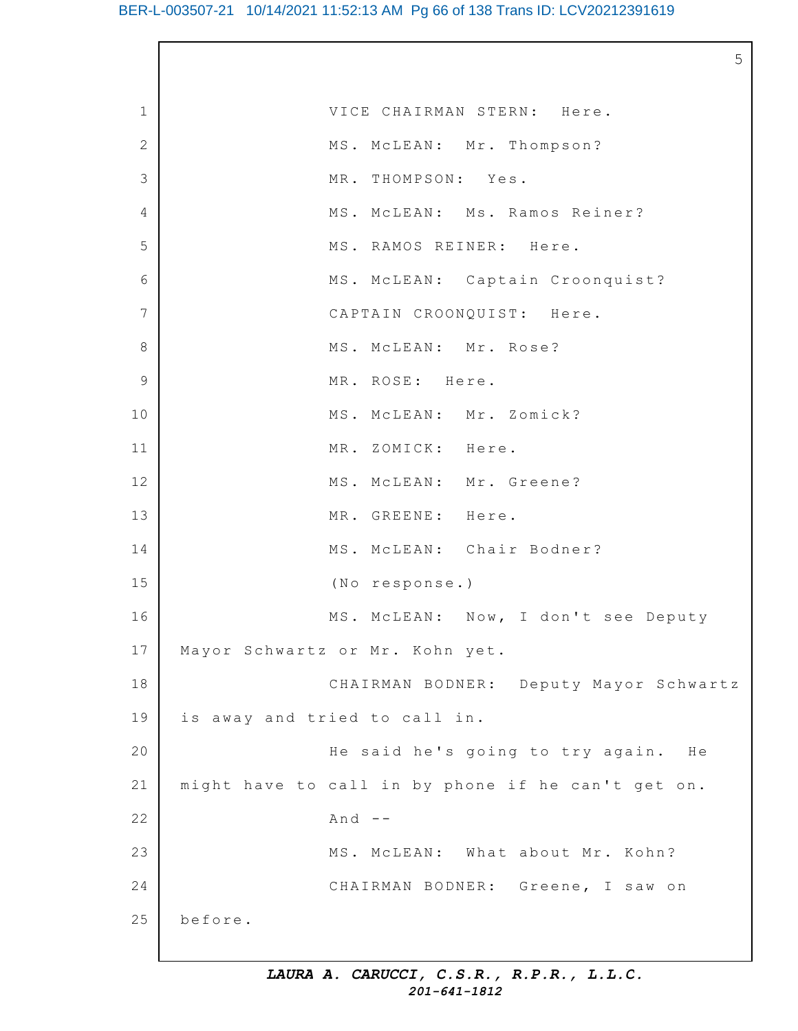VICE CHAIRMAN STERN: Here.

MS. McLEAN: Mr. Thompson?

MR. THOMPSON: Yes.

MS. McLEAN: Ms. Ramos Reiner?

MS. RAMOS REINER: Here.

MS. McLEAN: Captain Croonquist?

CAPTAIN CROONQUIST: Here.

MS. McLEAN: Mr. Rose?

MR. ROSE: Here.

MS. McLEAN: Mr. Zomick?

MR. ZOMICK: Here.

MS. McLEAN: Mr. Greene?

MR. GREENE: Here.

MS. McLEAN: Chair Bodner?

(No response.)

MS. McLEAN: Now, I don't see Deputy Mayor Schwartz or Mr. Kohn yet.

CHAIRMAN BODNER: Deputy Mayor Schwartz is away and tried to call in.

He said he's going to try again. He might have to call in by phone if he can't get on.

And --

MS. McLEAN: What about Mr. Kohn?

CHAIRMAN BODNER: Greene, I saw on before.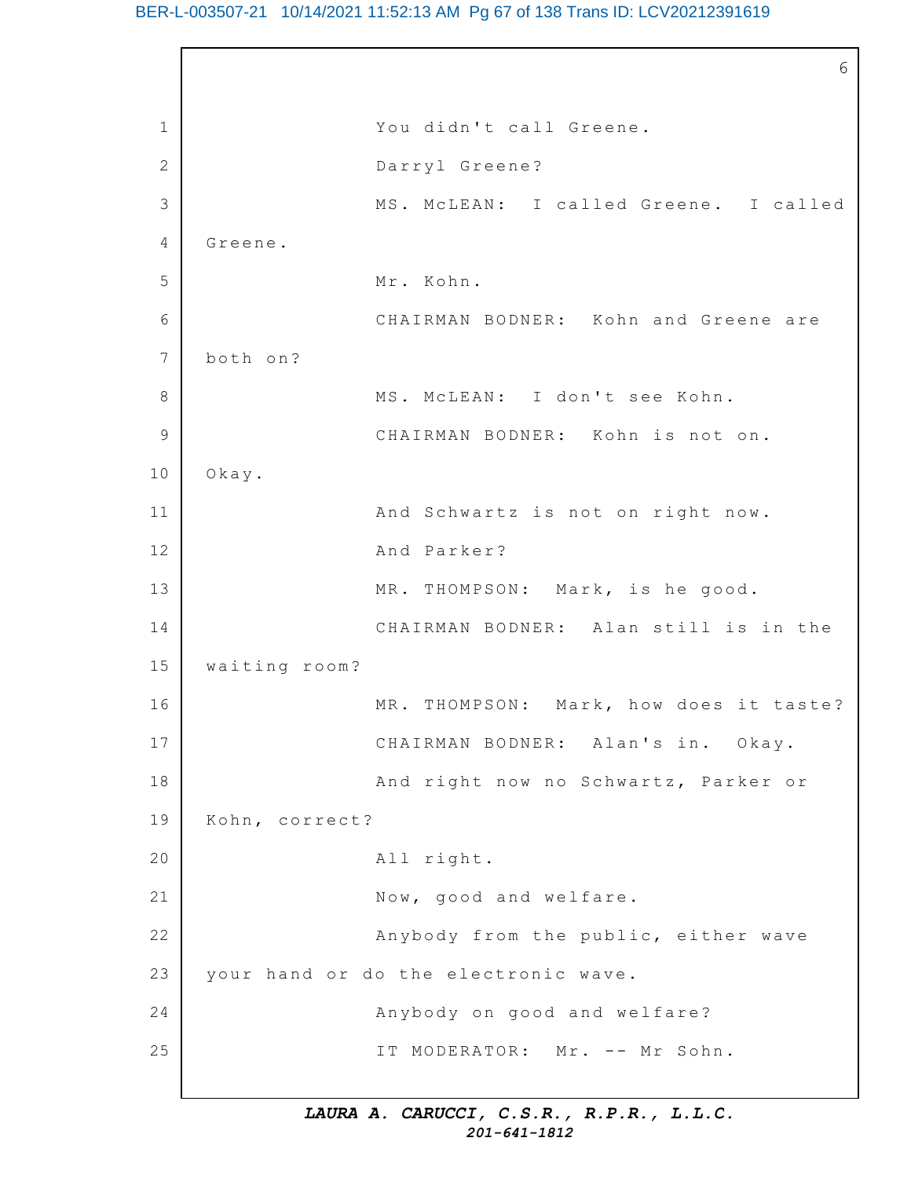You didn't call Greene.

Darryl Greene?

MS. McLEAN: I called Greene. I called Greene.

Mr. Kohn.

CHAIRMAN BODNER: Kohn and Greene are both on?

MS. McLEAN: I don't see Kohn.

CHAIRMAN BODNER: Kohn is not on. Okay.

And Schwartz is not on right now.

And Parker?

MR. THOMPSON: Mark, is he good.

CHAIRMAN BODNER: Alan still is in the waiting room?

MR. THOMPSON: Mark, how does it taste?

CHAIRMAN BODNER: Alan's in. Okay.

And right now no Schwartz, Parker or Kohn, correct?

All right.

Now, good and welfare.

Anybody from the public, either wave your hand or do the electronic wave.

Anybody on good and welfare?

IT MODERATOR: Mr. -- Mr Sohn.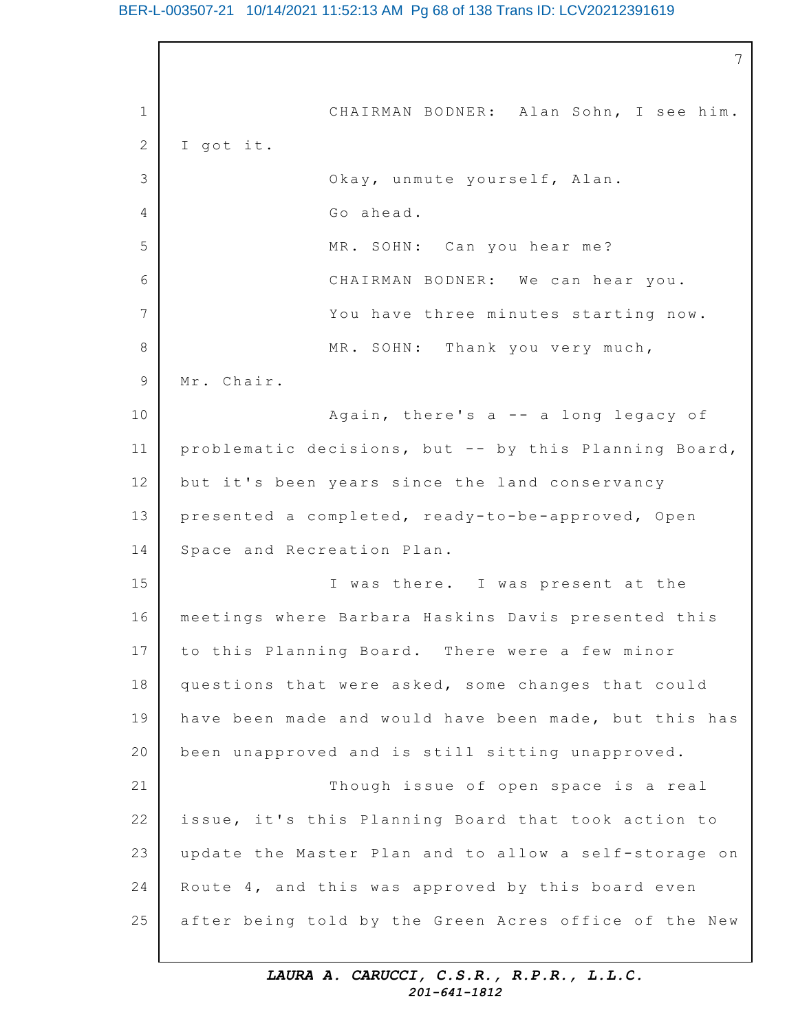CHAIRMAN BODNER: Alan Sohn, I see him. I got it.

Okay, unmute yourself, Alan.

Go ahead.

MR. SOHN: Can you hear me?

CHAIRMAN BODNER: We can hear you. You have three minutes starting now.

MR. SOHN: Thank you very much, Mr. Chair.

Again, there's a -- a long legacy of problematic decisions, but -- by this Planning Board, but it's been years since the land conservancy presented a completed, ready-to-be-approved, Open Space and Recreation Plan.

I was there. I was present at the meetings where Barbara Haskins Davis presented this to this Planning Board. There were a few minor questions that were asked, some changes that could have been made and would have been made, but this has been unapproved and is still sitting unapproved.

Though issue of open space is a real issue, it's this Planning Board that took action to update the Master Plan and to allow a self-storage on Route 4, and this was approved by this board even after being told by the Green Acres office of the New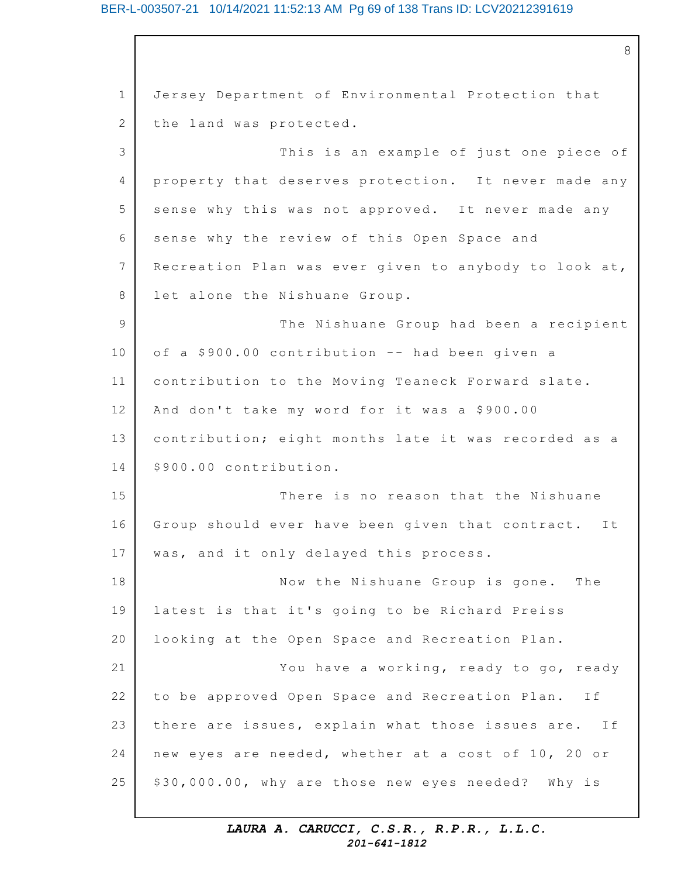Jersey Department of Environmental Protection that the land was protected.

This is an example of just one piece of property that deserves protection. It never made any sense why this was not approved. It never made any sense why the review of this Open Space and Recreation Plan was ever given to anybody to look at, let alone the Nishuane Group.

The Nishuane Group had been a recipient of a $900.00 contribution -- had been given a contribution to the Moving Teaneck Forward slate. And don't take my word for it was a $900.00 contribution; eight months late it was recorded as a $900.00 contribution.

There is no reason that the Nishuane Group should ever have been given that contract. It was, and it only delayed this process.

Now the Nishuane Group is gone. The latest is that it's going to be Richard Preiss looking at the Open Space and Recreation Plan.

You have a working, ready to go, ready to be approved Open Space and Recreation Plan. If there are issues, explain what those issues are. If new eyes are needed, whether at a cost of 10, 20 or $30,000.00, why are those new eyes needed? Why is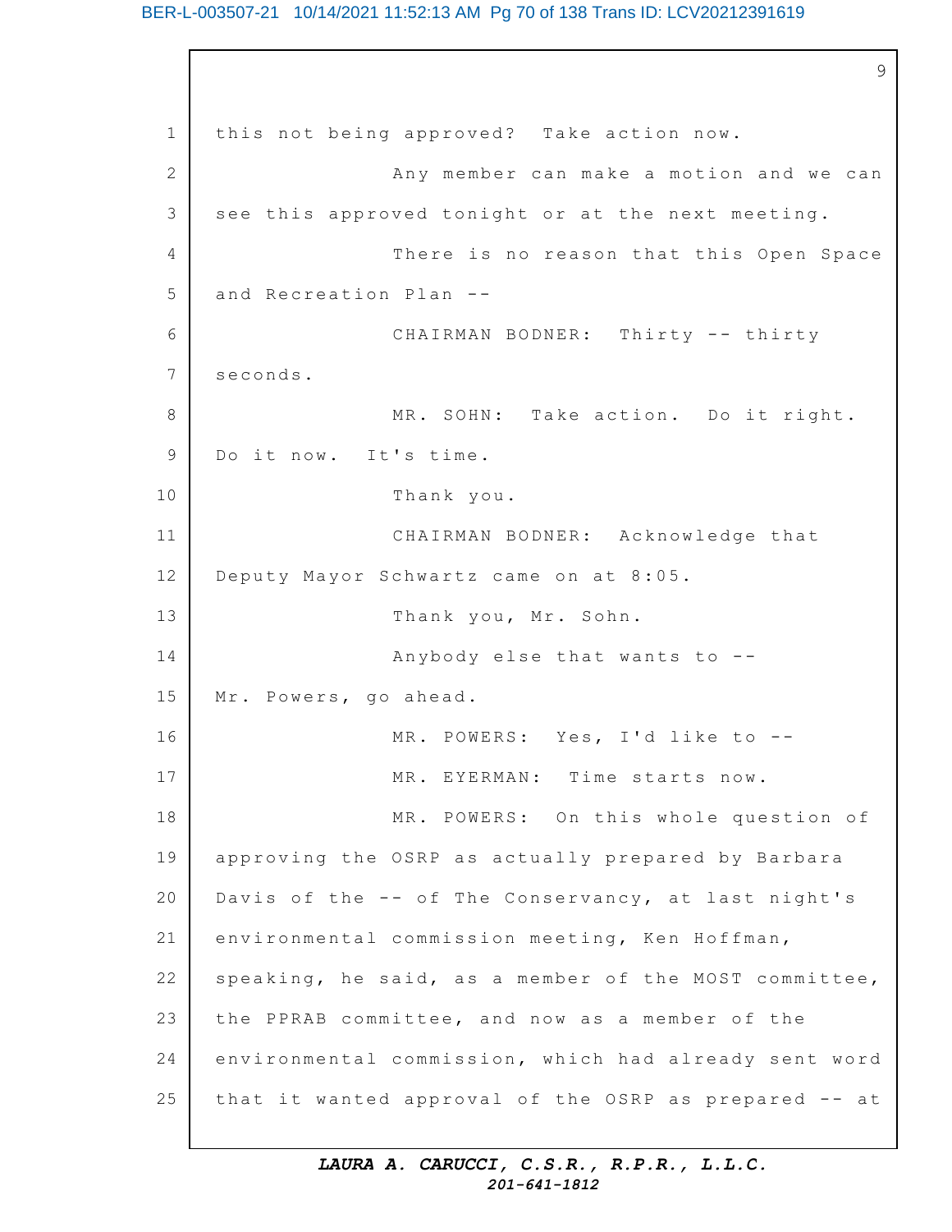this not being approved? Take action now.

Any member can make a motion and we can see this approved tonight or at the next meeting.

There is no reason that this Open Space and Recreation Plan --

CHAIRMAN BODNER: Thirty -- thirty seconds.

MR. SOHN: Take action. Do it right. Do it now. It's time.

Thank you.

CHAIRMAN BODNER: Acknowledge that Deputy Mayor Schwartz came on at 8:05.

Thank you, Mr. Sohn.

Anybody else that wants to -- Mr. Powers, go ahead.

MR. POWERS: Yes, I'd like to --

MR. EYERMAN: Time starts now.

MR. POWERS: On this whole question of approving the OSRP as actually prepared by Barbara Davis of the -- of The Conservancy, at last night's environmental commission meeting, Ken Hoffman, speaking, he said, as a member of the MOST committee, the PPRAB committee, and now as a member of the environmental commission, which had already sent word that it wanted approval of the OSRP as prepared -- at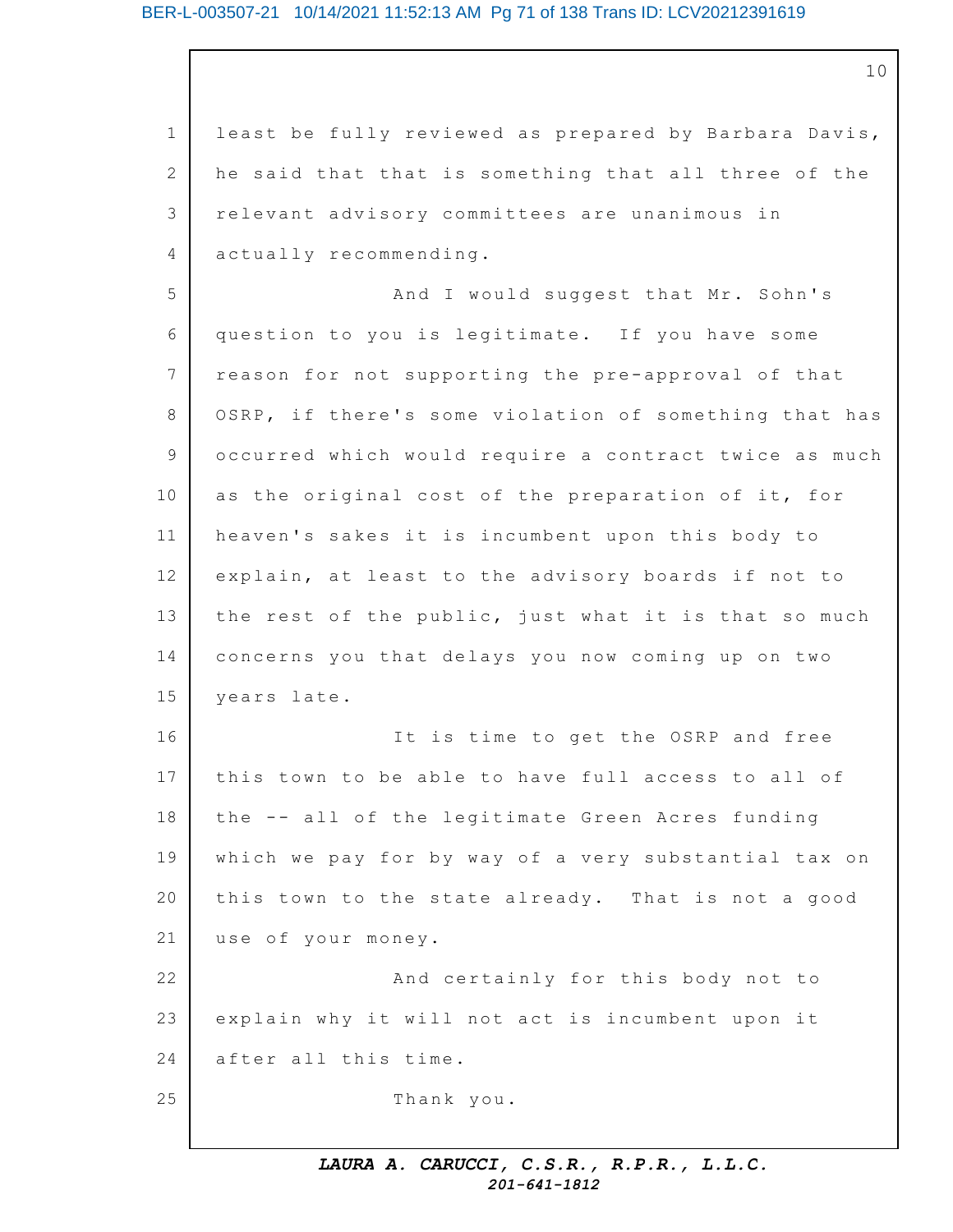least be fully reviewed as prepared by Barbara Davis, he said that that is something that all three of the relevant advisory committees are unanimous in actually recommending.

And I would suggest that Mr. Sohn's question to you is legitimate. If you have some reason for not supporting the pre-approval of that OSRP, if there's some violation of something that has occurred which would require a contract twice as much as the original cost of the preparation of it, for heaven's sakes it is incumbent upon this body to explain, at least to the advisory boards if not to the rest of the public, just what it is that so much concerns you that delays you now coming up on two years late.

It is time to get the OSRP and free this town to be able to have full access to all of the -- all of the legitimate Green Acres funding which we pay for by way of a very substantial tax on this town to the state already. That is not a good use of your money.

And certainly for this body not to explain why it will not act is incumbent upon it after all this time.

Thank you.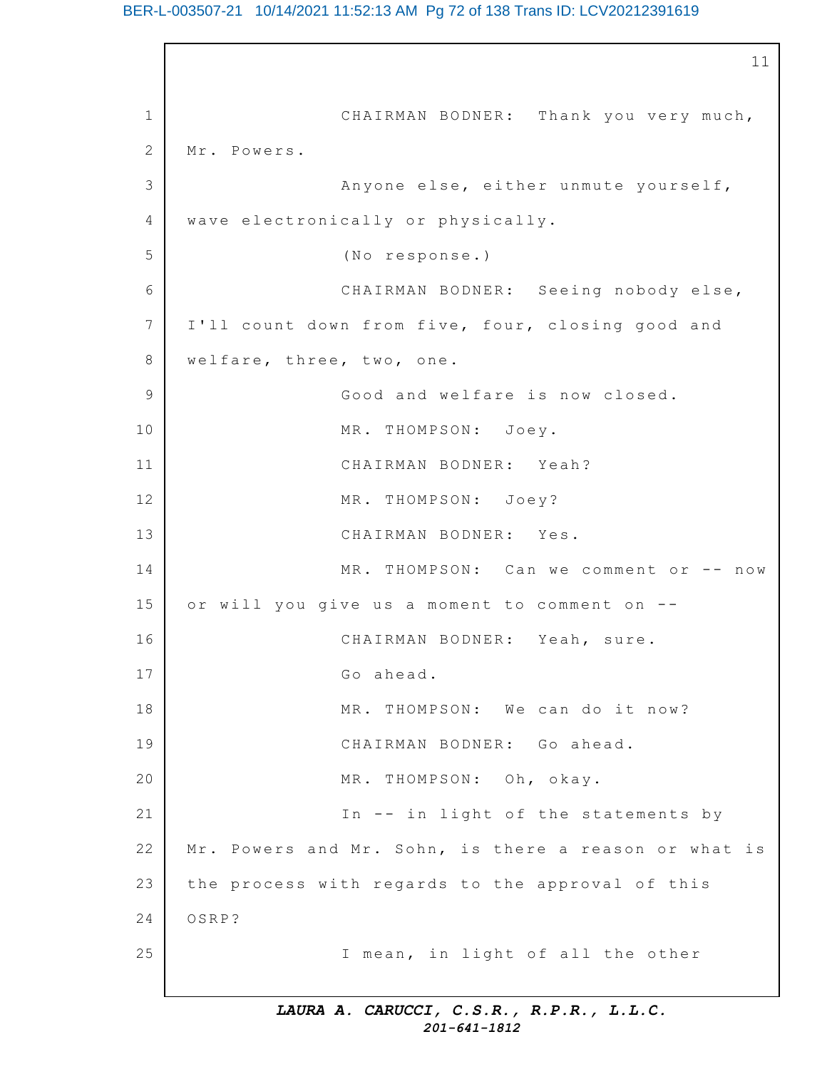CHAIRMAN BODNER: Thank you very much, Mr. Powers.

Anyone else, either unmute yourself, wave electronically or physically.

(No response.)

CHAIRMAN BODNER: Seeing nobody else, I'll count down from five, four, closing good and welfare, three, two, one.

Good and welfare is now closed.

MR. THOMPSON: Joey.

CHAIRMAN BODNER: Yeah?

MR. THOMPSON: Joey?

CHAIRMAN BODNER: Yes.

MR. THOMPSON: Can we comment or -- now or will you give us a moment to comment on --

CHAIRMAN BODNER: Yeah, sure.

Go ahead.

MR. THOMPSON: We can do it now?

CHAIRMAN BODNER: Go ahead.

MR. THOMPSON: Oh, okay.

In -- in light of the statements by Mr. Powers and Mr. Sohn, is there a reason or what is the process with regards to the approval of this OSRP?

I mean, in light of all the other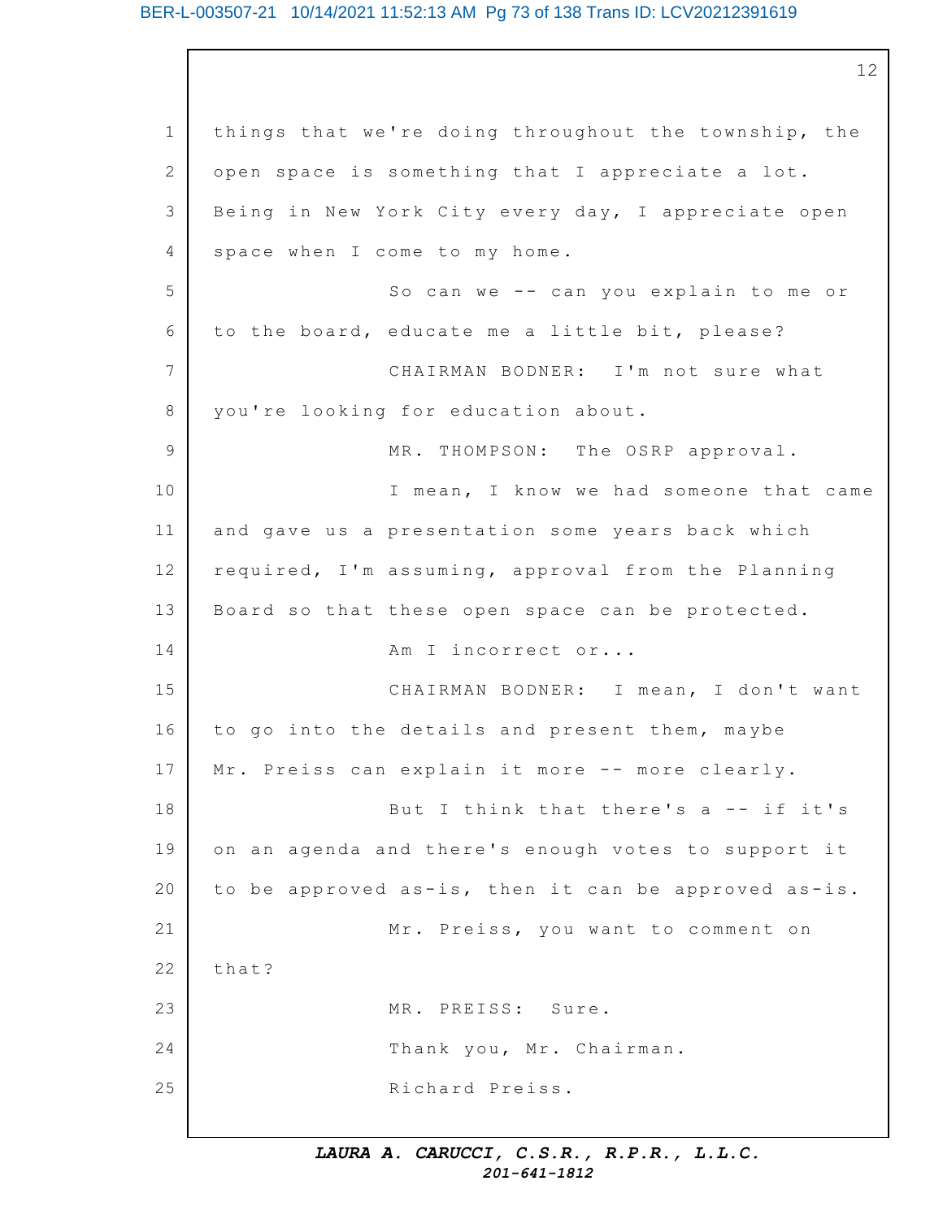things that we're doing throughout the township, the open space is something that I appreciate a lot. Being in New York City every day, I appreciate open space when I come to my home.

So can we -- can you explain to me or to the board, educate me a little bit, please?

CHAIRMAN BODNER: I'm not sure what you're looking for education about.

MR. THOMPSON: The OSRP approval.

I mean, I know we had someone that came and gave us a presentation some years back which required, I'm assuming, approval from the Planning Board so that these open space can be protected.

Am I incorrect or...

CHAIRMAN BODNER: I mean, I don't want to go into the details and present them, maybe Mr. Preiss can explain it more -- more clearly.

But I think that there's a -- if it's on an agenda and there's enough votes to support it to be approved as-is, then it can be approved as-is.

Mr. Preiss, you want to comment on that?

MR. PREISS: Sure.

Thank you, Mr. Chairman.

Richard Preiss.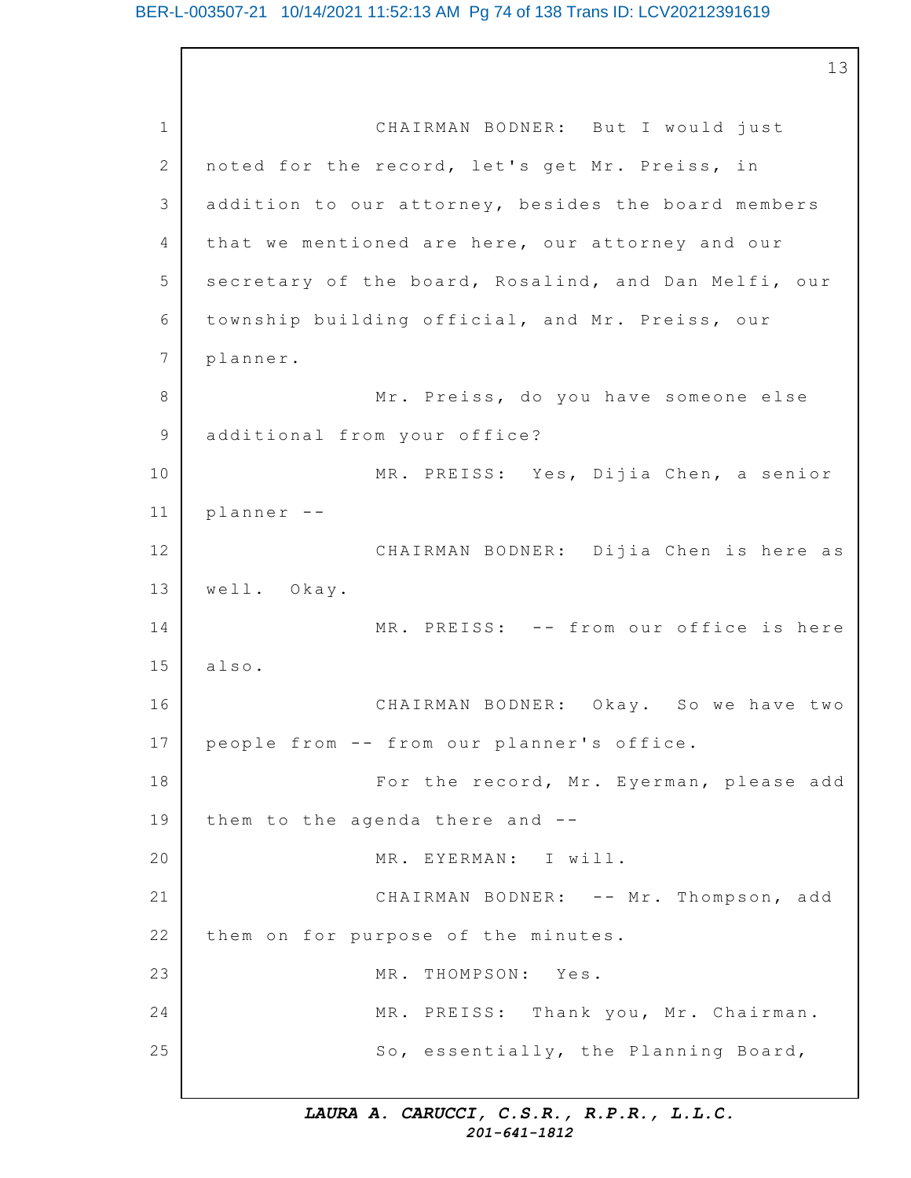CHAIRMAN BODNER: But I would just noted for the record, let's get Mr. Preiss, in addition to our attorney, besides the board members that we mentioned are here, our attorney and our secretary of the board, Rosalind, and Dan Melfi, our township building official, and Mr. Preiss, our planner.

Mr. Preiss, do you have someone else additional from your office?

MR. PREISS: Yes, Dijia Chen, a senior planner --

CHAIRMAN BODNER: Dijia Chen is here as well. Okay.

MR. PREISS: -- from our office is here also.

CHAIRMAN BODNER: Okay. So we have two people from -- from our planner's office.

For the record, Mr. Eyerman, please add them to the agenda there and --

MR. EYERMAN: I will.

CHAIRMAN BODNER: -- Mr. Thompson, add them on for purpose of the minutes.

MR. THOMPSON: Yes.

MR. PREISS: Thank you, Mr. Chairman.

So, essentially, the Planning Board,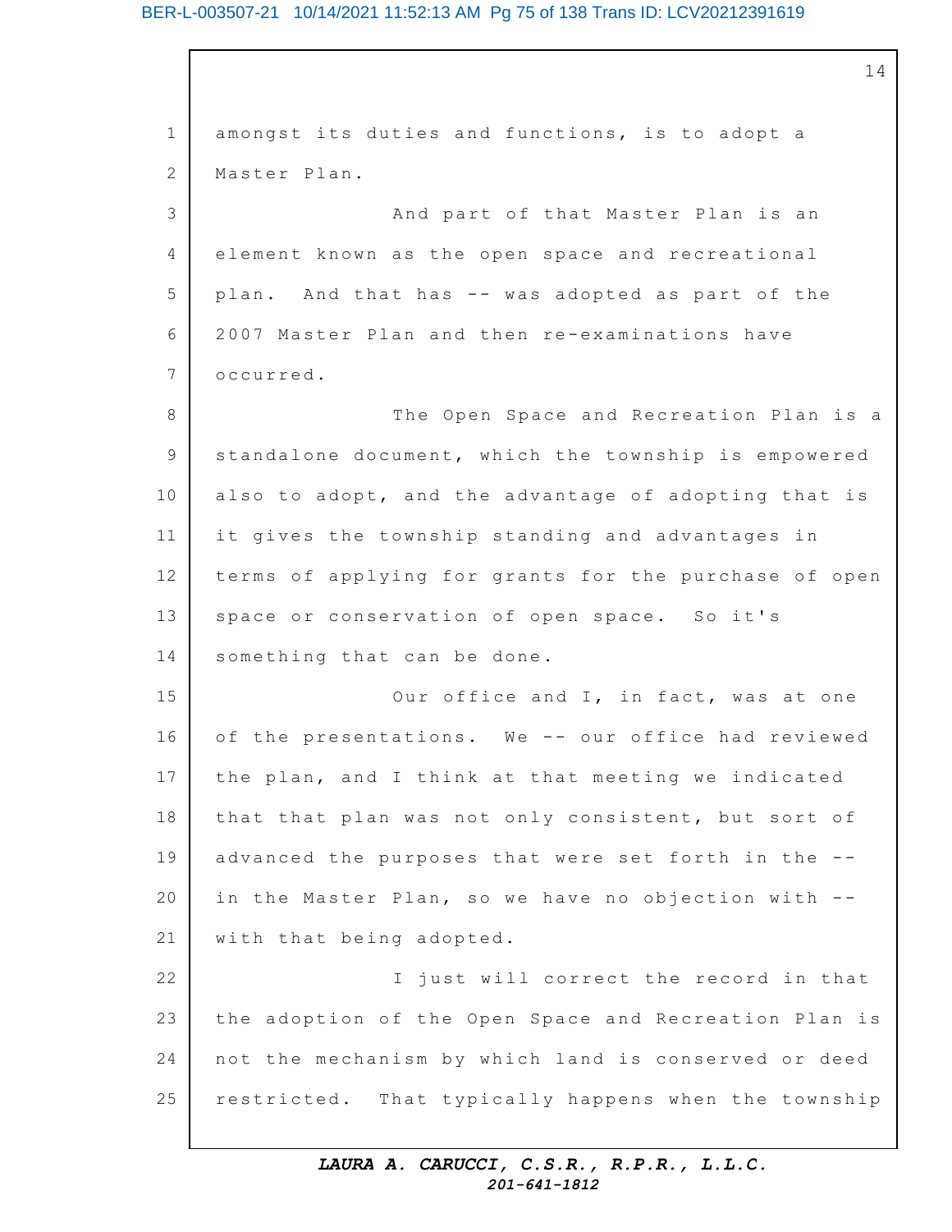amongst its duties and functions, is to adopt a Master Plan.

And part of that Master Plan is an element known as the open space and recreational plan. And that has -- was adopted as part of the 2007 Master Plan and then re-examinations have occurred.

The Open Space and Recreation Plan is a standalone document, which the township is empowered also to adopt, and the advantage of adopting that is it gives the township standing and advantages in terms of applying for grants for the purchase of open space or conservation of open space. So it's something that can be done.

Our office and I, in fact, was at one of the presentations. We -- our office had reviewed the plan, and I think at that meeting we indicated that that plan was not only consistent, but sort of advanced the purposes that were set forth in the -- in the Master Plan, so we have no objection with -- with that being adopted.

I just will correct the record in that the adoption of the Open Space and Recreation Plan is not the mechanism by which land is conserved or deed restricted. That typically happens when the township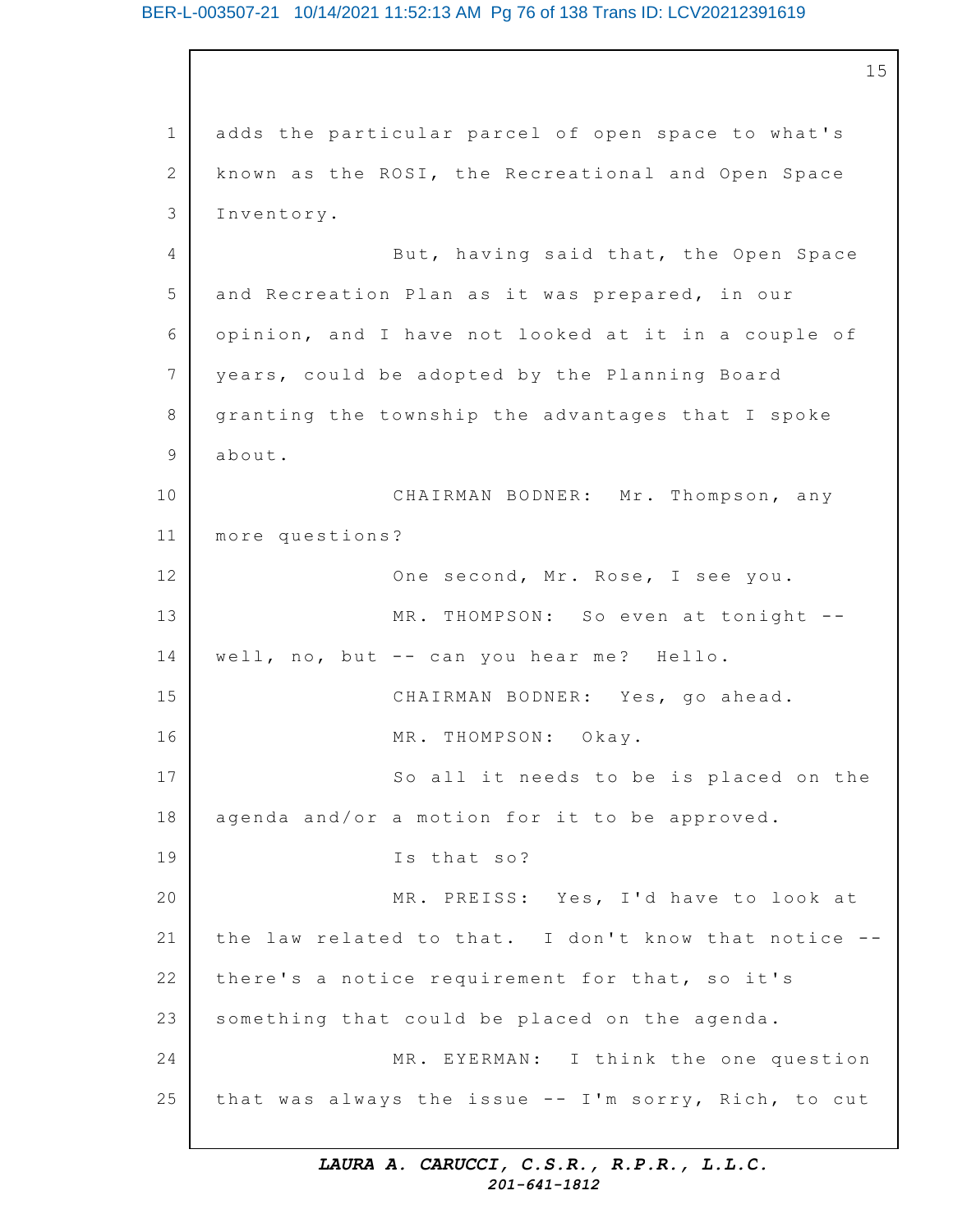adds the particular parcel of open space to what's known as the ROSI, the Recreational and Open Space Inventory.

But, having said that, the Open Space and Recreation Plan as it was prepared, in our opinion, and I have not looked at it in a couple of years, could be adopted by the Planning Board granting the township the advantages that I spoke about.

CHAIRMAN BODNER: Mr. Thompson, any more questions?

One second, Mr. Rose, I see you.

MR. THOMPSON: So even at tonight -- well, no, but -- can you hear me? Hello.

CHAIRMAN BODNER: Yes, go ahead.

MR. THOMPSON: Okay.

So all it needs to be is placed on the agenda and/or a motion for it to be approved.

Is that so?

MR. PREISS: Yes, I'd have to look at the law related to that. I don't know that notice -- there's a notice requirement for that, so it's something that could be placed on the agenda.

MR. EYERMAN: I think the one question that was always the issue -- I'm sorry, Rich, to cut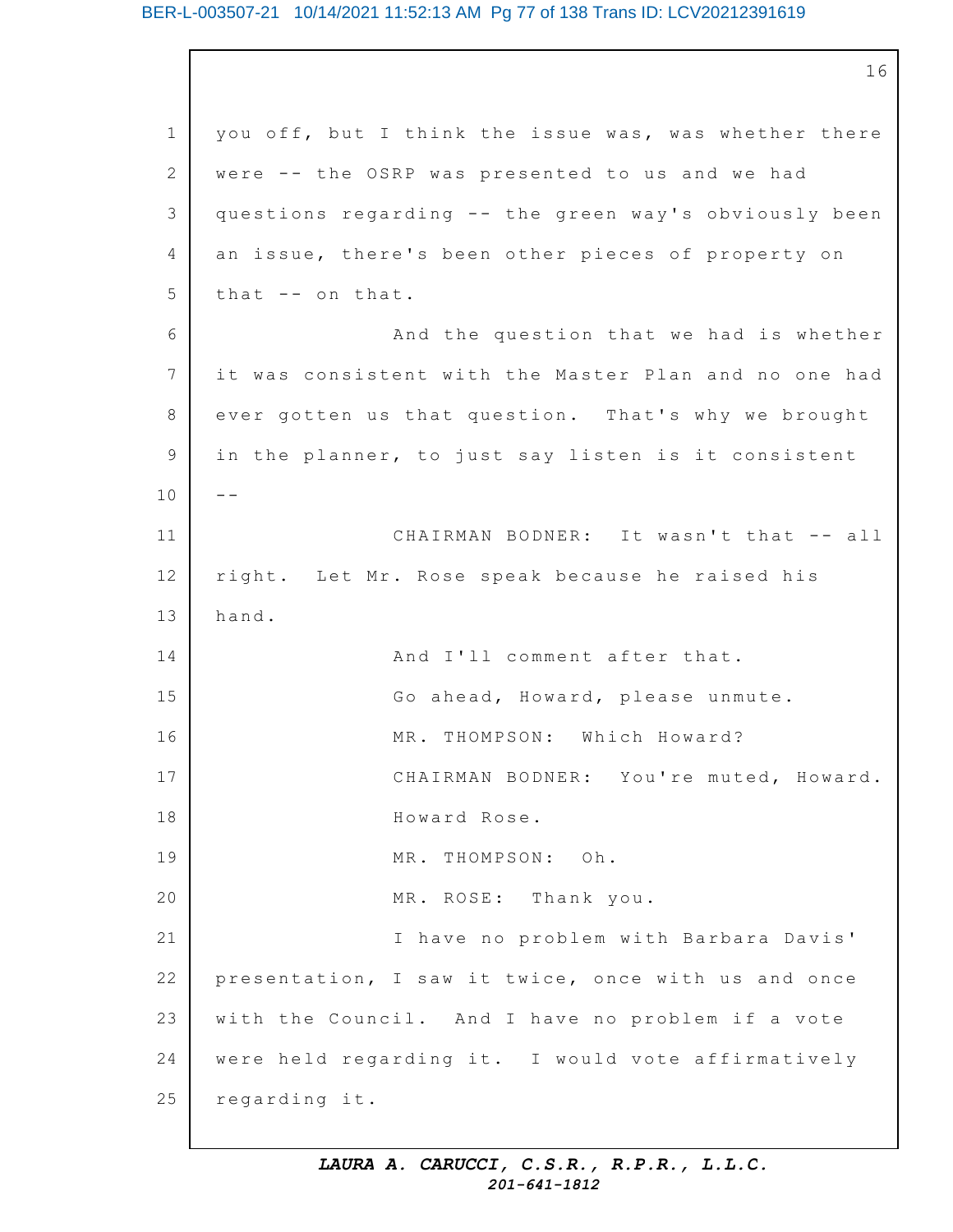you off, but I think the issue was, was whether there were -- the OSRP was presented to us and we had questions regarding -- the green way's obviously been an issue, there's been other pieces of property on that -- on that.

And the question that we had is whether it was consistent with the Master Plan and no one had ever gotten us that question. That's why we brought in the planner, to just say listen is it consistent --

CHAIRMAN BODNER: It wasn't that -- all right. Let Mr. Rose speak because he raised his hand.

And I'll comment after that.

Go ahead, Howard, please unmute.

MR. THOMPSON: Which Howard?

CHAIRMAN BODNER: You're muted, Howard. Howard Rose.

MR. THOMPSON: Oh.

MR. ROSE: Thank you.

I have no problem with Barbara Davis' presentation, I saw it twice, once with us and once with the Council. And I have no problem if a vote were held regarding it. I would vote affirmatively regarding it.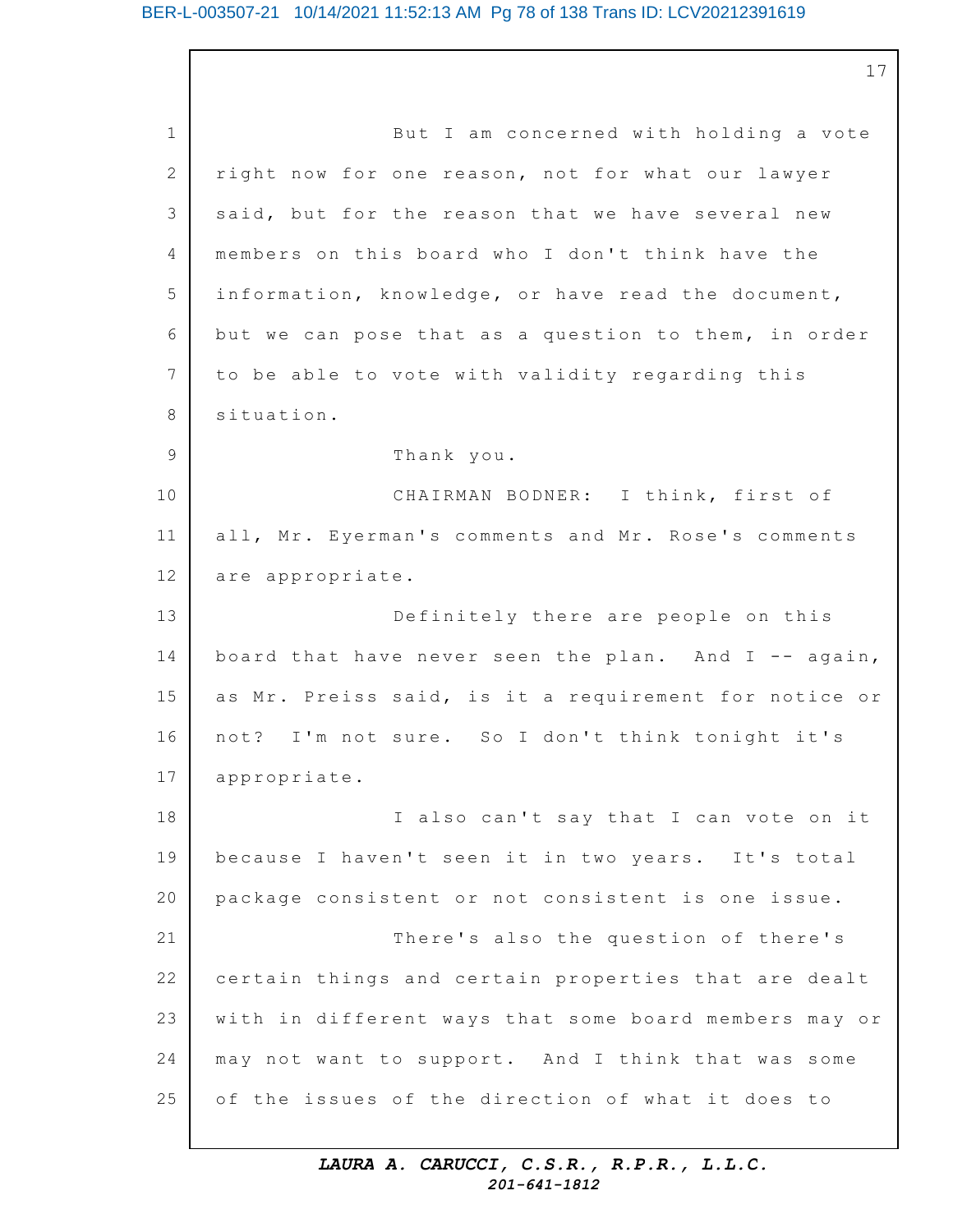But I am concerned with holding a vote right now for one reason, not for what our lawyer said, but for the reason that we have several new members on this board who I don't think have the information, knowledge, or have read the document, but we can pose that as a question to them, in order to be able to vote with validity regarding this situation.

Thank you.

CHAIRMAN BODNER: I think, first of all, Mr. Eyerman's comments and Mr. Rose's comments are appropriate.

Definitely there are people on this board that have never seen the plan. And I -- again, as Mr. Preiss said, is it a requirement for notice or not? I'm not sure. So I don't think tonight it's appropriate.

I also can't say that I can vote on it because I haven't seen it in two years. It's total package consistent or not consistent is one issue.

There's also the question of there's certain things and certain properties that are dealt with in different ways that some board members may or may not want to support. And I think that was some of the issues of the direction of what it does to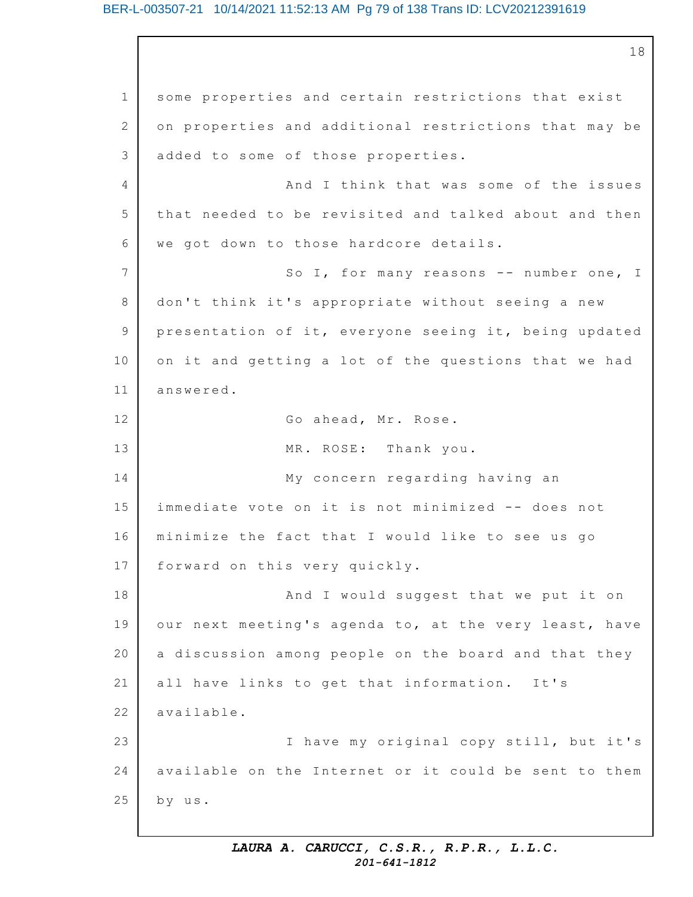some properties and certain restrictions that exist on properties and additional restrictions that may be added to some of those properties.

And I think that was some of the issues that needed to be revisited and talked about and then we got down to those hardcore details.

So I, for many reasons -- number one, I don't think it's appropriate without seeing a new presentation of it, everyone seeing it, being updated on it and getting a lot of the questions that we had answered.

Go ahead, Mr. Rose.

MR. ROSE: Thank you.

My concern regarding having an immediate vote on it is not minimized -- does not minimize the fact that I would like to see us go forward on this very quickly.

And I would suggest that we put it on our next meeting's agenda to, at the very least, have a discussion among people on the board and that they all have links to get that information. It's available.

I have my original copy still, but it's available on the Internet or it could be sent to them by us.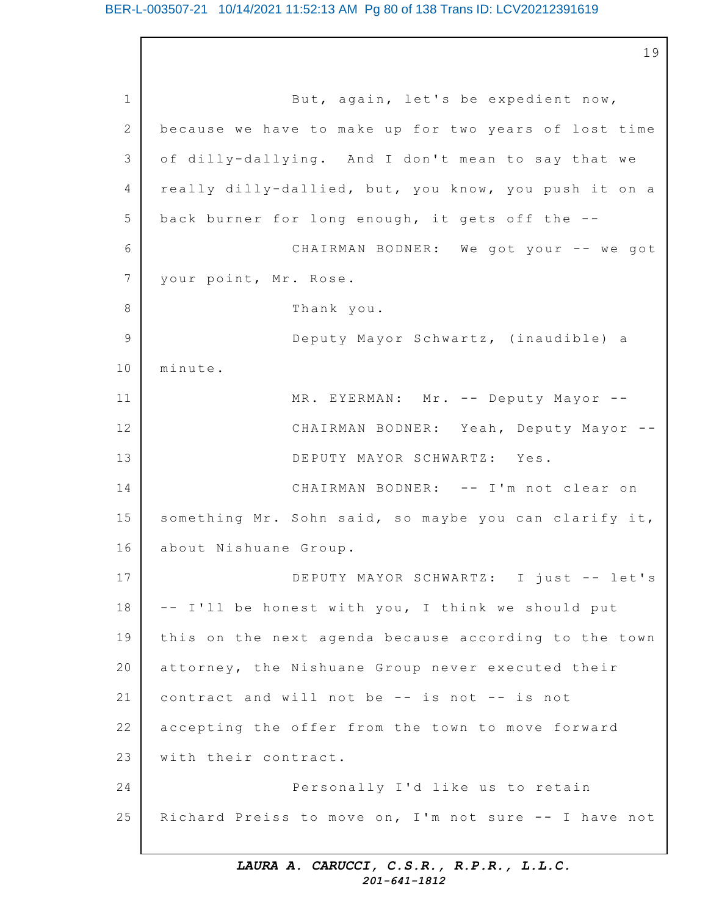But, again, let's be expedient now, because we have to make up for two years of lost time of dilly-dallying. And I don't mean to say that we really dilly-dallied, but, you know, you push it on a back burner for long enough, it gets off the --

CHAIRMAN BODNER: We got your -- we got your point, Mr. Rose.

Thank you.

Deputy Mayor Schwartz, (inaudible) a minute.

MR. EYERMAN: Mr. -- Deputy Mayor --

CHAIRMAN BODNER: Yeah, Deputy Mayor --

DEPUTY MAYOR SCHWARTZ: Yes.

CHAIRMAN BODNER: -- I'm not clear on something Mr. Sohn said, so maybe you can clarify it, about Nishuane Group.

DEPUTY MAYOR SCHWARTZ: I just -- let's -- I'll be honest with you, I think we should put this on the next agenda because according to the town attorney, the Nishuane Group never executed their contract and will not be -- is not -- is not accepting the offer from the town to move forward with their contract.

Personally I'd like us to retain Richard Preiss to move on, I'm not sure -- I have not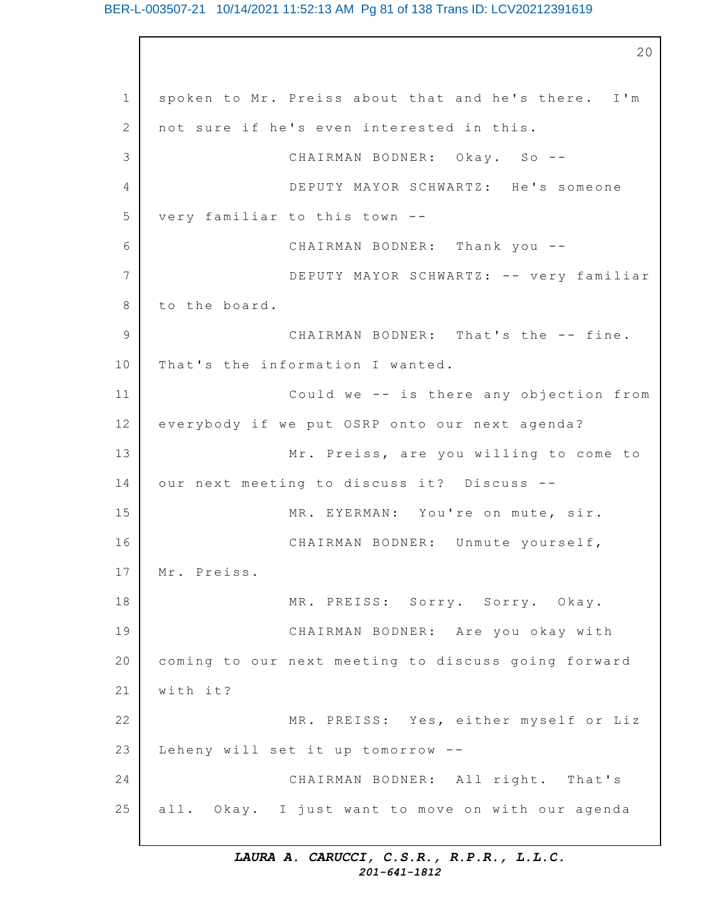spoken to Mr. Preiss about that and he's there. I'm not sure if he's even interested in this.

CHAIRMAN BODNER: Okay. So --

DEPUTY MAYOR SCHWARTZ: He's someone very familiar to this town --

CHAIRMAN BODNER: Thank you --

DEPUTY MAYOR SCHWARTZ: -- very familiar to the board.

CHAIRMAN BODNER: That's the -- fine. That's the information I wanted.

Could we -- is there any objection from everybody if we put OSRP onto our next agenda?

Mr. Preiss, are you willing to come to our next meeting to discuss it? Discuss --

MR. EYERMAN: You're on mute, sir.

CHAIRMAN BODNER: Unmute yourself, Mr. Preiss.

MR. PREISS: Sorry. Sorry. Okay.

CHAIRMAN BODNER: Are you okay with coming to our next meeting to discuss going forward with it?

MR. PREISS: Yes, either myself or Liz Leheny will set it up tomorrow --

CHAIRMAN BODNER: All right. That's all. Okay. I just want to move on with our agenda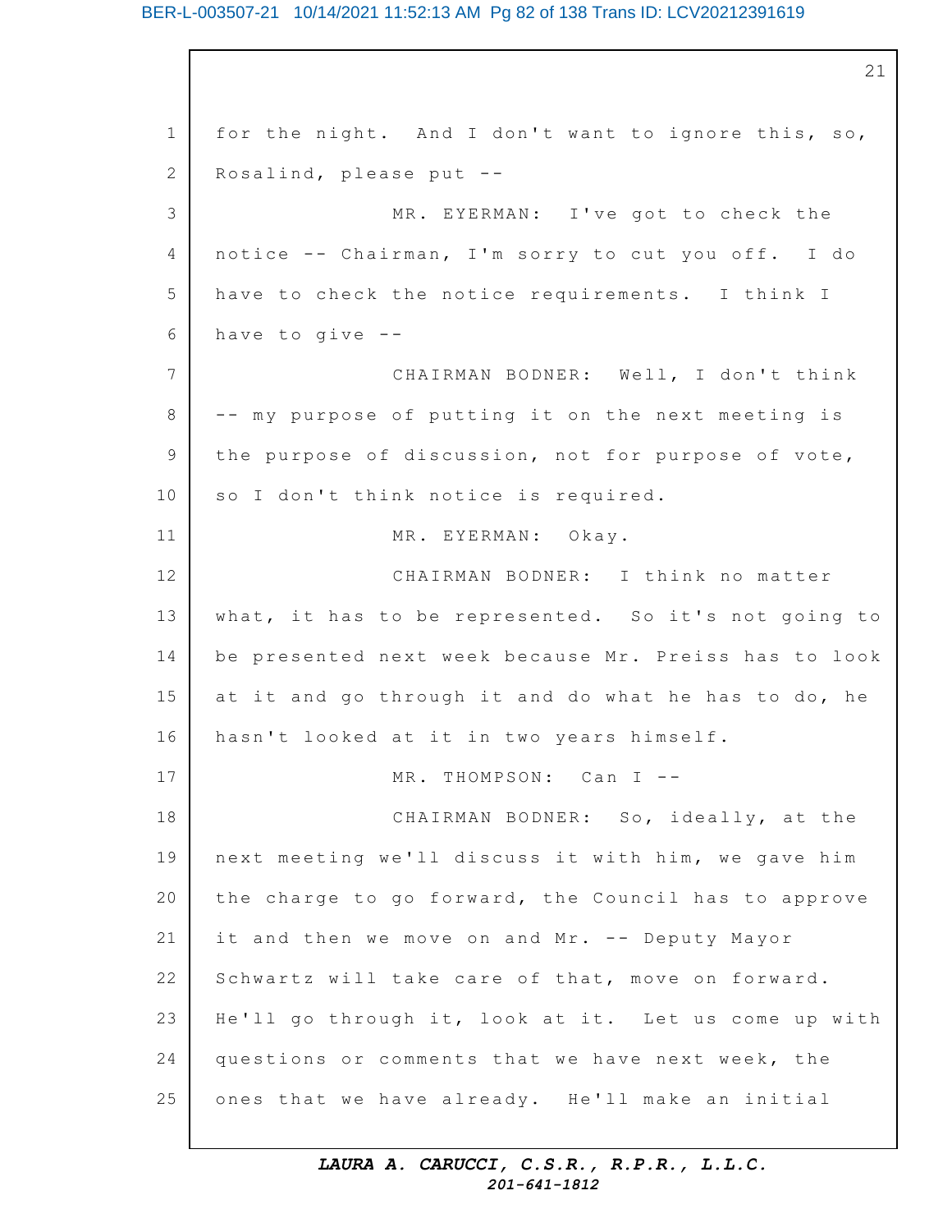for the night. And I don't want to ignore this, so, Rosalind, please put --

MR. EYERMAN: I've got to check the notice -- Chairman, I'm sorry to cut you off. I do have to check the notice requirements. I think I have to give --

CHAIRMAN BODNER: Well, I don't think -- my purpose of putting it on the next meeting is the purpose of discussion, not for purpose of vote, so I don't think notice is required.

MR. EYERMAN: Okay.

CHAIRMAN BODNER: I think no matter what, it has to be represented. So it's not going to be presented next week because Mr. Preiss has to look at it and go through it and do what he has to do, he hasn't looked at it in two years himself.

MR. THOMPSON: Can I --

CHAIRMAN BODNER: So, ideally, at the next meeting we'll discuss it with him, we gave him the charge to go forward, the Council has to approve it and then we move on and Mr. -- Deputy Mayor Schwartz will take care of that, move on forward. He'll go through it, look at it. Let us come up with questions or comments that we have next week, the ones that we have already. He'll make an initial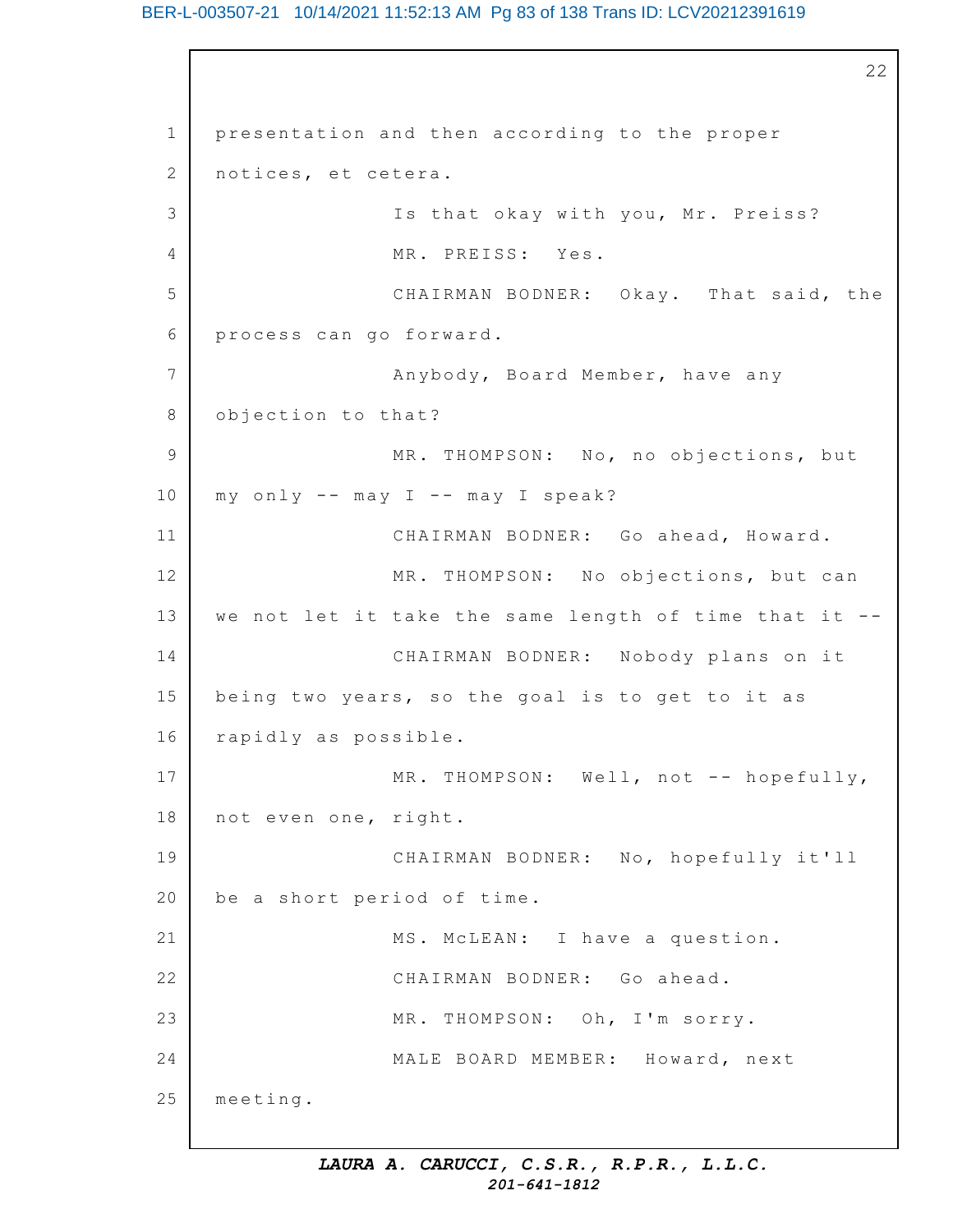presentation and then according to the proper notices, et cetera.

Is that okay with you, Mr. Preiss?

MR. PREISS: Yes.

CHAIRMAN BODNER: Okay. That said, the process can go forward.

Anybody, Board Member, have any objection to that?

MR. THOMPSON: No, no objections, but my only -- may I -- may I speak?

CHAIRMAN BODNER: Go ahead, Howard.

MR. THOMPSON: No objections, but can we not let it take the same length of time that it --

CHAIRMAN BODNER: Nobody plans on it being two years, so the goal is to get to it as rapidly as possible.

MR. THOMPSON: Well, not -- hopefully, not even one, right.

CHAIRMAN BODNER: No, hopefully it'll be a short period of time.

MS. McLEAN: I have a question.

CHAIRMAN BODNER: Go ahead.

MR. THOMPSON: Oh, I'm sorry.

MALE BOARD MEMBER: Howard, next meeting.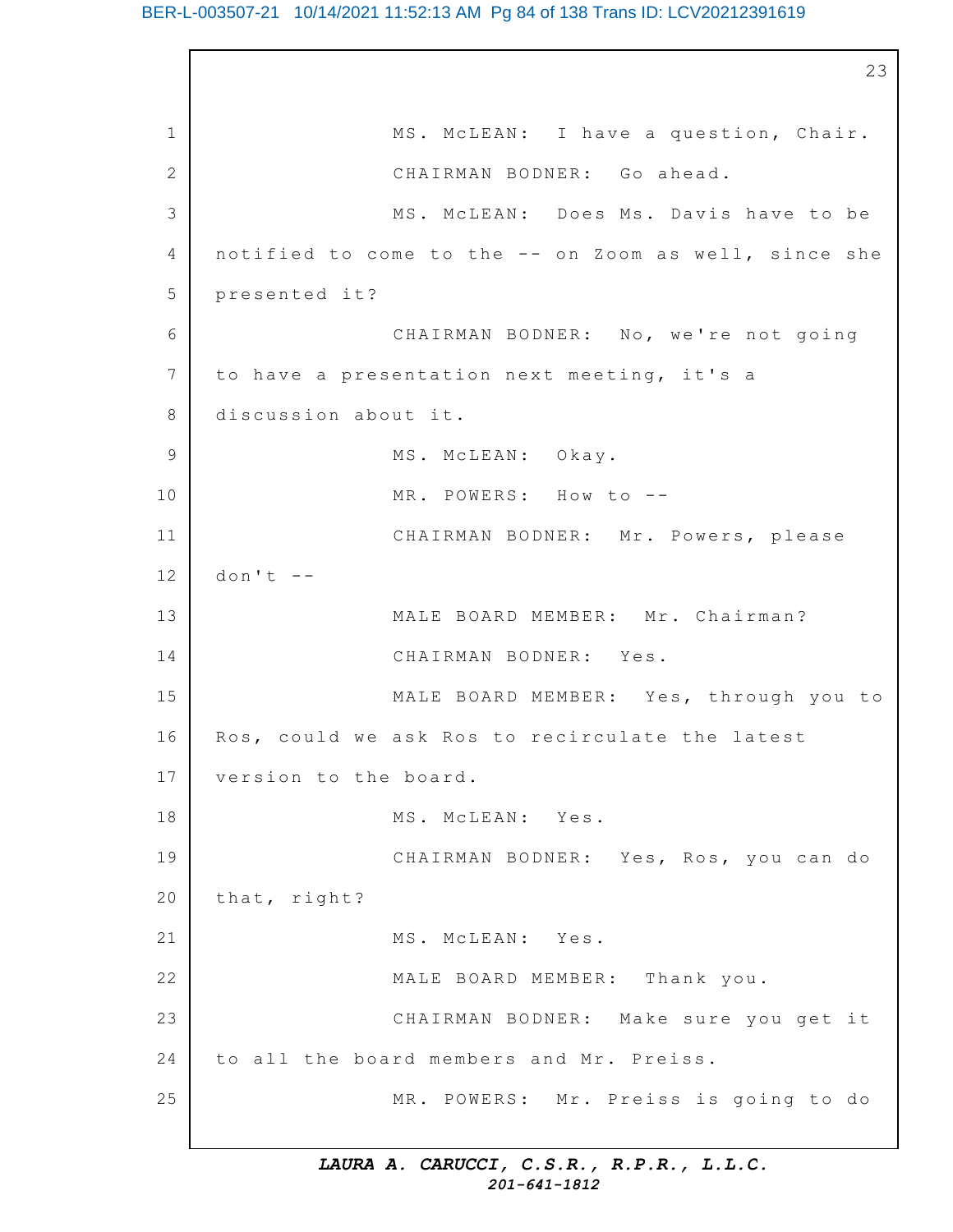MS. McLEAN: I have a question, Chair.

CHAIRMAN BODNER: Go ahead.

MS. McLEAN: Does Ms. Davis have to be notified to come to the -- on Zoom as well, since she presented it?

CHAIRMAN BODNER: No, we're not going to have a presentation next meeting, it's a discussion about it.

MS. McLEAN: Okay.

MR. POWERS: How to --

CHAIRMAN BODNER: Mr. Powers, please don't --

MALE BOARD MEMBER: Mr. Chairman?

CHAIRMAN BODNER: Yes.

MALE BOARD MEMBER: Yes, through you to Ros, could we ask Ros to recirculate the latest version to the board.

MS. McLEAN: Yes.

CHAIRMAN BODNER: Yes, Ros, you can do that, right?

MS. McLEAN: Yes.

MALE BOARD MEMBER: Thank you.

CHAIRMAN BODNER: Make sure you get it to all the board members and Mr. Preiss.

MR. POWERS: Mr. Preiss is going to do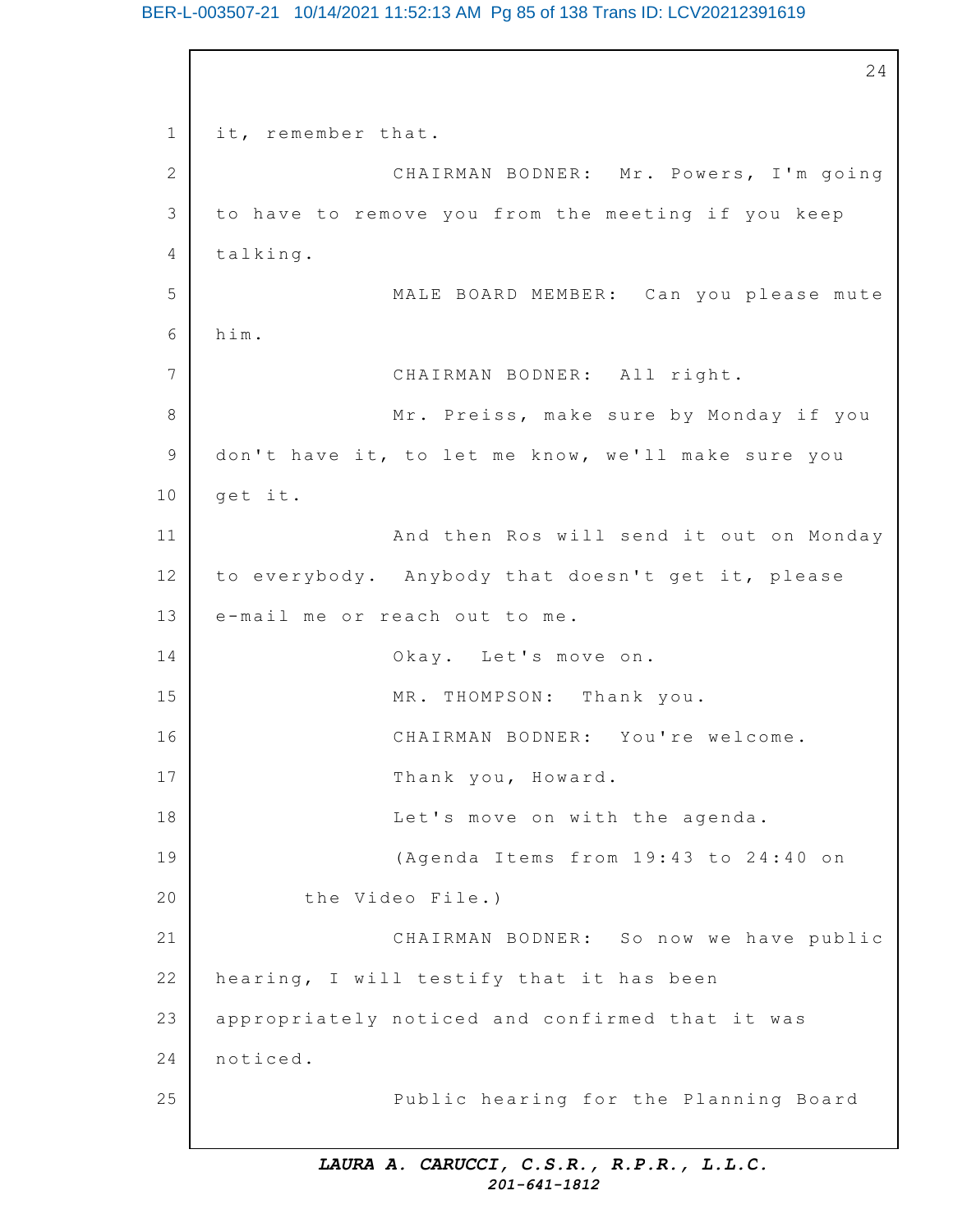it, remember that.

CHAIRMAN BODNER: Mr. Powers, I'm going to have to remove you from the meeting if you keep talking.

MALE BOARD MEMBER: Can you please mute him.

CHAIRMAN BODNER: All right.

Mr. Preiss, make sure by Monday if you don't have it, to let me know, we'll make sure you get it.

And then Ros will send it out on Monday to everybody. Anybody that doesn't get it, please e-mail me or reach out to me.

Okay. Let's move on.

MR. THOMPSON: Thank you.

CHAIRMAN BODNER: You're welcome.

Thank you, Howard.

Let's move on with the agenda.

(Agenda Items from 19:43 to 24:40 on the Video File.)

CHAIRMAN BODNER: So now we have public hearing, I will testify that it has been appropriately noticed and confirmed that it was noticed.

Public hearing for the Planning Board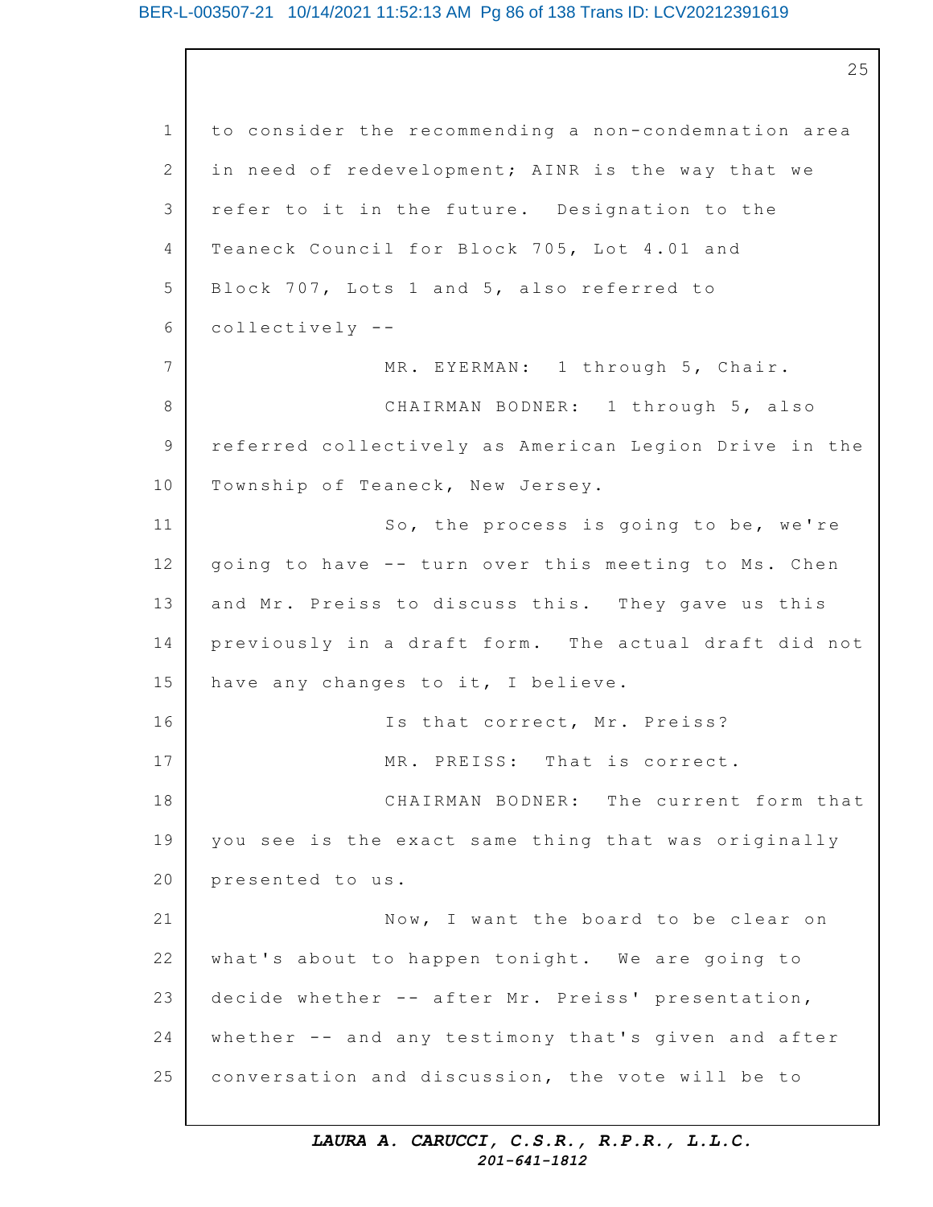to consider the recommending a non-condemnation area in need of redevelopment; AINR is the way that we refer to it in the future. Designation to the Teaneck Council for Block 705, Lot 4.01 and Block 707, Lots 1 and 5, also referred to collectively --

MR. EYERMAN: 1 through 5, Chair.

CHAIRMAN BODNER: 1 through 5, also referred collectively as American Legion Drive in the Township of Teaneck, New Jersey.

So, the process is going to be, we're going to have -- turn over this meeting to Ms. Chen and Mr. Preiss to discuss this. They gave us this previously in a draft form. The actual draft did not have any changes to it, I believe.

Is that correct, Mr. Preiss?

MR. PREISS: That is correct.

CHAIRMAN BODNER: The current form that you see is the exact same thing that was originally presented to us.

Now, I want the board to be clear on what's about to happen tonight. We are going to decide whether -- after Mr. Preiss' presentation, whether -- and any testimony that's given and after conversation and discussion, the vote will be to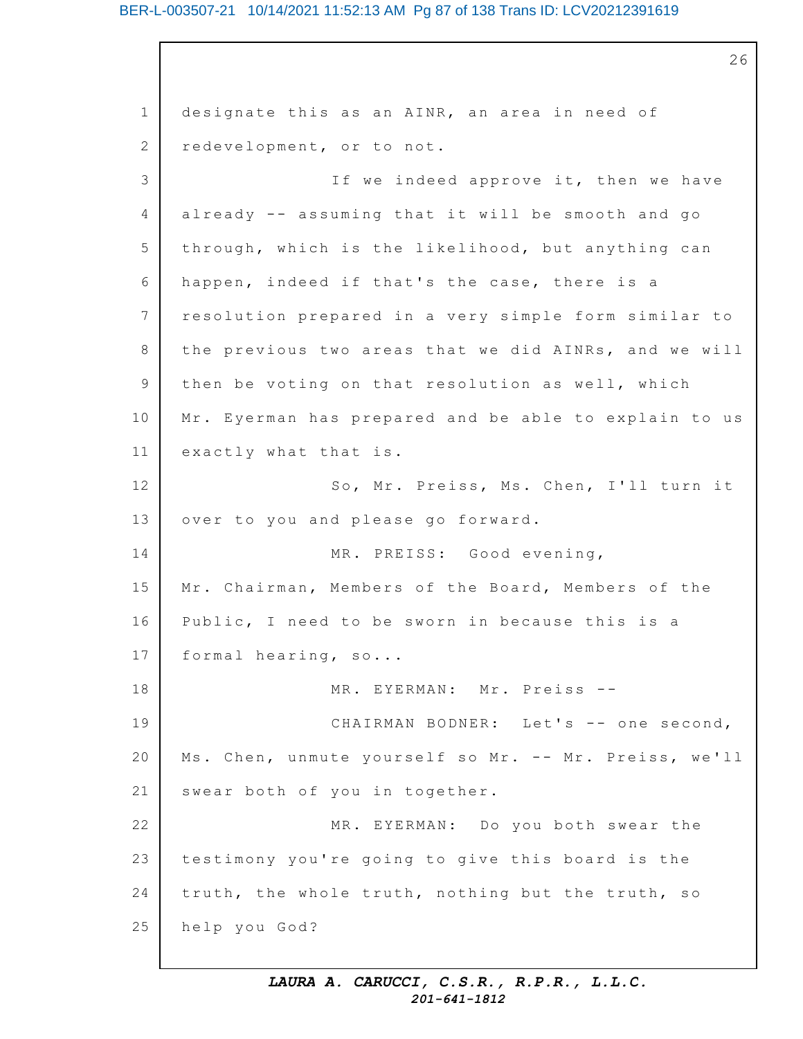1 designate this as an AINR, an area in need of

2 redevelopment, or to not.

3 If we indeed approve it, then we have

4 already -- assuming that it will be smooth and go

5 through, which is the likelihood, but anything can

6 happen, indeed if that's the case, there is a

7 resolution prepared in a very simple form similar to

8 the previous two areas that we did AINRs, and we will

9 then be voting on that resolution as well, which

10 Mr. Eyerman has prepared and be able to explain to us

11 exactly what that is.

12 So, Mr. Preiss, Ms. Chen, I'll turn it

13 over to you and please go forward.

14 MR. PREISS: Good evening,

15 Mr. Chairman, Members of the Board, Members of the

16 Public, I need to be sworn in because this is a

17 formal hearing, so...

18 MR. EYERMAN: Mr. Preiss --

19 CHAIRMAN BODNER: Let's -- one second,

20 Ms. Chen, unmute yourself so Mr. -- Mr. Preiss, we'll

21 swear both of you in together.

22 MR. EYERMAN: Do you both swear the

23 testimony you're going to give this board is the

24 truth, the whole truth, nothing but the truth, so

25 help you God?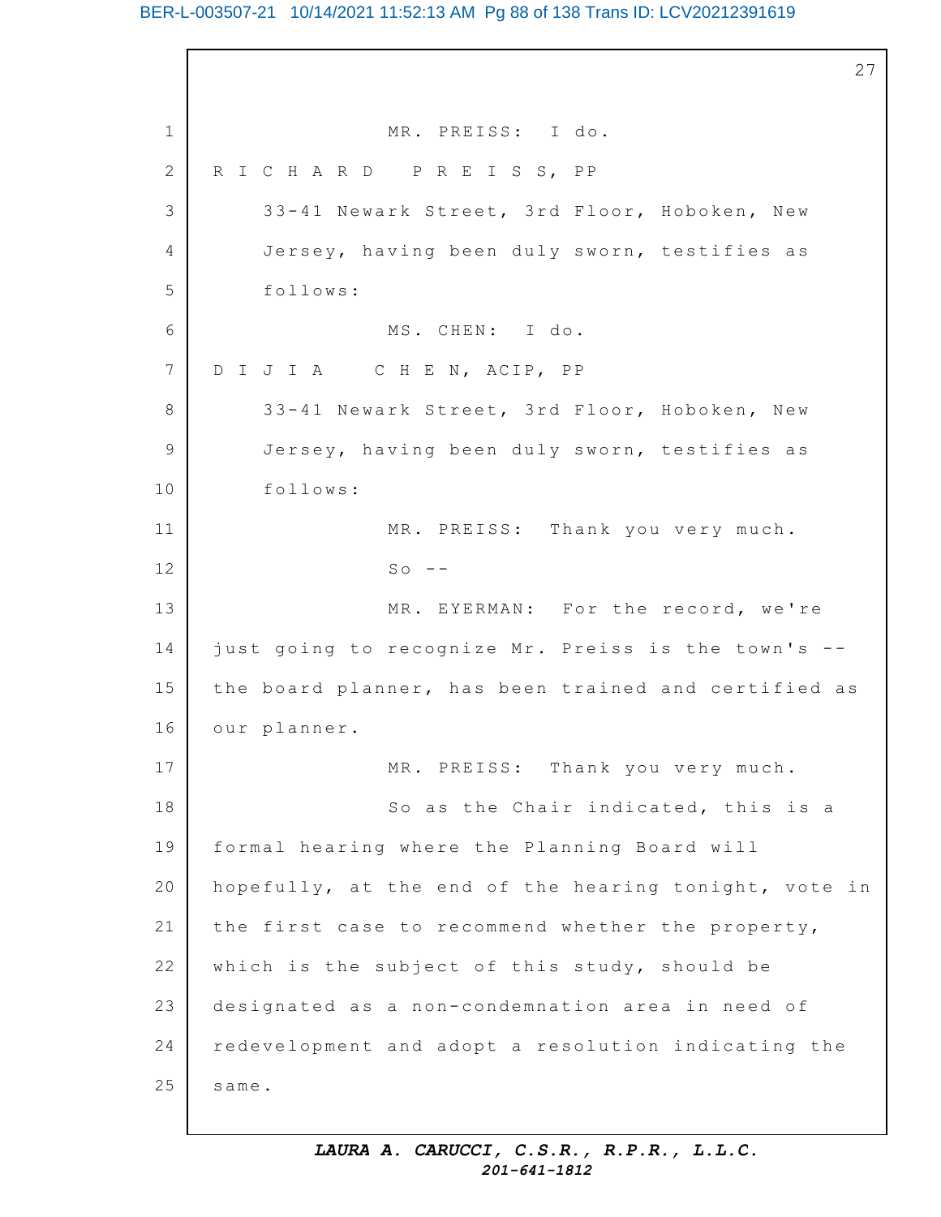MR. PREISS: I do.

R I C H A R D   P R E I S S, PP

33-41 Newark Street, 3rd Floor, Hoboken, New Jersey, having been duly sworn, testifies as follows:

MS. CHEN: I do.

D I J I A   C H E N, ACIP, PP

33-41 Newark Street, 3rd Floor, Hoboken, New Jersey, having been duly sworn, testifies as follows:

MR. PREISS: Thank you very much.

So --

MR. EYERMAN: For the record, we're just going to recognize Mr. Preiss is the town's -- the board planner, has been trained and certified as our planner.

MR. PREISS: Thank you very much.

So as the Chair indicated, this is a formal hearing where the Planning Board will hopefully, at the end of the hearing tonight, vote in the first case to recommend whether the property, which is the subject of this study, should be designated as a non-condemnation area in need of redevelopment and adopt a resolution indicating the same.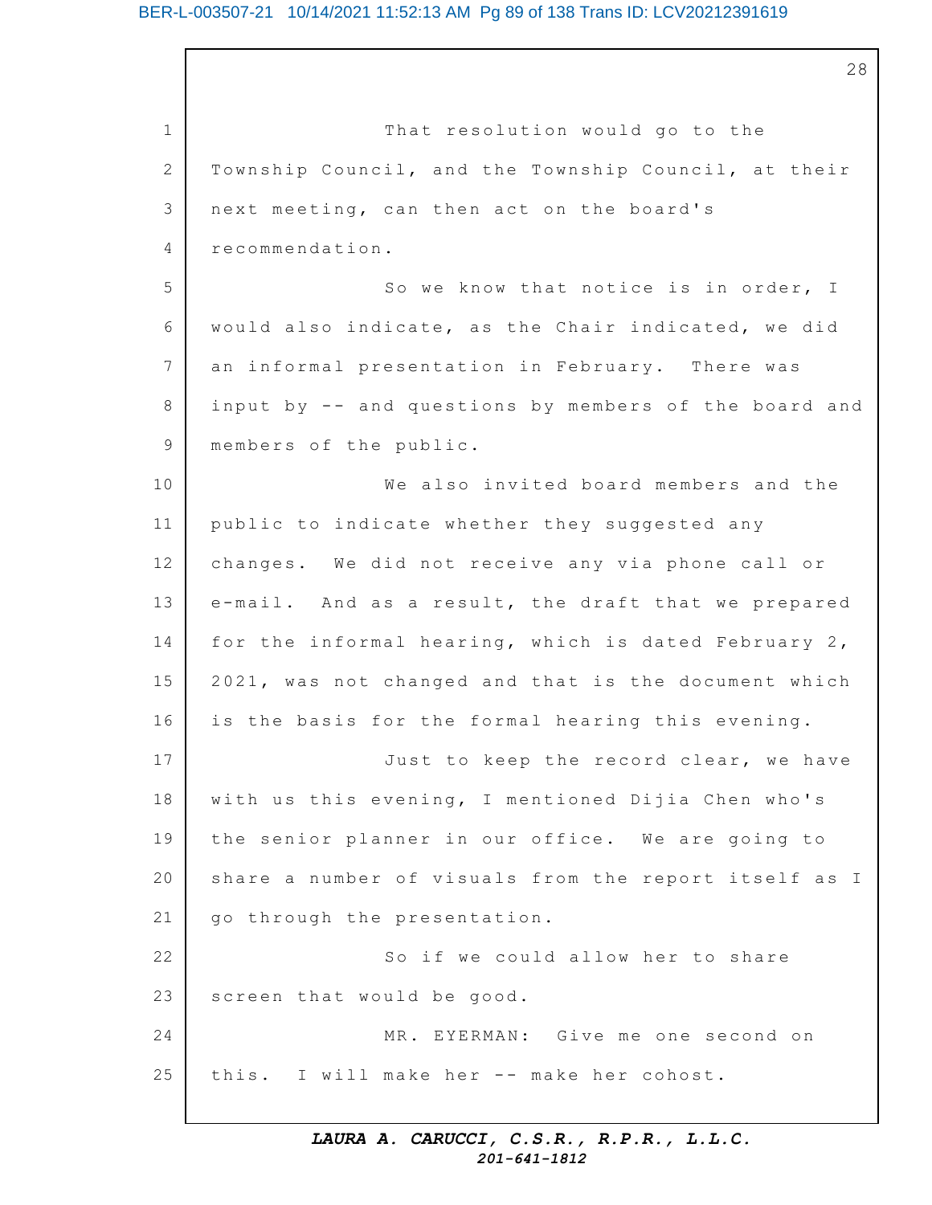That resolution would go to the Township Council, and the Township Council, at their next meeting, can then act on the board's recommendation.

So we know that notice is in order, I would also indicate, as the Chair indicated, we did an informal presentation in February. There was input by -- and questions by members of the board and members of the public.

We also invited board members and the public to indicate whether they suggested any changes. We did not receive any via phone call or e-mail. And as a result, the draft that we prepared for the informal hearing, which is dated February 2, 2021, was not changed and that is the document which is the basis for the formal hearing this evening.

Just to keep the record clear, we have with us this evening, I mentioned Dijia Chen who's the senior planner in our office. We are going to share a number of visuals from the report itself as I go through the presentation.

So if we could allow her to share screen that would be good.

MR. EYERMAN: Give me one second on this. I will make her -- make her cohost.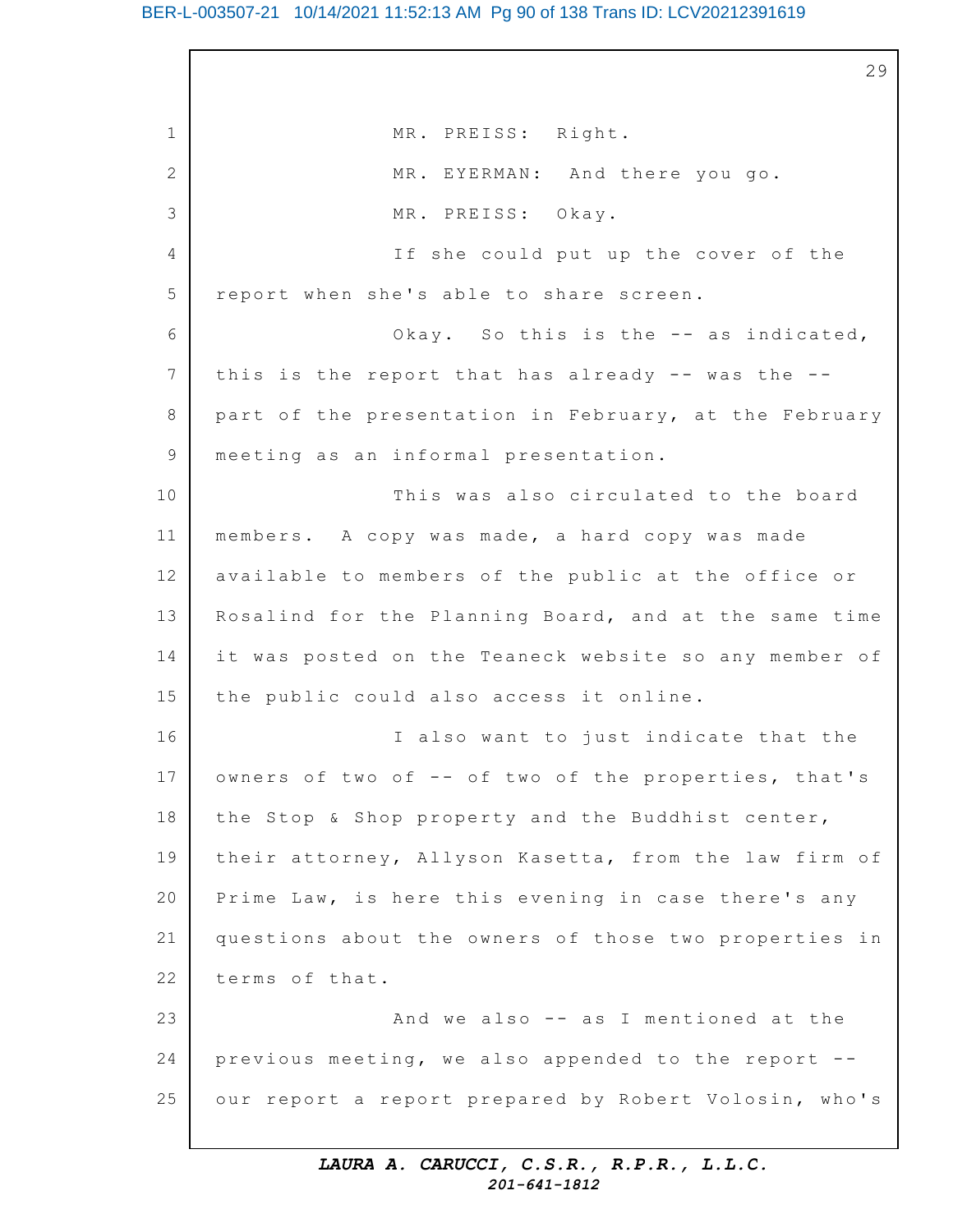MR. PREISS: Right.

MR. EYERMAN: And there you go.

MR. PREISS: Okay.

If she could put up the cover of the report when she's able to share screen.

Okay. So this is the -- as indicated, this is the report that has already -- was the -- part of the presentation in February, at the February meeting as an informal presentation.

This was also circulated to the board members. A copy was made, a hard copy was made available to members of the public at the office or Rosalind for the Planning Board, and at the same time it was posted on the Teaneck website so any member of the public could also access it online.

I also want to just indicate that the owners of two of -- of two of the properties, that's the Stop & Shop property and the Buddhist center, their attorney, Allyson Kasetta, from the law firm of Prime Law, is here this evening in case there's any questions about the owners of those two properties in terms of that.

And we also -- as I mentioned at the previous meeting, we also appended to the report -- our report a report prepared by Robert Volosin, who's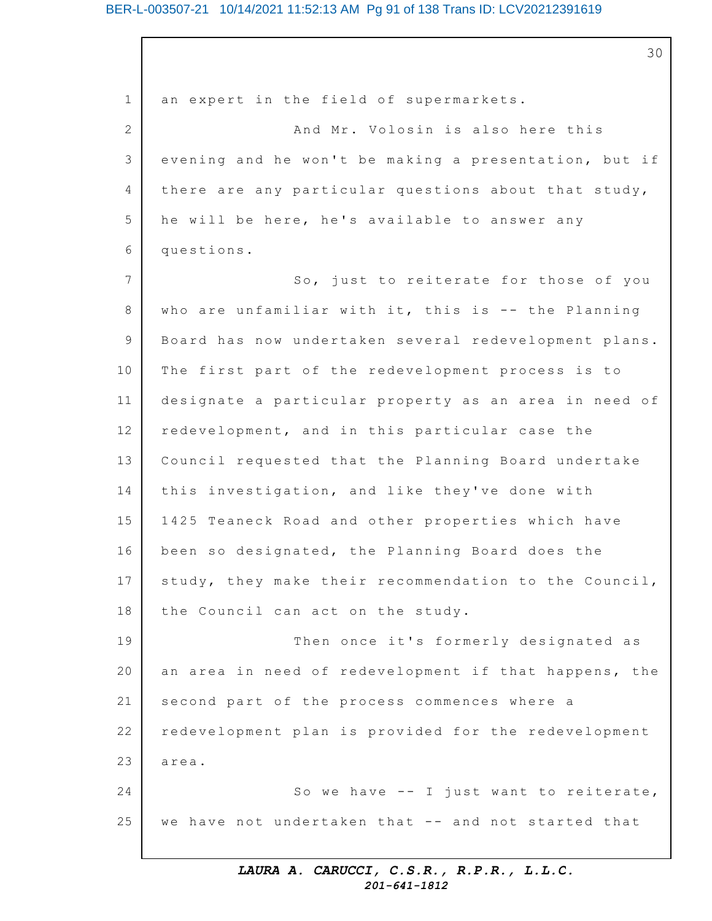an expert in the field of supermarkets.

And Mr. Volosin is also here this evening and he won't be making a presentation, but if there are any particular questions about that study, he will be here, he's available to answer any questions.

So, just to reiterate for those of you who are unfamiliar with it, this is -- the Planning Board has now undertaken several redevelopment plans. The first part of the redevelopment process is to designate a particular property as an area in need of redevelopment, and in this particular case the Council requested that the Planning Board undertake this investigation, and like they've done with 1425 Teaneck Road and other properties which have been so designated, the Planning Board does the study, they make their recommendation to the Council, the Council can act on the study.

Then once it's formerly designated as an area in need of redevelopment if that happens, the second part of the process commences where a redevelopment plan is provided for the redevelopment area.

So we have -- I just want to reiterate, we have not undertaken that -- and not started that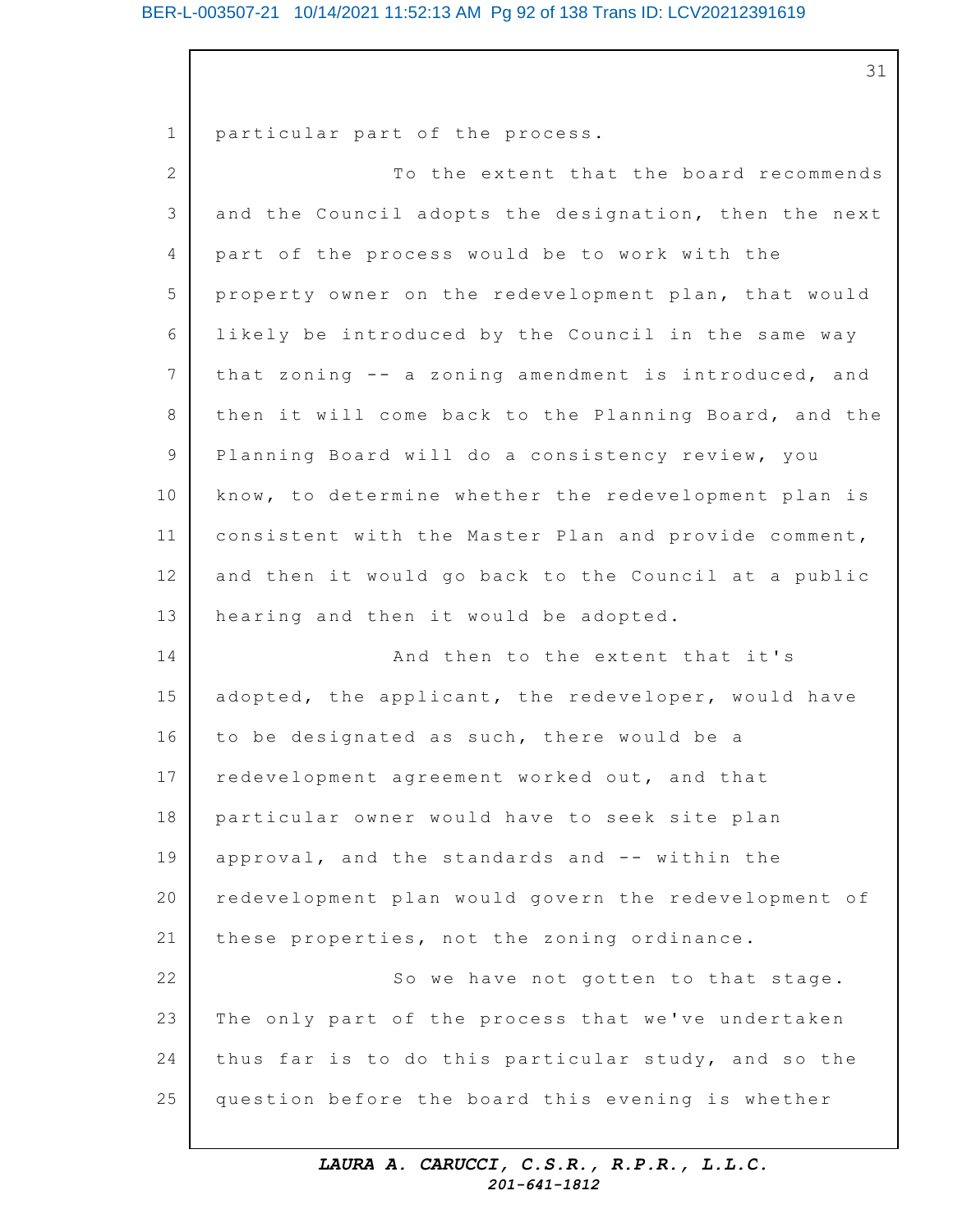particular part of the process.

To the extent that the board recommends and the Council adopts the designation, then the next part of the process would be to work with the property owner on the redevelopment plan, that would likely be introduced by the Council in the same way that zoning -- a zoning amendment is introduced, and then it will come back to the Planning Board, and the Planning Board will do a consistency review, you know, to determine whether the redevelopment plan is consistent with the Master Plan and provide comment, and then it would go back to the Council at a public hearing and then it would be adopted.

And then to the extent that it's adopted, the applicant, the redeveloper, would have to be designated as such, there would be a redevelopment agreement worked out, and that particular owner would have to seek site plan approval, and the standards and -- within the redevelopment plan would govern the redevelopment of these properties, not the zoning ordinance.

So we have not gotten to that stage. The only part of the process that we've undertaken thus far is to do this particular study, and so the question before the board this evening is whether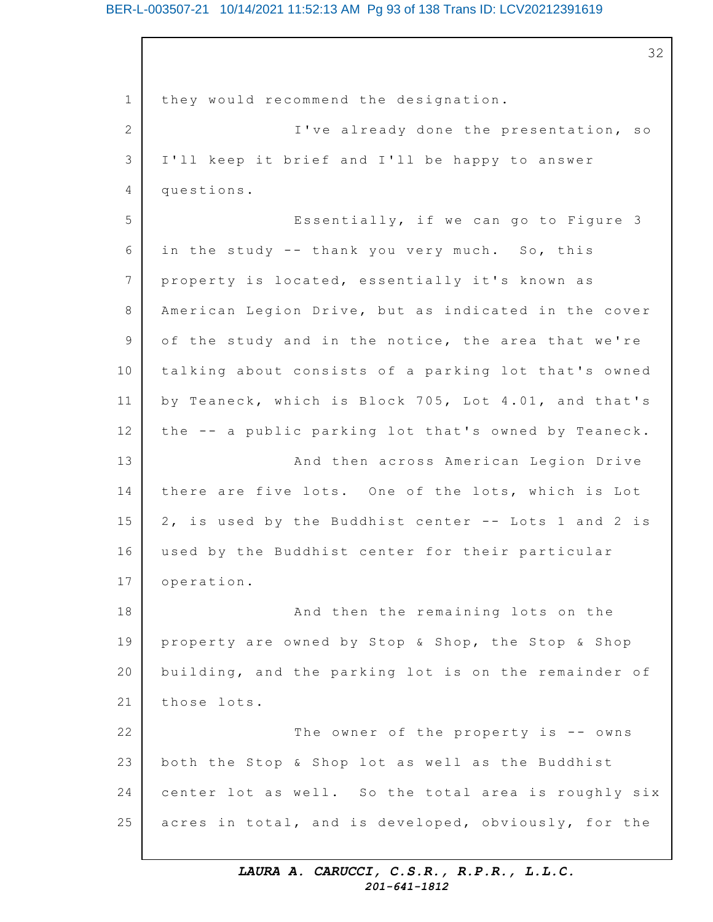they would recommend the designation.

I've already done the presentation, so I'll keep it brief and I'll be happy to answer questions.

Essentially, if we can go to Figure 3 in the study -- thank you very much. So, this property is located, essentially it's known as American Legion Drive, but as indicated in the cover of the study and in the notice, the area that we're talking about consists of a parking lot that's owned by Teaneck, which is Block 705, Lot 4.01, and that's the -- a public parking lot that's owned by Teaneck.

And then across American Legion Drive there are five lots. One of the lots, which is Lot 2, is used by the Buddhist center -- Lots 1 and 2 is used by the Buddhist center for their particular operation.

And then the remaining lots on the property are owned by Stop & Shop, the Stop & Shop building, and the parking lot is on the remainder of those lots.

The owner of the property is -- owns both the Stop & Shop lot as well as the Buddhist center lot as well. So the total area is roughly six acres in total, and is developed, obviously, for the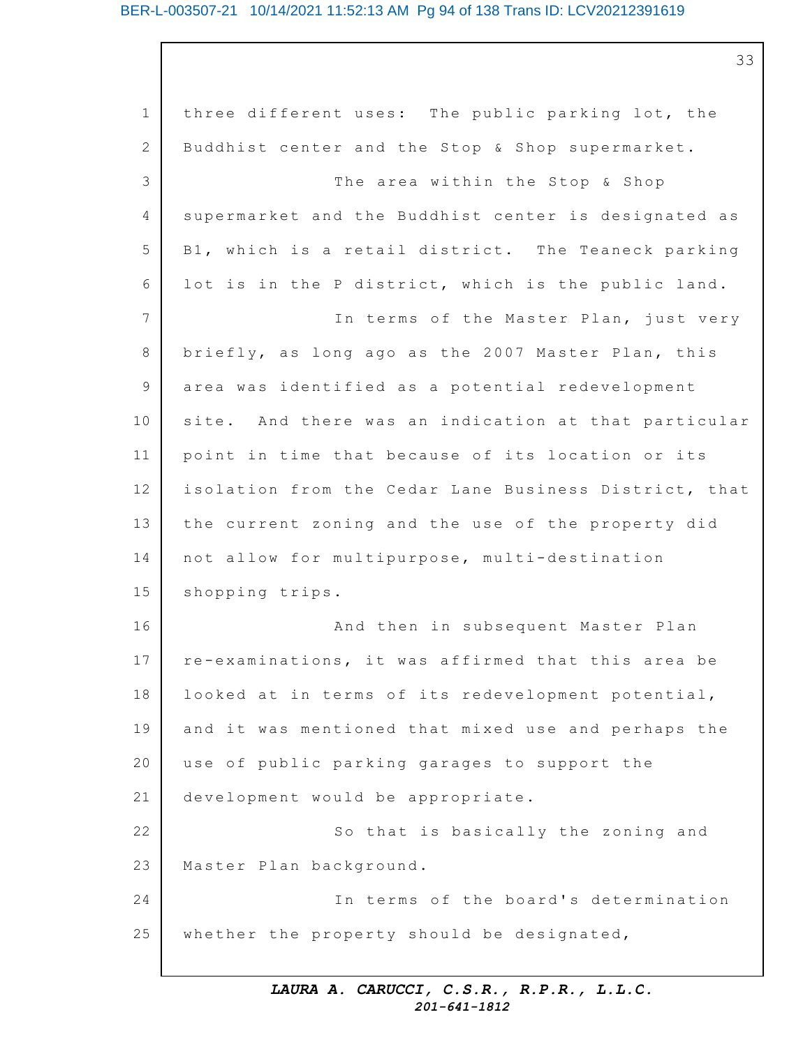three different uses: The public parking lot, the Buddhist center and the Stop & Shop supermarket.

The area within the Stop & Shop supermarket and the Buddhist center is designated as B1, which is a retail district. The Teaneck parking lot is in the P district, which is the public land.

In terms of the Master Plan, just very briefly, as long ago as the 2007 Master Plan, this area was identified as a potential redevelopment site. And there was an indication at that particular point in time that because of its location or its isolation from the Cedar Lane Business District, that the current zoning and the use of the property did not allow for multipurpose, multi-destination shopping trips.

And then in subsequent Master Plan re-examinations, it was affirmed that this area be looked at in terms of its redevelopment potential, and it was mentioned that mixed use and perhaps the use of public parking garages to support the development would be appropriate.

So that is basically the zoning and Master Plan background.

In terms of the board's determination whether the property should be designated,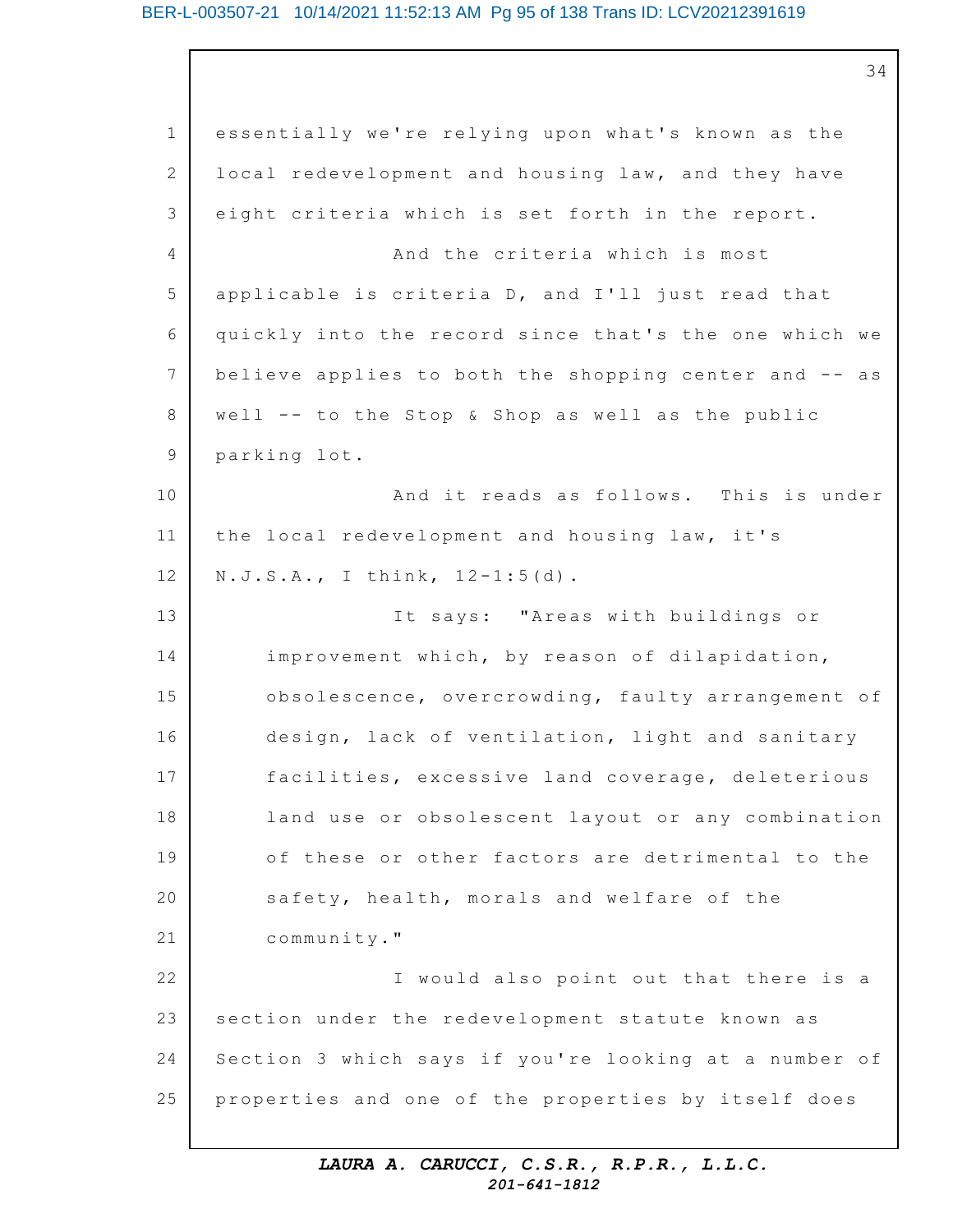essentially we're relying upon what's known as the local redevelopment and housing law, and they have eight criteria which is set forth in the report.

And the criteria which is most applicable is criteria D, and I'll just read that quickly into the record since that's the one which we believe applies to both the shopping center and -- as well -- to the Stop & Shop as well as the public parking lot.

And it reads as follows. This is under the local redevelopment and housing law, it's N.J.S.A., I think, 12-1:5(d).

It says: "Areas with buildings or improvement which, by reason of dilapidation, obsolescence, overcrowding, faulty arrangement of design, lack of ventilation, light and sanitary facilities, excessive land coverage, deleterious land use or obsolescent layout or any combination of these or other factors are detrimental to the safety, health, morals and welfare of the community."

I would also point out that there is a section under the redevelopment statute known as Section 3 which says if you're looking at a number of properties and one of the properties by itself does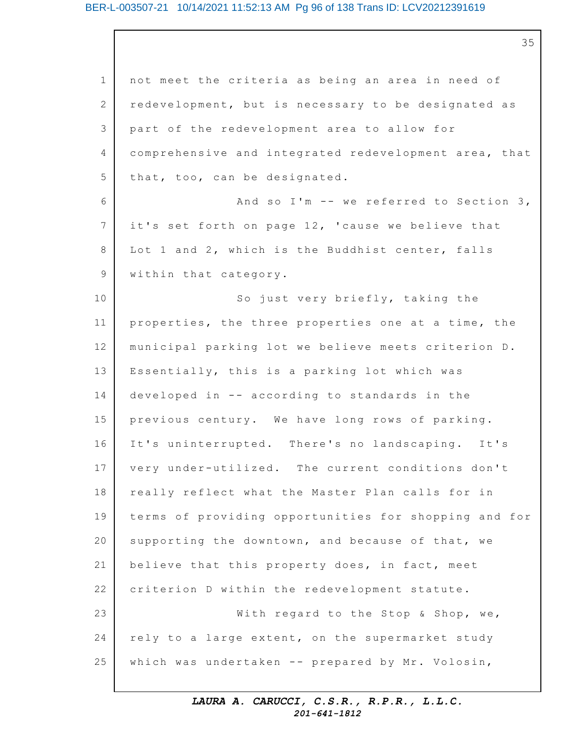not meet the criteria as being an area in need of redevelopment, but is necessary to be designated as part of the redevelopment area to allow for comprehensive and integrated redevelopment area, that that, too, can be designated.

And so I'm -- we referred to Section 3, it's set forth on page 12, 'cause we believe that Lot 1 and 2, which is the Buddhist center, falls within that category.

So just very briefly, taking the properties, the three properties one at a time, the municipal parking lot we believe meets criterion D. Essentially, this is a parking lot which was developed in -- according to standards in the previous century. We have long rows of parking. It's uninterrupted. There's no landscaping. It's very under-utilized. The current conditions don't really reflect what the Master Plan calls for in terms of providing opportunities for shopping and for supporting the downtown, and because of that, we believe that this property does, in fact, meet criterion D within the redevelopment statute.

With regard to the Stop & Shop, we, rely to a large extent, on the supermarket study which was undertaken -- prepared by Mr. Volosin,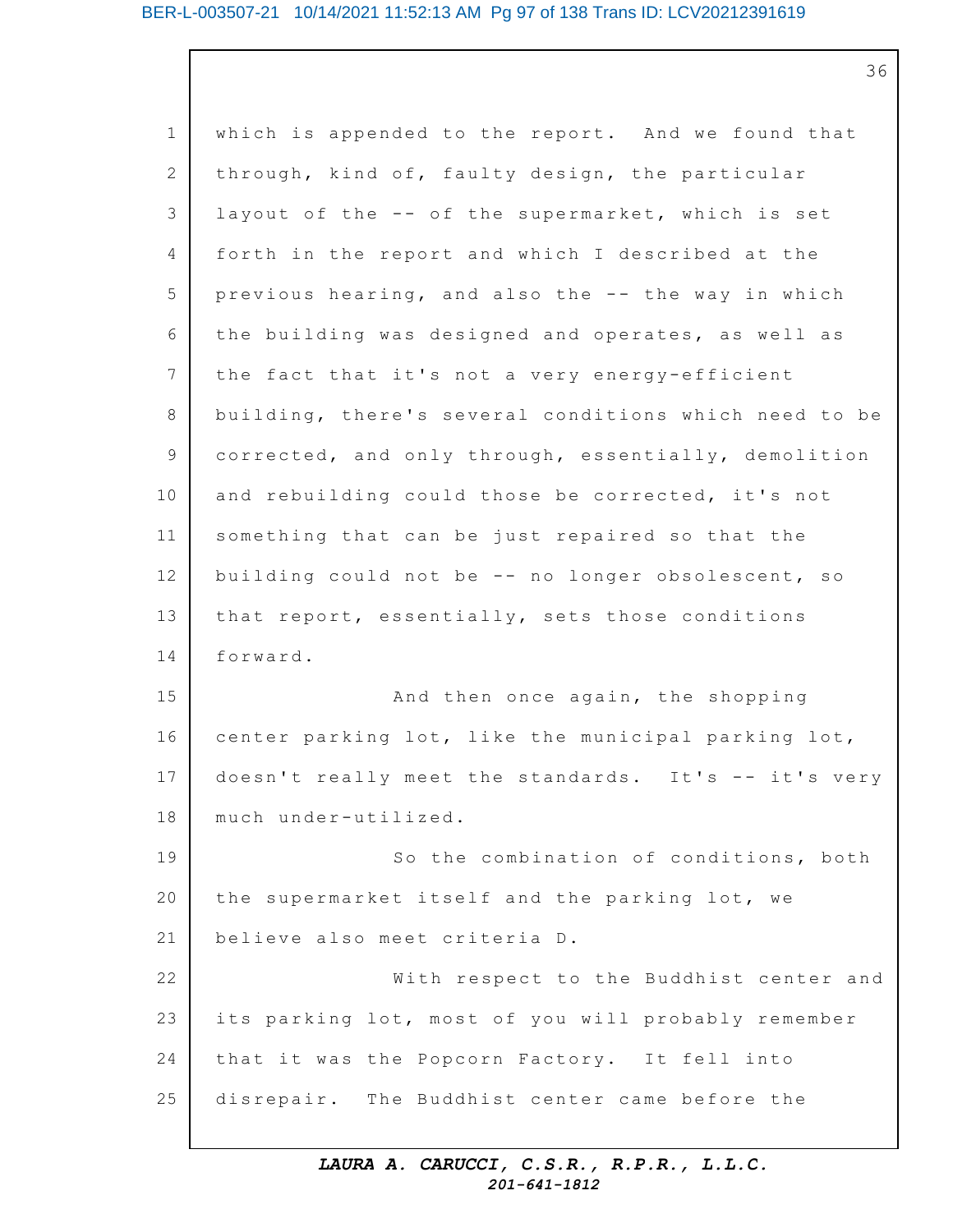which is appended to the report. And we found that through, kind of, faulty design, the particular layout of the -- of the supermarket, which is set forth in the report and which I described at the previous hearing, and also the -- the way in which the building was designed and operates, as well as the fact that it's not a very energy-efficient building, there's several conditions which need to be corrected, and only through, essentially, demolition and rebuilding could those be corrected, it's not something that can be just repaired so that the building could not be -- no longer obsolescent, so that report, essentially, sets those conditions forward.

And then once again, the shopping center parking lot, like the municipal parking lot, doesn't really meet the standards. It's -- it's very much under-utilized.

So the combination of conditions, both the supermarket itself and the parking lot, we believe also meet criteria D.

With respect to the Buddhist center and its parking lot, most of you will probably remember that it was the Popcorn Factory. It fell into disrepair. The Buddhist center came before the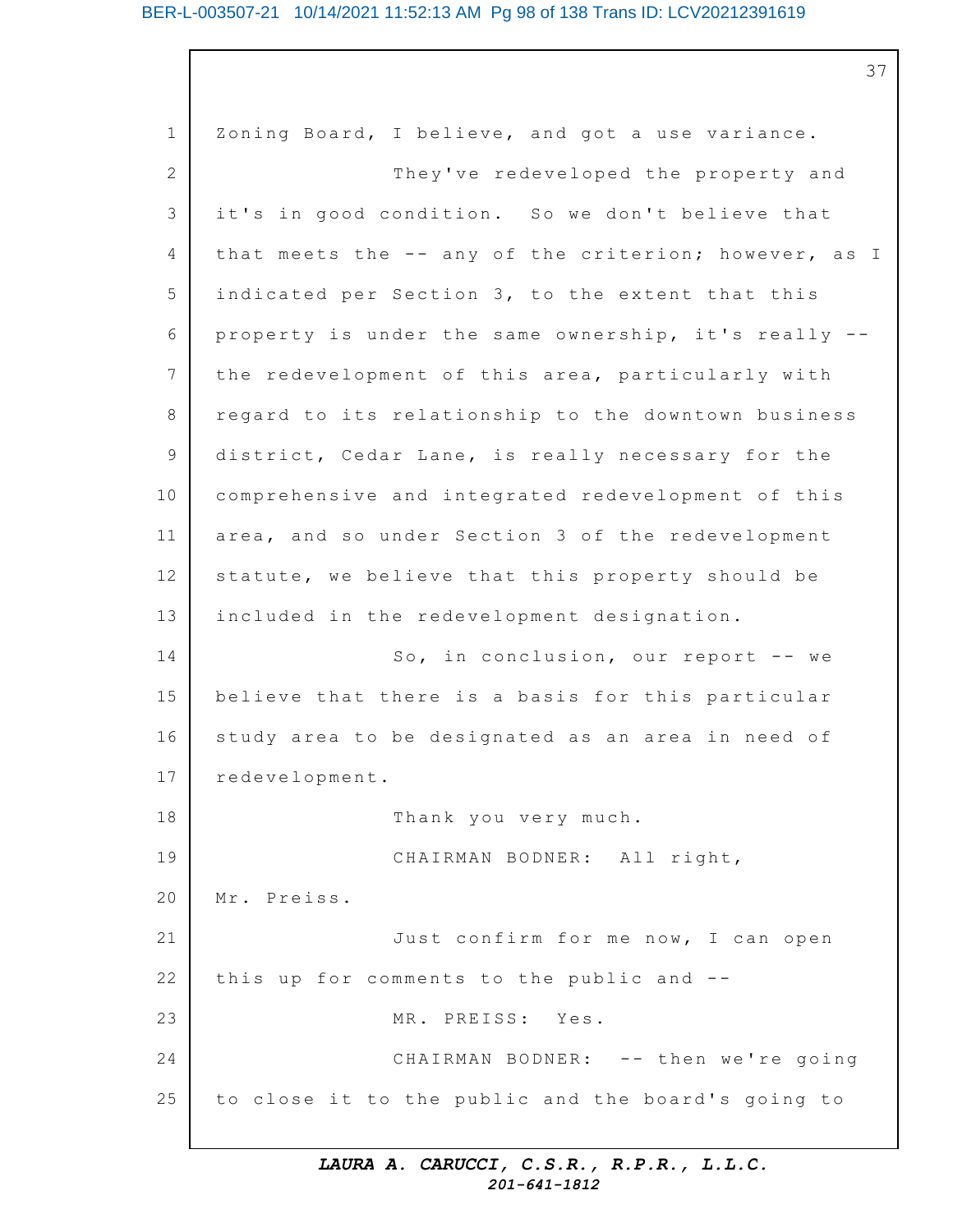Zoning Board, I believe, and got a use variance.

They've redeveloped the property and it's in good condition. So we don't believe that that meets the -- any of the criterion; however, as I indicated per Section 3, to the extent that this property is under the same ownership, it's really -- the redevelopment of this area, particularly with regard to its relationship to the downtown business district, Cedar Lane, is really necessary for the comprehensive and integrated redevelopment of this area, and so under Section 3 of the redevelopment statute, we believe that this property should be included in the redevelopment designation.

So, in conclusion, our report -- we believe that there is a basis for this particular study area to be designated as an area in need of redevelopment.

Thank you very much.

CHAIRMAN BODNER: All right, Mr. Preiss.

Just confirm for me now, I can open this up for comments to the public and --

MR. PREISS: Yes.

CHAIRMAN BODNER: -- then we're going to close it to the public and the board's going to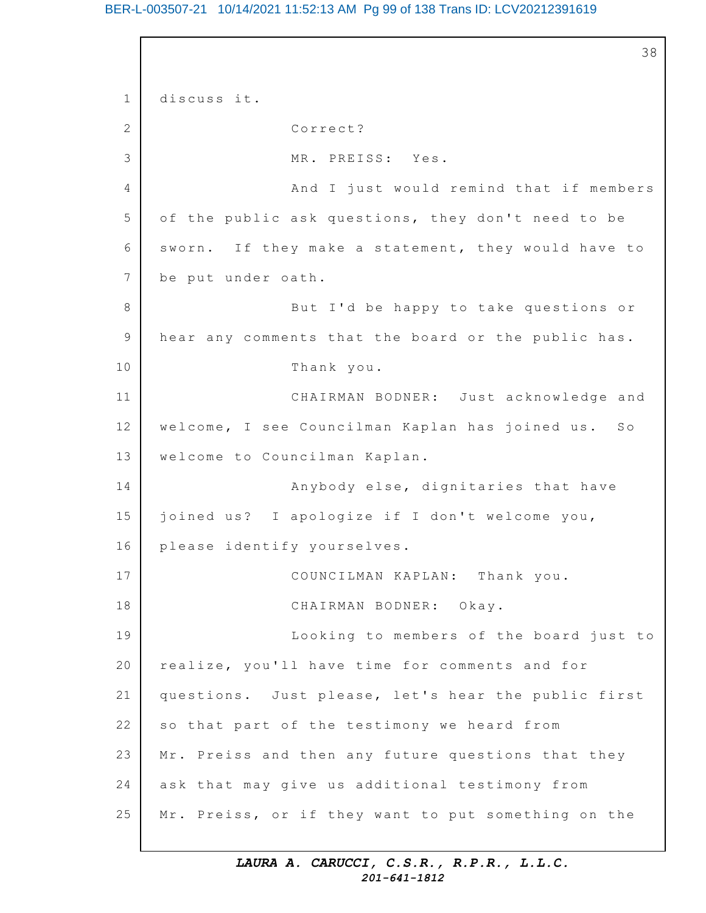discuss it.

Correct?

MR. PREISS: Yes.

And I just would remind that if members of the public ask questions, they don't need to be sworn. If they make a statement, they would have to be put under oath.

But I'd be happy to take questions or hear any comments that the board or the public has.

Thank you.

CHAIRMAN BODNER: Just acknowledge and welcome, I see Councilman Kaplan has joined us. So welcome to Councilman Kaplan.

Anybody else, dignitaries that have joined us? I apologize if I don't welcome you, please identify yourselves.

COUNCILMAN KAPLAN: Thank you.

CHAIRMAN BODNER: Okay.

Looking to members of the board just to realize, you'll have time for comments and for questions. Just please, let's hear the public first so that part of the testimony we heard from Mr. Preiss and then any future questions that they ask that may give us additional testimony from Mr. Preiss, or if they want to put something on the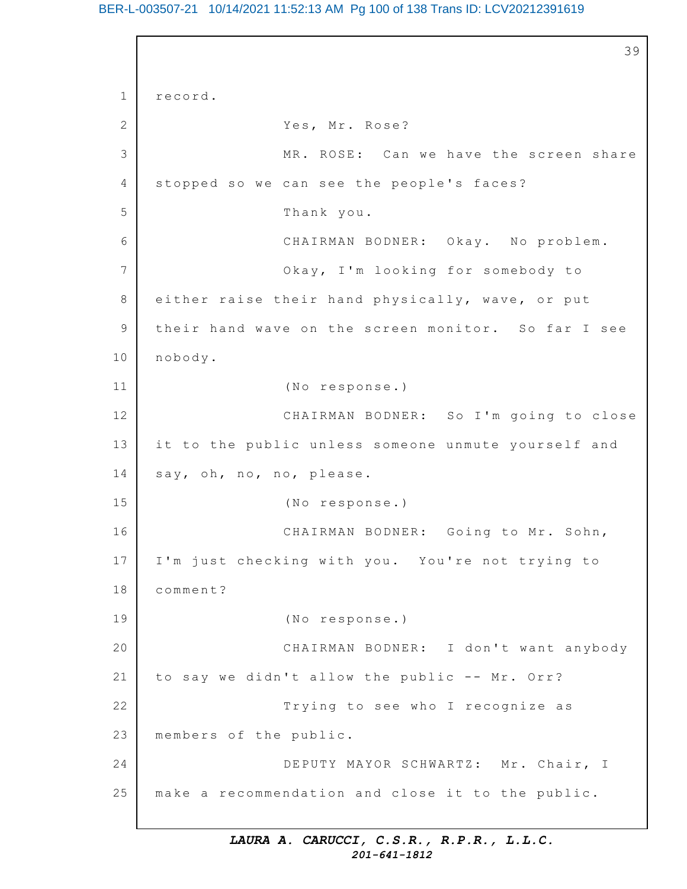1 record.

2 Yes, Mr. Rose?

3 MR. ROSE: Can we have the screen share

4 stopped so we can see the people's faces?

5 Thank you.

6 CHAIRMAN BODNER: Okay. No problem.

7 Okay, I'm looking for somebody to

8 either raise their hand physically, wave, or put

9 their hand wave on the screen monitor. So far I see

10 nobody.

11 (No response.)

12 CHAIRMAN BODNER: So I'm going to close

13 it to the public unless someone unmute yourself and

14 say, oh, no, no, please.

15 (No response.)

16 CHAIRMAN BODNER: Going to Mr. Sohn,

17 I'm just checking with you. You're not trying to

18 comment?

19 (No response.)

20 CHAIRMAN BODNER: I don't want anybody

21 to say we didn't allow the public -- Mr. Orr?

22 Trying to see who I recognize as

23 members of the public.

24 DEPUTY MAYOR SCHWARTZ: Mr. Chair, I

25 make a recommendation and close it to the public.

***LAURA A. CARUCCI, C.S.R., R.P.R., L.L.C.***
*201-641-1812*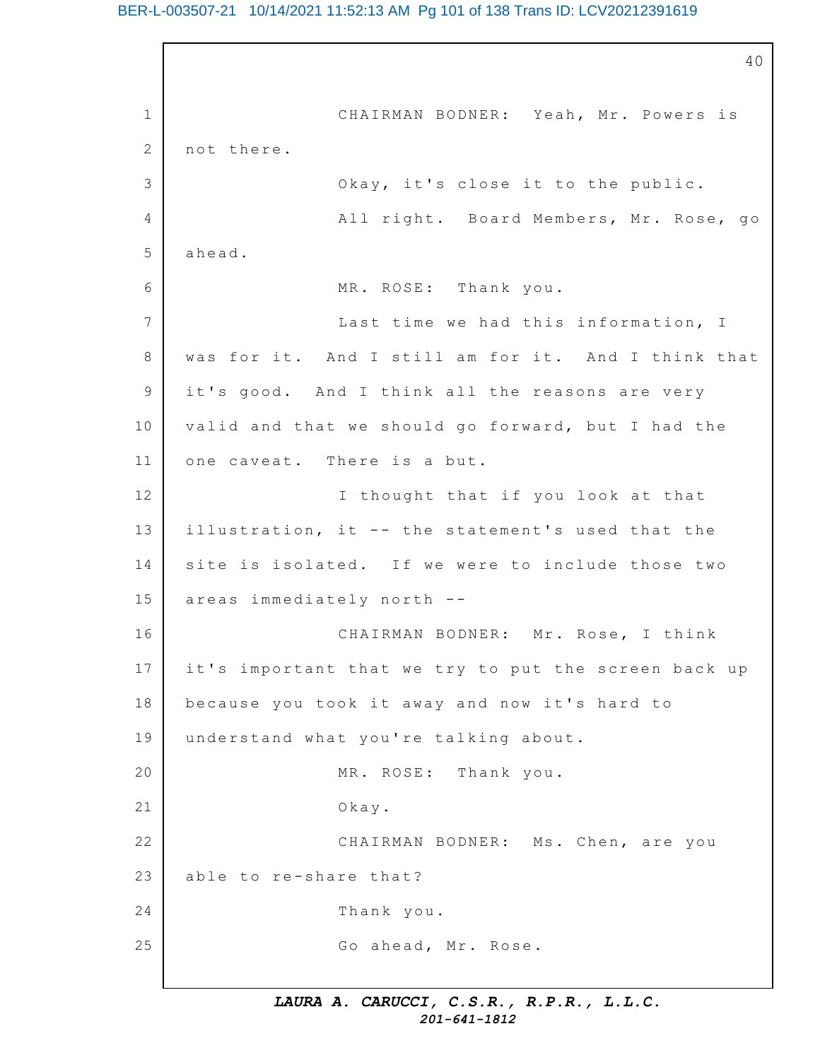CHAIRMAN BODNER: Yeah, Mr. Powers is not there.

Okay, it's close it to the public.

All right. Board Members, Mr. Rose, go ahead.

MR. ROSE: Thank you.

Last time we had this information, I was for it. And I still am for it. And I think that it's good. And I think all the reasons are very valid and that we should go forward, but I had the one caveat. There is a but.

I thought that if you look at that illustration, it -- the statement's used that the site is isolated. If we were to include those two areas immediately north --

CHAIRMAN BODNER: Mr. Rose, I think it's important that we try to put the screen back up because you took it away and now it's hard to understand what you're talking about.

MR. ROSE: Thank you.

Okay.

CHAIRMAN BODNER: Ms. Chen, are you able to re-share that?

Thank you.

Go ahead, Mr. Rose.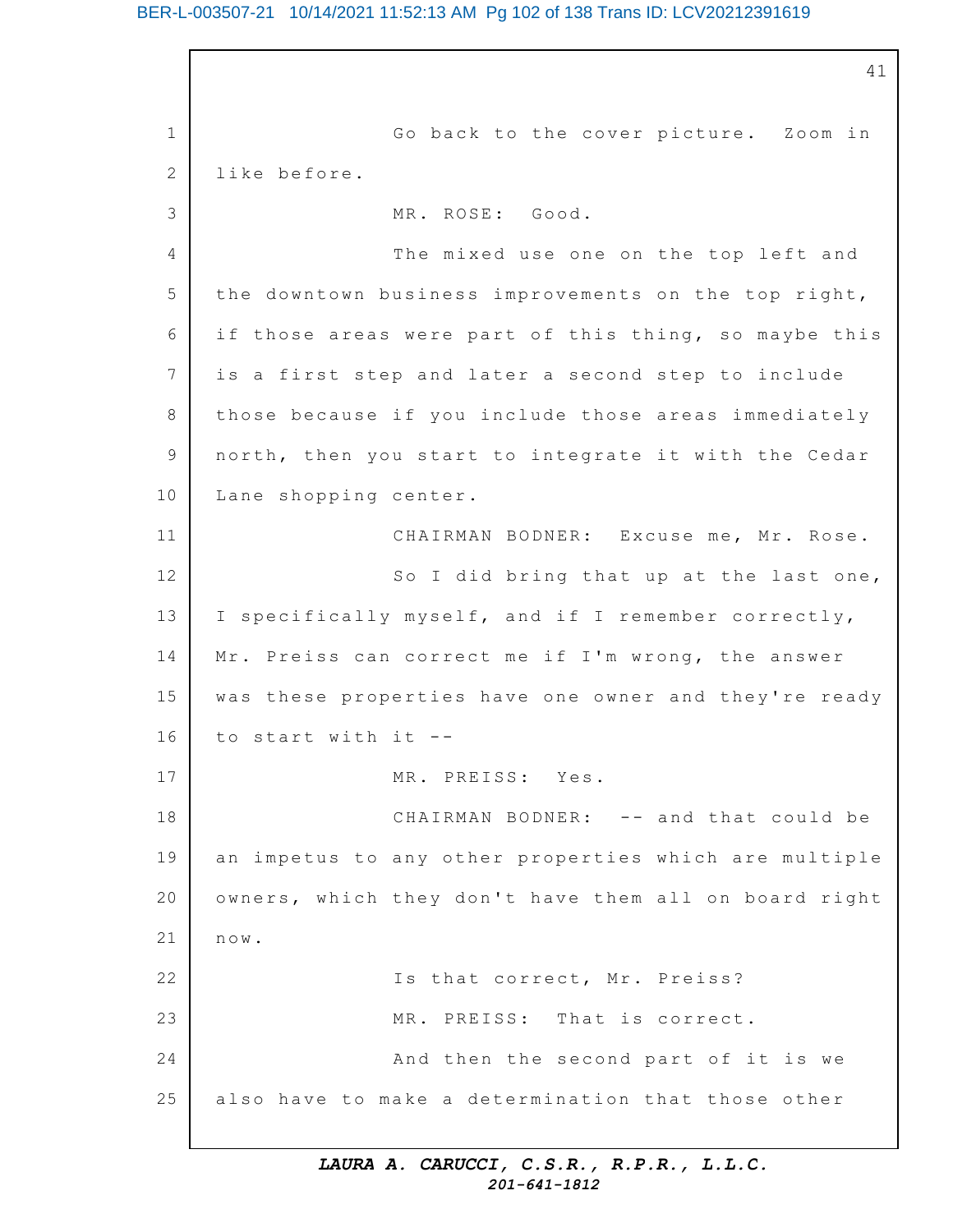Go back to the cover picture. Zoom in like before.

MR. ROSE: Good.

The mixed use one on the top left and the downtown business improvements on the top right, if those areas were part of this thing, so maybe this is a first step and later a second step to include those because if you include those areas immediately north, then you start to integrate it with the Cedar Lane shopping center.

CHAIRMAN BODNER: Excuse me, Mr. Rose.

So I did bring that up at the last one, I specifically myself, and if I remember correctly, Mr. Preiss can correct me if I'm wrong, the answer was these properties have one owner and they're ready to start with it --

MR. PREISS: Yes.

CHAIRMAN BODNER: -- and that could be an impetus to any other properties which are multiple owners, which they don't have them all on board right now.

Is that correct, Mr. Preiss?

MR. PREISS: That is correct.

And then the second part of it is we also have to make a determination that those other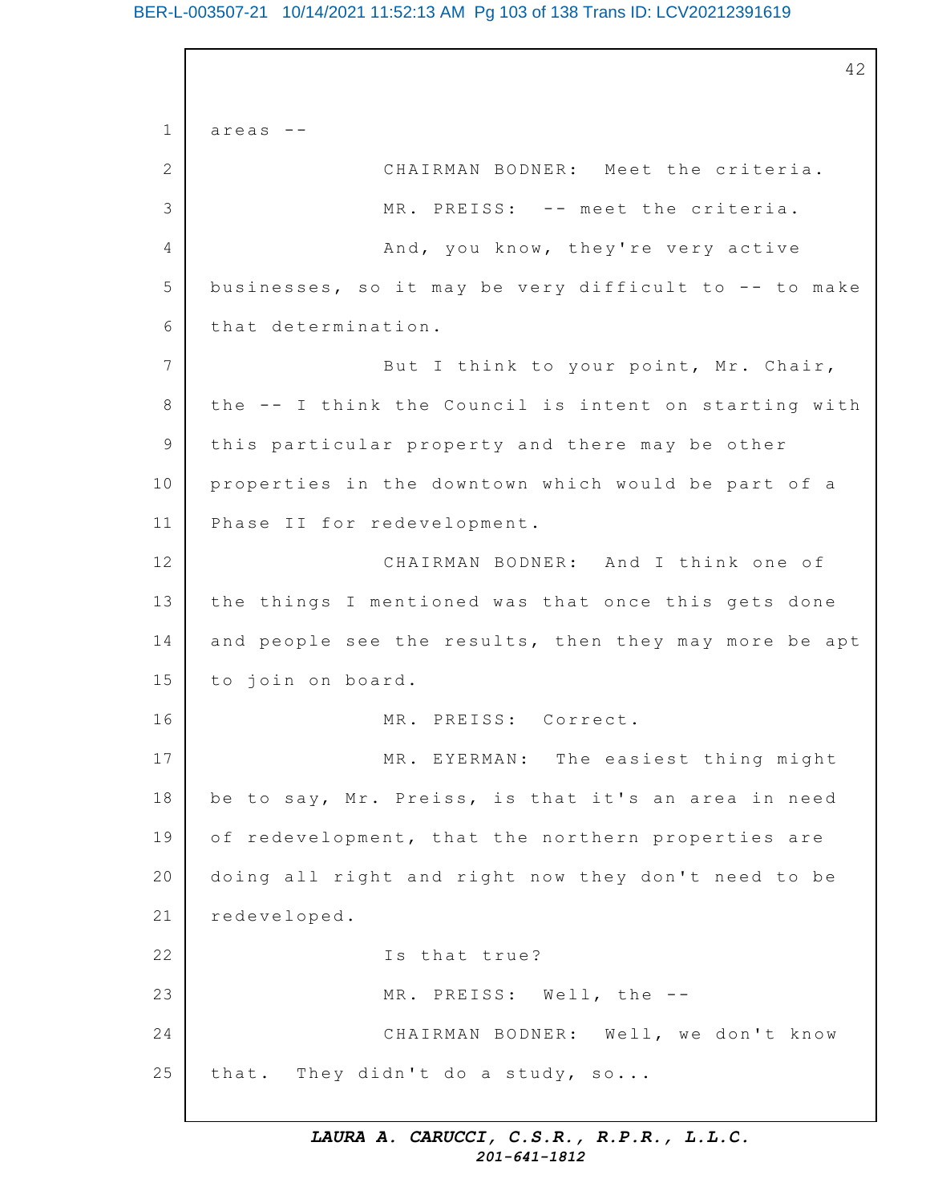areas --

CHAIRMAN BODNER: Meet the criteria.

MR. PREISS: -- meet the criteria.

And, you know, they're very active businesses, so it may be very difficult to -- to make that determination.

But I think to your point, Mr. Chair, the -- I think the Council is intent on starting with this particular property and there may be other properties in the downtown which would be part of a Phase II for redevelopment.

CHAIRMAN BODNER: And I think one of the things I mentioned was that once this gets done and people see the results, then they may more be apt to join on board.

MR. PREISS: Correct.

MR. EYERMAN: The easiest thing might be to say, Mr. Preiss, is that it's an area in need of redevelopment, that the northern properties are doing all right and right now they don't need to be redeveloped.

Is that true?

MR. PREISS: Well, the --

CHAIRMAN BODNER: Well, we don't know that. They didn't do a study, so...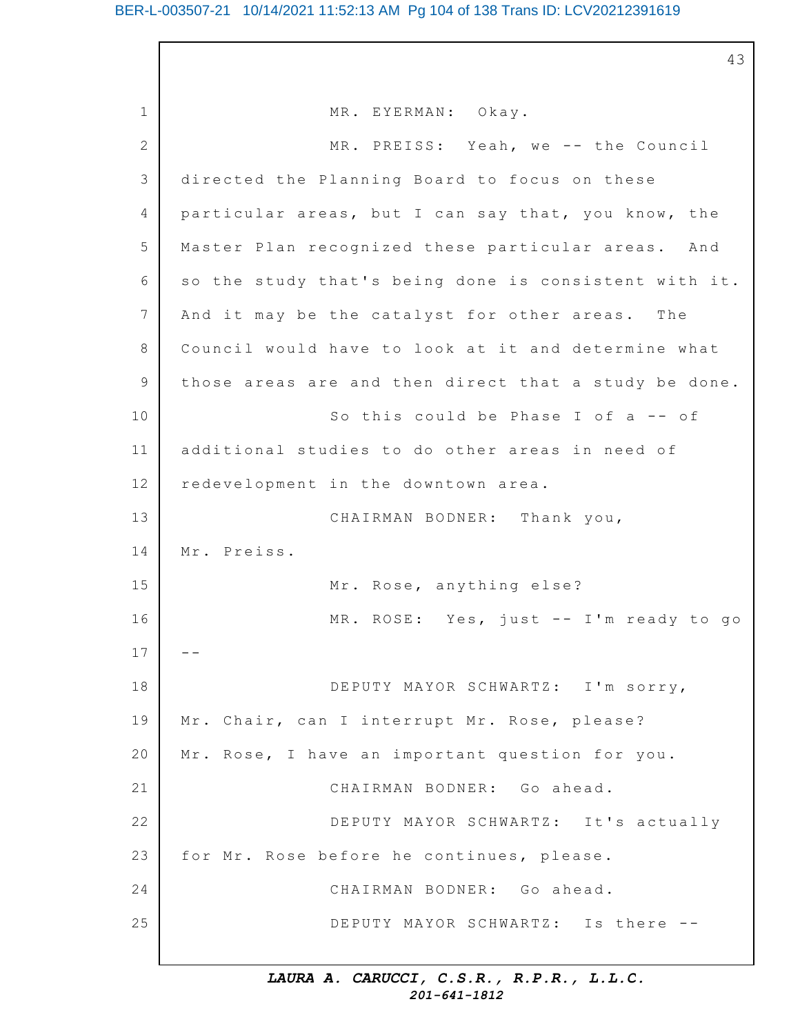MR. EYERMAN: Okay.

MR. PREISS: Yeah, we -- the Council directed the Planning Board to focus on these particular areas, but I can say that, you know, the Master Plan recognized these particular areas. And so the study that's being done is consistent with it. And it may be the catalyst for other areas. The Council would have to look at it and determine what those areas are and then direct that a study be done.

So this could be Phase I of a -- of additional studies to do other areas in need of redevelopment in the downtown area.

CHAIRMAN BODNER: Thank you, Mr. Preiss.

Mr. Rose, anything else?

MR. ROSE: Yes, just -- I'm ready to go --

DEPUTY MAYOR SCHWARTZ: I'm sorry, Mr. Chair, can I interrupt Mr. Rose, please? Mr. Rose, I have an important question for you.

CHAIRMAN BODNER: Go ahead.

DEPUTY MAYOR SCHWARTZ: It's actually for Mr. Rose before he continues, please.

CHAIRMAN BODNER: Go ahead.

DEPUTY MAYOR SCHWARTZ: Is there --

*LAURA A. CARUCCI, C.S.R., R.P.R., L.L.C.*
*201-641-1812*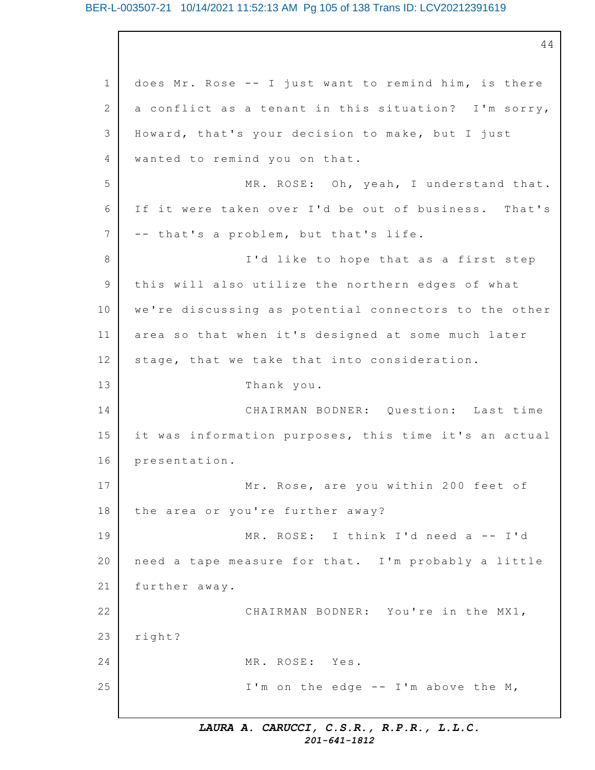does Mr. Rose -- I just want to remind him, is there a conflict as a tenant in this situation? I'm sorry, Howard, that's your decision to make, but I just wanted to remind you on that.

MR. ROSE: Oh, yeah, I understand that. If it were taken over I'd be out of business. That's -- that's a problem, but that's life.

I'd like to hope that as a first step this will also utilize the northern edges of what we're discussing as potential connectors to the other area so that when it's designed at some much later stage, that we take that into consideration.

Thank you.

CHAIRMAN BODNER: Question: Last time it was information purposes, this time it's an actual presentation.

Mr. Rose, are you within 200 feet of the area or you're further away?

MR. ROSE: I think I'd need a -- I'd need a tape measure for that. I'm probably a little further away.

CHAIRMAN BODNER: You're in the MX1, right?

MR. ROSE: Yes.

I'm on the edge -- I'm above the M,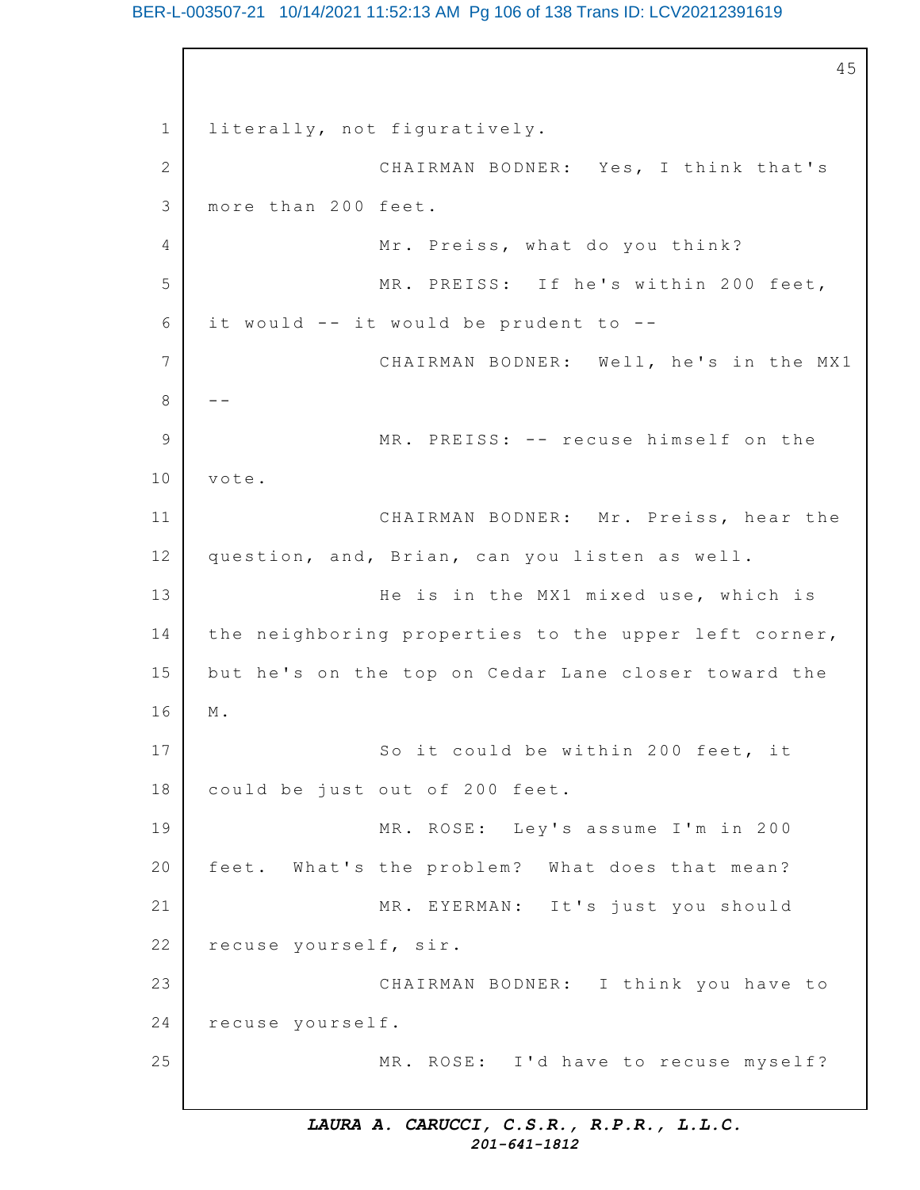literally, not figuratively.

CHAIRMAN BODNER: Yes, I think that's more than 200 feet.

Mr. Preiss, what do you think?

MR. PREISS: If he's within 200 feet, it would -- it would be prudent to --

CHAIRMAN BODNER: Well, he's in the MX1 --

MR. PREISS: -- recuse himself on the vote.

CHAIRMAN BODNER: Mr. Preiss, hear the question, and, Brian, can you listen as well.

He is in the MX1 mixed use, which is the neighboring properties to the upper left corner, but he's on the top on Cedar Lane closer toward the M.

So it could be within 200 feet, it could be just out of 200 feet.

MR. ROSE: Ley's assume I'm in 200 feet. What's the problem? What does that mean?

MR. EYERMAN: It's just you should recuse yourself, sir.

CHAIRMAN BODNER: I think you have to recuse yourself.

MR. ROSE: I'd have to recuse myself?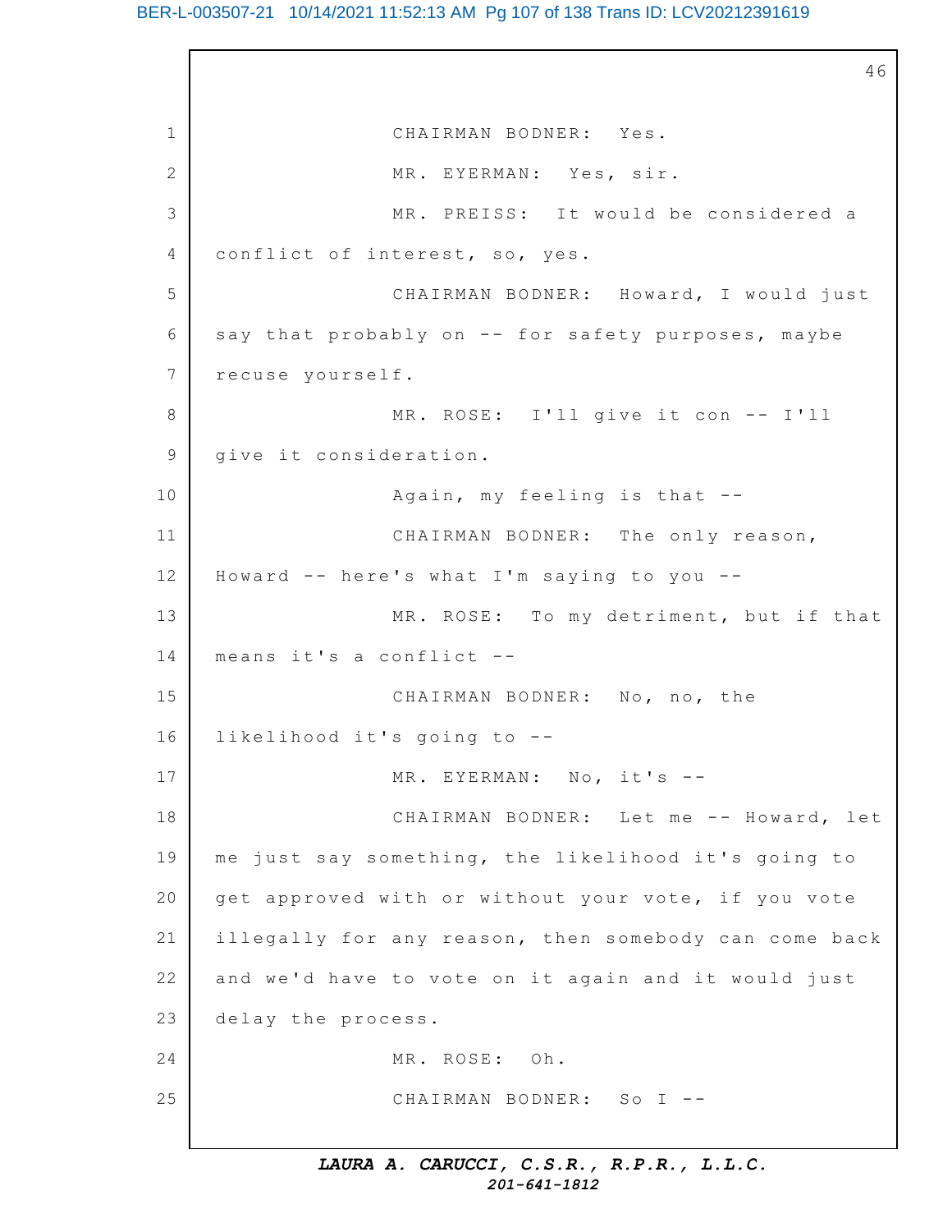CHAIRMAN BODNER: Yes.

MR. EYERMAN: Yes, sir.

MR. PREISS: It would be considered a conflict of interest, so, yes.

CHAIRMAN BODNER: Howard, I would just say that probably on -- for safety purposes, maybe recuse yourself.

MR. ROSE: I'll give it con -- I'll give it consideration.

Again, my feeling is that --

CHAIRMAN BODNER: The only reason, Howard -- here's what I'm saying to you --

MR. ROSE: To my detriment, but if that means it's a conflict --

CHAIRMAN BODNER: No, no, the likelihood it's going to --

MR. EYERMAN: No, it's --

CHAIRMAN BODNER: Let me -- Howard, let me just say something, the likelihood it's going to get approved with or without your vote, if you vote illegally for any reason, then somebody can come back and we'd have to vote on it again and it would just delay the process.

MR. ROSE: Oh.

CHAIRMAN BODNER: So I --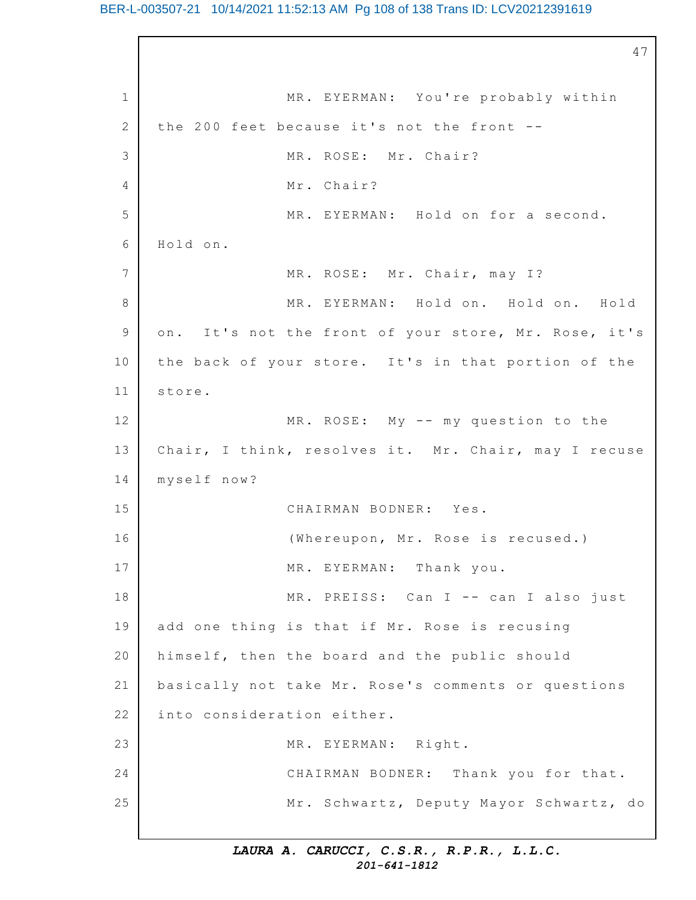MR. EYERMAN: You're probably within the 200 feet because it's not the front --

MR. ROSE: Mr. Chair?

Mr. Chair?

MR. EYERMAN: Hold on for a second. Hold on.

MR. ROSE: Mr. Chair, may I?

MR. EYERMAN: Hold on. Hold on. Hold on. It's not the front of your store, Mr. Rose, it's the back of your store. It's in that portion of the store.

MR. ROSE: My -- my question to the Chair, I think, resolves it. Mr. Chair, may I recuse myself now?

CHAIRMAN BODNER: Yes.

(Whereupon, Mr. Rose is recused.)

MR. EYERMAN: Thank you.

MR. PREISS: Can I -- can I also just add one thing is that if Mr. Rose is recusing himself, then the board and the public should basically not take Mr. Rose's comments or questions into consideration either.

MR. EYERMAN: Right.

CHAIRMAN BODNER: Thank you for that.

Mr. Schwartz, Deputy Mayor Schwartz, do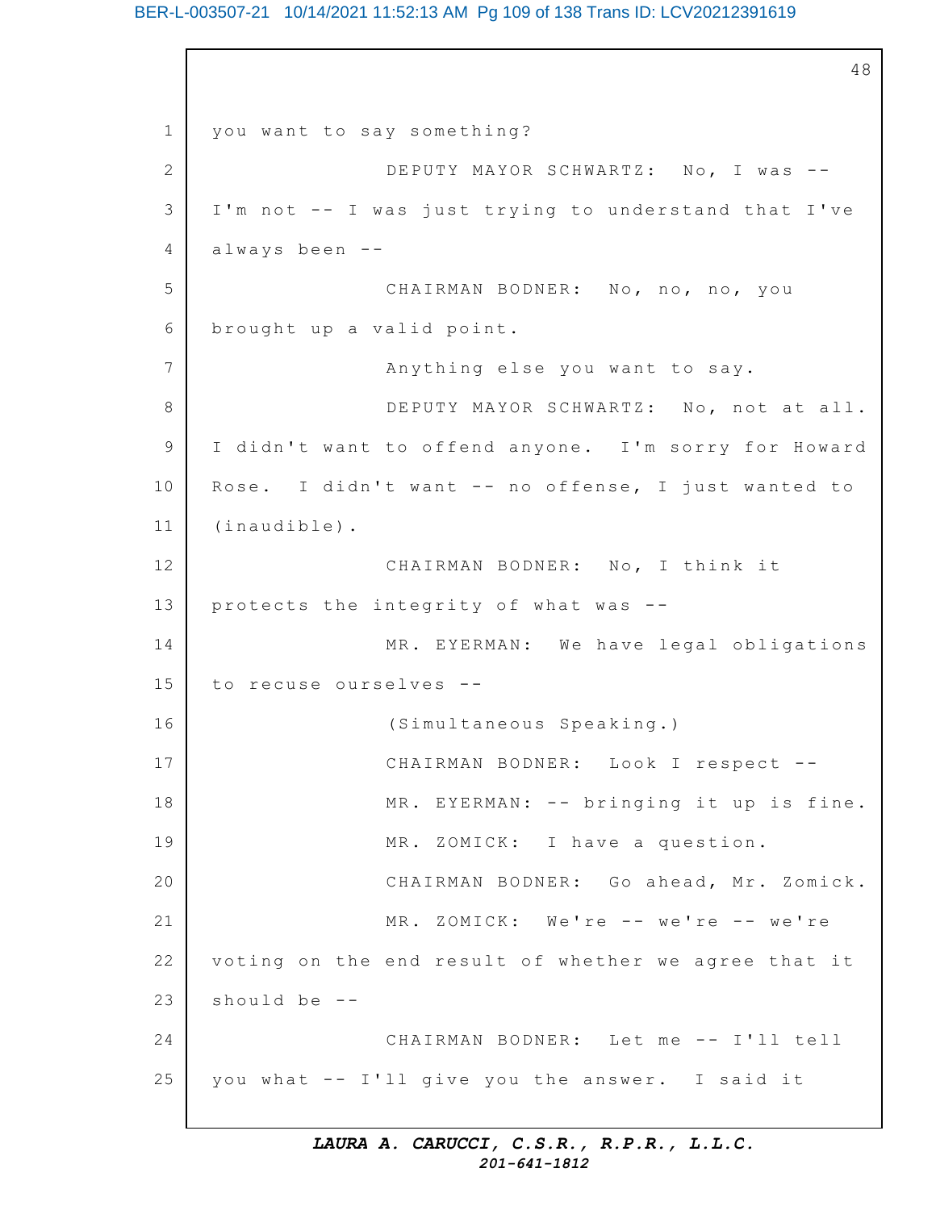you want to say something?

DEPUTY MAYOR SCHWARTZ: No, I was -- I'm not -- I was just trying to understand that I've always been --

CHAIRMAN BODNER: No, no, no, you brought up a valid point.

Anything else you want to say.

DEPUTY MAYOR SCHWARTZ: No, not at all. I didn't want to offend anyone. I'm sorry for Howard Rose. I didn't want -- no offense, I just wanted to (inaudible).

CHAIRMAN BODNER: No, I think it protects the integrity of what was --

MR. EYERMAN: We have legal obligations to recuse ourselves --

(Simultaneous Speaking.)

CHAIRMAN BODNER: Look I respect --

MR. EYERMAN: -- bringing it up is fine.

MR. ZOMICK: I have a question.

CHAIRMAN BODNER: Go ahead, Mr. Zomick.

MR. ZOMICK: We're -- we're -- we're voting on the end result of whether we agree that it should be --

CHAIRMAN BODNER: Let me -- I'll tell you what -- I'll give you the answer. I said it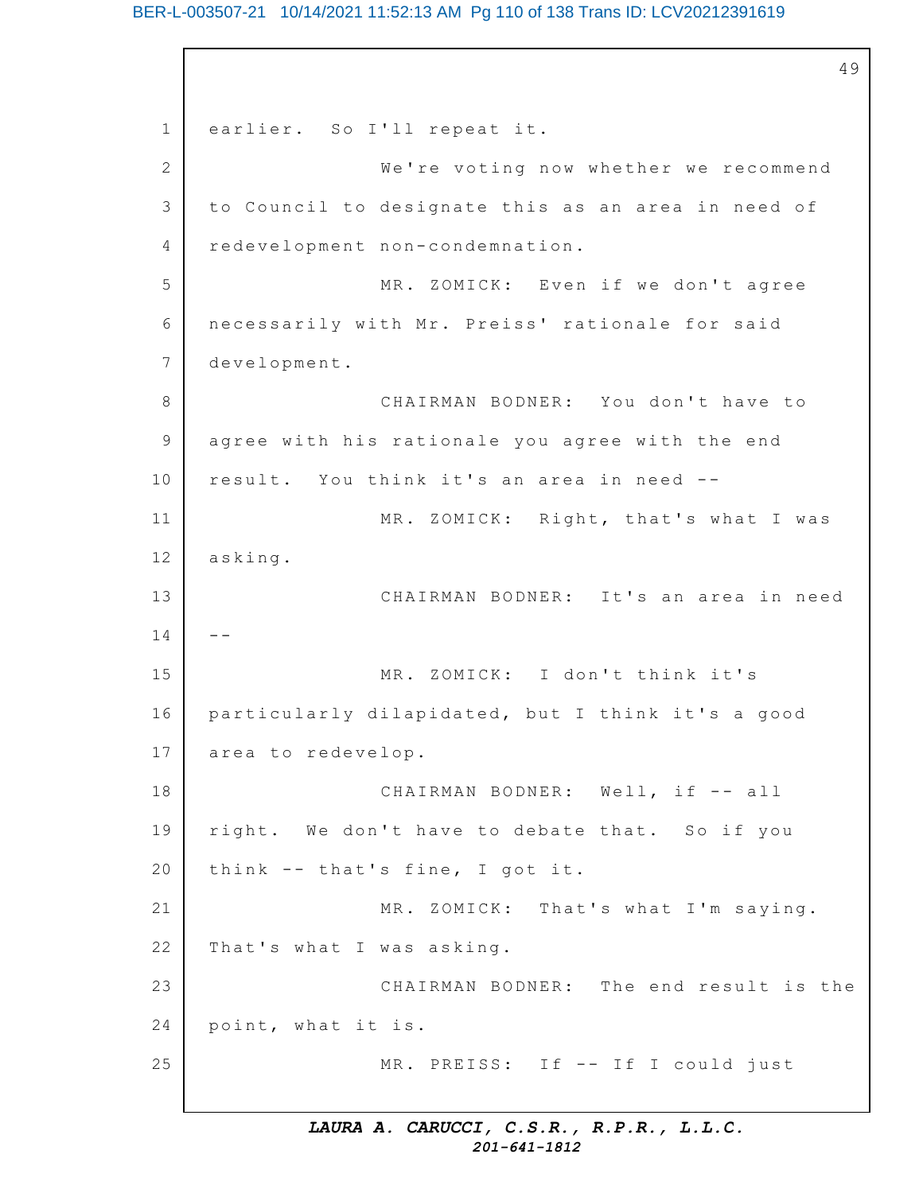earlier. So I'll repeat it.

We're voting now whether we recommend to Council to designate this as an area in need of redevelopment non-condemnation.

MR. ZOMICK: Even if we don't agree necessarily with Mr. Preiss' rationale for said development.

CHAIRMAN BODNER: You don't have to agree with his rationale you agree with the end result. You think it's an area in need --

MR. ZOMICK: Right, that's what I was asking.

CHAIRMAN BODNER: It's an area in need --

MR. ZOMICK: I don't think it's particularly dilapidated, but I think it's a good area to redevelop.

CHAIRMAN BODNER: Well, if -- all right. We don't have to debate that. So if you think -- that's fine, I got it.

MR. ZOMICK: That's what I'm saying. That's what I was asking.

CHAIRMAN BODNER: The end result is the point, what it is.

MR. PREISS: If -- If I could just

*LAURA A. CARUCCI, C.S.R., R.P.R., L.L.C.*
*201-641-1812*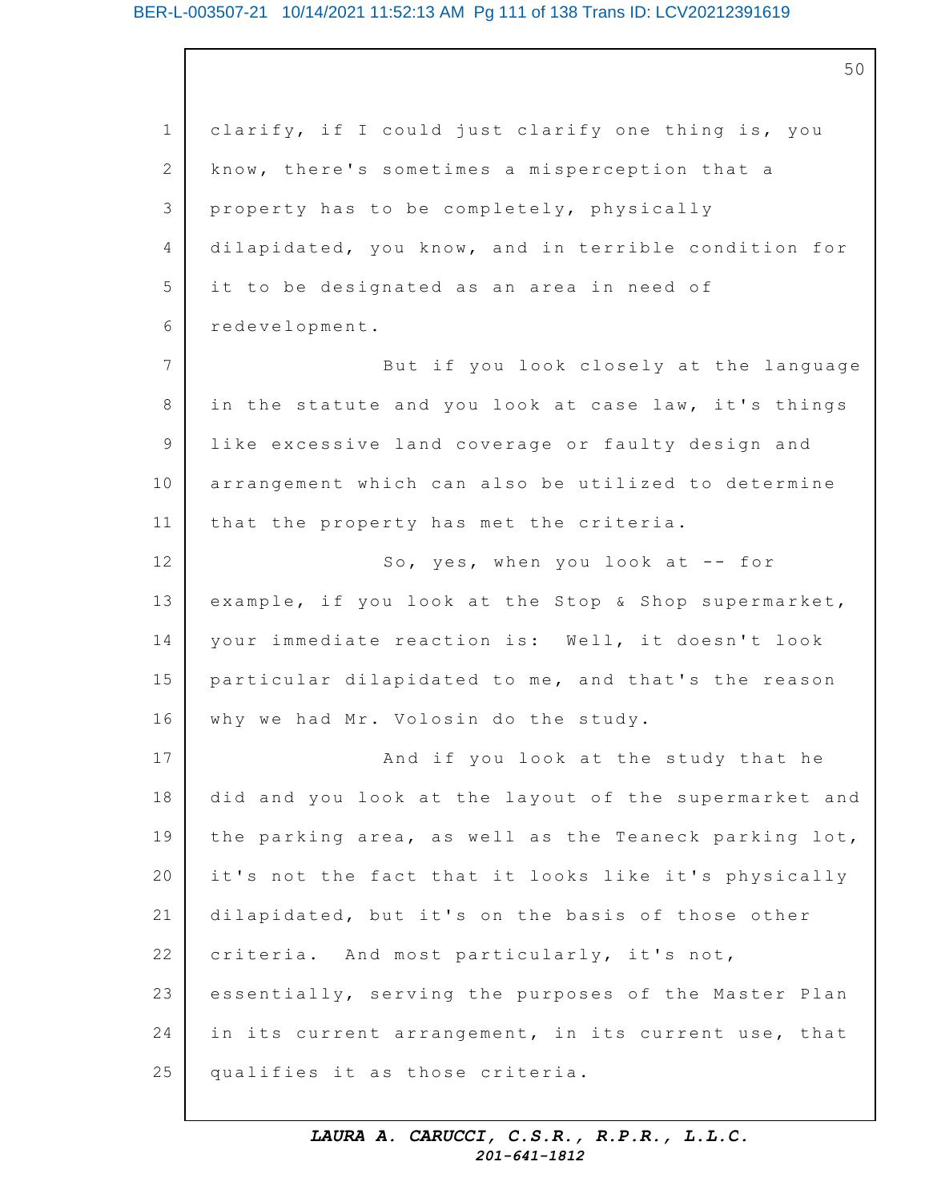clarify, if I could just clarify one thing is, you know, there's sometimes a misperception that a property has to be completely, physically dilapidated, you know, and in terrible condition for it to be designated as an area in need of redevelopment.

But if you look closely at the language in the statute and you look at case law, it's things like excessive land coverage or faulty design and arrangement which can also be utilized to determine that the property has met the criteria.

So, yes, when you look at -- for example, if you look at the Stop & Shop supermarket, your immediate reaction is: Well, it doesn't look particular dilapidated to me, and that's the reason why we had Mr. Volosin do the study.

And if you look at the study that he did and you look at the layout of the supermarket and the parking area, as well as the Teaneck parking lot, it's not the fact that it looks like it's physically dilapidated, but it's on the basis of those other criteria. And most particularly, it's not, essentially, serving the purposes of the Master Plan in its current arrangement, in its current use, that qualifies it as those criteria.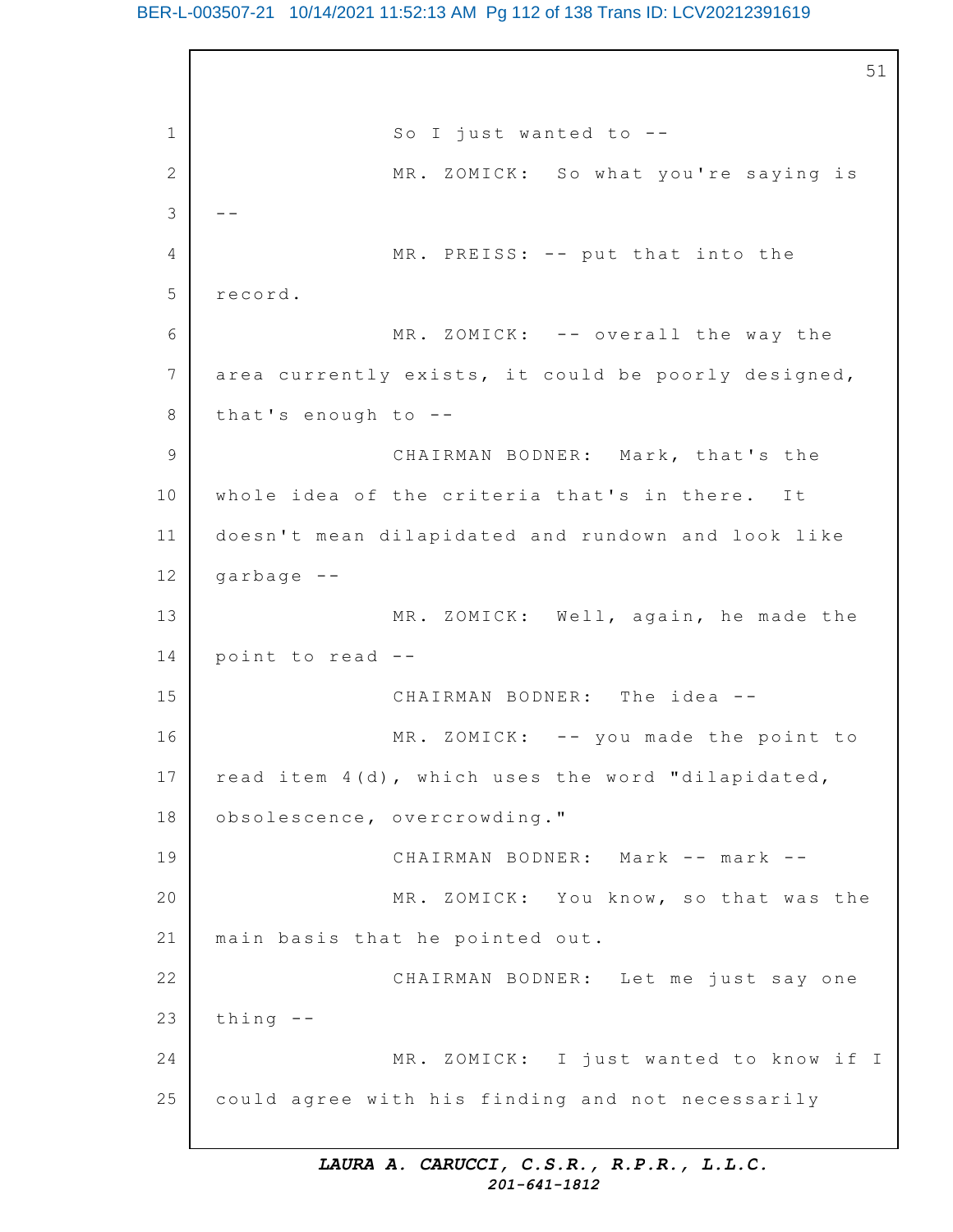So I just wanted to --

MR. ZOMICK: So what you're saying is --

MR. PREISS: -- put that into the record.

MR. ZOMICK: -- overall the way the area currently exists, it could be poorly designed, that's enough to --

CHAIRMAN BODNER: Mark, that's the whole idea of the criteria that's in there. It doesn't mean dilapidated and rundown and look like garbage --

MR. ZOMICK: Well, again, he made the point to read --

CHAIRMAN BODNER: The idea --

MR. ZOMICK: -- you made the point to read item 4(d), which uses the word "dilapidated, obsolescence, overcrowding."

CHAIRMAN BODNER: Mark -- mark --

MR. ZOMICK: You know, so that was the main basis that he pointed out.

CHAIRMAN BODNER: Let me just say one thing --

MR. ZOMICK: I just wanted to know if I could agree with his finding and not necessarily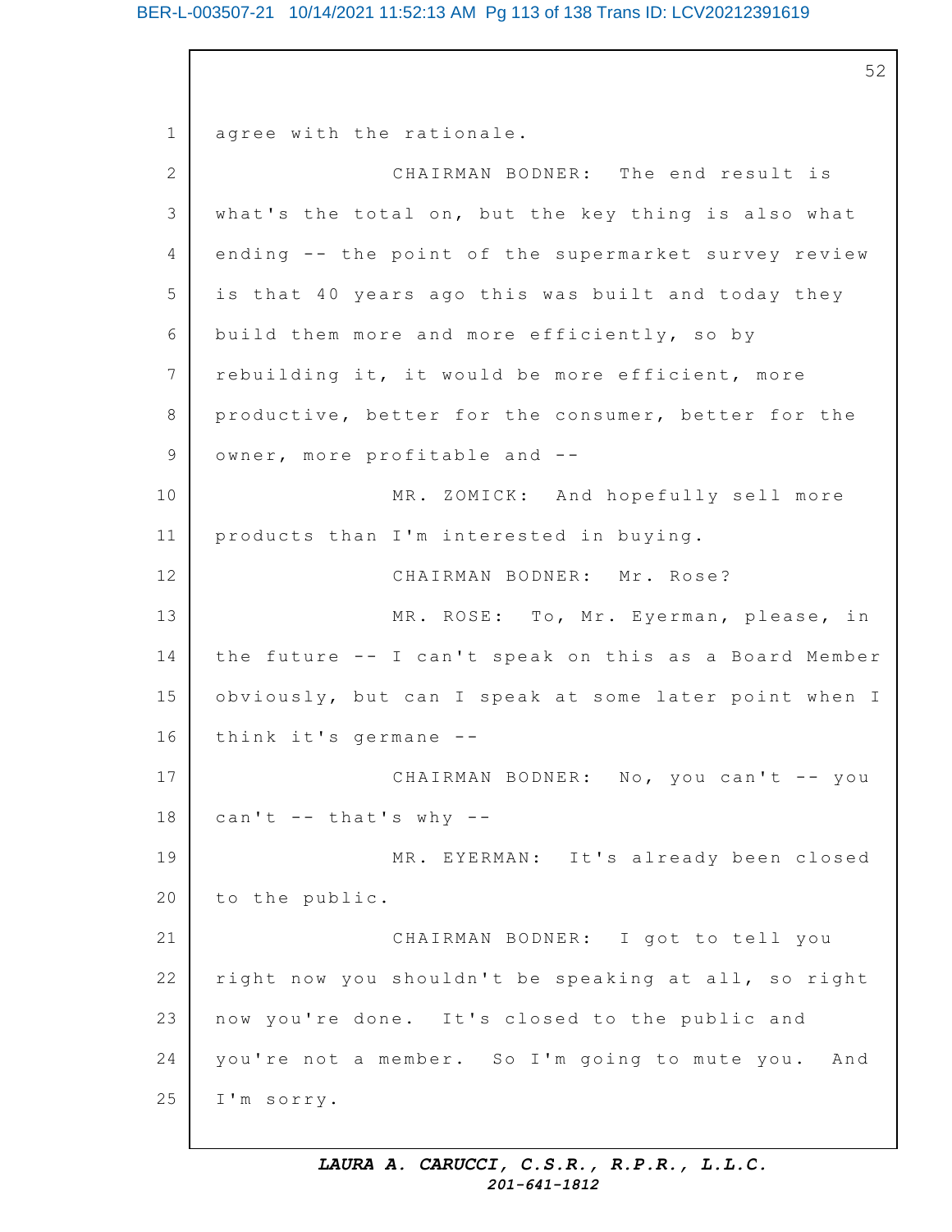agree with the rationale.

CHAIRMAN BODNER: The end result is what's the total on, but the key thing is also what ending -- the point of the supermarket survey review is that 40 years ago this was built and today they build them more and more efficiently, so by rebuilding it, it would be more efficient, more productive, better for the consumer, better for the owner, more profitable and --

MR. ZOMICK: And hopefully sell more products than I'm interested in buying.

CHAIRMAN BODNER: Mr. Rose?

MR. ROSE: To, Mr. Eyerman, please, in the future -- I can't speak on this as a Board Member obviously, but can I speak at some later point when I think it's germane --

CHAIRMAN BODNER: No, you can't -- you can't -- that's why --

MR. EYERMAN: It's already been closed to the public.

CHAIRMAN BODNER: I got to tell you right now you shouldn't be speaking at all, so right now you're done. It's closed to the public and you're not a member. So I'm going to mute you. And I'm sorry.

***LAURA A. CARUCCI, C.S.R., R.P.R., L.L.C.***
***201-641-1812***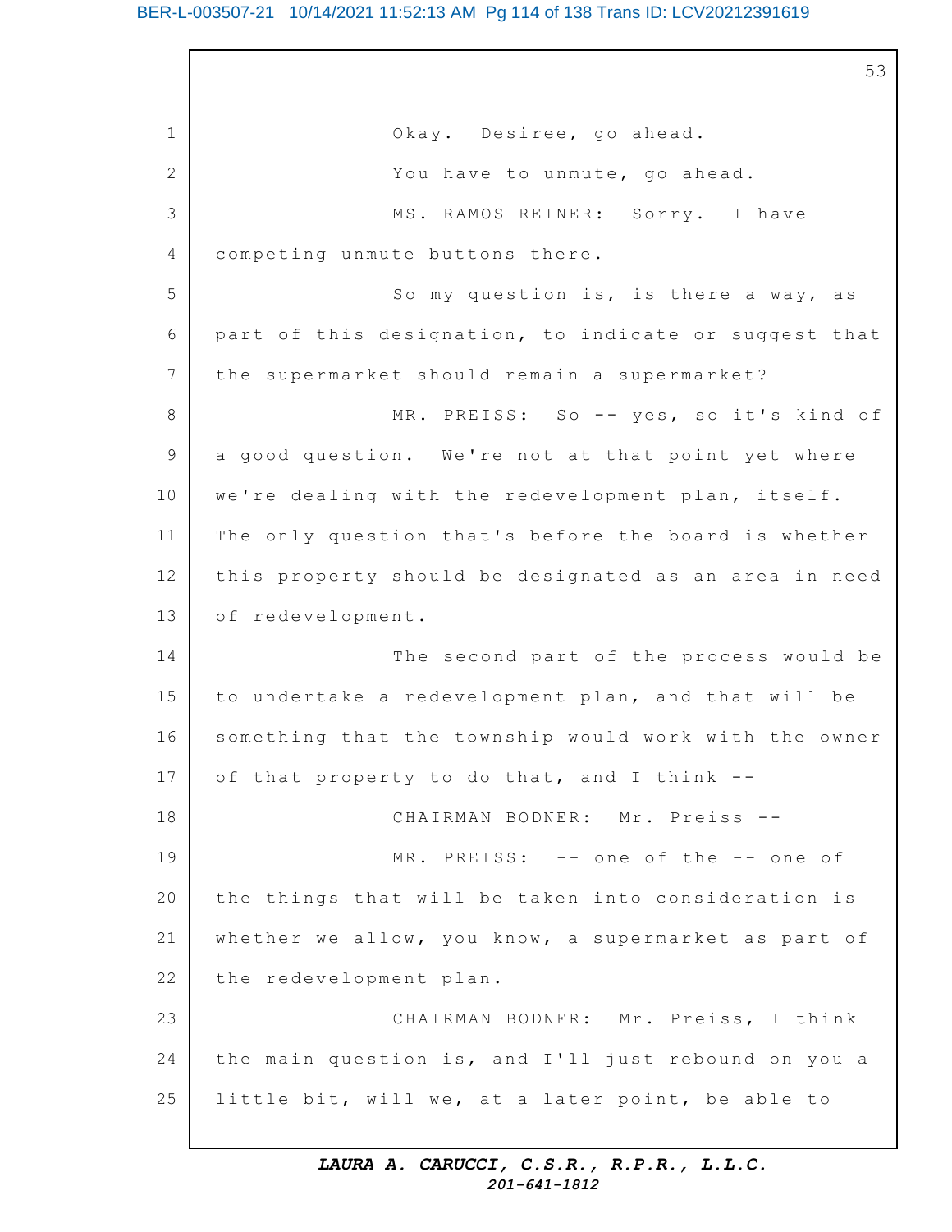Okay. Desiree, go ahead.

You have to unmute, go ahead.

MS. RAMOS REINER: Sorry. I have competing unmute buttons there.

So my question is, is there a way, as part of this designation, to indicate or suggest that the supermarket should remain a supermarket?

MR. PREISS: So -- yes, so it's kind of a good question. We're not at that point yet where we're dealing with the redevelopment plan, itself. The only question that's before the board is whether this property should be designated as an area in need of redevelopment.

The second part of the process would be to undertake a redevelopment plan, and that will be something that the township would work with the owner of that property to do that, and I think --

CHAIRMAN BODNER: Mr. Preiss --

MR. PREISS: -- one of the -- one of the things that will be taken into consideration is whether we allow, you know, a supermarket as part of the redevelopment plan.

CHAIRMAN BODNER: Mr. Preiss, I think the main question is, and I'll just rebound on you a little bit, will we, at a later point, be able to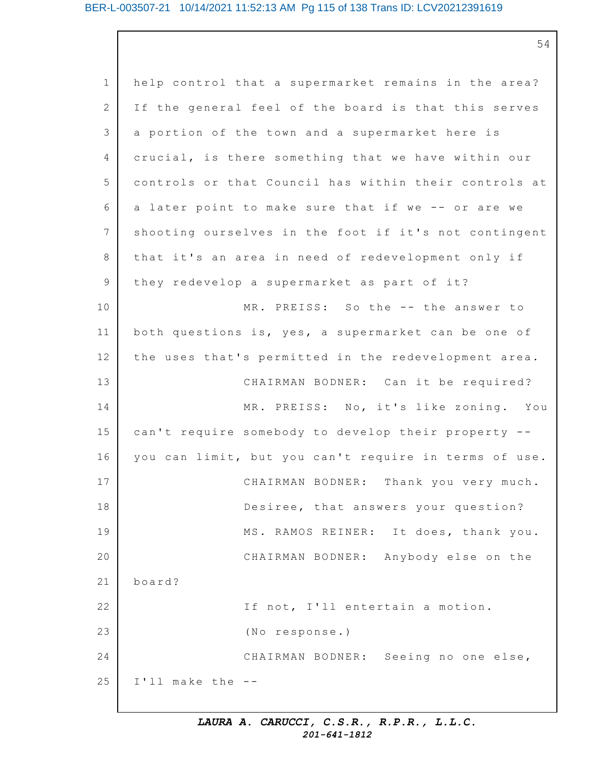help control that a supermarket remains in the area? If the general feel of the board is that this serves a portion of the town and a supermarket here is crucial, is there something that we have within our controls or that Council has within their controls at a later point to make sure that if we -- or are we shooting ourselves in the foot if it's not contingent that it's an area in need of redevelopment only if they redevelop a supermarket as part of it?

MR. PREISS: So the -- the answer to both questions is, yes, a supermarket can be one of the uses that's permitted in the redevelopment area.

CHAIRMAN BODNER: Can it be required?

MR. PREISS: No, it's like zoning. You can't require somebody to develop their property -- you can limit, but you can't require in terms of use.

CHAIRMAN BODNER: Thank you very much.

Desiree, that answers your question?

MS. RAMOS REINER: It does, thank you.

CHAIRMAN BODNER: Anybody else on the board?

If not, I'll entertain a motion.

(No response.)

CHAIRMAN BODNER: Seeing no one else, I'll make the --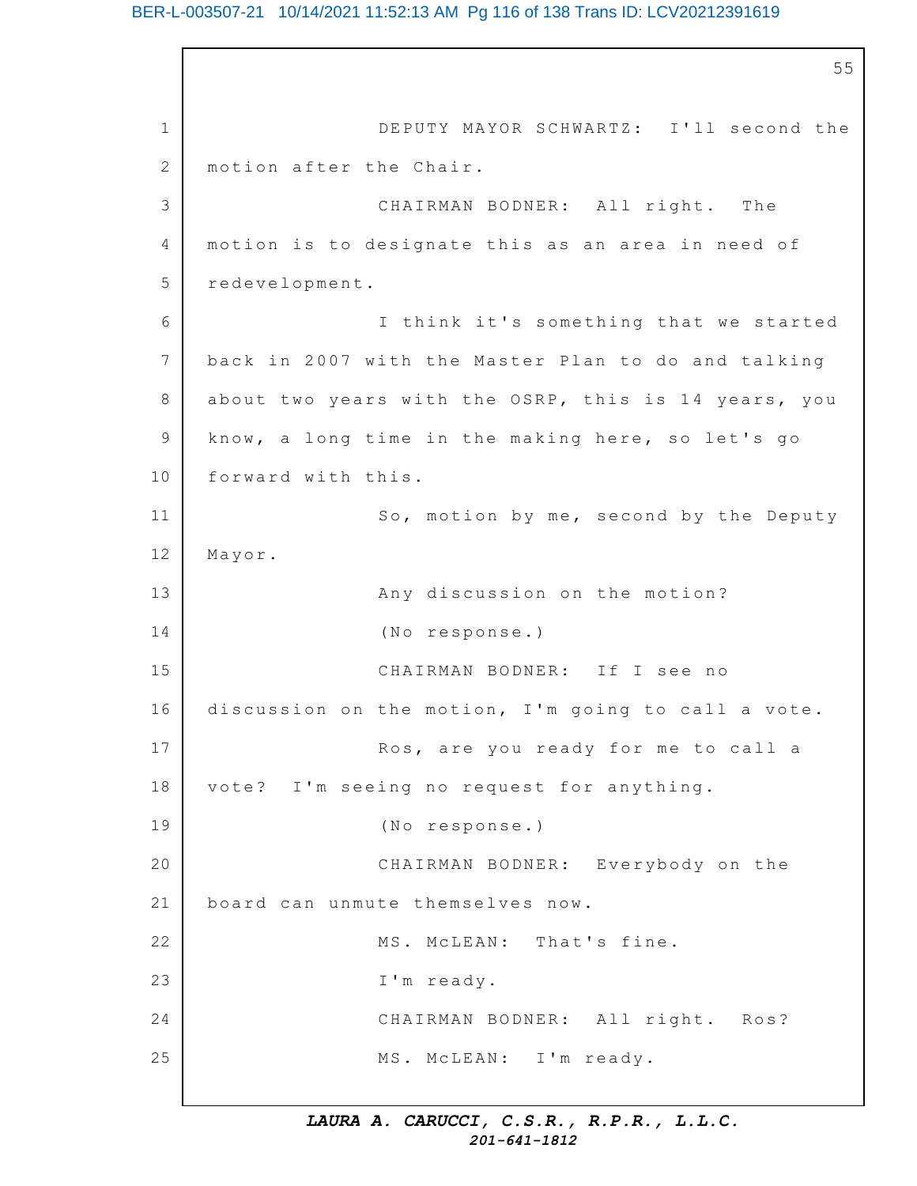DEPUTY MAYOR SCHWARTZ: I'll second the motion after the Chair.

CHAIRMAN BODNER: All right. The motion is to designate this as an area in need of redevelopment.

I think it's something that we started back in 2007 with the Master Plan to do and talking about two years with the OSRP, this is 14 years, you know, a long time in the making here, so let's go forward with this.

So, motion by me, second by the Deputy Mayor.

Any discussion on the motion?

(No response.)

CHAIRMAN BODNER: If I see no discussion on the motion, I'm going to call a vote.

Ros, are you ready for me to call a vote? I'm seeing no request for anything.

(No response.)

CHAIRMAN BODNER: Everybody on the board can unmute themselves now.

MS. McLEAN: That's fine.

I'm ready.

CHAIRMAN BODNER: All right. Ros?

MS. McLEAN: I'm ready.

**LAURA A. CARUCCI, C.S.R., R.P.R., L.L.C.**
*201-641-1812*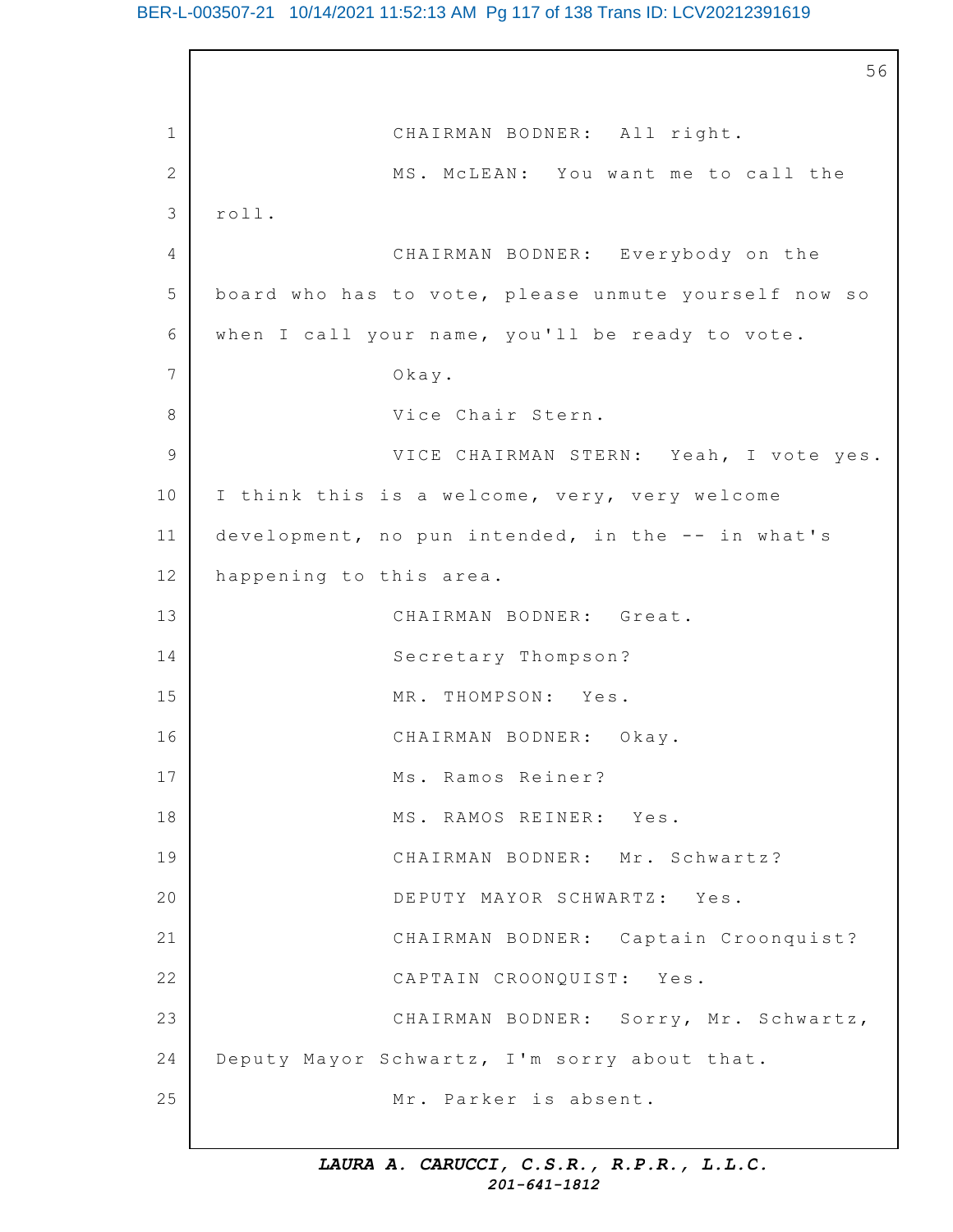CHAIRMAN BODNER: All right.

MS. McLEAN: You want me to call the roll.

CHAIRMAN BODNER: Everybody on the board who has to vote, please unmute yourself now so when I call your name, you'll be ready to vote.

Okay.

Vice Chair Stern.

VICE CHAIRMAN STERN: Yeah, I vote yes. I think this is a welcome, very, very welcome development, no pun intended, in the -- in what's happening to this area.

CHAIRMAN BODNER: Great.

Secretary Thompson?

MR. THOMPSON: Yes.

CHAIRMAN BODNER: Okay.

Ms. Ramos Reiner?

MS. RAMOS REINER: Yes.

CHAIRMAN BODNER: Mr. Schwartz?

DEPUTY MAYOR SCHWARTZ: Yes.

CHAIRMAN BODNER: Captain Croonquist?

CAPTAIN CROONQUIST: Yes.

CHAIRMAN BODNER: Sorry, Mr. Schwartz, Deputy Mayor Schwartz, I'm sorry about that.

Mr. Parker is absent.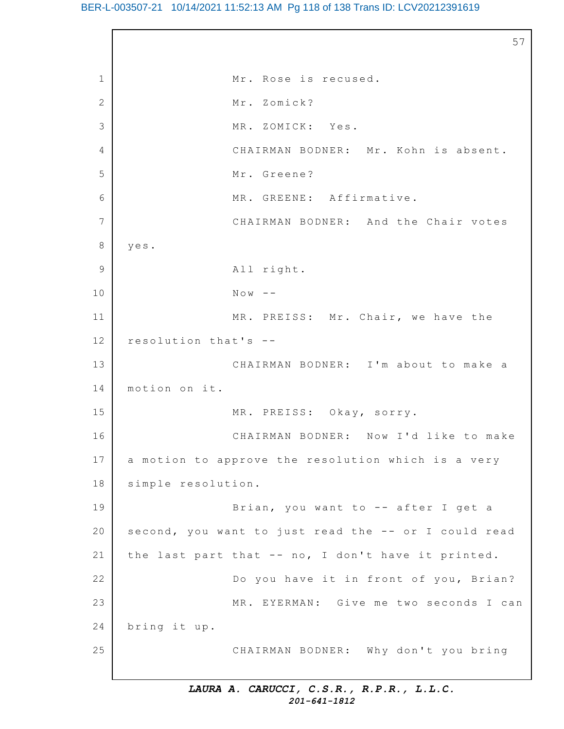Mr. Rose is recused.

Mr. Zomick?

MR. ZOMICK: Yes.

CHAIRMAN BODNER: Mr. Kohn is absent.

Mr. Greene?

MR. GREENE: Affirmative.

CHAIRMAN BODNER: And the Chair votes yes.

All right.

Now --

MR. PREISS: Mr. Chair, we have the resolution that's --

CHAIRMAN BODNER: I'm about to make a motion on it.

MR. PREISS: Okay, sorry.

CHAIRMAN BODNER: Now I'd like to make a motion to approve the resolution which is a very simple resolution.

Brian, you want to -- after I get a second, you want to just read the -- or I could read the last part that -- no, I don't have it printed.

Do you have it in front of you, Brian?

MR. EYERMAN: Give me two seconds I can bring it up.

CHAIRMAN BODNER: Why don't you bring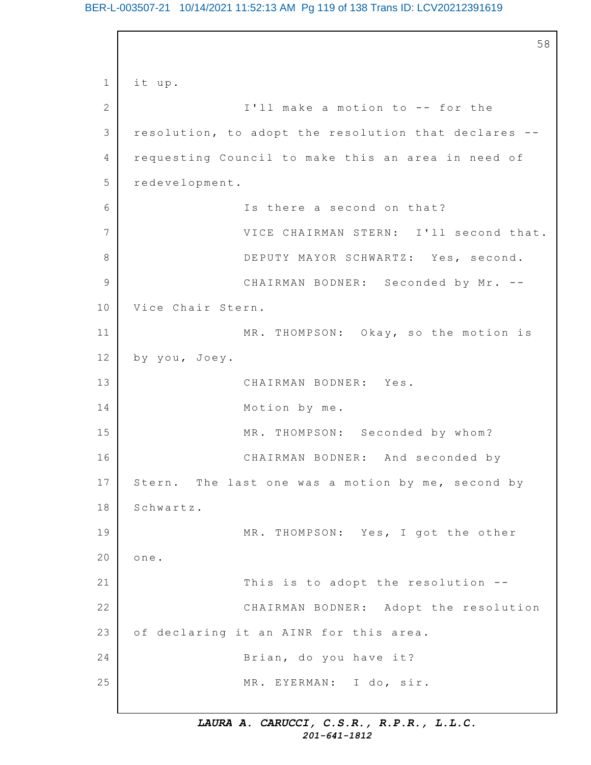1 it up.

2 I'll make a motion to -- for the

3 resolution, to adopt the resolution that declares --

4 requesting Council to make this an area in need of

5 redevelopment.

6 Is there a second on that?

7 VICE CHAIRMAN STERN: I'll second that.

8 DEPUTY MAYOR SCHWARTZ: Yes, second.

9 CHAIRMAN BODNER: Seconded by Mr. --

10 Vice Chair Stern.

11 MR. THOMPSON: Okay, so the motion is

12 by you, Joey.

13 CHAIRMAN BODNER: Yes.

14 Motion by me.

15 MR. THOMPSON: Seconded by whom?

16 CHAIRMAN BODNER: And seconded by

17 Stern. The last one was a motion by me, second by

18 Schwartz.

19 MR. THOMPSON: Yes, I got the other

20 one.

21 This is to adopt the resolution --

22 CHAIRMAN BODNER: Adopt the resolution

23 of declaring it an AINR for this area.

24 Brian, do you have it?

25 MR. EYERMAN: I do, sir.

*LAURA A. CARUCCI, C.S.R., R.P.R., L.L.C.*
*201-641-1812*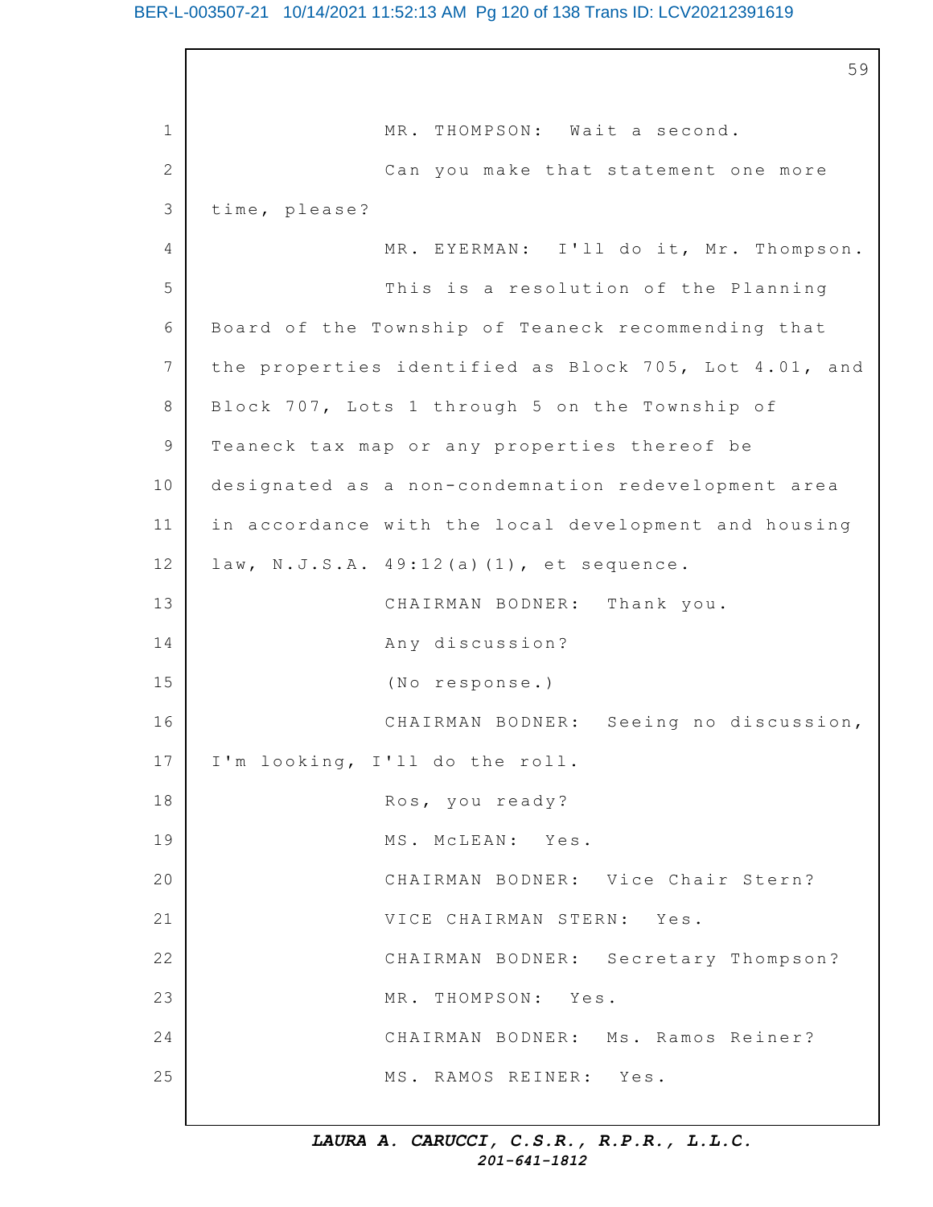MR. THOMPSON: Wait a second.

Can you make that statement one more time, please?

MR. EYERMAN: I'll do it, Mr. Thompson.

This is a resolution of the Planning Board of the Township of Teaneck recommending that the properties identified as Block 705, Lot 4.01, and Block 707, Lots 1 through 5 on the Township of Teaneck tax map or any properties thereof be designated as a non-condemnation redevelopment area in accordance with the local development and housing law, N.J.S.A. 49:12(a)(1), et sequence.

CHAIRMAN BODNER: Thank you.

Any discussion?

(No response.)

CHAIRMAN BODNER: Seeing no discussion, I'm looking, I'll do the roll.

Ros, you ready?

MS. McLEAN: Yes.

CHAIRMAN BODNER: Vice Chair Stern?

VICE CHAIRMAN STERN: Yes.

CHAIRMAN BODNER: Secretary Thompson?

MR. THOMPSON: Yes.

CHAIRMAN BODNER: Ms. Ramos Reiner?

MS. RAMOS REINER: Yes.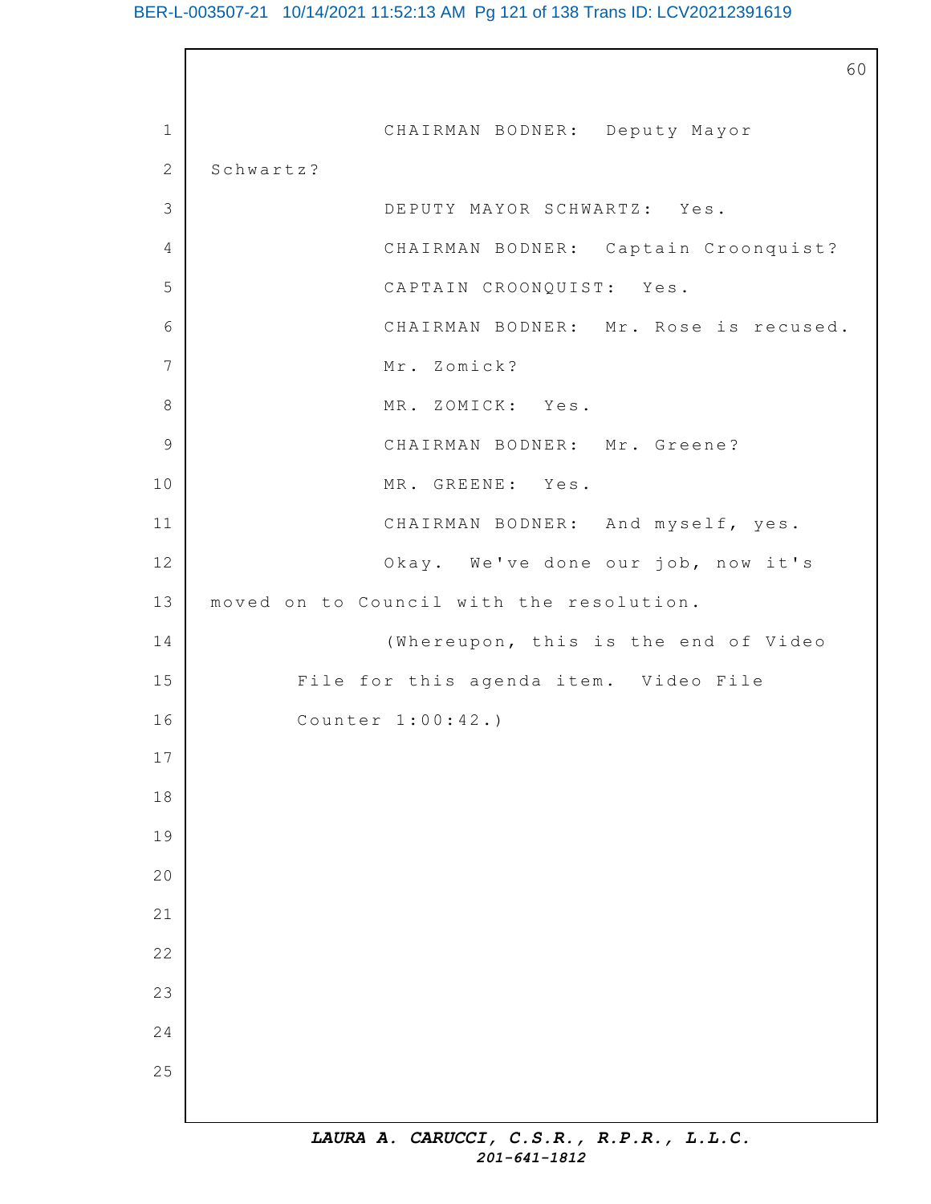CHAIRMAN BODNER: Deputy Mayor Schwartz?

DEPUTY MAYOR SCHWARTZ: Yes.

CHAIRMAN BODNER: Captain Croonquist?

CAPTAIN CROONQUIST: Yes.

CHAIRMAN BODNER: Mr. Rose is recused. Mr. Zomick?

MR. ZOMICK: Yes.

CHAIRMAN BODNER: Mr. Greene?

MR. GREENE: Yes.

CHAIRMAN BODNER: And myself, yes.

Okay. We've done our job, now it's moved on to Council with the resolution.

(Whereupon, this is the end of Video File for this agenda item. Video File Counter 1:00:42.)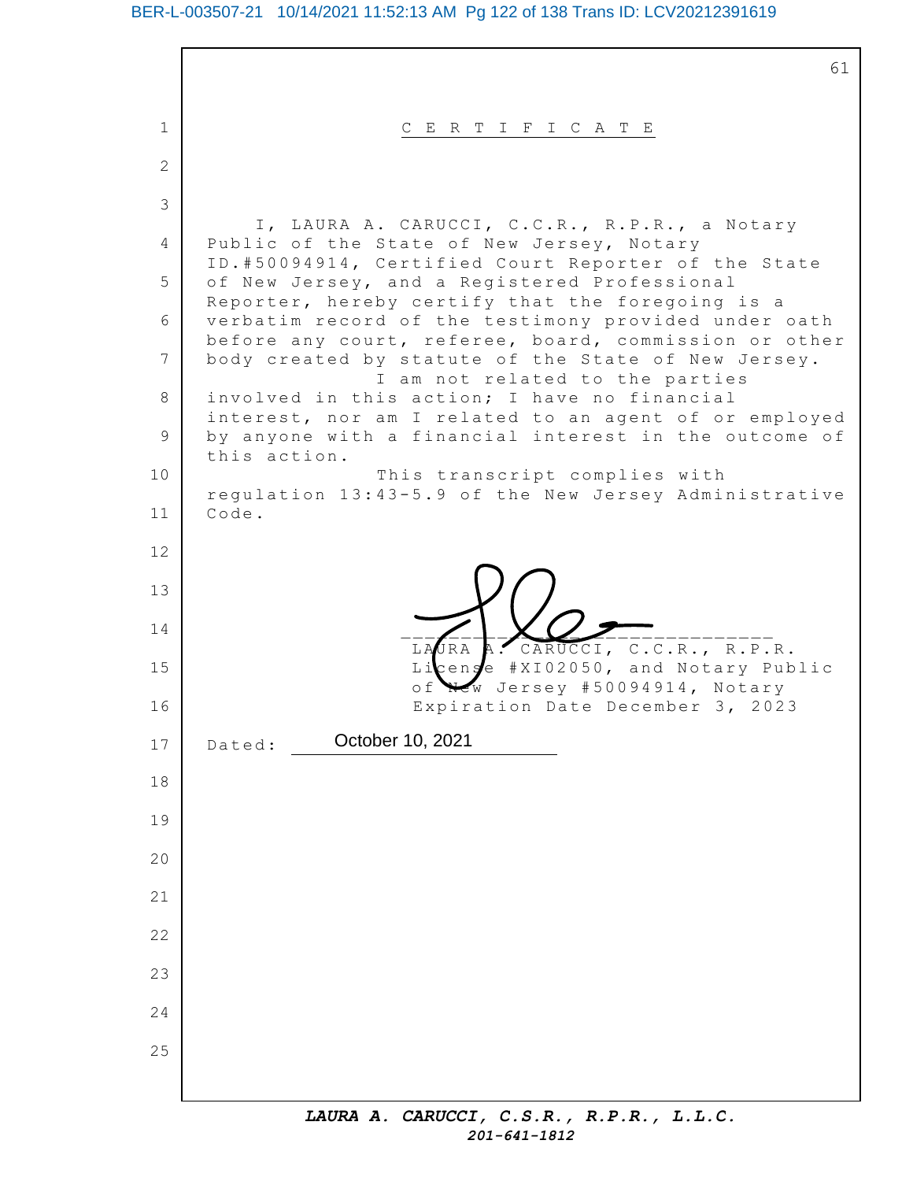# C E R T I F I C A T E

I, LAURA A. CARUCCI, C.C.R., R.P.R., a Notary Public of the State of New Jersey, Notary ID.#50094914, Certified Court Reporter of the State of New Jersey, and a Registered Professional Reporter, hereby certify that the foregoing is a verbatim record of the testimony provided under oath before any court, referee, board, commission or other body created by statute of the State of New Jersey.

I am not related to the parties involved in this action; I have no financial interest, nor am I related to an agent of or employed by anyone with a financial interest in the outcome of this action.

This transcript complies with regulation 13:43-5.9 of the New Jersey Administrative Code.

______________________________
LAURA A. CARUCCI, C.C.R., R.P.R.
License #XI02050, and Notary Public of New Jersey #50094914, Notary Expiration Date December 3, 2023

Dated: October 10, 2021

***LAURA A. CARUCCI, C.S.R., R.P.R., L.L.C.***
*201-641-1812*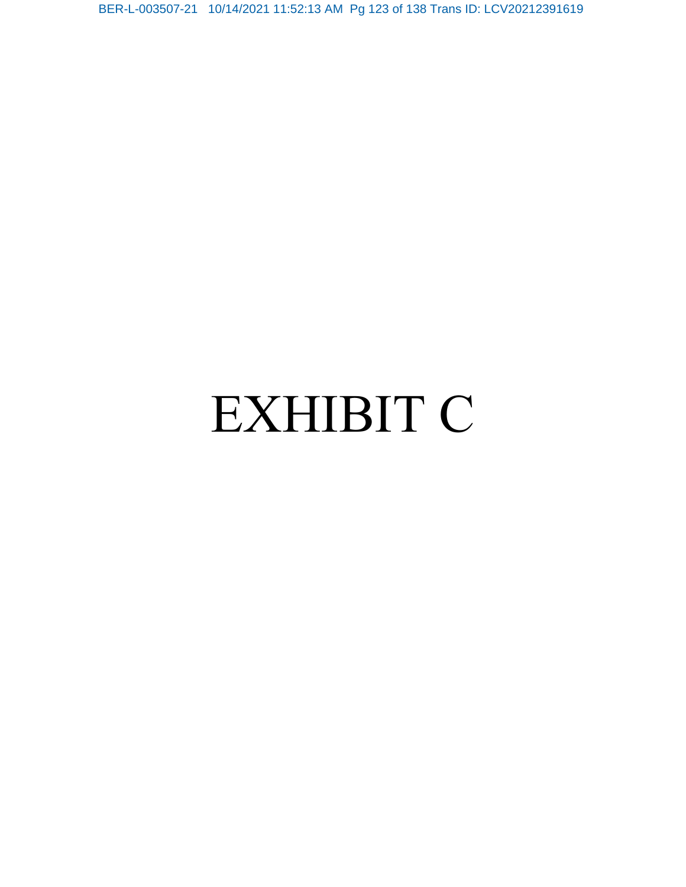# EXHIBIT C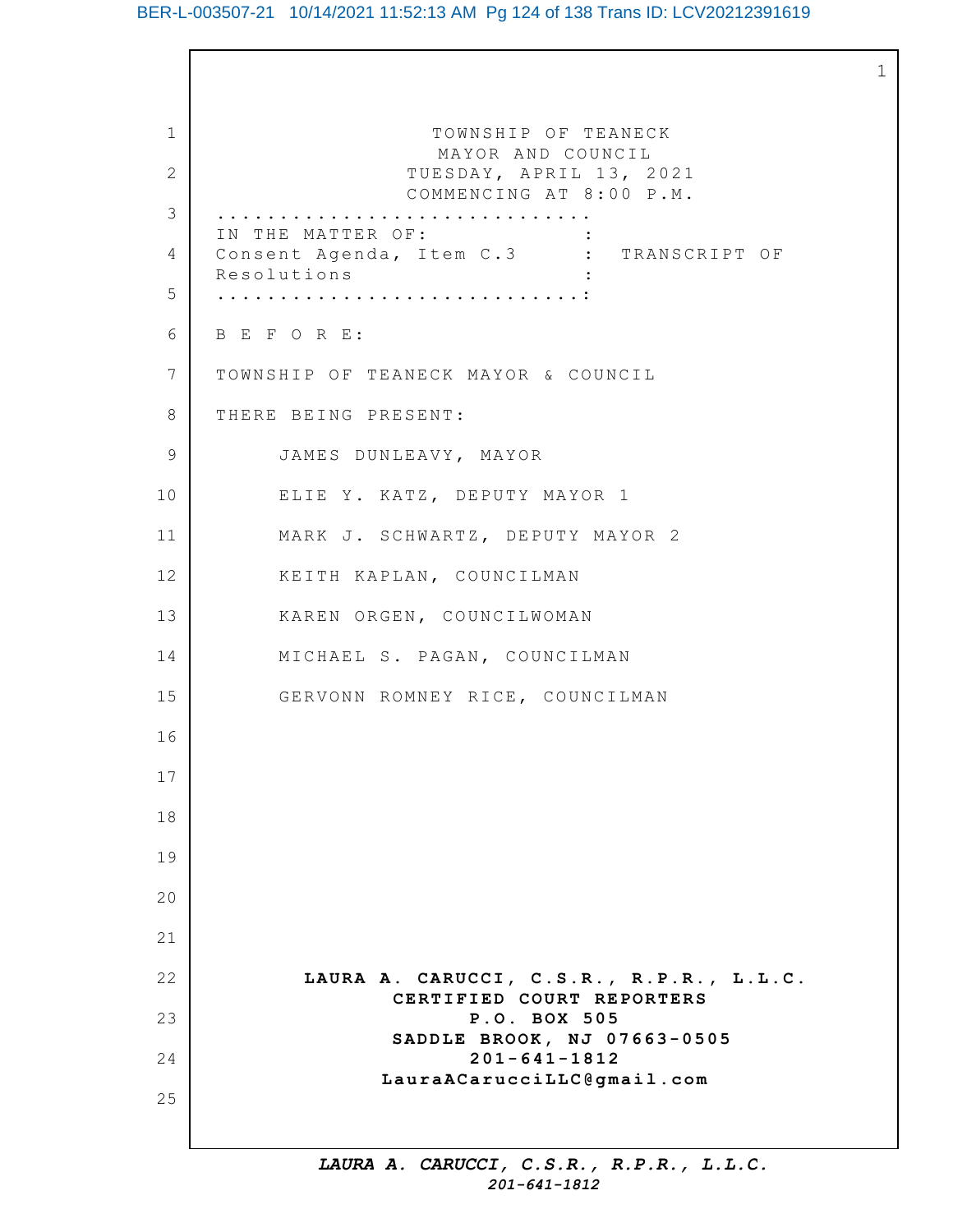TOWNSHIP OF TEANECK
MAYOR AND COUNCIL
TUESDAY, APRIL 13, 2021
COMMENCING AT 8:00 P.M.

.............................
IN THE MATTER OF: :
Consent Agenda, Item C.3 : TRANSCRIPT OF
Resolutions :
.............................:

B E F O R E:

TOWNSHIP OF TEANECK MAYOR & COUNCIL

THERE BEING PRESENT:

JAMES DUNLEAVY, MAYOR

ELIE Y. KATZ, DEPUTY MAYOR 1

MARK J. SCHWARTZ, DEPUTY MAYOR 2

KEITH KAPLAN, COUNCILMAN

KAREN ORGEN, COUNCILWOMAN

MICHAEL S. PAGAN, COUNCILMAN

GERVONN ROMNEY RICE, COUNCILMAN

**LAURA A. CARUCCI, C.S.R., R.P.R., L.L.C.**
**CERTIFIED COURT REPORTERS**
**P.O. BOX 505**
**SADDLE BROOK, NJ 07663-0505**
**201-641-1812**
**LauraACarucciLLC@gmail.com**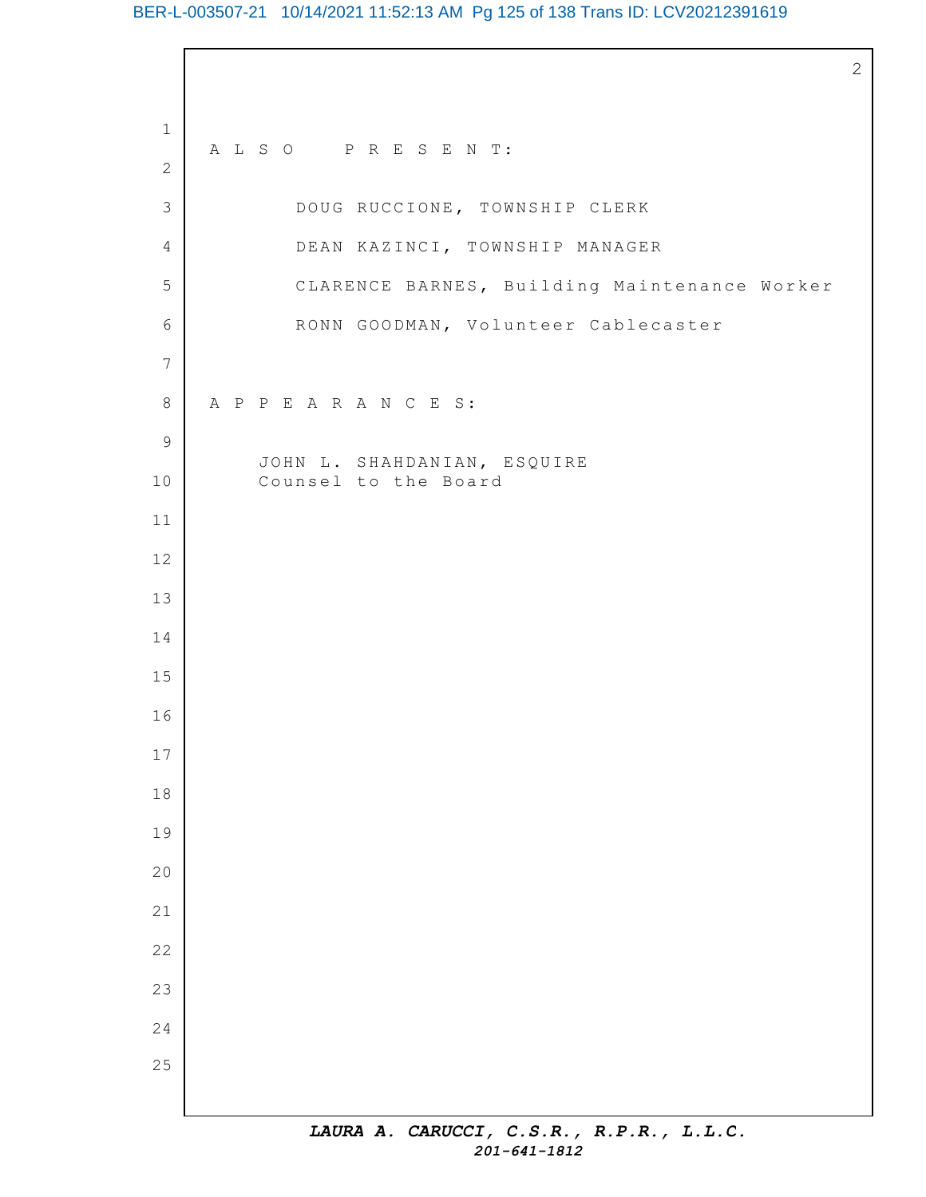ALSO PRESENT:

DOUG RUCCIONE, TOWNSHIP CLERK

DEAN KAZINCI, TOWNSHIP MANAGER

CLARENCE BARNES, Building Maintenance Worker

RONN GOODMAN, Volunteer Cablecaster

APPEARANCES:

JOHN L. SHAHDANIAN, ESQUIRE
Counsel to the Board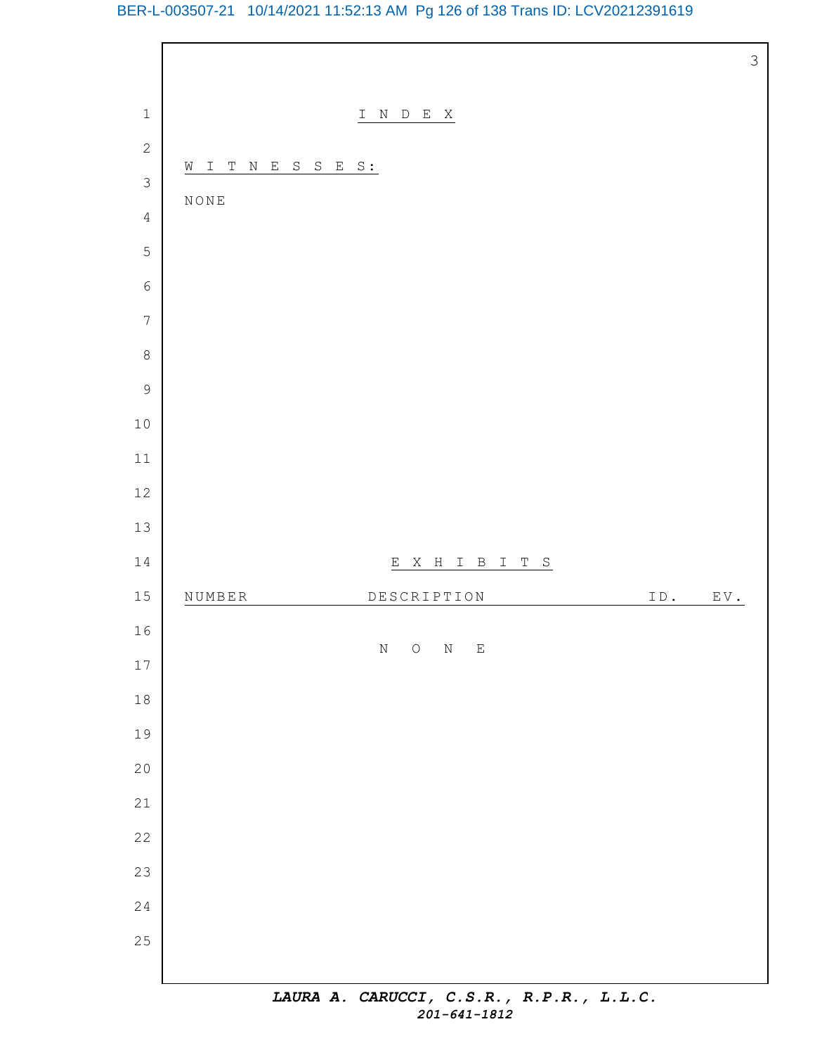# I N D E X

W I T N E S S E S:

NONE

## E X H I B I T S

| NUMBER | DESCRIPTION | ID. | EV. |
|---|---|---|---|
| | N O N E | | |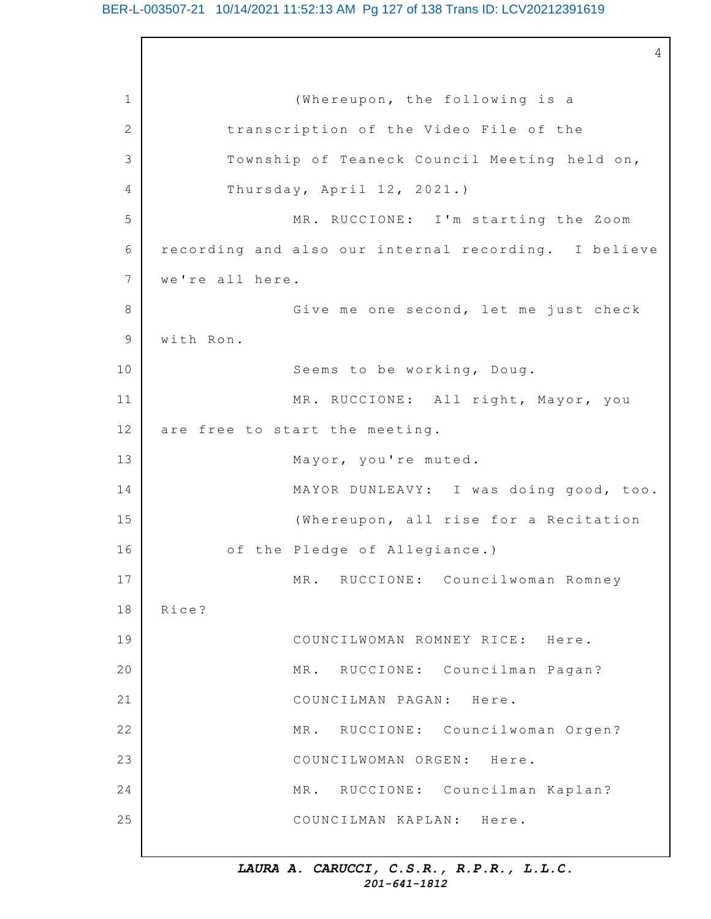(Whereupon, the following is a transcription of the Video File of the Township of Teaneck Council Meeting held on, Thursday, April 12, 2021.)

MR. RUCCIONE: I'm starting the Zoom recording and also our internal recording. I believe we're all here.

Give me one second, let me just check with Ron.

Seems to be working, Doug.

MR. RUCCIONE: All right, Mayor, you are free to start the meeting.

Mayor, you're muted.

MAYOR DUNLEAVY: I was doing good, too.

(Whereupon, all rise for a Recitation of the Pledge of Allegiance.)

MR. RUCCIONE: Councilwoman Romney Rice?

COUNCILWOMAN ROMNEY RICE: Here.

MR. RUCCIONE: Councilman Pagan?

COUNCILMAN PAGAN: Here.

MR. RUCCIONE: Councilwoman Orgen?

COUNCILWOMAN ORGEN: Here.

MR. RUCCIONE: Councilman Kaplan?

COUNCILMAN KAPLAN: Here.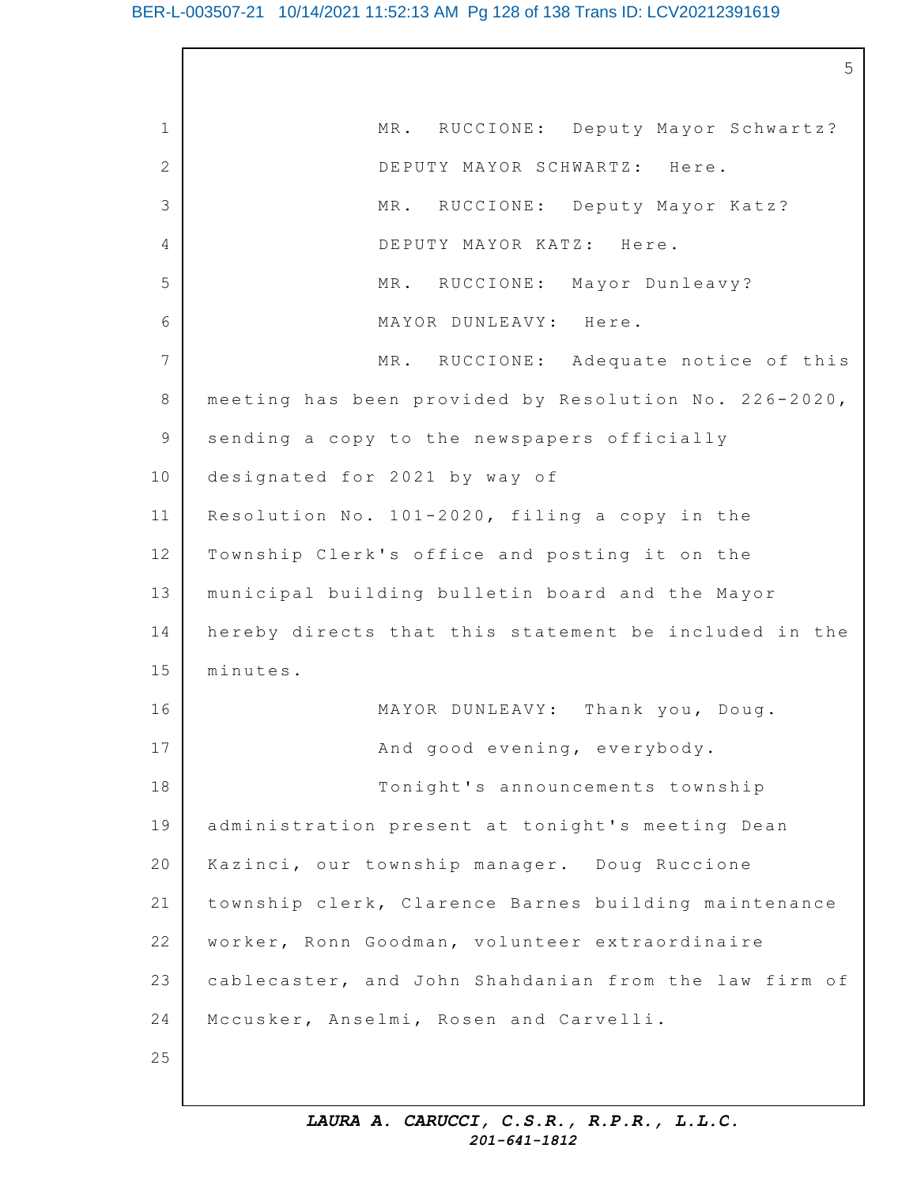MR. RUCCIONE: Deputy Mayor Schwartz?

DEPUTY MAYOR SCHWARTZ: Here.

MR. RUCCIONE: Deputy Mayor Katz?

DEPUTY MAYOR KATZ: Here.

MR. RUCCIONE: Mayor Dunleavy?

MAYOR DUNLEAVY: Here.

MR. RUCCIONE: Adequate notice of this meeting has been provided by Resolution No. 226-2020, sending a copy to the newspapers officially designated for 2021 by way of Resolution No. 101-2020, filing a copy in the Township Clerk's office and posting it on the municipal building bulletin board and the Mayor hereby directs that this statement be included in the minutes.

MAYOR DUNLEAVY: Thank you, Doug.

And good evening, everybody.

Tonight's announcements township administration present at tonight's meeting Dean Kazinci, our township manager. Doug Ruccione township clerk, Clarence Barnes building maintenance worker, Ronn Goodman, volunteer extraordinaire cablecaster, and John Shahdanian from the law firm of Mccusker, Anselmi, Rosen and Carvelli.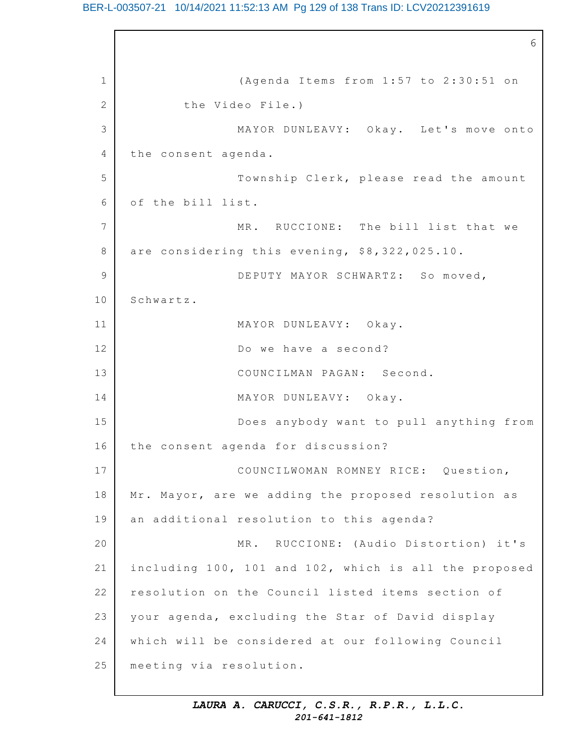(Agenda Items from 1:57 to 2:30:51 on the Video File.)

MAYOR DUNLEAVY: Okay. Let's move onto the consent agenda.

Township Clerk, please read the amount of the bill list.

MR. RUCCIONE: The bill list that we are considering this evening, $8,322,025.10.

DEPUTY MAYOR SCHWARTZ: So moved, Schwartz.

MAYOR DUNLEAVY: Okay.

Do we have a second?

COUNCILMAN PAGAN: Second.

MAYOR DUNLEAVY: Okay.

Does anybody want to pull anything from the consent agenda for discussion?

COUNCILWOMAN ROMNEY RICE: Question, Mr. Mayor, are we adding the proposed resolution as an additional resolution to this agenda?

MR. RUCCIONE: (Audio Distortion) it's including 100, 101 and 102, which is all the proposed resolution on the Council listed items section of your agenda, excluding the Star of David display which will be considered at our following Council meeting via resolution.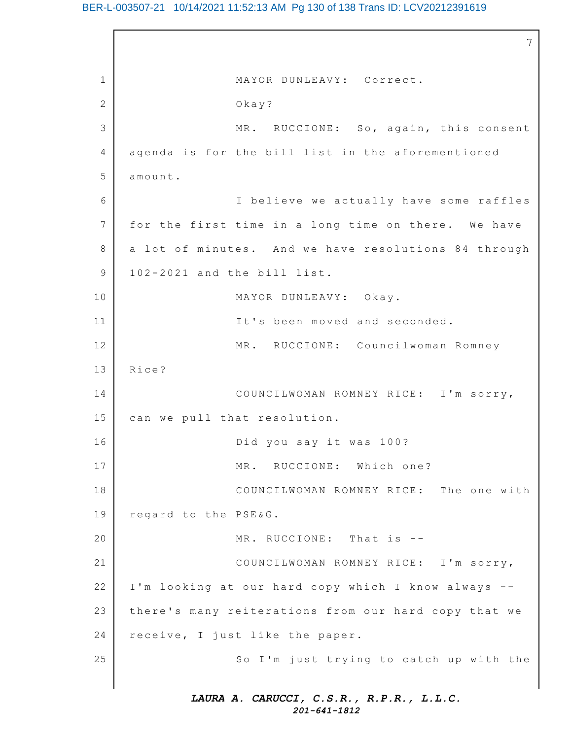MAYOR DUNLEAVY: Correct.

Okay?

MR. RUCCIONE: So, again, this consent agenda is for the bill list in the aforementioned amount.

I believe we actually have some raffles for the first time in a long time on there. We have a lot of minutes. And we have resolutions 84 through 102-2021 and the bill list.

MAYOR DUNLEAVY: Okay.

It's been moved and seconded.

MR. RUCCIONE: Councilwoman Romney Rice?

COUNCILWOMAN ROMNEY RICE: I'm sorry, can we pull that resolution.

Did you say it was 100?

MR. RUCCIONE: Which one?

COUNCILWOMAN ROMNEY RICE: The one with regard to the PSE&G.

MR. RUCCIONE: That is --

COUNCILWOMAN ROMNEY RICE: I'm sorry, I'm looking at our hard copy which I know always -- there's many reiterations from our hard copy that we receive, I just like the paper.

So I'm just trying to catch up with the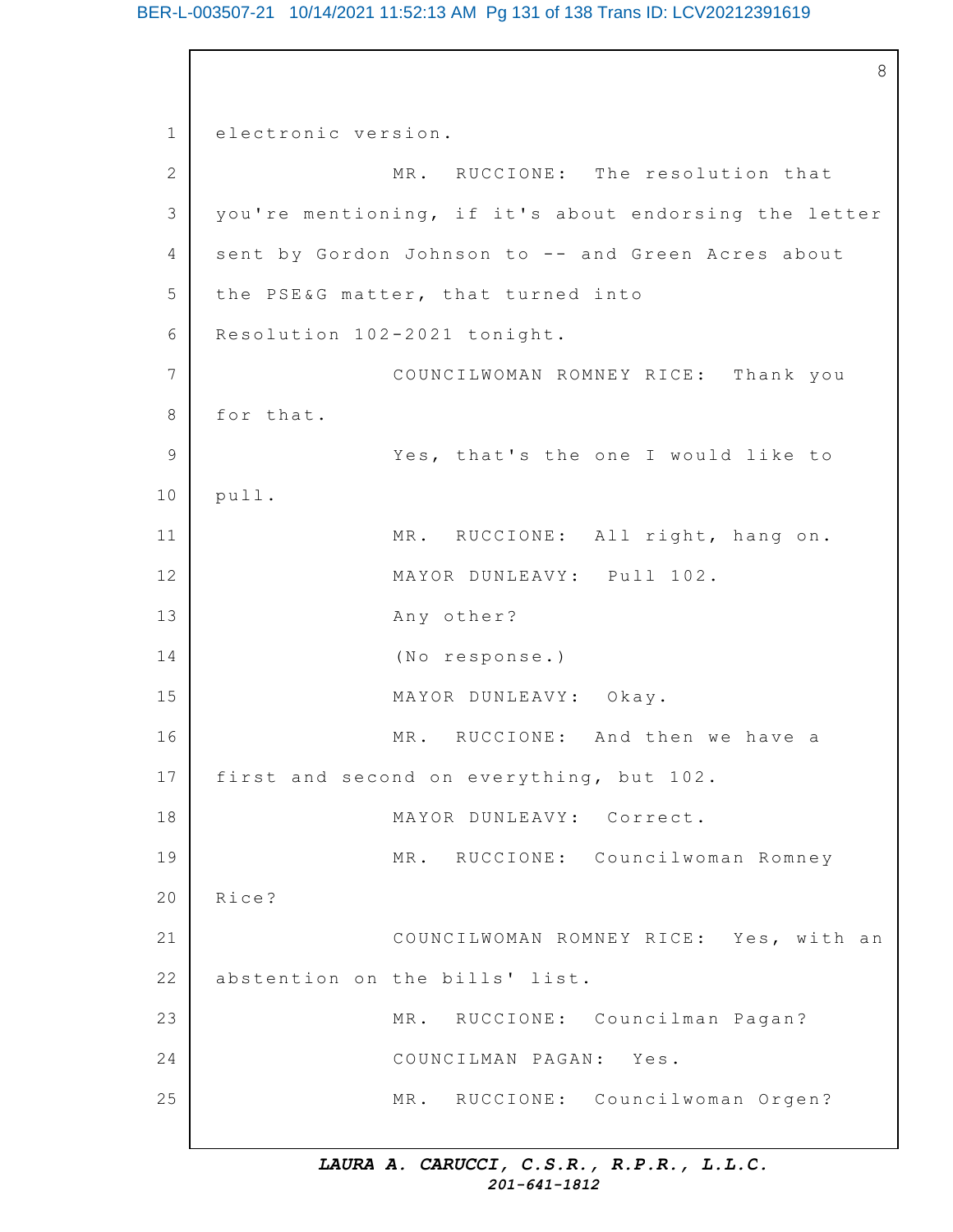electronic version.

MR. RUCCIONE: The resolution that you're mentioning, if it's about endorsing the letter sent by Gordon Johnson to -- and Green Acres about the PSE&G matter, that turned into Resolution 102-2021 tonight.

COUNCILWOMAN ROMNEY RICE: Thank you for that.

Yes, that's the one I would like to pull.

MR. RUCCIONE: All right, hang on.

MAYOR DUNLEAVY: Pull 102.

Any other?

(No response.)

MAYOR DUNLEAVY: Okay.

MR. RUCCIONE: And then we have a first and second on everything, but 102.

MAYOR DUNLEAVY: Correct.

MR. RUCCIONE: Councilwoman Romney Rice?

COUNCILWOMAN ROMNEY RICE: Yes, with an abstention on the bills' list.

MR. RUCCIONE: Councilman Pagan?

COUNCILMAN PAGAN: Yes.

MR. RUCCIONE: Councilwoman Orgen?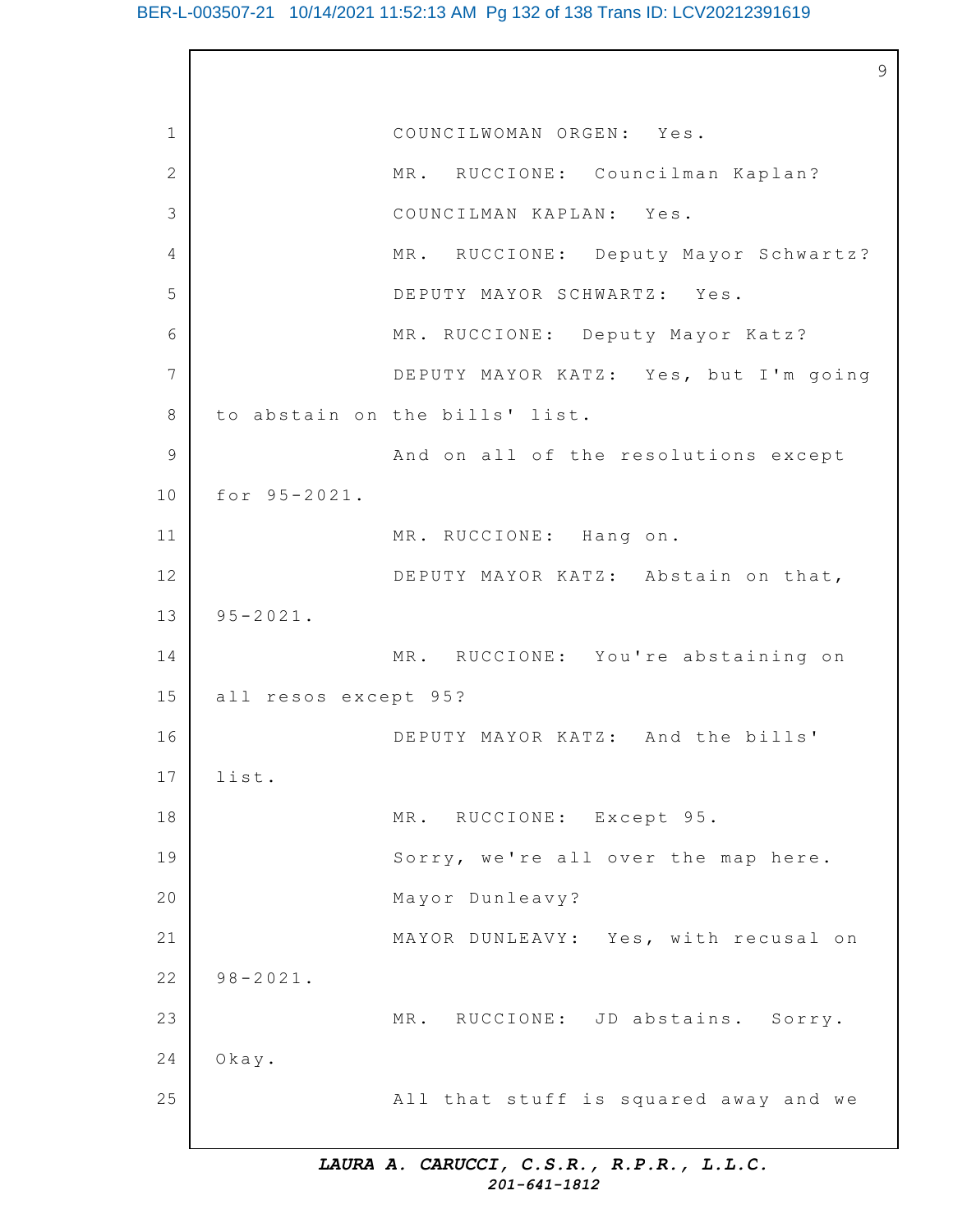COUNCILWOMAN ORGEN: Yes.

MR. RUCCIONE: Councilman Kaplan?

COUNCILMAN KAPLAN: Yes.

MR. RUCCIONE: Deputy Mayor Schwartz?

DEPUTY MAYOR SCHWARTZ: Yes.

MR. RUCCIONE: Deputy Mayor Katz?

DEPUTY MAYOR KATZ: Yes, but I'm going to abstain on the bills' list.

And on all of the resolutions except for 95-2021.

MR. RUCCIONE: Hang on.

DEPUTY MAYOR KATZ: Abstain on that, 95-2021.

MR. RUCCIONE: You're abstaining on all resos except 95?

DEPUTY MAYOR KATZ: And the bills' list.

MR. RUCCIONE: Except 95.

Sorry, we're all over the map here.

Mayor Dunleavy?

MAYOR DUNLEAVY: Yes, with recusal on 98-2021.

MR. RUCCIONE: JD abstains. Sorry. Okay.

All that stuff is squared away and we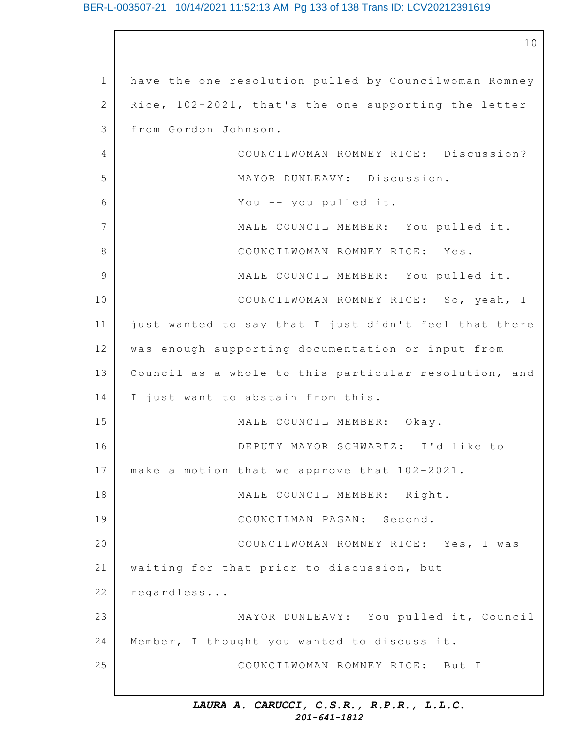1 have the one resolution pulled by Councilwoman Romney
2 Rice, 102-2021, that's the one supporting the letter
3 from Gordon Johnson.

4 COUNCILWOMAN ROMNEY RICE: Discussion?

5 MAYOR DUNLEAVY: Discussion.

6 You -- you pulled it.

7 MALE COUNCIL MEMBER: You pulled it.

8 COUNCILWOMAN ROMNEY RICE: Yes.

9 MALE COUNCIL MEMBER: You pulled it.

10 COUNCILWOMAN ROMNEY RICE: So, yeah, I
11 just wanted to say that I just didn't feel that there
12 was enough supporting documentation or input from
13 Council as a whole to this particular resolution, and
14 I just want to abstain from this.

15 MALE COUNCIL MEMBER: Okay.

16 DEPUTY MAYOR SCHWARTZ: I'd like to
17 make a motion that we approve that 102-2021.

18 MALE COUNCIL MEMBER: Right.

19 COUNCILMAN PAGAN: Second.

20 COUNCILWOMAN ROMNEY RICE: Yes, I was
21 waiting for that prior to discussion, but
22 regardless...

23 MAYOR DUNLEAVY: You pulled it, Council
24 Member, I thought you wanted to discuss it.

25 COUNCILWOMAN ROMNEY RICE: But I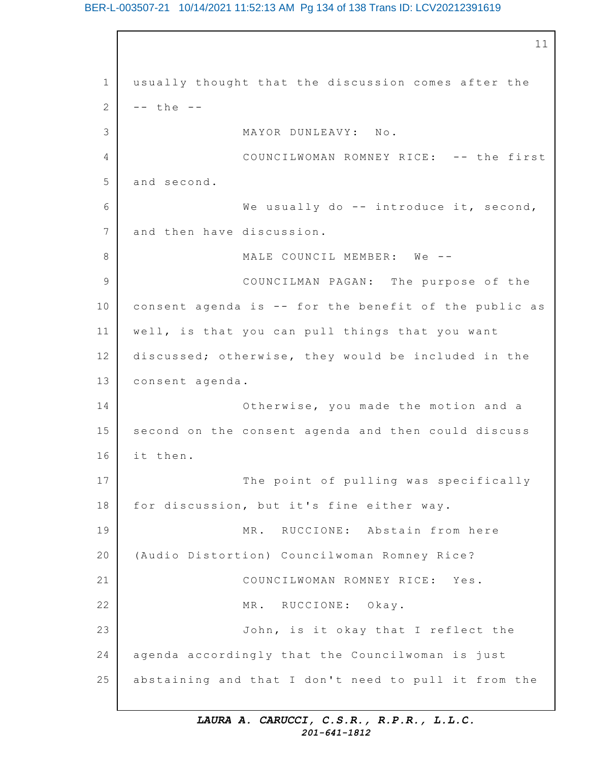usually thought that the discussion comes after the -- the --

MAYOR DUNLEAVY: No.

COUNCILWOMAN ROMNEY RICE: -- the first and second.

We usually do -- introduce it, second, and then have discussion.

MALE COUNCIL MEMBER: We --

COUNCILMAN PAGAN: The purpose of the consent agenda is -- for the benefit of the public as well, is that you can pull things that you want discussed; otherwise, they would be included in the consent agenda.

Otherwise, you made the motion and a second on the consent agenda and then could discuss it then.

The point of pulling was specifically for discussion, but it's fine either way.

MR. RUCCIONE: Abstain from here (Audio Distortion) Councilwoman Romney Rice?

COUNCILWOMAN ROMNEY RICE: Yes.

MR. RUCCIONE: Okay.

John, is it okay that I reflect the agenda accordingly that the Councilwoman is just abstaining and that I don't need to pull it from the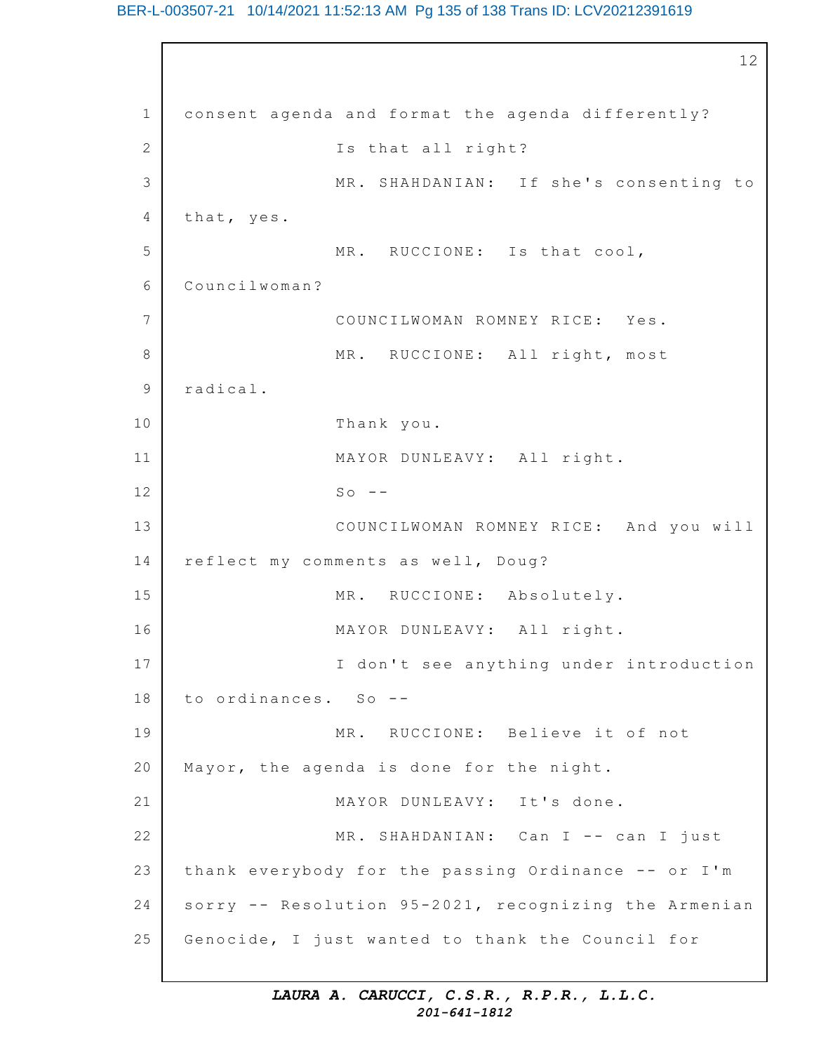1 consent agenda and format the agenda differently?

2 Is that all right?

3 MR. SHAHDANIAN: If she's consenting to

4 that, yes.

5 MR. RUCCIONE: Is that cool,

6 Councilwoman?

7 COUNCILWOMAN ROMNEY RICE: Yes.

8 MR. RUCCIONE: All right, most

9 radical.

10 Thank you.

11 MAYOR DUNLEAVY: All right.

12 So --

13 COUNCILWOMAN ROMNEY RICE: And you will

14 reflect my comments as well, Doug?

15 MR. RUCCIONE: Absolutely.

16 MAYOR DUNLEAVY: All right.

17 I don't see anything under introduction

18 to ordinances. So --

19 MR. RUCCIONE: Believe it of not

20 Mayor, the agenda is done for the night.

21 MAYOR DUNLEAVY: It's done.

22 MR. SHAHDANIAN: Can I -- can I just

23 thank everybody for the passing Ordinance -- or I'm

24 sorry -- Resolution 95-2021, recognizing the Armenian

25 Genocide, I just wanted to thank the Council for

***LAURA A. CARUCCI, C.S.R., R.P.R., L.L.C.***
***201-641-1812***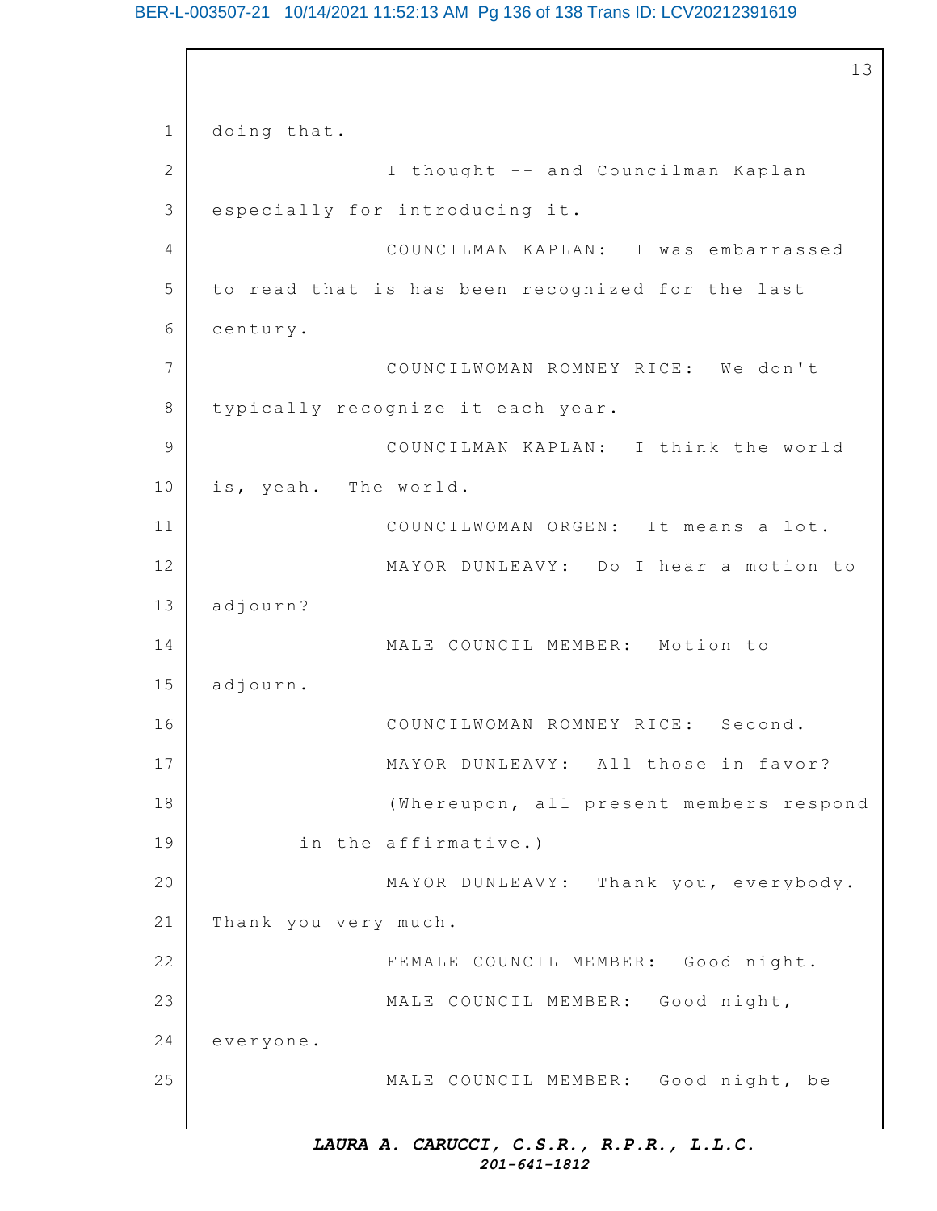doing that.

I thought -- and Councilman Kaplan especially for introducing it.

COUNCILMAN KAPLAN: I was embarrassed to read that is has been recognized for the last century.

COUNCILWOMAN ROMNEY RICE: We don't typically recognize it each year.

COUNCILMAN KAPLAN: I think the world is, yeah. The world.

COUNCILWOMAN ORGEN: It means a lot.

MAYOR DUNLEAVY: Do I hear a motion to adjourn?

MALE COUNCIL MEMBER: Motion to adjourn.

COUNCILWOMAN ROMNEY RICE: Second.

MAYOR DUNLEAVY: All those in favor?

(Whereupon, all present members respond in the affirmative.)

MAYOR DUNLEAVY: Thank you, everybody. Thank you very much.

FEMALE COUNCIL MEMBER: Good night.

MALE COUNCIL MEMBER: Good night, everyone.

MALE COUNCIL MEMBER: Good night, be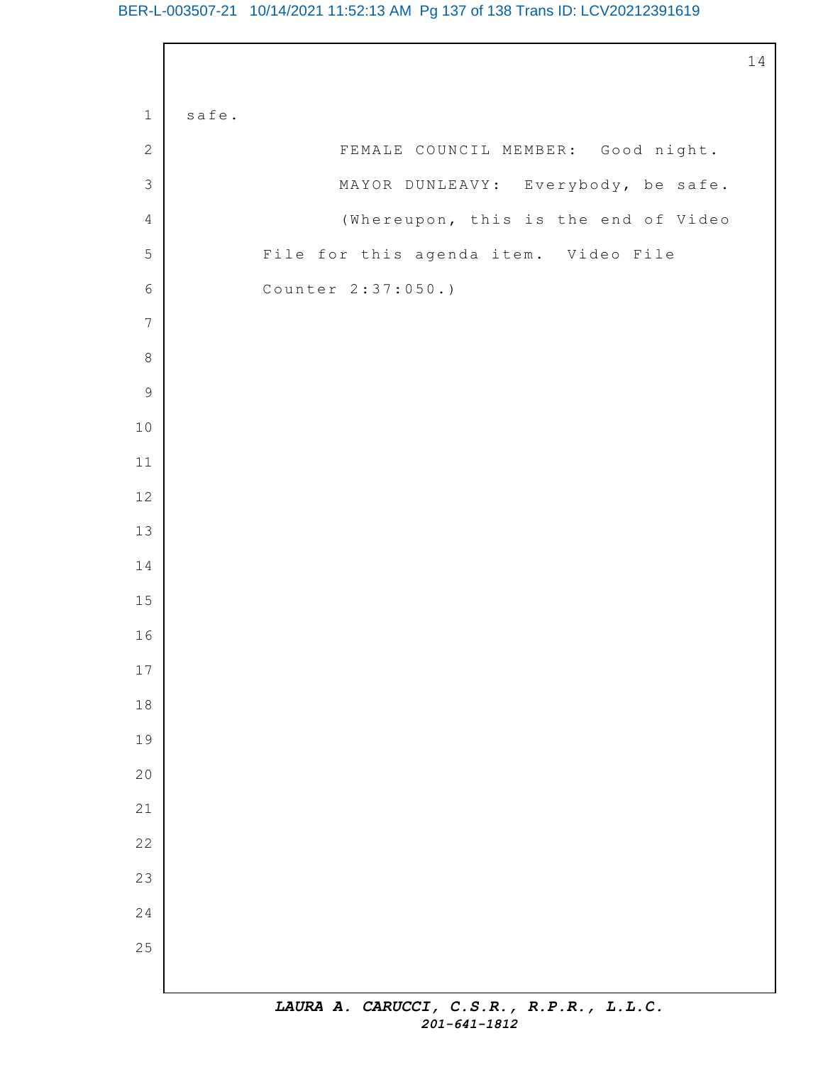safe.

FEMALE COUNCIL MEMBER: Good night.

MAYOR DUNLEAVY: Everybody, be safe.

(Whereupon, this is the end of Video File for this agenda item. Video File Counter 2:37:050.)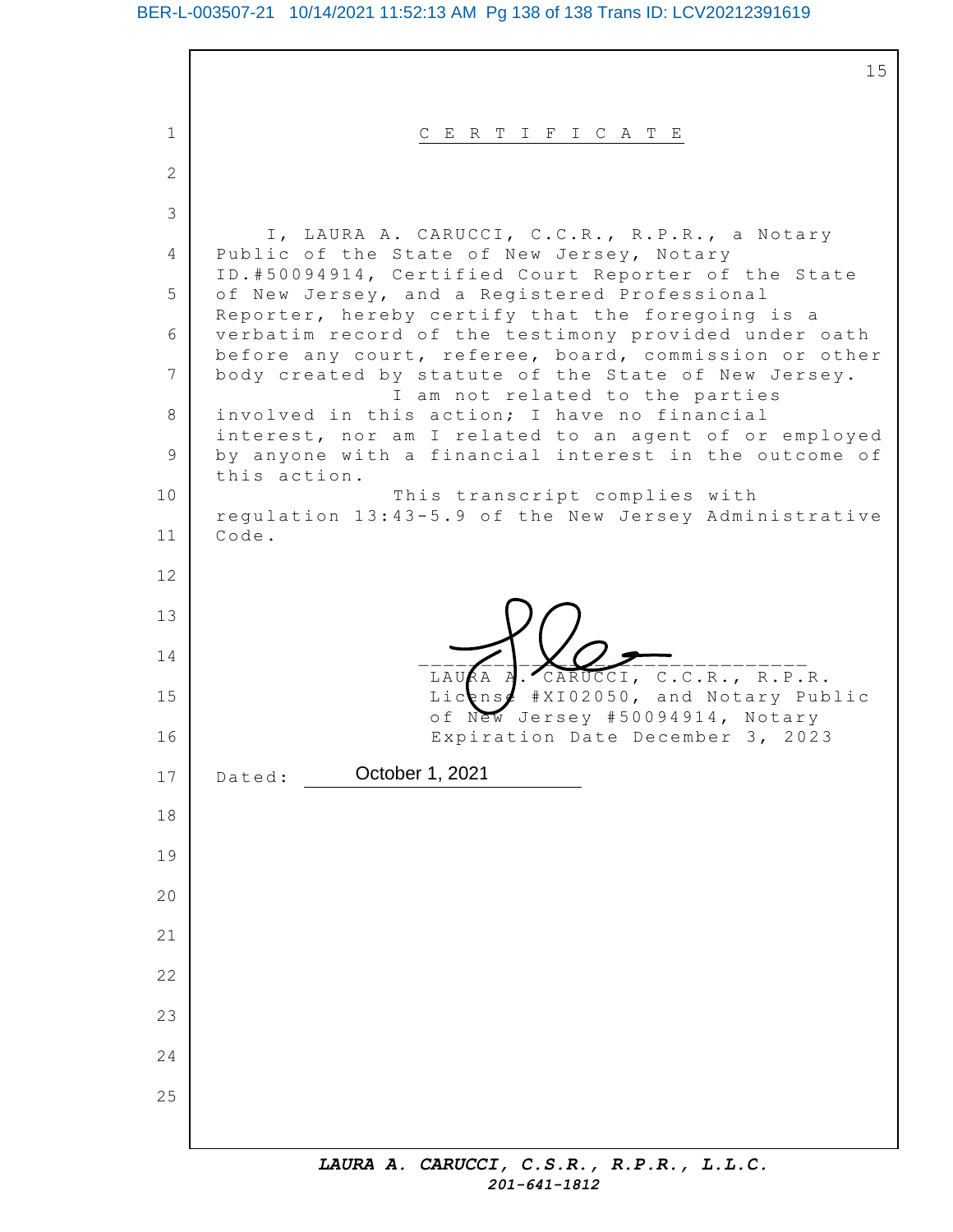# C E R T I F I C A T E

I, LAURA A. CARUCCI, C.C.R., R.P.R., a Notary Public of the State of New Jersey, Notary ID.#50094914, Certified Court Reporter of the State of New Jersey, and a Registered Professional Reporter, hereby certify that the foregoing is a verbatim record of the testimony provided under oath before any court, referee, board, commission or other body created by statute of the State of New Jersey.

I am not related to the parties involved in this action; I have no financial interest, nor am I related to an agent of or employed by anyone with a financial interest in the outcome of this action.

This transcript complies with regulation 13:43-5.9 of the New Jersey Administrative Code.

\_\_\_\_\_\_\_\_\_\_\_\_\_\_\_\_\_\_\_\_\_\_\_\_\_\_\_\_\_\_\_
LAURA A. CARUCCI, C.C.R., R.P.R.
License #XI02050, and Notary Public of New Jersey #50094914, Notary Expiration Date December 3, 2023

Dated: October 1, 2021

*LAURA A. CARUCCI, C.S.R., R.P.R., L.L.C.*
*201-641-1812*